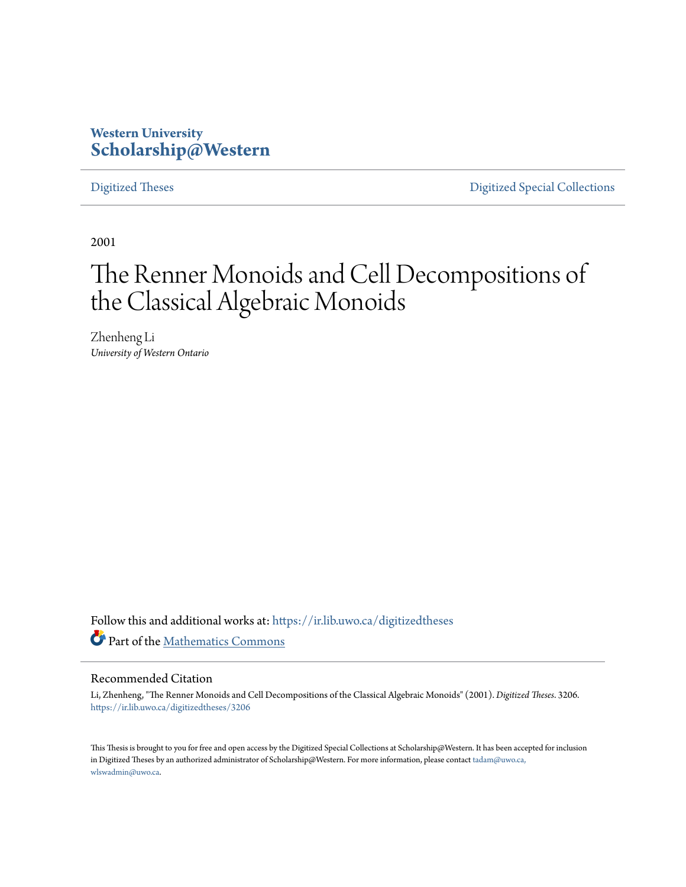Western University
**Scholarship@Western**

Digitized Theses | Digitized Special Collections

2001

# The Renner Monoids and Cell Decompositions of the Classical Algebraic Monoids

Zhenheng Li
*University of Western Ontario*

Follow this and additional works at: https://ir.lib.uwo.ca/digitizedtheses

Part of the Mathematics Commons

## Recommended Citation

Li, Zhenheng, "The Renner Monoids and Cell Decompositions of the Classical Algebraic Monoids" (2001). *Digitized Theses*. 3206.
https://ir.lib.uwo.ca/digitizedtheses/3206

This Thesis is brought to you for free and open access by the Digitized Special Collections at Scholarship@Western. It has been accepted for inclusion in Digitized Theses by an authorized administrator of Scholarship@Western. For more information, please contact tadam@uwo.ca, wlswadmin@uwo.ca.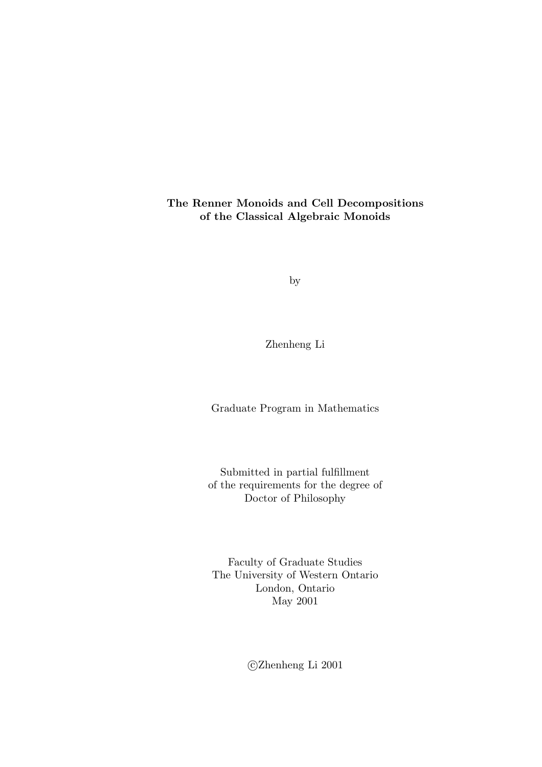**The Renner Monoids and Cell Decompositions of the Classical Algebraic Monoids**

by

Zhenheng Li

Graduate Program in Mathematics

Submitted in partial fulfillment
of the requirements for the degree of
Doctor of Philosophy

Faculty of Graduate Studies
The University of Western Ontario
London, Ontario
May 2001

©Zhenheng Li 2001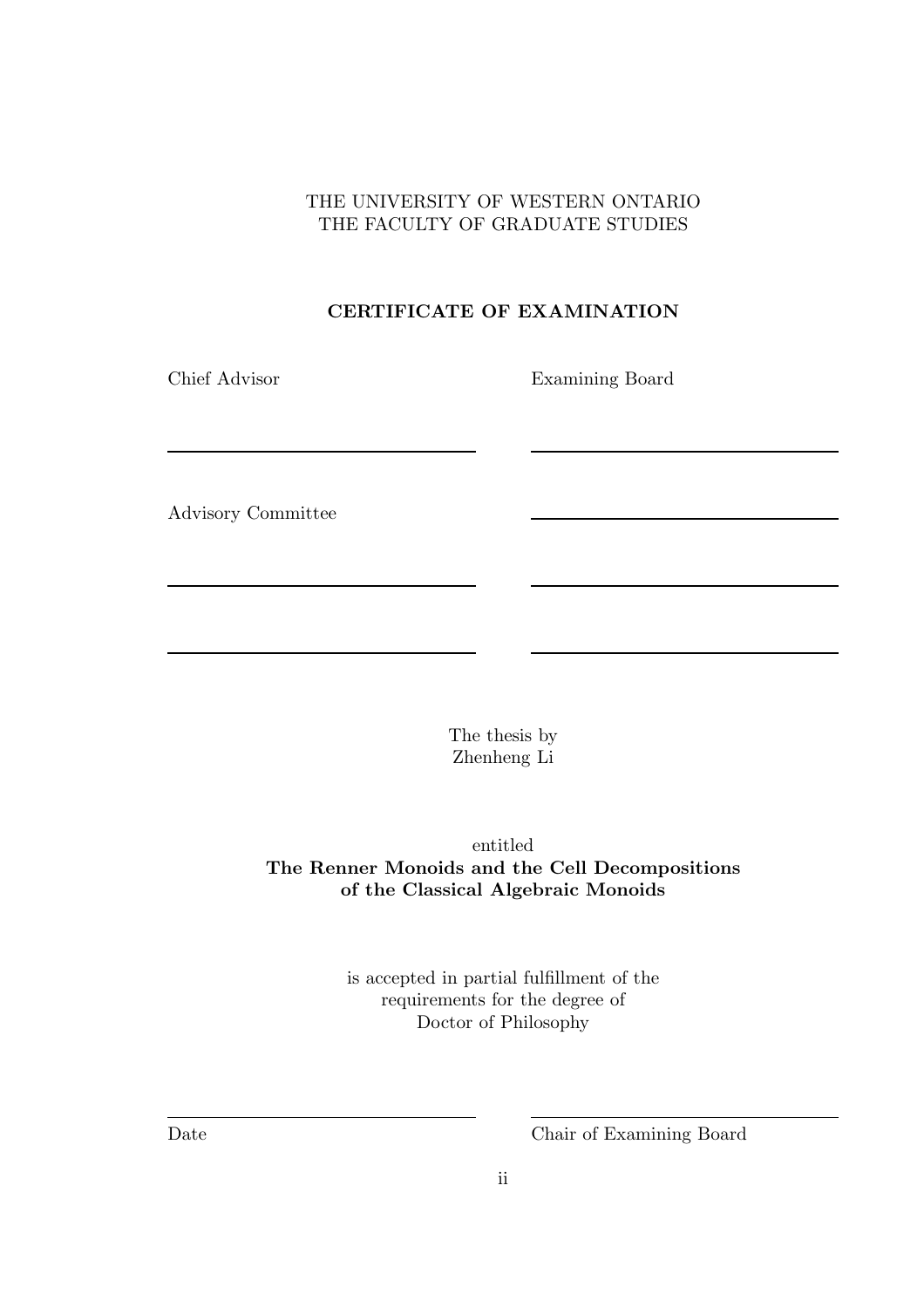THE UNIVERSITY OF WESTERN ONTARIO
THE FACULTY OF GRADUATE STUDIES

**CERTIFICATE OF EXAMINATION**

Chief Advisor

______________________________

Advisory Committee

______________________________

______________________________

Examining Board

______________________________

______________________________

______________________________

______________________________

The thesis by
Zhenheng Li

entitled
**The Renner Monoids and the Cell Decompositions of the Classical Algebraic Monoids**

is accepted in partial fulfillment of the requirements for the degree of
Doctor of Philosophy

______________________________
Date

______________________________
Chair of Examining Board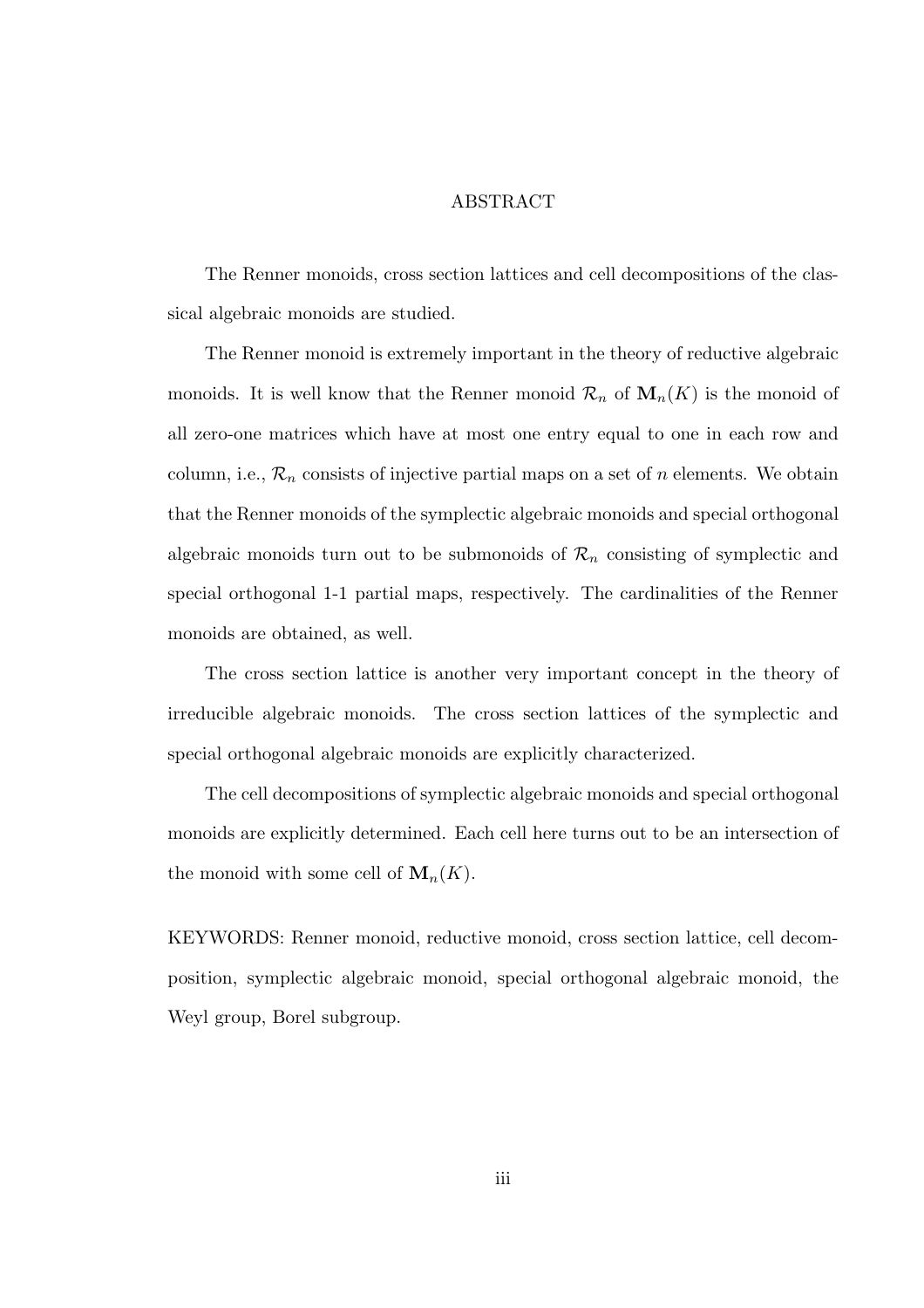# ABSTRACT

The Renner monoids, cross section lattices and cell decompositions of the classical algebraic monoids are studied.

The Renner monoid is extremely important in the theory of reductive algebraic monoids. It is well know that the Renner monoid $\mathcal{R}_n$ of $\mathbf{M}_n(K)$ is the monoid of all zero-one matrices which have at most one entry equal to one in each row and column, i.e., $\mathcal{R}_n$ consists of injective partial maps on a set of $n$ elements. We obtain that the Renner monoids of the symplectic algebraic monoids and special orthogonal algebraic monoids turn out to be submonoids of $\mathcal{R}_n$ consisting of symplectic and special orthogonal 1-1 partial maps, respectively. The cardinalities of the Renner monoids are obtained, as well.

The cross section lattice is another very important concept in the theory of irreducible algebraic monoids. The cross section lattices of the symplectic and special orthogonal algebraic monoids are explicitly characterized.

The cell decompositions of symplectic algebraic monoids and special orthogonal monoids are explicitly determined. Each cell here turns out to be an intersection of the monoid with some cell of $\mathbf{M}_n(K)$.

KEYWORDS: Renner monoid, reductive monoid, cross section lattice, cell decomposition, symplectic algebraic monoid, special orthogonal algebraic monoid, the Weyl group, Borel subgroup.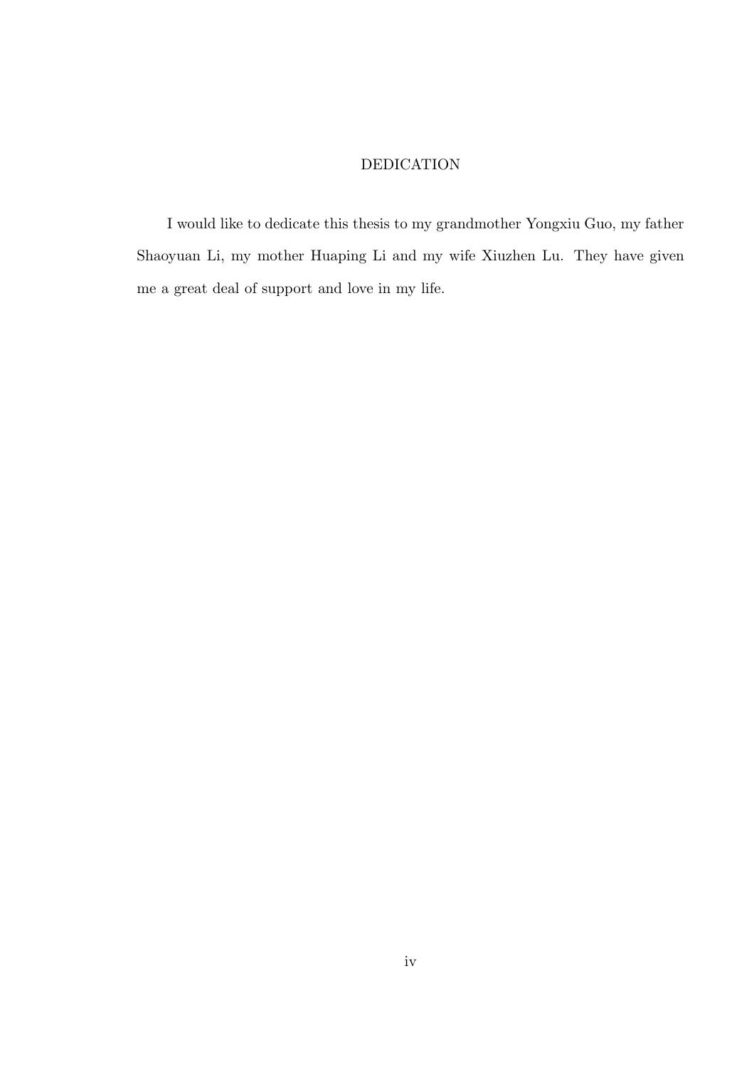# DEDICATION

I would like to dedicate this thesis to my grandmother Yongxiu Guo, my father Shaoyuan Li, my mother Huaping Li and my wife Xiuzhen Lu. They have given me a great deal of support and love in my life.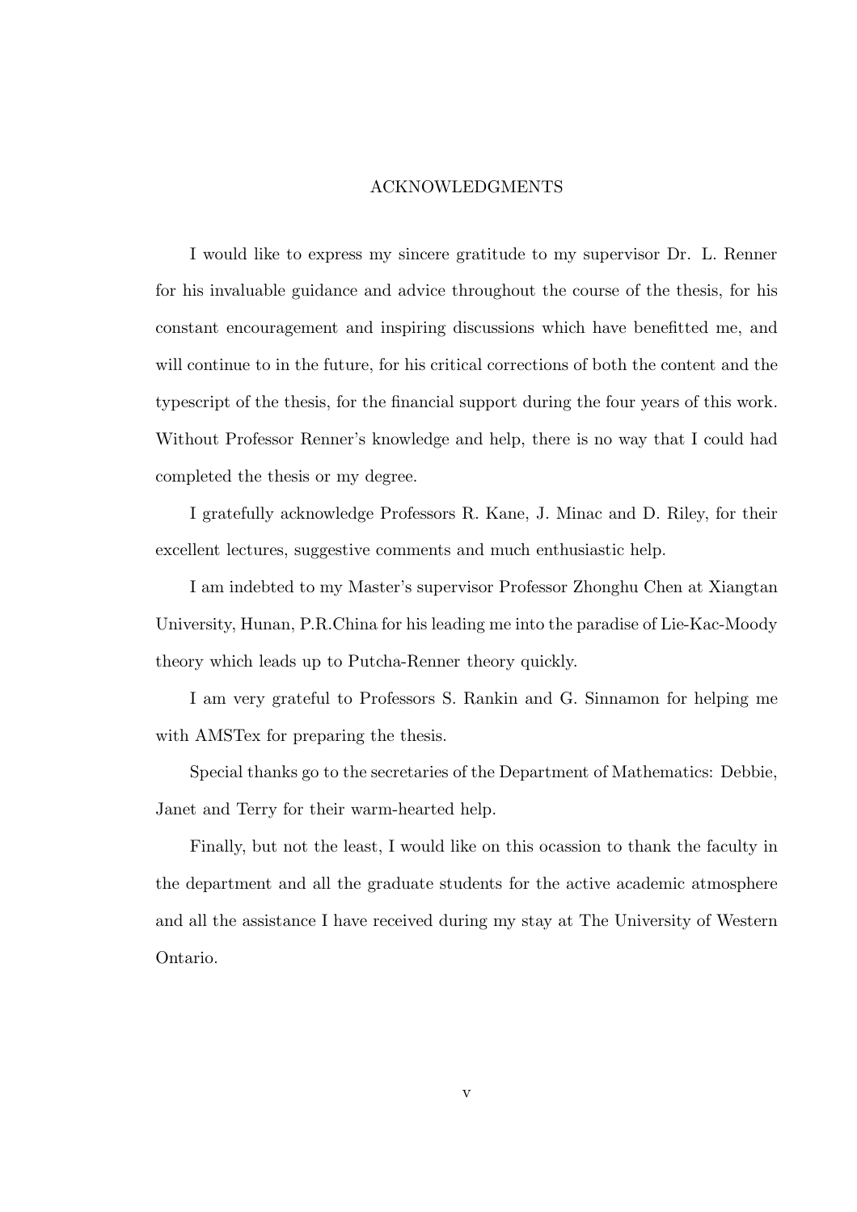# ACKNOWLEDGMENTS

I would like to express my sincere gratitude to my supervisor Dr. L. Renner for his invaluable guidance and advice throughout the course of the thesis, for his constant encouragement and inspiring discussions which have benefitted me, and will continue to in the future, for his critical corrections of both the content and the typescript of the thesis, for the financial support during the four years of this work. Without Professor Renner's knowledge and help, there is no way that I could had completed the thesis or my degree.

I gratefully acknowledge Professors R. Kane, J. Minac and D. Riley, for their excellent lectures, suggestive comments and much enthusiastic help.

I am indebted to my Master's supervisor Professor Zhonghu Chen at Xiangtan University, Hunan, P.R.China for his leading me into the paradise of Lie-Kac-Moody theory which leads up to Putcha-Renner theory quickly.

I am very grateful to Professors S. Rankin and G. Sinnamon for helping me with AMSTex for preparing the thesis.

Special thanks go to the secretaries of the Department of Mathematics: Debbie, Janet and Terry for their warm-hearted help.

Finally, but not the least, I would like on this ocassion to thank the faculty in the department and all the graduate students for the active academic atmosphere and all the assistance I have received during my stay at The University of Western Ontario.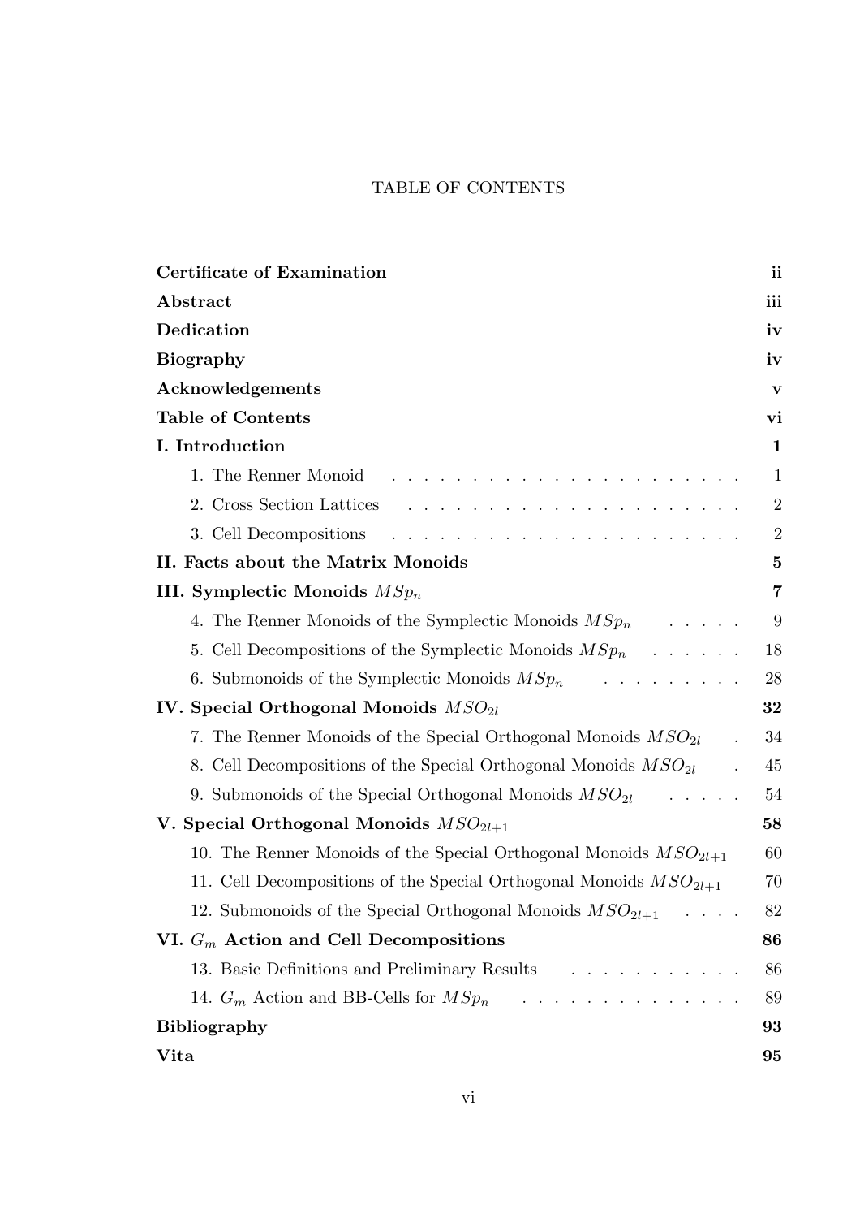# TABLE OF CONTENTS

| | |
|---|---|
| **Certificate of Examination** | **ii** |
| **Abstract** | **iii** |
| **Dedication** | **iv** |
| **Biography** | **iv** |
| **Acknowledgements** | **v** |
| **Table of Contents** | **vi** |
| **I. Introduction** | **1** |
| 1. The Renner Monoid | 1 |
| 2. Cross Section Lattices | 2 |
| 3. Cell Decompositions | 2 |
| **II. Facts about the Matrix Monoids** | **5** |
| **III. Symplectic Monoids $MSp_n$** | **7** |
| 4. The Renner Monoids of the Symplectic Monoids $MSp_n$ | 9 |
| 5. Cell Decompositions of the Symplectic Monoids $MSp_n$ | 18 |
| 6. Submonoids of the Symplectic Monoids $MSp_n$ | 28 |
| **IV. Special Orthogonal Monoids $MSO_{2l}$** | **32** |
| 7. The Renner Monoids of the Special Orthogonal Monoids $MSO_{2l}$ | 34 |
| 8. Cell Decompositions of the Special Orthogonal Monoids $MSO_{2l}$ | 45 |
| 9. Submonoids of the Special Orthogonal Monoids $MSO_{2l}$ | 54 |
| **V. Special Orthogonal Monoids $MSO_{2l+1}$** | **58** |
| 10. The Renner Monoids of the Special Orthogonal Monoids $MSO_{2l+1}$ | 60 |
| 11. Cell Decompositions of the Special Orthogonal Monoids $MSO_{2l+1}$ | 70 |
| 12. Submonoids of the Special Orthogonal Monoids $MSO_{2l+1}$ | 82 |
| **VI. $G_m$ Action and Cell Decompositions** | **86** |
| 13. Basic Definitions and Preliminary Results | 86 |
| 14. $G_m$ Action and BB-Cells for $MSp_n$ | 89 |
| **Bibliography** | **93** |
| **Vita** | **95** |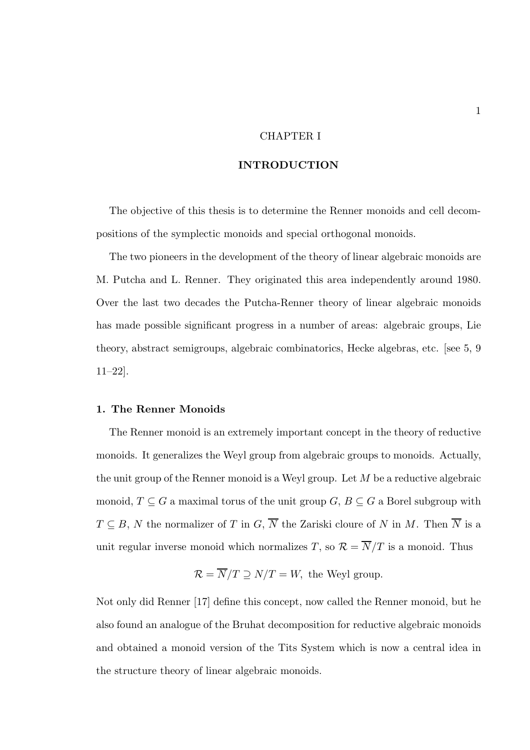# CHAPTER I

# INTRODUCTION

The objective of this thesis is to determine the Renner monoids and cell decompositions of the symplectic monoids and special orthogonal monoids.

The two pioneers in the development of the theory of linear algebraic monoids are M. Putcha and L. Renner. They originated this area independently around 1980. Over the last two decades the Putcha-Renner theory of linear algebraic monoids has made possible significant progress in a number of areas: algebraic groups, Lie theory, abstract semigroups, algebraic combinatorics, Hecke algebras, etc. [see 5, 9 11–22].

## 1. The Renner Monoids

The Renner monoid is an extremely important concept in the theory of reductive monoids. It generalizes the Weyl group from algebraic groups to monoids. Actually, the unit group of the Renner monoid is a Weyl group. Let $M$ be a reductive algebraic monoid, $T \subseteq G$ a maximal torus of the unit group $G$, $B \subseteq G$ a Borel subgroup with $T \subseteq B$, $N$ the normalizer of $T$ in $G$, $\overline{N}$ the Zariski cloure of $N$ in $M$. Then $\overline{N}$ is a unit regular inverse monoid which normalizes $T$, so $\mathcal{R} = \overline{N}/T$ is a monoid. Thus

$$\mathcal{R} = \overline{N}/T \supseteq N/T = W, \text{ the Weyl group.}$$

Not only did Renner [17] define this concept, now called the Renner monoid, but he also found an analogue of the Bruhat decomposition for reductive algebraic monoids and obtained a monoid version of the Tits System which is now a central idea in the structure theory of linear algebraic monoids.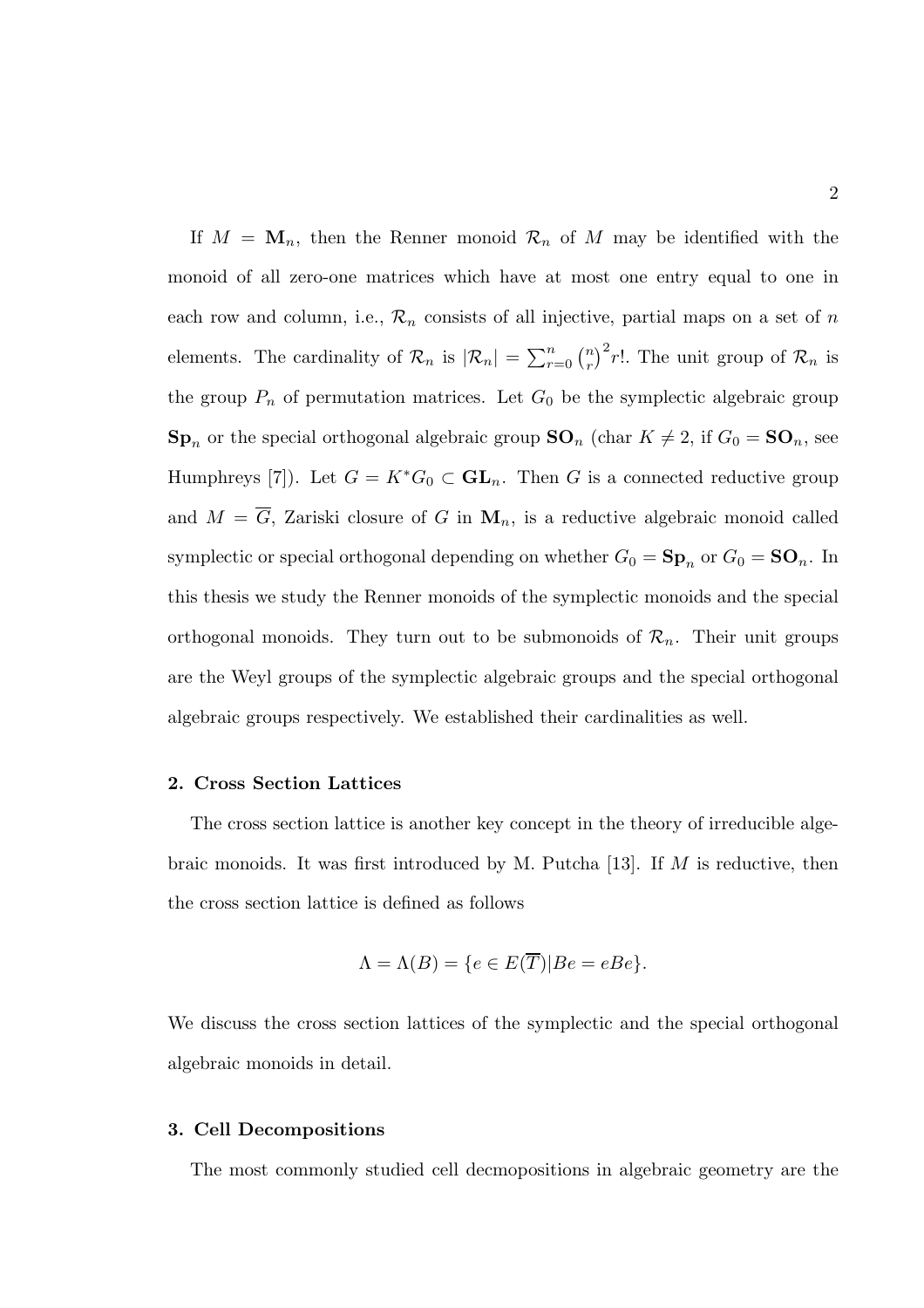If $M = \mathbf{M}_n$, then the Renner monoid $\mathcal{R}_n$ of $M$ may be identified with the monoid of all zero-one matrices which have at most one entry equal to one in each row and column, i.e., $\mathcal{R}_n$ consists of all injective, partial maps on a set of $n$ elements. The cardinality of $\mathcal{R}_n$ is $|\mathcal{R}_n| = \sum_{r=0}^{n} \binom{n}{r}^2 r!$. The unit group of $\mathcal{R}_n$ is the group $P_n$ of permutation matrices. Let $G_0$ be the symplectic algebraic group $\mathbf{Sp}_n$ or the special orthogonal algebraic group $\mathbf{SO}_n$ (char $K \neq 2$, if $G_0 = \mathbf{SO}_n$, see Humphreys [7]). Let $G = K^* G_0 \subset \mathbf{GL}_n$. Then $G$ is a connected reductive group and $M = \overline{G}$, Zariski closure of $G$ in $\mathbf{M}_n$, is a reductive algebraic monoid called symplectic or special orthogonal depending on whether $G_0 = \mathbf{Sp}_n$ or $G_0 = \mathbf{SO}_n$. In this thesis we study the Renner monoids of the symplectic monoids and the special orthogonal monoids. They turn out to be submonoids of $\mathcal{R}_n$. Their unit groups are the Weyl groups of the symplectic algebraic groups and the special orthogonal algebraic groups respectively. We established their cardinalities as well.

## 2. Cross Section Lattices

The cross section lattice is another key concept in the theory of irreducible algebraic monoids. It was first introduced by M. Putcha [13]. If $M$ is reductive, then the cross section lattice is defined as follows

$$\Lambda = \Lambda(B) = \{e \in E(\overline{T}) | Be = eBe\}.$$

We discuss the cross section lattices of the symplectic and the special orthogonal algebraic monoids in detail.

## 3. Cell Decompositions

The most commonly studied cell decmopositions in algebraic geometry are the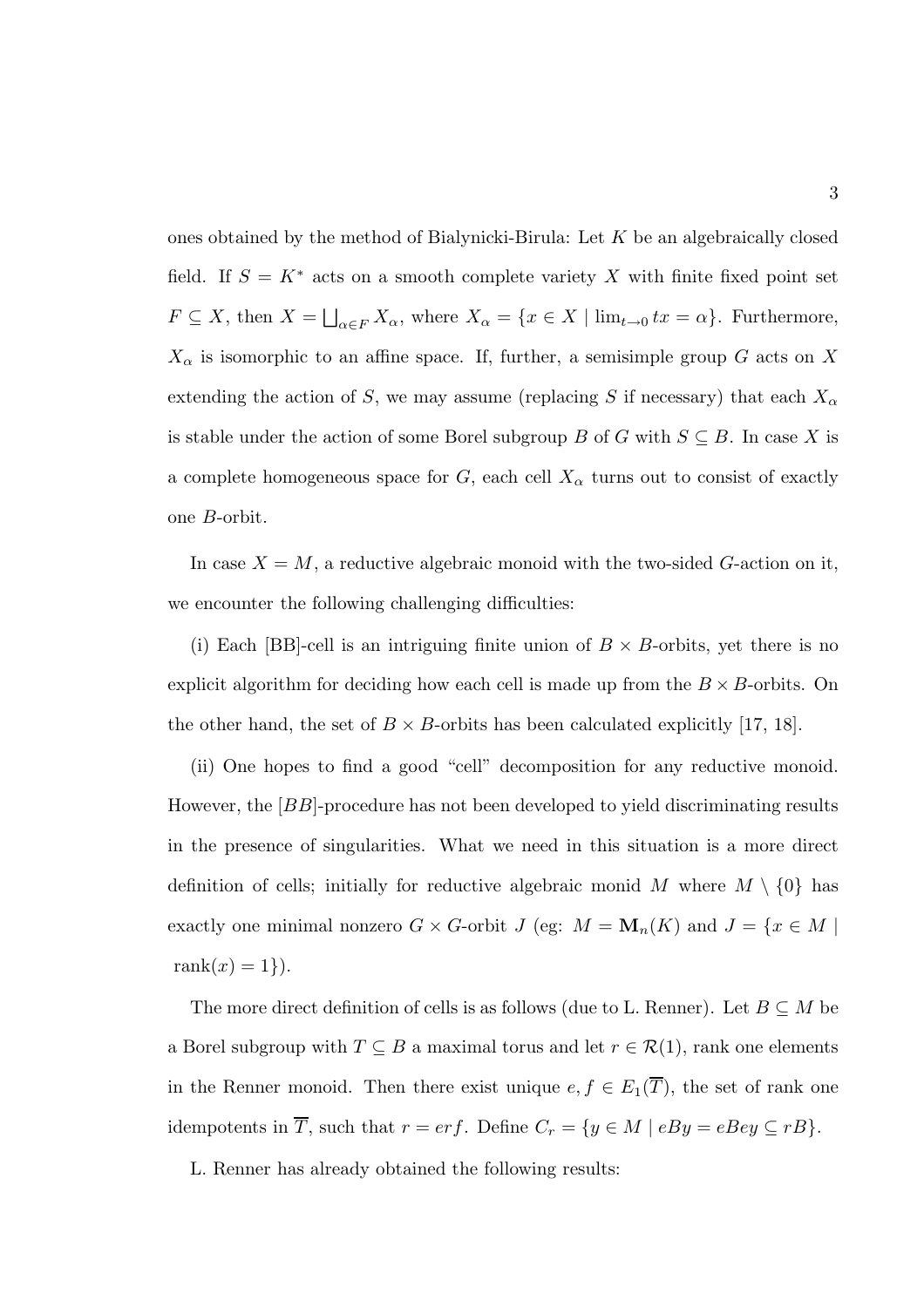ones obtained by the method of Bialynicki-Birula: Let $K$ be an algebraically closed field. If $S = K^*$ acts on a smooth complete variety $X$ with finite fixed point set $F \subseteq X$, then $X = \bigsqcup_{\alpha \in F} X_\alpha$, where $X_\alpha = \{x \in X \mid \lim_{t \to 0} tx = \alpha\}$. Furthermore, $X_\alpha$ is isomorphic to an affine space. If, further, a semisimple group $G$ acts on $X$ extending the action of $S$, we may assume (replacing $S$ if necessary) that each $X_\alpha$ is stable under the action of some Borel subgroup $B$ of $G$ with $S \subseteq B$. In case $X$ is a complete homogeneous space for $G$, each cell $X_\alpha$ turns out to consist of exactly one $B$-orbit.

In case $X = M$, a reductive algebraic monoid with the two-sided $G$-action on it, we encounter the following challenging difficulties:

(i) Each [BB]-cell is an intriguing finite union of $B \times B$-orbits, yet there is no explicit algorithm for deciding how each cell is made up from the $B \times B$-orbits. On the other hand, the set of $B \times B$-orbits has been calculated explicitly [17, 18].

(ii) One hopes to find a good "cell" decomposition for any reductive monoid. However, the $[BB]$-procedure has not been developed to yield discriminating results in the presence of singularities. What we need in this situation is a more direct definition of cells; initially for reductive algebraic monid $M$ where $M \setminus \{0\}$ has exactly one minimal nonzero $G \times G$-orbit $J$ (eg: $M = \mathbf{M}_n(K)$ and $J = \{x \in M \mid \text{rank}(x) = 1\}$).

The more direct definition of cells is as follows (due to L. Renner). Let $B \subseteq M$ be a Borel subgroup with $T \subseteq B$ a maximal torus and let $r \in \mathcal{R}(1)$, rank one elements in the Renner monoid. Then there exist unique $e, f \in E_1(\overline{T})$, the set of rank one idempotents in $\overline{T}$, such that $r = erf$. Define $C_r = \{y \in M \mid eBy = eBey \subseteq rB\}$.

L. Renner has already obtained the following results: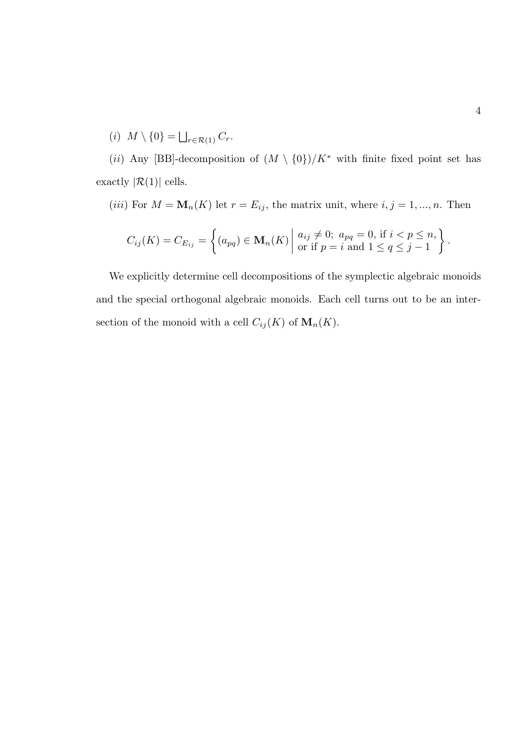$(i)$ $M \setminus \{0\} = \bigsqcup_{r \in \mathcal{R}(1)} C_r$.

$(ii)$ Any [BB]-decomposition of $(M \setminus \{0\})/K^*$ with finite fixed point set has exactly $|\mathcal{R}(1)|$ cells.

$(iii)$ For $M = \mathbf{M}_n(K)$ let $r = E_{ij}$, the matrix unit, where $i, j = 1, ..., n$. Then

$$C_{ij}(K) = C_{E_{ij}} = \left\{ (a_{pq}) \in \mathbf{M}_n(K) \;\middle|\; \begin{array}{l} a_{ij} \neq 0;\ a_{pq} = 0, \text{ if } i < p \leq n, \\ \text{or if } p = i \text{ and } 1 \leq q \leq j-1 \end{array} \right\}.$$

We explicitly determine cell decompositions of the symplectic algebraic monoids and the special orthogonal algebraic monoids. Each cell turns out to be an intersection of the monoid with a cell $C_{ij}(K)$ of $\mathbf{M}_n(K)$.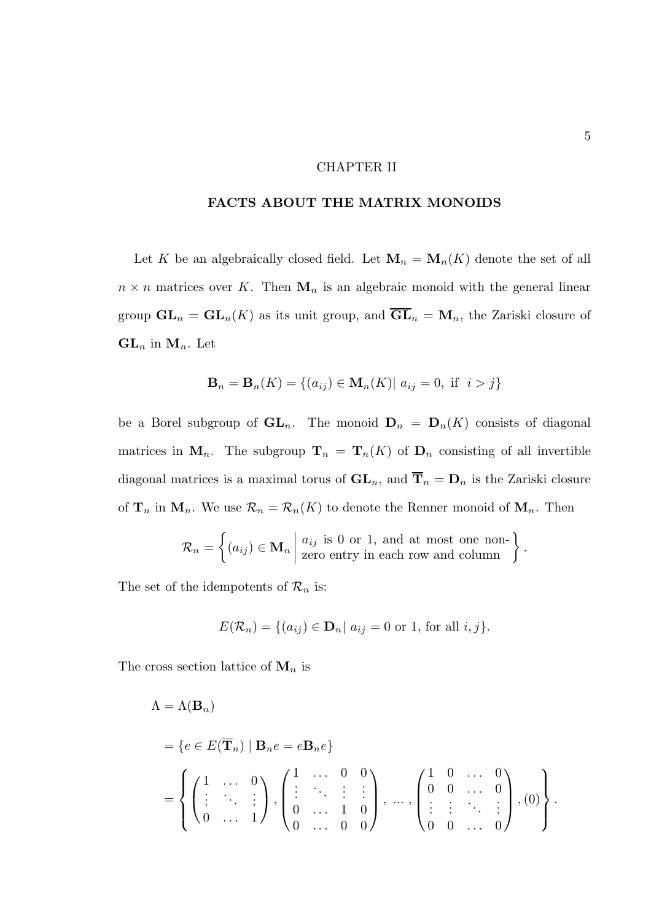# CHAPTER II

## FACTS ABOUT THE MATRIX MONOIDS

Let $K$ be an algebraically closed field. Let $\mathbf{M}_n = \mathbf{M}_n(K)$ denote the set of all $n \times n$ matrices over $K$. Then $\mathbf{M}_n$ is an algebraic monoid with the general linear group $\mathbf{GL}_n = \mathbf{GL}_n(K)$ as its unit group, and $\overline{\mathbf{GL}}_n = \mathbf{M}_n$, the Zariski closure of $\mathbf{GL}_n$ in $\mathbf{M}_n$. Let

$$\mathbf{B}_n = \mathbf{B}_n(K) = \{(a_{ij}) \in \mathbf{M}_n(K) |\ a_{ij} = 0, \text{ if } \ i > j\}$$

be a Borel subgroup of $\mathbf{GL}_n$. The monoid $\mathbf{D}_n = \mathbf{D}_n(K)$ consists of diagonal matrices in $\mathbf{M}_n$. The subgroup $\mathbf{T}_n = \mathbf{T}_n(K)$ of $\mathbf{D}_n$ consisting of all invertible diagonal matrices is a maximal torus of $\mathbf{GL}_n$, and $\overline{\mathbf{T}}_n = \mathbf{D}_n$ is the Zariski closure of $\mathbf{T}_n$ in $\mathbf{M}_n$. We use $\mathcal{R}_n = \mathcal{R}_n(K)$ to denote the Renner monoid of $\mathbf{M}_n$. Then

$$\mathcal{R}_n = \left\{ (a_{ij}) \in \mathbf{M}_n \;\middle|\; \begin{array}{l} a_{ij} \text{ is 0 or 1, and at most one non-} \\ \text{zero entry in each row and column} \end{array} \right\}.$$

The set of the idempotents of $\mathcal{R}_n$ is:

$$E(\mathcal{R}_n) = \{(a_{ij}) \in \mathbf{D}_n |\ a_{ij} = 0 \text{ or } 1, \text{ for all } i, j\}.$$

The cross section lattice of $\mathbf{M}_n$ is

$$
\begin{aligned}
\Lambda &= \Lambda(\mathbf{B}_n) \\
&= \{e \in E(\overline{\mathbf{T}}_n) \mid \mathbf{B}_n e = e\mathbf{B}_n e\} \\
&= \left\{ \begin{pmatrix} 1 & \dots & 0 \\ \vdots & \ddots & \vdots \\ 0 & \dots & 1 \end{pmatrix}, \begin{pmatrix} 1 & \dots & 0 & 0 \\ \vdots & \ddots & \vdots & \vdots \\ 0 & \dots & 1 & 0 \\ 0 & \dots & 0 & 0 \end{pmatrix}, \; \dots \; , \begin{pmatrix} 1 & 0 & \dots & 0 \\ 0 & 0 & \dots & 0 \\ \vdots & \vdots & \ddots & \vdots \\ 0 & 0 & \dots & 0 \end{pmatrix}, (0) \right\}.
\end{aligned}
$$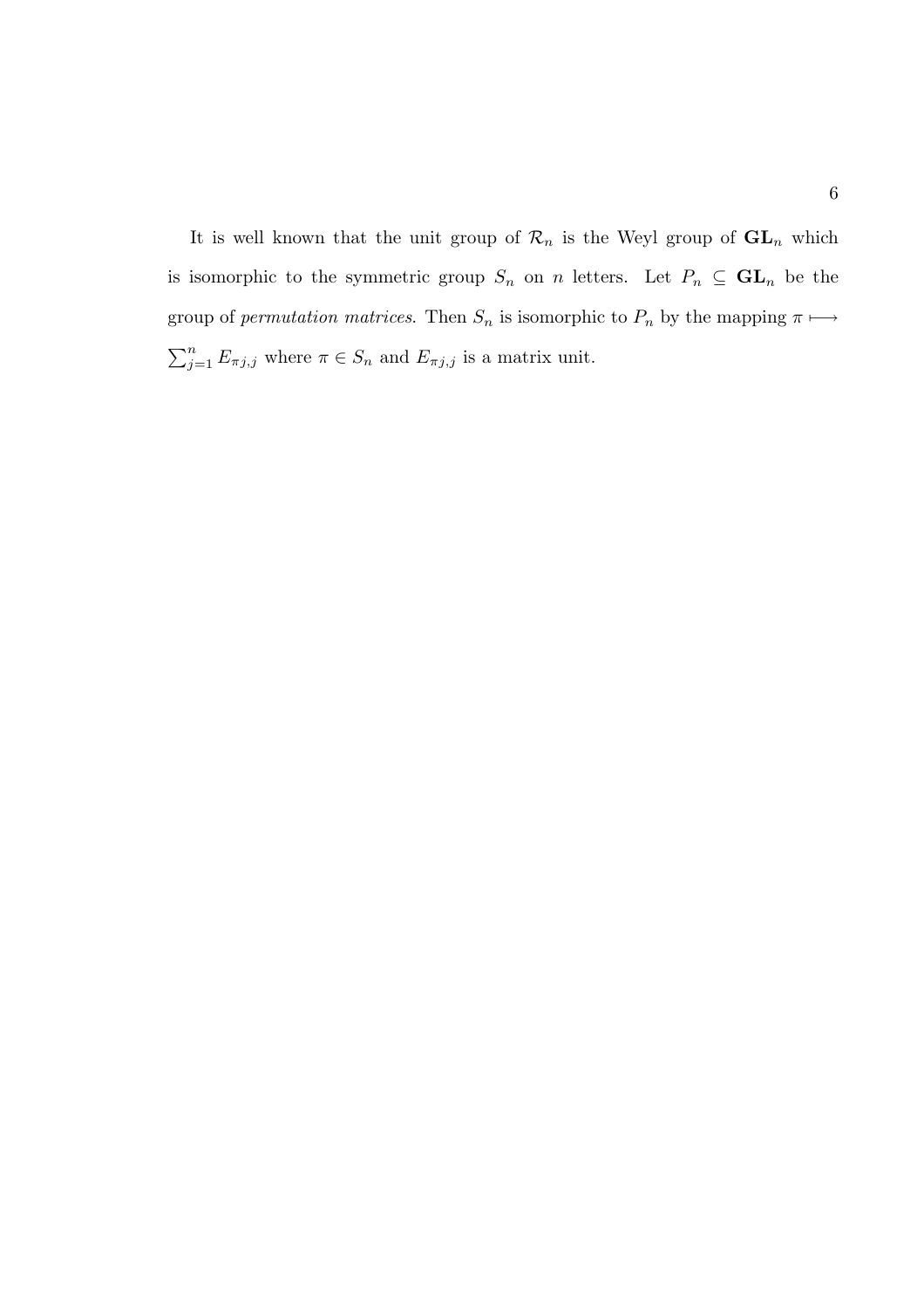It is well known that the unit group of $\mathcal{R}_n$ is the Weyl group of $\mathbf{GL}_n$ which is isomorphic to the symmetric group $S_n$ on $n$ letters. Let $P_n \subseteq \mathbf{GL}_n$ be the group of *permutation matrices*. Then $S_n$ is isomorphic to $P_n$ by the mapping $\pi \longmapsto \sum_{j=1}^{n} E_{\pi j,j}$ where $\pi \in S_n$ and $E_{\pi j,j}$ is a matrix unit.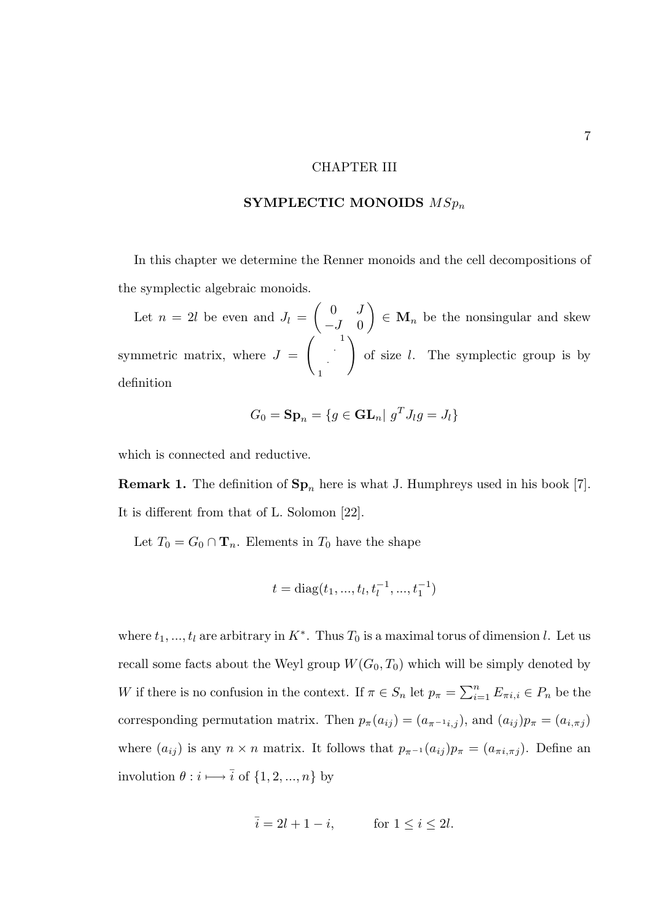# CHAPTER III

## SYMPLECTIC MONOIDS $MSp_n$

In this chapter we determine the Renner monoids and the cell decompositions of the symplectic algebraic monoids.

Let $n = 2l$ be even and $J_l = \begin{pmatrix} 0 & J \\ -J & 0 \end{pmatrix} \in \mathbf{M}_n$ be the nonsingular and skew symmetric matrix, where $J = \begin{pmatrix} & & 1 \\ & \cdot^{\cdot} & \\ 1 & & \end{pmatrix}$ of size $l$. The symplectic group is by definition

$$G_0 = \mathbf{Sp}_n = \{g \in \mathbf{GL}_n | \ g^T J_l g = J_l\}$$

which is connected and reductive.

**Remark 1.** The definition of $\mathbf{Sp}_n$ here is what J. Humphreys used in his book [7]. It is different from that of L. Solomon [22].

Let $T_0 = G_0 \cap \mathbf{T}_n$. Elements in $T_0$ have the shape

$$t = \mathrm{diag}(t_1, ..., t_l, t_l^{-1}, ..., t_1^{-1})$$

where $t_1, ..., t_l$ are arbitrary in $K^*$. Thus $T_0$ is a maximal torus of dimension $l$. Let us recall some facts about the Weyl group $W(G_0, T_0)$ which will be simply denoted by $W$ if there is no confusion in the context. If $\pi \in S_n$ let $p_\pi = \sum_{i=1}^{n} E_{\pi i, i} \in P_n$ be the corresponding permutation matrix. Then $p_\pi(a_{ij}) = (a_{\pi^{-1}i,j})$, and $(a_{ij})p_\pi = (a_{i,\pi j})$ where $(a_{ij})$ is any $n \times n$ matrix. It follows that $p_{\pi^{-1}}(a_{ij})p_\pi = (a_{\pi i, \pi j})$. Define an involution $\theta : i \longmapsto \bar{i}$ of $\{1, 2, ..., n\}$ by

$$\bar{i} = 2l + 1 - i, \qquad \text{for } 1 \leq i \leq 2l.$$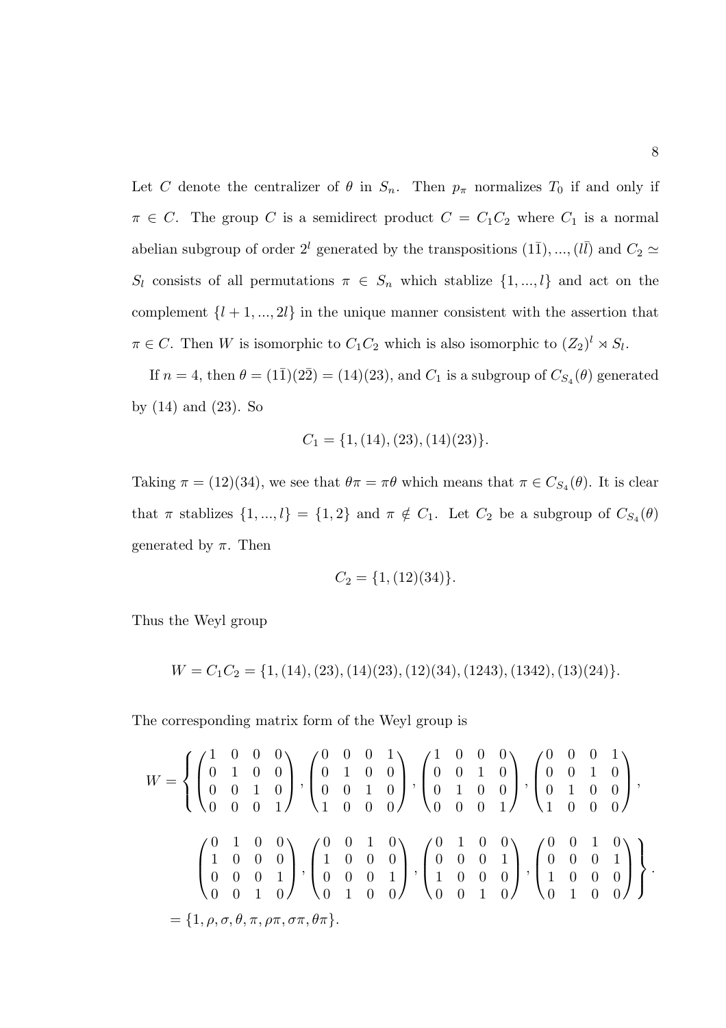Let $C$ denote the centralizer of $\theta$ in $S_n$. Then $p_\pi$ normalizes $T_0$ if and only if $\pi \in C$. The group $C$ is a semidirect product $C = C_1C_2$ where $C_1$ is a normal abelian subgroup of order $2^l$ generated by the transpositions $(1\bar{1}), ..., (l\bar{l})$ and $C_2 \simeq S_l$ consists of all permutations $\pi \in S_n$ which stablize $\{1, ..., l\}$ and act on the complement $\{l+1, ..., 2l\}$ in the unique manner consistent with the assertion that $\pi \in C$. Then $W$ is isomorphic to $C_1C_2$ which is also isomorphic to $(Z_2)^l \rtimes S_l$.

If $n = 4$, then $\theta = (1\bar{1})(2\bar{2}) = (14)(23)$, and $C_1$ is a subgroup of $C_{S_4}(\theta)$ generated by $(14)$ and $(23)$. So

$$C_1 = \{1, (14), (23), (14)(23)\}.$$

Taking $\pi = (12)(34)$, we see that $\theta\pi = \pi\theta$ which means that $\pi \in C_{S_4}(\theta)$. It is clear that $\pi$ stablizes $\{1, ..., l\} = \{1, 2\}$ and $\pi \notin C_1$. Let $C_2$ be a subgroup of $C_{S_4}(\theta)$ generated by $\pi$. Then

$$C_2 = \{1, (12)(34)\}.$$

Thus the Weyl group

$$W = C_1C_2 = \{1, (14), (23), (14)(23), (12)(34), (1243), (1342), (13)(24)\}.$$

The corresponding matrix form of the Weyl group is

$$W = \left\{ \begin{pmatrix} 1 & 0 & 0 & 0 \\ 0 & 1 & 0 & 0 \\ 0 & 0 & 1 & 0 \\ 0 & 0 & 0 & 1 \end{pmatrix}, \begin{pmatrix} 0 & 0 & 0 & 1 \\ 0 & 1 & 0 & 0 \\ 0 & 0 & 1 & 0 \\ 1 & 0 & 0 & 0 \end{pmatrix}, \begin{pmatrix} 1 & 0 & 0 & 0 \\ 0 & 0 & 1 & 0 \\ 0 & 1 & 0 & 0 \\ 0 & 0 & 0 & 1 \end{pmatrix}, \begin{pmatrix} 0 & 0 & 0 & 1 \\ 0 & 0 & 1 & 0 \\ 0 & 1 & 0 & 0 \\ 1 & 0 & 0 & 0 \end{pmatrix}, \right.$$

$$\left. \begin{pmatrix} 0 & 1 & 0 & 0 \\ 1 & 0 & 0 & 0 \\ 0 & 0 & 0 & 1 \\ 0 & 0 & 1 & 0 \end{pmatrix}, \begin{pmatrix} 0 & 0 & 1 & 0 \\ 1 & 0 & 0 & 0 \\ 0 & 0 & 0 & 1 \\ 0 & 1 & 0 & 0 \end{pmatrix}, \begin{pmatrix} 0 & 1 & 0 & 0 \\ 0 & 0 & 0 & 1 \\ 1 & 0 & 0 & 0 \\ 0 & 0 & 1 & 0 \end{pmatrix}, \begin{pmatrix} 0 & 0 & 1 & 0 \\ 0 & 0 & 0 & 1 \\ 1 & 0 & 0 & 0 \\ 0 & 1 & 0 & 0 \end{pmatrix} \right\}.$$

$$= \{1, \rho, \sigma, \theta, \pi, \rho\pi, \sigma\pi, \theta\pi\}.$$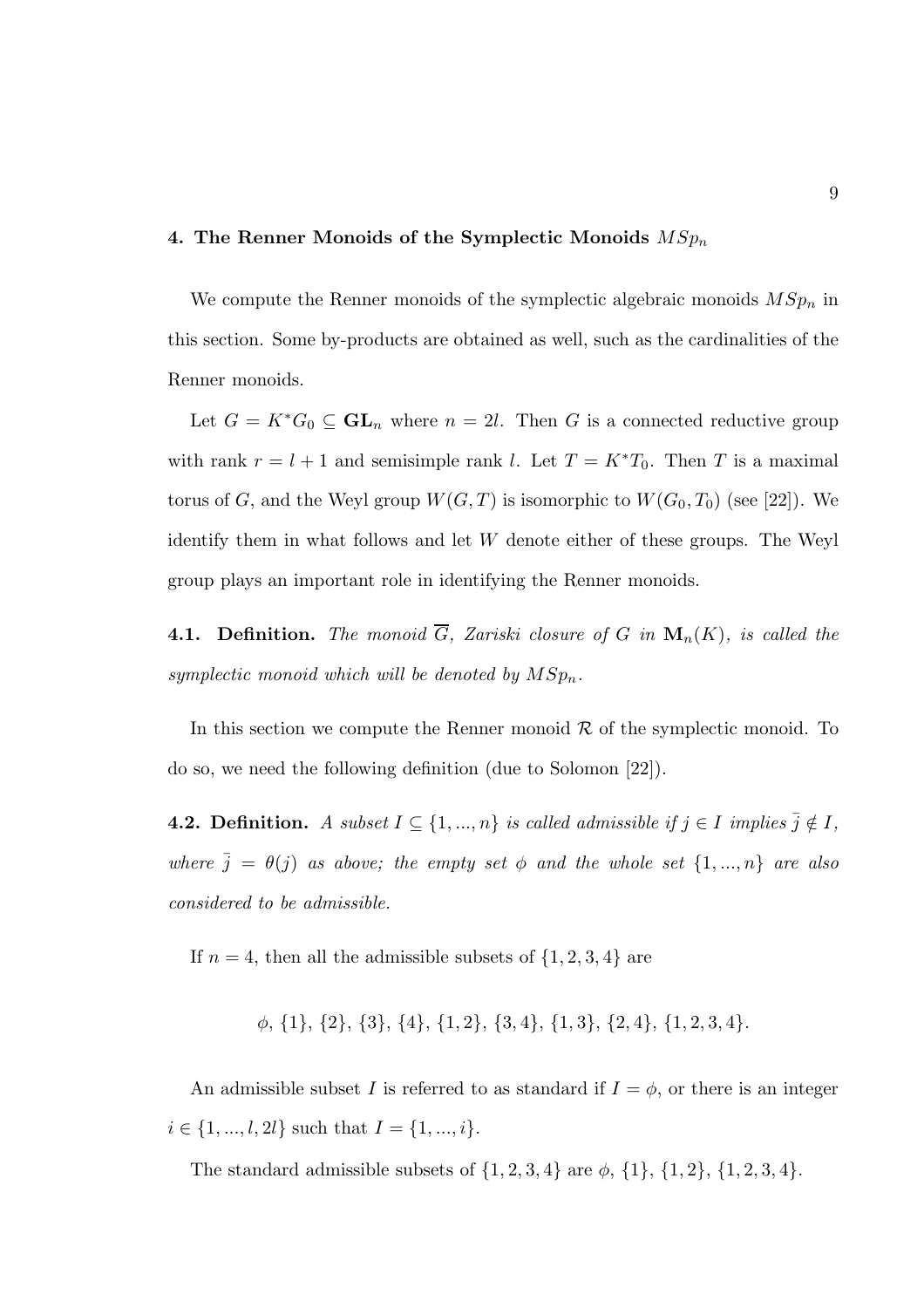## 4. The Renner Monoids of the Symplectic Monoids $MSp_n$

We compute the Renner monoids of the symplectic algebraic monoids $MSp_n$ in this section. Some by-products are obtained as well, such as the cardinalities of the Renner monoids.

Let $G = K^* G_0 \subseteq \mathbf{GL}_n$ where $n = 2l$. Then $G$ is a connected reductive group with rank $r = l + 1$ and semisimple rank $l$. Let $T = K^* T_0$. Then $T$ is a maximal torus of $G$, and the Weyl group $W(G, T)$ is isomorphic to $W(G_0, T_0)$ (see [22]). We identify them in what follows and let $W$ denote either of these groups. The Weyl group plays an important role in identifying the Renner monoids.

**4.1. Definition.** *The monoid $\overline{G}$, Zariski closure of $G$ in $\mathbf{M}_n(K)$, is called the symplectic monoid which will be denoted by $MSp_n$.*

In this section we compute the Renner monoid $\mathcal{R}$ of the symplectic monoid. To do so, we need the following definition (due to Solomon [22]).

**4.2. Definition.** *A subset $I \subseteq \{1, ..., n\}$ is called admissible if $j \in I$ implies $\bar{j} \notin I$, where $\bar{j} = \theta(j)$ as above; the empty set $\phi$ and the whole set $\{1, ..., n\}$ are also considered to be admissible.*

If $n = 4$, then all the admissible subsets of $\{1, 2, 3, 4\}$ are

$$\phi,\ \{1\},\ \{2\},\ \{3\},\ \{4\},\ \{1, 2\},\ \{3, 4\},\ \{1, 3\},\ \{2, 4\},\ \{1, 2, 3, 4\}.$$

An admissible subset $I$ is referred to as standard if $I = \phi$, or there is an integer $i \in \{1, ..., l, 2l\}$ such that $I = \{1, ..., i\}$.

The standard admissible subsets of $\{1, 2, 3, 4\}$ are $\phi$, $\{1\}$, $\{1, 2\}$, $\{1, 2, 3, 4\}$.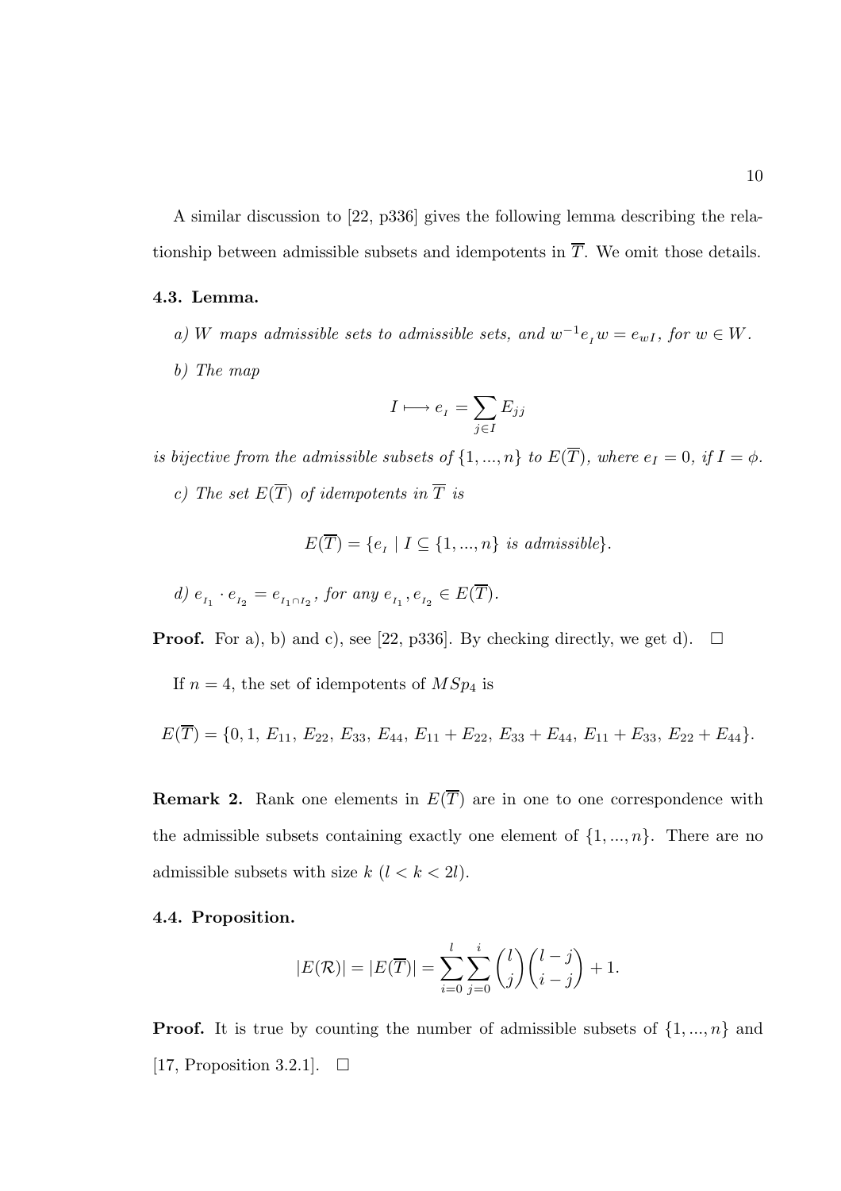A similar discussion to [22, p336] gives the following lemma describing the relationship between admissible subsets and idempotents in $\overline{T}$. We omit those details.

**4.3. Lemma.**

*a) $W$ maps admissible sets to admissible sets, and $w^{-1}e_{I}w = e_{wI}$, for $w \in W$.*

*b) The map*

$$I \longmapsto e_{I} = \sum_{j \in I} E_{jj}$$

*is bijective from the admissible subsets of $\{1, ..., n\}$ to $E(\overline{T})$, where $e_I = 0$, if $I = \phi$.*

*c) The set $E(\overline{T})$ of idempotents in $\overline{T}$ is*

$$E(\overline{T}) = \{e_{I} \mid I \subseteq \{1, ..., n\} \textit{ is admissible}\}.$$

*d) $e_{I_1} \cdot e_{I_2} = e_{I_1 \cap I_2}$, for any $e_{I_1}, e_{I_2} \in E(\overline{T})$.*

**Proof.** For a), b) and c), see [22, p336]. By checking directly, we get d). $\square$

If $n = 4$, the set of idempotents of $MSp_4$ is

$$E(\overline{T}) = \{0, 1, E_{11}, E_{22}, E_{33}, E_{44}, E_{11} + E_{22}, E_{33} + E_{44}, E_{11} + E_{33}, E_{22} + E_{44}\}.$$

**Remark 2.** Rank one elements in $E(\overline{T})$ are in one to one correspondence with the admissible subsets containing exactly one element of $\{1, ..., n\}$. There are no admissible subsets with size $k$ $(l < k < 2l)$.

**4.4. Proposition.**

$$|E(\mathcal{R})| = |E(\overline{T})| = \sum_{i=0}^{l} \sum_{j=0}^{i} \binom{l}{j} \binom{l-j}{i-j} + 1.$$

**Proof.** It is true by counting the number of admissible subsets of $\{1, ..., n\}$ and [17, Proposition 3.2.1]. $\square$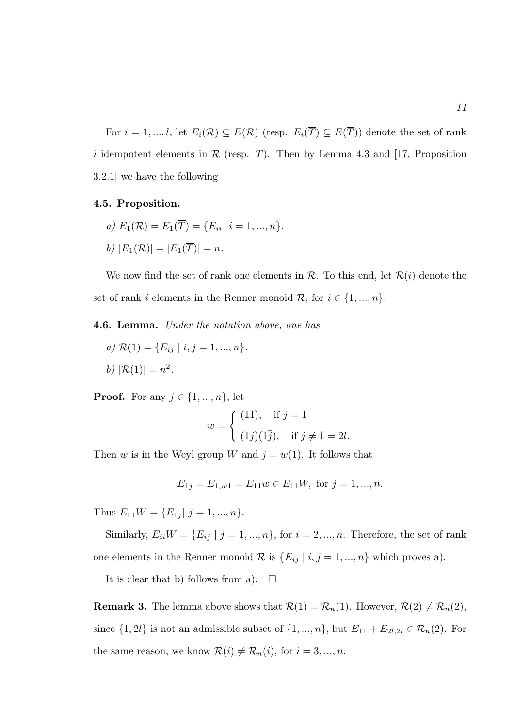For $i = 1, ..., l$, let $E_i(\mathcal{R}) \subseteq E(\mathcal{R})$ (resp. $E_i(\overline{T}) \subseteq E(\overline{T})$) denote the set of rank $i$ idempotent elements in $\mathcal{R}$ (resp. $\overline{T}$). Then by Lemma 4.3 and [17, Proposition 3.2.1] we have the following

**4.5. Proposition.**

*a)* $E_1(\mathcal{R}) = E_1(\overline{T}) = \{E_{ii} |\ i = 1, ..., n\}$.

*b)* $|E_1(\mathcal{R})| = |E_1(\overline{T})| = n$.

We now find the set of rank one elements in $\mathcal{R}$. To this end, let $\mathcal{R}(i)$ denote the set of rank $i$ elements in the Renner monoid $\mathcal{R}$, for $i \in \{1, ..., n\}$,

**4.6. Lemma.** *Under the notation above, one has*

*a)* $\mathcal{R}(1) = \{E_{ij} \mid i, j = 1, ..., n\}$.

*b)* $|\mathcal{R}(1)| = n^2$.

**Proof.** For any $j \in \{1, ..., n\}$, let

$$w = \begin{cases} (1\bar{1}), & \text{if } j = \bar{1} \\ (1j)(\bar{1}\bar{j}), & \text{if } j \neq \bar{1} = 2l. \end{cases}$$

Then $w$ is in the Weyl group $W$ and $j = w(1)$. It follows that

$$E_{1j} = E_{1,w1} = E_{11}w \in E_{11}W, \text{ for } j = 1, ..., n.$$

Thus $E_{11}W = \{E_{1j} |\ j = 1, ..., n\}$.

Similarly, $E_{ii}W = \{E_{ij} \mid j = 1, ..., n\}$, for $i = 2, ..., n$. Therefore, the set of rank one elements in the Renner monoid $\mathcal{R}$ is $\{E_{ij} \mid i, j = 1, ..., n\}$ which proves a).

It is clear that b) follows from a). $\square$

**Remark 3.** The lemma above shows that $\mathcal{R}(1) = \mathcal{R}_n(1)$. However, $\mathcal{R}(2) \neq \mathcal{R}_n(2)$, since $\{1, 2l\}$ is not an admissible subset of $\{1, ..., n\}$, but $E_{11} + E_{2l,2l} \in \mathcal{R}_n(2)$. For the same reason, we know $\mathcal{R}(i) \neq \mathcal{R}_n(i)$, for $i = 3, ..., n$.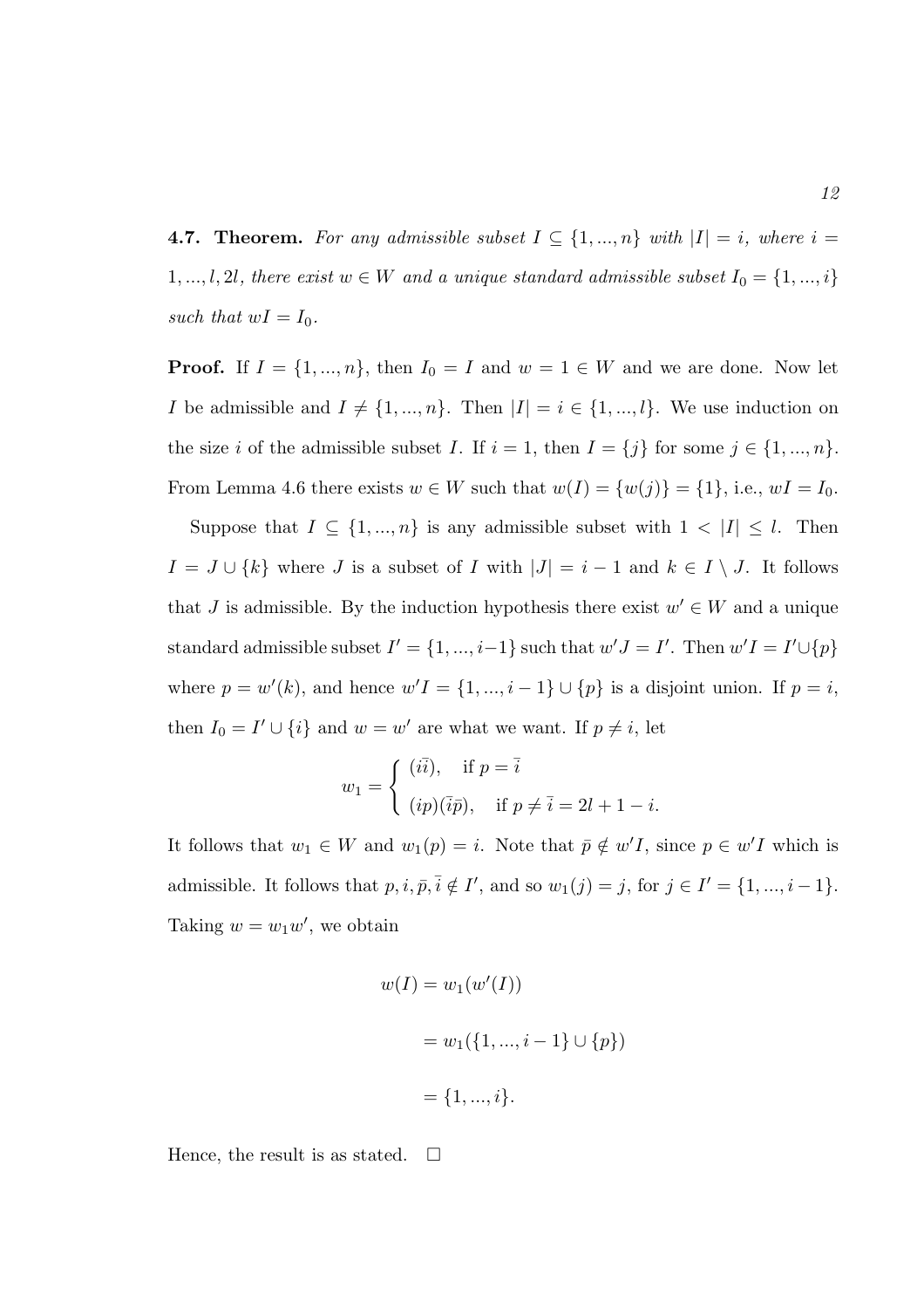**4.7. Theorem.** *For any admissible subset $I \subseteq \{1, ..., n\}$ with $|I| = i$, where $i = 1, ..., l, 2l$, there exist $w \in W$ and a unique standard admissible subset $I_0 = \{1, ..., i\}$ such that $wI = I_0$.*

**Proof.** If $I = \{1, ..., n\}$, then $I_0 = I$ and $w = 1 \in W$ and we are done. Now let $I$ be admissible and $I \neq \{1, ..., n\}$. Then $|I| = i \in \{1, ..., l\}$. We use induction on the size $i$ of the admissible subset $I$. If $i = 1$, then $I = \{j\}$ for some $j \in \{1, ..., n\}$. From Lemma 4.6 there exists $w \in W$ such that $w(I) = \{w(j)\} = \{1\}$, i.e., $wI = I_0$.

Suppose that $I \subseteq \{1, ..., n\}$ is any admissible subset with $1 < |I| \leq l$. Then $I = J \cup \{k\}$ where $J$ is a subset of $I$ with $|J| = i - 1$ and $k \in I \setminus J$. It follows that $J$ is admissible. By the induction hypothesis there exist $w' \in W$ and a unique standard admissible subset $I' = \{1, ..., i-1\}$ such that $w'J = I'$. Then $w'I = I' \cup \{p\}$ where $p = w'(k)$, and hence $w'I = \{1, ..., i-1\} \cup \{p\}$ is a disjoint union. If $p = i$, then $I_0 = I' \cup \{i\}$ and $w = w'$ are what we want. If $p \neq i$, let

$$w_1 = \begin{cases} (i\bar{i}), & \text{if } p = \bar{i} \\ (ip)(\bar{i}\bar{p}), & \text{if } p \neq \bar{i} = 2l + 1 - i. \end{cases}$$

It follows that $w_1 \in W$ and $w_1(p) = i$. Note that $\bar{p} \notin w'I$, since $p \in w'I$ which is admissible. It follows that $p, i, \bar{p}, \bar{i} \notin I'$, and so $w_1(j) = j$, for $j \in I' = \{1, ..., i-1\}$. Taking $w = w_1 w'$, we obtain

$$\begin{aligned} w(I) &= w_1(w'(I)) \\ &= w_1(\{1, ..., i-1\} \cup \{p\}) \\ &= \{1, ..., i\}. \end{aligned}$$

Hence, the result is as stated. $\square$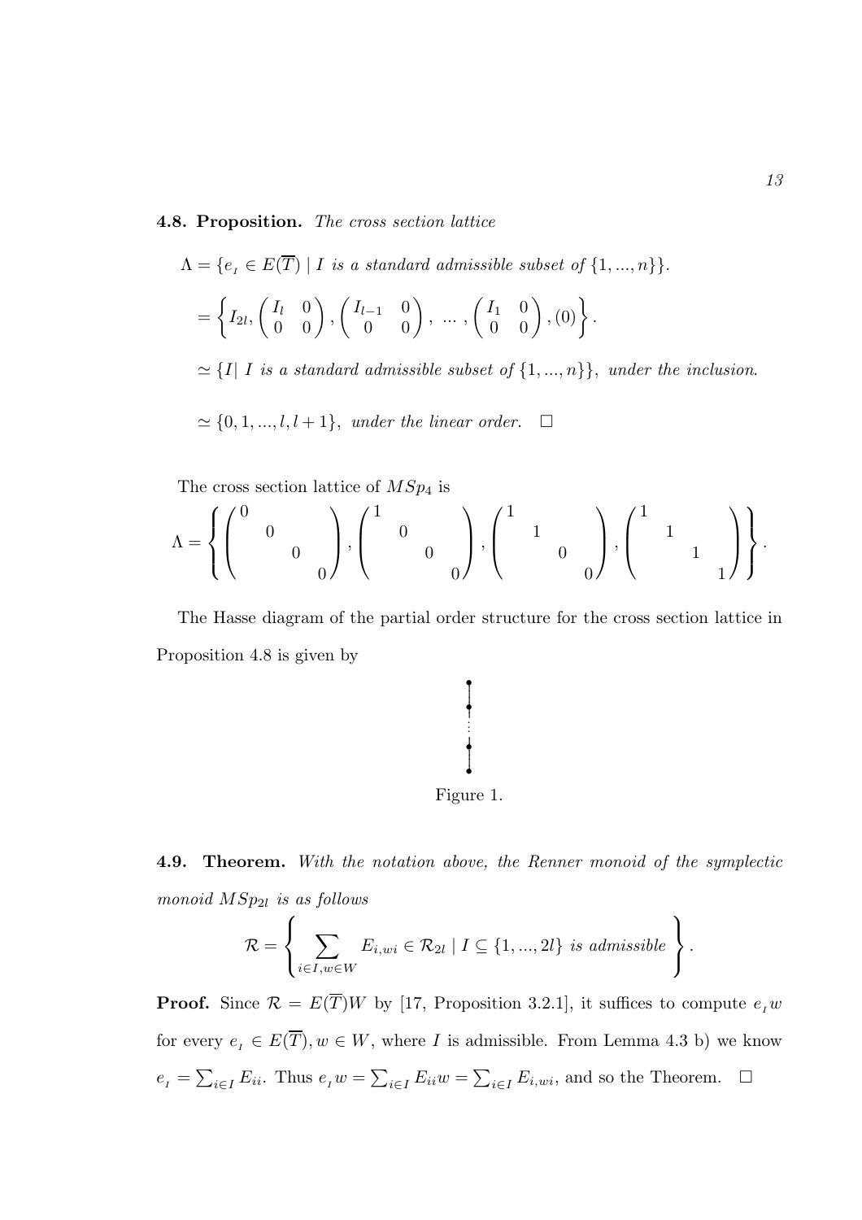**4.8. Proposition.** *The cross section lattice*

$$\Lambda = \{e_{_I} \in E(\overline{T}) \mid I \text{ is a standard admissible subset of } \{1,...,n\}\}.$$

$$= \left\{ I_{2l}, \begin{pmatrix} I_l & 0 \\ 0 & 0 \end{pmatrix}, \begin{pmatrix} I_{l-1} & 0 \\ 0 & 0 \end{pmatrix}, \ ... \ , \begin{pmatrix} I_1 & 0 \\ 0 & 0 \end{pmatrix}, (0) \right\}.$$

$\simeq \{I \mid I$ *is a standard admissible subset of* $\{1,...,n\}\}$, *under the inclusion.*

$\simeq \{0, 1, ..., l, l+1\}$, *under the linear order.* $\square$

The cross section lattice of $MSp_4$ is

$$\Lambda = \left\{ \begin{pmatrix} 0 & & & \\ & 0 & & \\ & & 0 & \\ & & & 0 \end{pmatrix}, \begin{pmatrix} 1 & & & \\ & 0 & & \\ & & 0 & \\ & & & 0 \end{pmatrix}, \begin{pmatrix} 1 & & & \\ & 1 & & \\ & & 0 & \\ & & & 0 \end{pmatrix}, \begin{pmatrix} 1 & & & \\ & 1 & & \\ & & 1 & \\ & & & 1 \end{pmatrix} \right\}.$$

The Hasse diagram of the partial order structure for the cross section lattice in Proposition 4.8 is given by

Figure 1.

**4.9. Theorem.** *With the notation above, the Renner monoid of the symplectic monoid $MSp_{2l}$ is as follows*

$$\mathcal{R} = \left\{ \sum_{i \in I, w \in W} E_{i,wi} \in \mathcal{R}_{2l} \mid I \subseteq \{1,...,2l\} \text{ is admissible} \right\}.$$

**Proof.** Since $\mathcal{R} = E(\overline{T})W$ by [17, Proposition 3.2.1], it suffices to compute $e_{_I}w$ for every $e_{_I} \in E(\overline{T}), w \in W$, where $I$ is admissible. From Lemma 4.3 b) we know $e_{_I} = \sum_{i \in I} E_{ii}$. Thus $e_{_I}w = \sum_{i \in I} E_{ii}w = \sum_{i \in I} E_{i,wi}$, and so the Theorem. $\square$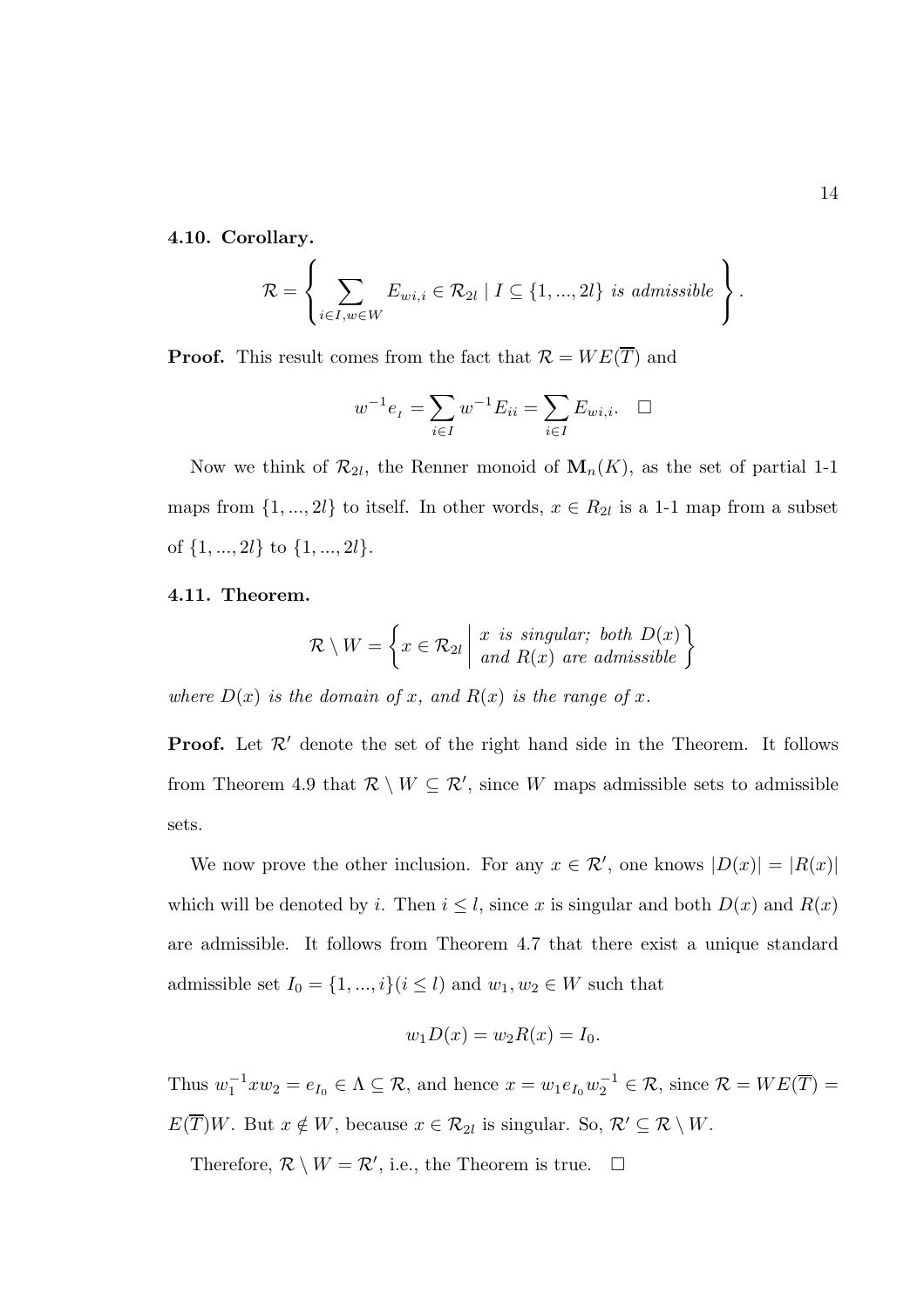**4.10. Corollary.**

$$\mathcal{R} = \left\{ \sum_{i \in I, w \in W} E_{wi,i} \in \mathcal{R}_{2l} \mid I \subseteq \{1, ..., 2l\} \text{ is admissible} \right\}.$$

**Proof.** This result comes from the fact that $\mathcal{R} = WE(\overline{T})$ and

$$w^{-1}e_{I} = \sum_{i \in I} w^{-1}E_{ii} = \sum_{i \in I} E_{wi,i}. \quad \square$$

Now we think of $\mathcal{R}_{2l}$, the Renner monoid of $\mathbf{M}_n(K)$, as the set of partial 1-1 maps from $\{1, ..., 2l\}$ to itself. In other words, $x \in R_{2l}$ is a 1-1 map from a subset of $\{1, ..., 2l\}$ to $\{1, ..., 2l\}$.

**4.11. Theorem.**

$$\mathcal{R} \setminus W = \left\{ x \in \mathcal{R}_{2l} \;\middle|\; \begin{array}{l} x \text{ is singular; both } D(x) \\ \text{and } R(x) \text{ are admissible} \end{array} \right\}$$

*where $D(x)$ is the domain of $x$, and $R(x)$ is the range of $x$.*

**Proof.** Let $\mathcal{R}'$ denote the set of the right hand side in the Theorem. It follows from Theorem 4.9 that $\mathcal{R} \setminus W \subseteq \mathcal{R}'$, since $W$ maps admissible sets to admissible sets.

We now prove the other inclusion. For any $x \in \mathcal{R}'$, one knows $|D(x)| = |R(x)|$ which will be denoted by $i$. Then $i \leq l$, since $x$ is singular and both $D(x)$ and $R(x)$ are admissible. It follows from Theorem 4.7 that there exist a unique standard admissible set $I_0 = \{1, ..., i\} (i \leq l)$ and $w_1, w_2 \in W$ such that

$$w_1 D(x) = w_2 R(x) = I_0.$$

Thus $w_1^{-1} x w_2 = e_{I_0} \in \Lambda \subseteq \mathcal{R}$, and hence $x = w_1 e_{I_0} w_2^{-1} \in \mathcal{R}$, since $\mathcal{R} = WE(\overline{T}) = E(\overline{T})W$. But $x \notin W$, because $x \in \mathcal{R}_{2l}$ is singular. So, $\mathcal{R}' \subseteq \mathcal{R} \setminus W$.

Therefore, $\mathcal{R} \setminus W = \mathcal{R}'$, i.e., the Theorem is true. $\square$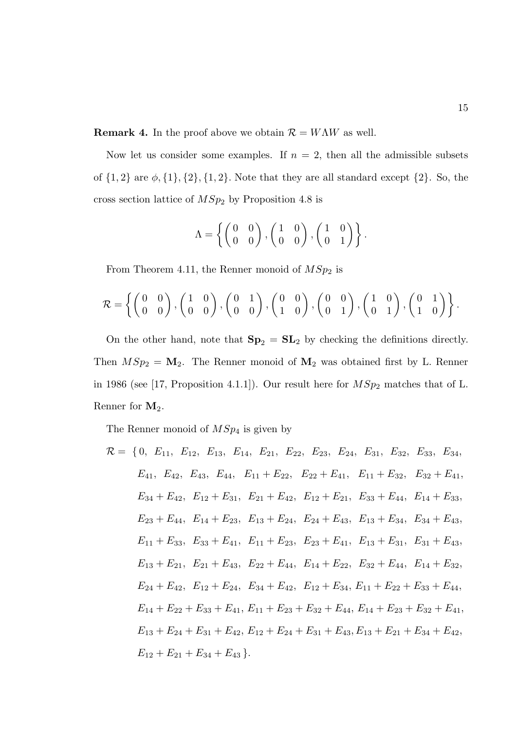**Remark 4.** In the proof above we obtain $\mathcal{R} = W\Lambda W$ as well.

Now let us consider some examples. If $n = 2$, then all the admissible subsets of $\{1, 2\}$ are $\phi, \{1\}, \{2\}, \{1, 2\}$. Note that they are all standard except $\{2\}$. So, the cross section lattice of $MSp_2$ by Proposition 4.8 is

$$\Lambda = \left\{ \begin{pmatrix} 0 & 0 \\ 0 & 0 \end{pmatrix}, \begin{pmatrix} 1 & 0 \\ 0 & 0 \end{pmatrix}, \begin{pmatrix} 1 & 0 \\ 0 & 1 \end{pmatrix} \right\}.$$

From Theorem 4.11, the Renner monoid of $MSp_2$ is

$$\mathcal{R} = \left\{ \begin{pmatrix} 0 & 0 \\ 0 & 0 \end{pmatrix}, \begin{pmatrix} 1 & 0 \\ 0 & 0 \end{pmatrix}, \begin{pmatrix} 0 & 1 \\ 0 & 0 \end{pmatrix}, \begin{pmatrix} 0 & 0 \\ 1 & 0 \end{pmatrix}, \begin{pmatrix} 0 & 0 \\ 0 & 1 \end{pmatrix}, \begin{pmatrix} 1 & 0 \\ 0 & 1 \end{pmatrix}, \begin{pmatrix} 0 & 1 \\ 1 & 0 \end{pmatrix} \right\}.$$

On the other hand, note that $\mathbf{Sp}_2 = \mathbf{SL}_2$ by checking the definitions directly. Then $MSp_2 = \mathbf{M}_2$. The Renner monoid of $\mathbf{M}_2$ was obtained first by L. Renner in 1986 (see [17, Proposition 4.1.1]). Our result here for $MSp_2$ matches that of L. Renner for $\mathbf{M}_2$.

The Renner monoid of $MSp_4$ is given by

$$\begin{aligned}
\mathcal{R} = \{ & 0,\ E_{11},\ E_{12},\ E_{13},\ E_{14},\ E_{21},\ E_{22},\ E_{23},\ E_{24},\ E_{31},\ E_{32},\ E_{33},\ E_{34}, \\
& E_{41},\ E_{42},\ E_{43},\ E_{44},\ E_{11}+E_{22},\ E_{22}+E_{41},\ E_{11}+E_{32},\ E_{32}+E_{41}, \\
& E_{34}+E_{42},\ E_{12}+E_{31},\ E_{21}+E_{42},\ E_{12}+E_{21},\ E_{33}+E_{44},\ E_{14}+E_{33}, \\
& E_{23}+E_{44},\ E_{14}+E_{23},\ E_{13}+E_{24},\ E_{24}+E_{43},\ E_{13}+E_{34},\ E_{34}+E_{43}, \\
& E_{11}+E_{33},\ E_{33}+E_{41},\ E_{11}+E_{23},\ E_{23}+E_{41},\ E_{13}+E_{31},\ E_{31}+E_{43}, \\
& E_{13}+E_{21},\ E_{21}+E_{43},\ E_{22}+E_{44},\ E_{14}+E_{22},\ E_{32}+E_{44},\ E_{14}+E_{32}, \\
& E_{24}+E_{42},\ E_{12}+E_{24},\ E_{34}+E_{42},\ E_{12}+E_{34}, E_{11}+E_{22}+E_{33}+E_{44}, \\
& E_{14}+E_{22}+E_{33}+E_{41}, E_{11}+E_{23}+E_{32}+E_{44}, E_{14}+E_{23}+E_{32}+E_{41}, \\
& E_{13}+E_{24}+E_{31}+E_{42}, E_{12}+E_{24}+E_{31}+E_{43}, E_{13}+E_{21}+E_{34}+E_{42}, \\
& E_{12}+E_{21}+E_{34}+E_{43} \}.
\end{aligned}$$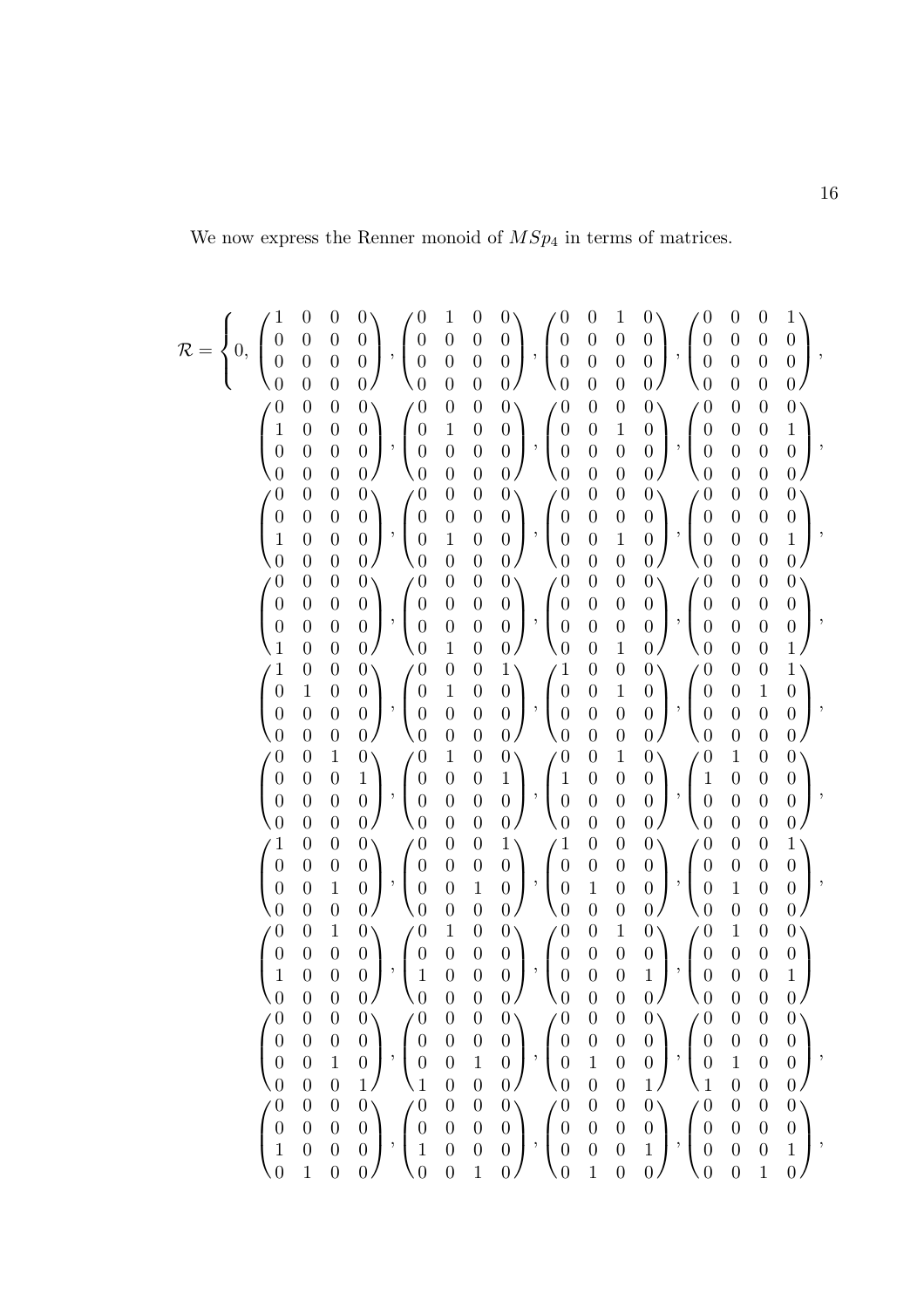We now express the Renner monoid of $MSp_4$ in terms of matrices.

$$
\mathcal{R} = \left\{ 0,\ \begin{pmatrix} 1&0&0&0\\0&0&0&0\\0&0&0&0\\0&0&0&0 \end{pmatrix}, \begin{pmatrix} 0&1&0&0\\0&0&0&0\\0&0&0&0\\0&0&0&0 \end{pmatrix}, \begin{pmatrix} 0&0&1&0\\0&0&0&0\\0&0&0&0\\0&0&0&0 \end{pmatrix}, \begin{pmatrix} 0&0&0&1\\0&0&0&0\\0&0&0&0\\0&0&0&0 \end{pmatrix}, \right.
$$

$$
\begin{pmatrix} 0&0&0&0\\1&0&0&0\\0&0&0&0\\0&0&0&0 \end{pmatrix}, \begin{pmatrix} 0&0&0&0\\0&1&0&0\\0&0&0&0\\0&0&0&0 \end{pmatrix}, \begin{pmatrix} 0&0&0&0\\0&0&1&0\\0&0&0&0\\0&0&0&0 \end{pmatrix}, \begin{pmatrix} 0&0&0&0\\0&0&0&1\\0&0&0&0\\0&0&0&0 \end{pmatrix},
$$

$$
\begin{pmatrix} 0&0&0&0\\0&0&0&0\\1&0&0&0\\0&0&0&0 \end{pmatrix}, \begin{pmatrix} 0&0&0&0\\0&0&0&0\\0&1&0&0\\0&0&0&0 \end{pmatrix}, \begin{pmatrix} 0&0&0&0\\0&0&0&0\\0&0&1&0\\0&0&0&0 \end{pmatrix}, \begin{pmatrix} 0&0&0&0\\0&0&0&0\\0&0&0&1\\0&0&0&0 \end{pmatrix},
$$

$$
\begin{pmatrix} 0&0&0&0\\0&0&0&0\\0&0&0&0\\1&0&0&0 \end{pmatrix}, \begin{pmatrix} 0&0&0&0\\0&0&0&0\\0&0&0&0\\0&1&0&0 \end{pmatrix}, \begin{pmatrix} 0&0&0&0\\0&0&0&0\\0&0&0&0\\0&0&1&0 \end{pmatrix}, \begin{pmatrix} 0&0&0&0\\0&0&0&0\\0&0&0&0\\0&0&0&1 \end{pmatrix},
$$

$$
\begin{pmatrix} 1&0&0&0\\0&1&0&0\\0&0&0&0\\0&0&0&0 \end{pmatrix}, \begin{pmatrix} 0&0&0&1\\0&1&0&0\\0&0&0&0\\0&0&0&0 \end{pmatrix}, \begin{pmatrix} 1&0&0&0\\0&0&1&0\\0&0&0&0\\0&0&0&0 \end{pmatrix}, \begin{pmatrix} 0&0&0&1\\0&0&1&0\\0&0&0&0\\0&0&0&0 \end{pmatrix},
$$

$$
\begin{pmatrix} 0&0&1&0\\0&0&0&1\\0&0&0&0\\0&0&0&0 \end{pmatrix}, \begin{pmatrix} 0&1&0&0\\0&0&0&1\\0&0&0&0\\0&0&0&0 \end{pmatrix}, \begin{pmatrix} 0&0&1&0\\1&0&0&0\\0&0&0&0\\0&0&0&0 \end{pmatrix}, \begin{pmatrix} 0&1&0&0\\1&0&0&0\\0&0&0&0\\0&0&0&0 \end{pmatrix},
$$

$$
\begin{pmatrix} 1&0&0&0\\0&0&0&0\\0&0&1&0\\0&0&0&0 \end{pmatrix}, \begin{pmatrix} 0&0&0&1\\0&0&0&0\\0&0&1&0\\0&0&0&0 \end{pmatrix}, \begin{pmatrix} 1&0&0&0\\0&0&0&0\\0&1&0&0\\0&0&0&0 \end{pmatrix}, \begin{pmatrix} 0&0&0&1\\0&0&0&0\\0&1&0&0\\0&0&0&0 \end{pmatrix},
$$

$$
\begin{pmatrix} 0&0&1&0\\0&0&0&0\\1&0&0&0\\0&0&0&0 \end{pmatrix}, \begin{pmatrix} 0&1&0&0\\0&0&0&0\\1&0&0&0\\0&0&0&0 \end{pmatrix}, \begin{pmatrix} 0&0&1&0\\0&0&0&0\\0&0&0&1\\0&0&0&0 \end{pmatrix}, \begin{pmatrix} 0&1&0&0\\0&0&0&0\\0&0&0&1\\0&0&0&0 \end{pmatrix}
$$

$$
\begin{pmatrix} 0&0&0&0\\0&0&0&0\\0&0&1&0\\0&0&0&1 \end{pmatrix}, \begin{pmatrix} 0&0&0&0\\0&0&0&0\\0&0&1&0\\1&0&0&0 \end{pmatrix}, \begin{pmatrix} 0&0&0&0\\0&0&0&0\\0&1&0&0\\0&0&0&1 \end{pmatrix}, \begin{pmatrix} 0&0&0&0\\0&0&0&0\\0&1&0&0\\1&0&0&0 \end{pmatrix},
$$

$$
\begin{pmatrix} 0&0&0&0\\0&0&0&0\\1&0&0&0\\0&1&0&0 \end{pmatrix}, \begin{pmatrix} 0&0&0&0\\0&0&0&0\\1&0&0&0\\0&0&1&0 \end{pmatrix}, \begin{pmatrix} 0&0&0&0\\0&0&0&0\\0&0&0&1\\0&1&0&0 \end{pmatrix}, \begin{pmatrix} 0&0&0&0\\0&0&0&0\\0&0&0&1\\0&0&1&0 \end{pmatrix},
$$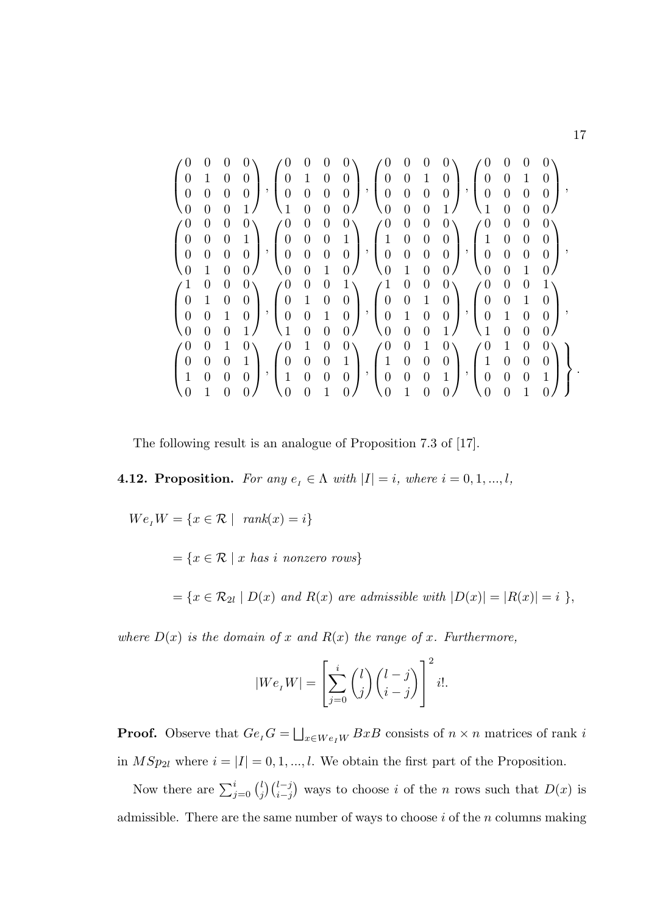$$\begin{pmatrix}0&0&0&0\\0&1&0&0\\0&0&0&0\\0&0&0&1\end{pmatrix}, \begin{pmatrix}0&0&0&0\\0&1&0&0\\0&0&0&0\\1&0&0&0\end{pmatrix}, \begin{pmatrix}0&0&0&0\\0&0&1&0\\0&0&0&0\\0&0&0&1\end{pmatrix}, \begin{pmatrix}0&0&0&0\\0&0&1&0\\0&0&0&0\\1&0&0&0\end{pmatrix},$$
$$\begin{pmatrix}0&0&0&0\\0&0&0&1\\0&0&0&0\\0&1&0&0\end{pmatrix}, \begin{pmatrix}0&0&0&0\\0&0&0&1\\0&0&0&0\\0&0&1&0\end{pmatrix}, \begin{pmatrix}0&0&0&0\\1&0&0&0\\0&0&0&0\\0&1&0&0\end{pmatrix}, \begin{pmatrix}0&0&0&0\\1&0&0&0\\0&0&0&0\\0&0&1&0\end{pmatrix},$$
$$\begin{pmatrix}1&0&0&0\\0&1&0&0\\0&0&1&0\\0&0&0&1\end{pmatrix}, \begin{pmatrix}0&0&0&1\\0&1&0&0\\0&0&1&0\\1&0&0&0\end{pmatrix}, \begin{pmatrix}1&0&0&0\\0&0&1&0\\0&1&0&0\\0&0&0&1\end{pmatrix}, \begin{pmatrix}0&0&0&1\\0&0&1&0\\0&1&0&0\\1&0&0&0\end{pmatrix},$$
$$\left.\begin{pmatrix}0&0&1&0\\0&0&0&1\\1&0&0&0\\0&1&0&0\end{pmatrix}, \begin{pmatrix}0&1&0&0\\0&0&0&1\\1&0&0&0\\0&0&1&0\end{pmatrix}, \begin{pmatrix}0&0&1&0\\1&0&0&0\\0&0&0&1\\0&1&0&0\end{pmatrix}, \begin{pmatrix}0&1&0&0\\1&0&0&0\\0&0&0&1\\0&0&1&0\end{pmatrix}\right\}.$$

The following result is an analogue of Proposition 7.3 of [17].

**4.12. Proposition.** *For any $e_I \in \Lambda$ with $|I| = i$, where $i = 0, 1, ..., l$,*

$$We_IW = \{x \in \mathcal{R} \mid \ rank(x) = i\}$$

$$= \{x \in \mathcal{R} \mid x \text{ has } i \text{ nonzero rows}\}$$

$$= \{x \in \mathcal{R}_{2l} \mid D(x) \text{ and } R(x) \text{ are admissible with } |D(x)| = |R(x)| = i \ \},$$

*where $D(x)$ is the domain of $x$ and $R(x)$ the range of $x$. Furthermore,*

$$|We_IW| = \left[\sum_{j=0}^{i} \binom{l}{j}\binom{l-j}{i-j}\right]^2 i!.$$

**Proof.** Observe that $Ge_IG = \bigsqcup_{x \in We_IW} BxB$ consists of $n \times n$ matrices of rank $i$ in $MSp_{2l}$ where $i = |I| = 0, 1, ..., l$. We obtain the first part of the Proposition.

Now there are $\sum_{j=0}^{i} \binom{l}{j}\binom{l-j}{i-j}$ ways to choose $i$ of the $n$ rows such that $D(x)$ is admissible. There are the same number of ways to choose $i$ of the $n$ columns making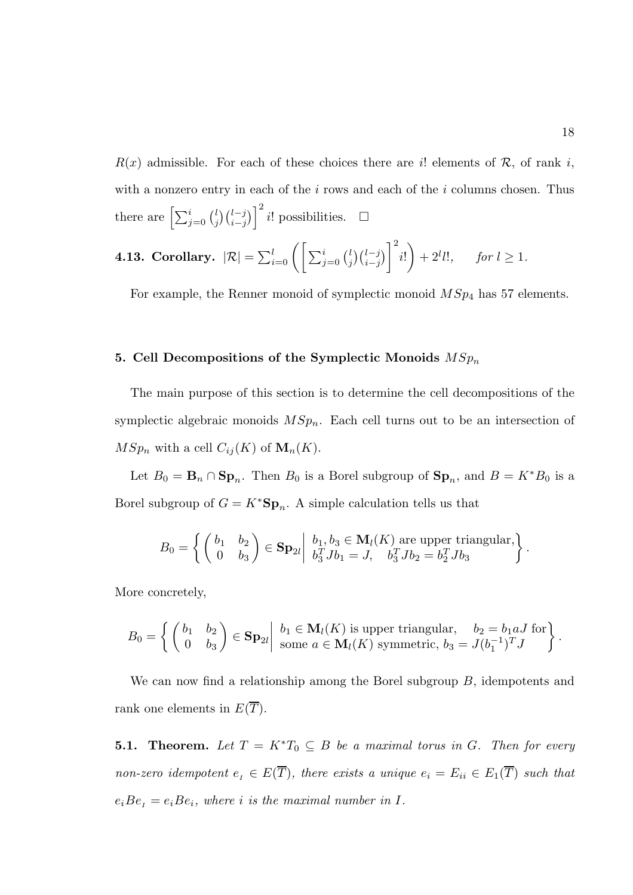$R(x)$ admissible. For each of these choices there are $i!$ elements of $\mathcal{R}$, of rank $i$, with a nonzero entry in each of the $i$ rows and each of the $i$ columns chosen. Thus there are $\left[\sum_{j=0}^{i}\binom{l}{j}\binom{l-j}{i-j}\right]^2 i!$ possibilities. $\square$

**4.13. Corollary.** $|\mathcal{R}| = \sum_{i=0}^{l}\left(\left[\sum_{j=0}^{i}\binom{l}{j}\binom{l-j}{i-j}\right]^2 i!\right) + 2^l l!, \qquad \textit{for } l \geq 1.$

For example, the Renner monoid of symplectic monoid $MSp_4$ has 57 elements.

## 5. Cell Decompositions of the Symplectic Monoids $MSp_n$

The main purpose of this section is to determine the cell decompositions of the symplectic algebraic monoids $MSp_n$. Each cell turns out to be an intersection of $MSp_n$ with a cell $C_{ij}(K)$ of $\mathbf{M}_n(K)$.

Let $B_0 = \mathbf{B}_n \cap \mathbf{Sp}_n$. Then $B_0$ is a Borel subgroup of $\mathbf{Sp}_n$, and $B = K^*B_0$ is a Borel subgroup of $G = K^*\mathbf{Sp}_n$. A simple calculation tells us that

$$B_0 = \left\{ \begin{pmatrix} b_1 & b_2 \\ 0 & b_3 \end{pmatrix} \in \mathbf{Sp}_{2l} \;\middle|\; \begin{matrix} b_1, b_3 \in \mathbf{M}_l(K) \text{ are upper triangular,} \\ b_3^T J b_1 = J, \quad b_3^T J b_2 = b_2^T J b_3 \end{matrix} \right\}.$$

More concretely,

$$B_0 = \left\{ \begin{pmatrix} b_1 & b_2 \\ 0 & b_3 \end{pmatrix} \in \mathbf{Sp}_{2l} \;\middle|\; \begin{matrix} b_1 \in \mathbf{M}_l(K) \text{ is upper triangular,} \quad b_2 = b_1 a J \text{ for} \\ \text{some } a \in \mathbf{M}_l(K) \text{ symmetric, } b_3 = J(b_1^{-1})^T J \end{matrix} \right\}.$$

We can now find a relationship among the Borel subgroup $B$, idempotents and rank one elements in $E(\overline{T})$.

**5.1. Theorem.** *Let $T = K^*T_0 \subseteq B$ be a maximal torus in $G$. Then for every non-zero idempotent $e_I \in E(\overline{T})$, there exists a unique $e_i = E_{ii} \in E_1(\overline{T})$ such that $e_iBe_I = e_iBe_i$, where $i$ is the maximal number in $I$.*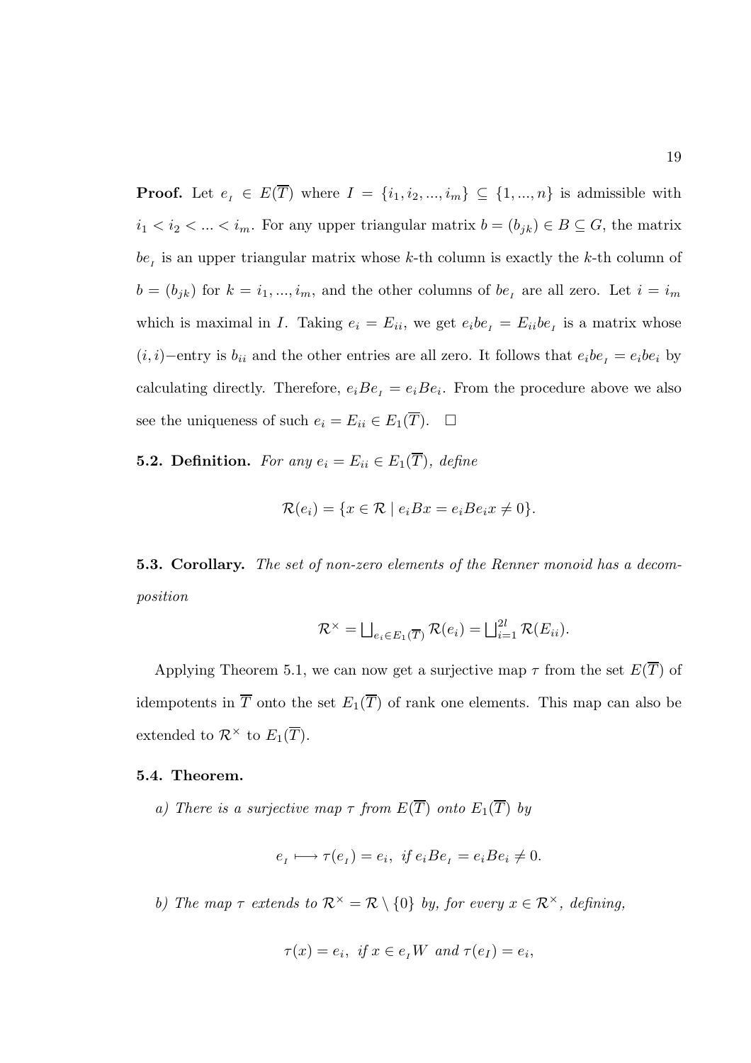**Proof.** Let $e_I \in E(\overline{T})$ where $I = \{i_1, i_2, ..., i_m\} \subseteq \{1, ..., n\}$ is admissible with $i_1 < i_2 < ... < i_m$. For any upper triangular matrix $b = (b_{jk}) \in B \subseteq G$, the matrix $be_I$ is an upper triangular matrix whose $k$-th column is exactly the $k$-th column of $b = (b_{jk})$ for $k = i_1, ..., i_m$, and the other columns of $be_I$ are all zero. Let $i = i_m$ which is maximal in $I$. Taking $e_i = E_{ii}$, we get $e_i be_I = E_{ii} be_I$ is a matrix whose $(i,i)-$entry is $b_{ii}$ and the other entries are all zero. It follows that $e_i be_I = e_i b e_i$ by calculating directly. Therefore, $e_i B e_I = e_i B e_i$. From the procedure above we also see the uniqueness of such $e_i = E_{ii} \in E_1(\overline{T})$. $\square$

**5.2. Definition.** *For any $e_i = E_{ii} \in E_1(\overline{T})$, define*

$$\mathcal{R}(e_i) = \{x \in \mathcal{R} \mid e_i B x = e_i B e_i x \neq 0\}.$$

**5.3. Corollary.** *The set of non-zero elements of the Renner monoid has a decomposition*

$$\mathcal{R}^{\times} = \bigsqcup_{e_i \in E_1(\overline{T})} \mathcal{R}(e_i) = \bigsqcup_{i=1}^{2l} \mathcal{R}(E_{ii}).$$

Applying Theorem 5.1, we can now get a surjective map $\tau$ from the set $E(\overline{T})$ of idempotents in $\overline{T}$ onto the set $E_1(\overline{T})$ of rank one elements. This map can also be extended to $\mathcal{R}^{\times}$ to $E_1(\overline{T})$.

**5.4. Theorem.**

*a) There is a surjective map $\tau$ from $E(\overline{T})$ onto $E_1(\overline{T})$ by*

$$e_I \longmapsto \tau(e_I) = e_i, \text{ if } e_i B e_I = e_i B e_i \neq 0.$$

*b) The map $\tau$ extends to $\mathcal{R}^{\times} = \mathcal{R} \setminus \{0\}$ by, for every $x \in \mathcal{R}^{\times}$, defining,*

$$\tau(x) = e_i, \text{ if } x \in e_I W \text{ and } \tau(e_I) = e_i,$$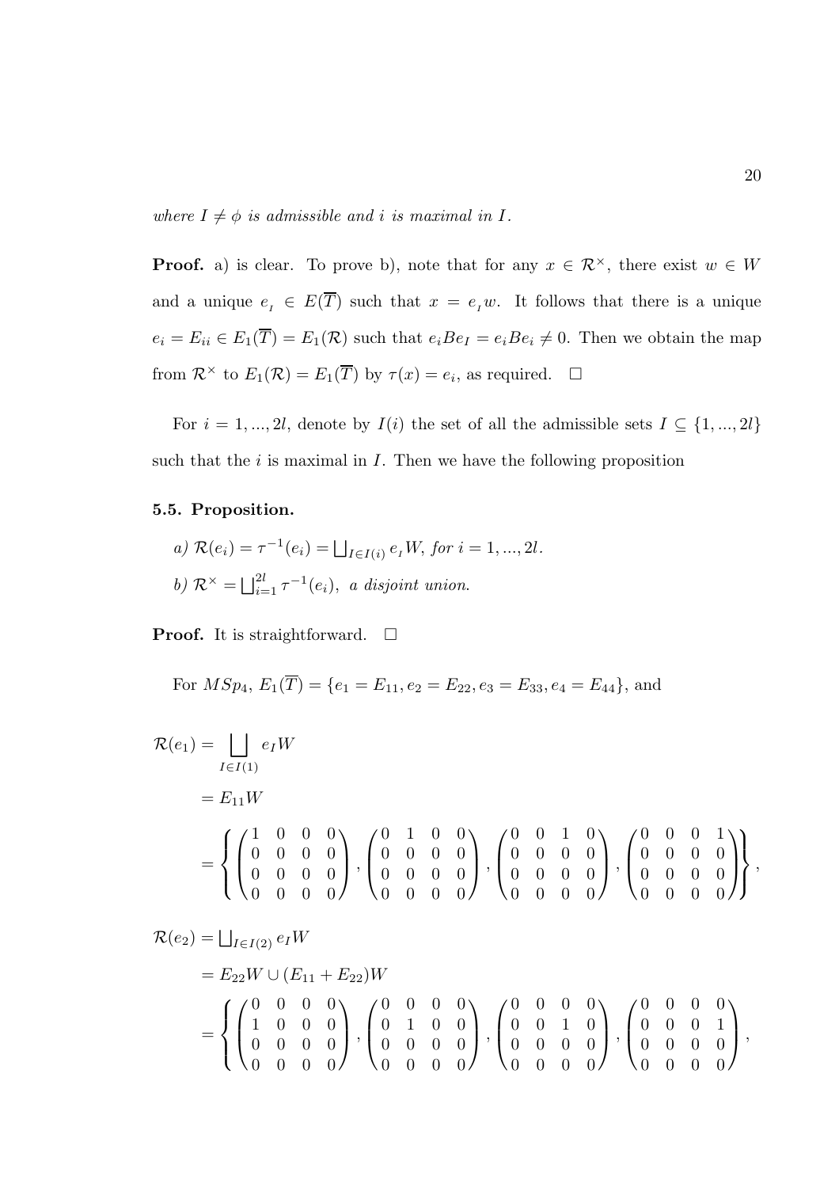*where $I \neq \phi$ is admissible and $i$ is maximal in $I$.*

**Proof.** a) is clear. To prove b), note that for any $x \in \mathcal{R}^{\times}$, there exist $w \in W$ and a unique $e_{_I} \in E(\overline{T})$ such that $x = e_{_I} w$. It follows that there is a unique $e_i = E_{ii} \in E_1(\overline{T}) = E_1(\mathcal{R})$ such that $e_i B e_I = e_i B e_i \neq 0$. Then we obtain the map from $\mathcal{R}^{\times}$ to $E_1(\mathcal{R}) = E_1(\overline{T})$ by $\tau(x) = e_i$, as required. $\square$

For $i = 1, ..., 2l$, denote by $I(i)$ the set of all the admissible sets $I \subseteq \{1, ..., 2l\}$ such that the $i$ is maximal in $I$. Then we have the following proposition

**5.5. Proposition.**

*a)* $\mathcal{R}(e_i) = \tau^{-1}(e_i) = \bigsqcup_{I \in I(i)} e_{_I} W$, *for* $i = 1, ..., 2l$.

*b)* $\mathcal{R}^{\times} = \bigsqcup_{i=1}^{2l} \tau^{-1}(e_i)$, *a disjoint union.*

**Proof.** It is straightforward. $\square$

For $MSp_4$, $E_1(\overline{T}) = \{e_1 = E_{11}, e_2 = E_{22}, e_3 = E_{33}, e_4 = E_{44}\}$, and

$$
\begin{aligned}
\mathcal{R}(e_1) &= \bigsqcup_{I \in I(1)} e_I W \\
&= E_{11} W \\
&= \left\{ \begin{pmatrix} 1 & 0 & 0 & 0 \\ 0 & 0 & 0 & 0 \\ 0 & 0 & 0 & 0 \\ 0 & 0 & 0 & 0 \end{pmatrix}, \begin{pmatrix} 0 & 1 & 0 & 0 \\ 0 & 0 & 0 & 0 \\ 0 & 0 & 0 & 0 \\ 0 & 0 & 0 & 0 \end{pmatrix}, \begin{pmatrix} 0 & 0 & 1 & 0 \\ 0 & 0 & 0 & 0 \\ 0 & 0 & 0 & 0 \\ 0 & 0 & 0 & 0 \end{pmatrix}, \begin{pmatrix} 0 & 0 & 0 & 1 \\ 0 & 0 & 0 & 0 \\ 0 & 0 & 0 & 0 \\ 0 & 0 & 0 & 0 \end{pmatrix} \right\},
\end{aligned}
$$

$$
\begin{aligned}
\mathcal{R}(e_2) &= \textstyle\bigsqcup_{I \in I(2)} e_I W \\
&= E_{22} W \cup (E_{11} + E_{22}) W \\
&= \left\{ \begin{pmatrix} 0 & 0 & 0 & 0 \\ 1 & 0 & 0 & 0 \\ 0 & 0 & 0 & 0 \\ 0 & 0 & 0 & 0 \end{pmatrix}, \begin{pmatrix} 0 & 0 & 0 & 0 \\ 0 & 1 & 0 & 0 \\ 0 & 0 & 0 & 0 \\ 0 & 0 & 0 & 0 \end{pmatrix}, \begin{pmatrix} 0 & 0 & 0 & 0 \\ 0 & 0 & 1 & 0 \\ 0 & 0 & 0 & 0 \\ 0 & 0 & 0 & 0 \end{pmatrix}, \begin{pmatrix} 0 & 0 & 0 & 0 \\ 0 & 0 & 0 & 1 \\ 0 & 0 & 0 & 0 \\ 0 & 0 & 0 & 0 \end{pmatrix}, \right.
\end{aligned}
$$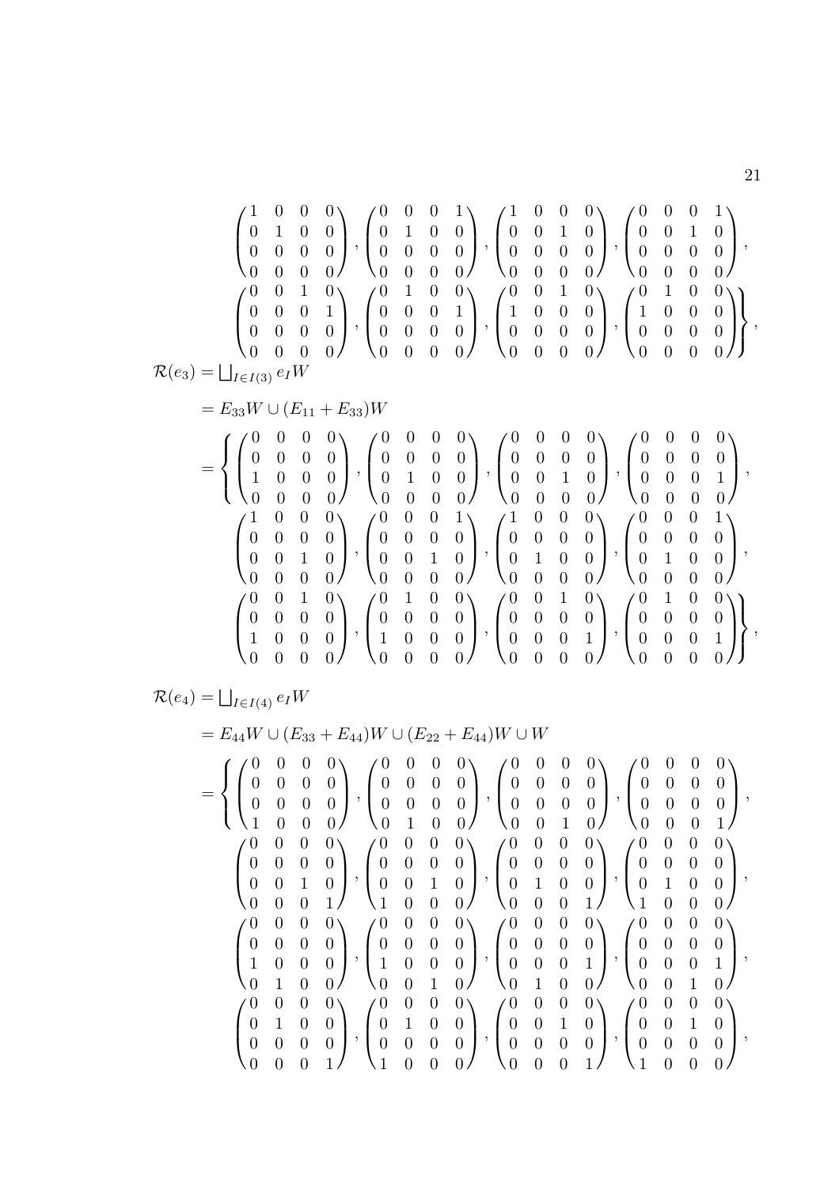$$
\begin{pmatrix} 1&0&0&0\\0&1&0&0\\0&0&0&0\\0&0&0&0 \end{pmatrix}, \begin{pmatrix} 0&0&0&1\\0&1&0&0\\0&0&0&0\\0&0&0&0 \end{pmatrix}, \begin{pmatrix} 1&0&0&0\\0&0&1&0\\0&0&0&0\\0&0&0&0 \end{pmatrix}, \begin{pmatrix} 0&0&0&1\\0&0&1&0\\0&0&0&0\\0&0&0&0 \end{pmatrix},
$$

$$
\left.\begin{pmatrix} 0&0&1&0\\0&0&0&1\\0&0&0&0\\0&0&0&0 \end{pmatrix}, \begin{pmatrix} 0&1&0&0\\0&0&0&1\\0&0&0&0\\0&0&0&0 \end{pmatrix}, \begin{pmatrix} 0&0&1&0\\1&0&0&0\\0&0&0&0\\0&0&0&0 \end{pmatrix}, \begin{pmatrix} 0&1&0&0\\1&0&0&0\\0&0&0&0\\0&0&0&0 \end{pmatrix}\right\},
$$

$$
\begin{aligned}
\mathcal{R}(e_3) &= \bigsqcup_{I\in I(3)} e_I W \\
&= E_{33}W \cup (E_{11}+E_{33})W
\end{aligned}
$$

$$
= \left\{ \begin{pmatrix} 0&0&0&0\\0&0&0&0\\1&0&0&0\\0&0&0&0 \end{pmatrix}, \begin{pmatrix} 0&0&0&0\\0&0&0&0\\0&1&0&0\\0&0&0&0 \end{pmatrix}, \begin{pmatrix} 0&0&0&0\\0&0&0&0\\0&0&1&0\\0&0&0&0 \end{pmatrix}, \begin{pmatrix} 0&0&0&0\\0&0&0&0\\0&0&0&1\\0&0&0&0 \end{pmatrix}, \right.
$$

$$
\begin{pmatrix} 1&0&0&0\\0&0&0&0\\0&0&1&0\\0&0&0&0 \end{pmatrix}, \begin{pmatrix} 0&0&0&1\\0&0&0&0\\0&0&1&0\\0&0&0&0 \end{pmatrix}, \begin{pmatrix} 1&0&0&0\\0&0&0&0\\0&1&0&0\\0&0&0&0 \end{pmatrix}, \begin{pmatrix} 0&0&0&1\\0&0&0&0\\0&1&0&0\\0&0&0&0 \end{pmatrix},
$$

$$
\left.\begin{pmatrix} 0&0&1&0\\0&0&0&0\\1&0&0&0\\0&0&0&0 \end{pmatrix}, \begin{pmatrix} 0&1&0&0\\0&0&0&0\\1&0&0&0\\0&0&0&0 \end{pmatrix}, \begin{pmatrix} 0&0&1&0\\0&0&0&0\\0&0&0&1\\0&0&0&0 \end{pmatrix}, \begin{pmatrix} 0&1&0&0\\0&0&0&0\\0&0&0&1\\0&0&0&0 \end{pmatrix}\right\},
$$

$$
\begin{aligned}
\mathcal{R}(e_4) &= \bigsqcup_{I\in I(4)} e_I W \\
&= E_{44}W \cup (E_{33}+E_{44})W \cup (E_{22}+E_{44})W \cup W
\end{aligned}
$$

$$
= \left\{ \begin{pmatrix} 0&0&0&0\\0&0&0&0\\0&0&0&0\\1&0&0&0 \end{pmatrix}, \begin{pmatrix} 0&0&0&0\\0&0&0&0\\0&0&0&0\\0&1&0&0 \end{pmatrix}, \begin{pmatrix} 0&0&0&0\\0&0&0&0\\0&0&0&0\\0&0&1&0 \end{pmatrix}, \begin{pmatrix} 0&0&0&0\\0&0&0&0\\0&0&0&0\\0&0&0&1 \end{pmatrix}, \right.
$$

$$
\begin{pmatrix} 0&0&0&0\\0&0&0&0\\0&0&1&0\\0&0&0&1 \end{pmatrix}, \begin{pmatrix} 0&0&0&0\\0&0&0&0\\0&0&1&0\\1&0&0&0 \end{pmatrix}, \begin{pmatrix} 0&0&0&0\\0&0&0&0\\0&1&0&0\\0&0&0&1 \end{pmatrix}, \begin{pmatrix} 0&0&0&0\\0&0&0&0\\0&1&0&0\\1&0&0&0 \end{pmatrix},
$$

$$
\begin{pmatrix} 0&0&0&0\\0&0&0&0\\1&0&0&0\\0&1&0&0 \end{pmatrix}, \begin{pmatrix} 0&0&0&0\\0&0&0&0\\1&0&0&0\\0&0&1&0 \end{pmatrix}, \begin{pmatrix} 0&0&0&0\\0&0&0&0\\0&0&0&1\\0&1&0&0 \end{pmatrix}, \begin{pmatrix} 0&0&0&0\\0&0&0&0\\0&0&0&1\\0&0&1&0 \end{pmatrix},
$$

$$
\begin{pmatrix} 0&0&0&0\\0&1&0&0\\0&0&0&0\\0&0&0&1 \end{pmatrix}, \begin{pmatrix} 0&0&0&0\\0&1&0&0\\0&0&0&0\\1&0&0&0 \end{pmatrix}, \begin{pmatrix} 0&0&0&0\\0&0&1&0\\0&0&0&0\\0&0&0&1 \end{pmatrix}, \begin{pmatrix} 0&0&0&0\\0&0&1&0\\0&0&0&0\\1&0&0&0 \end{pmatrix},
$$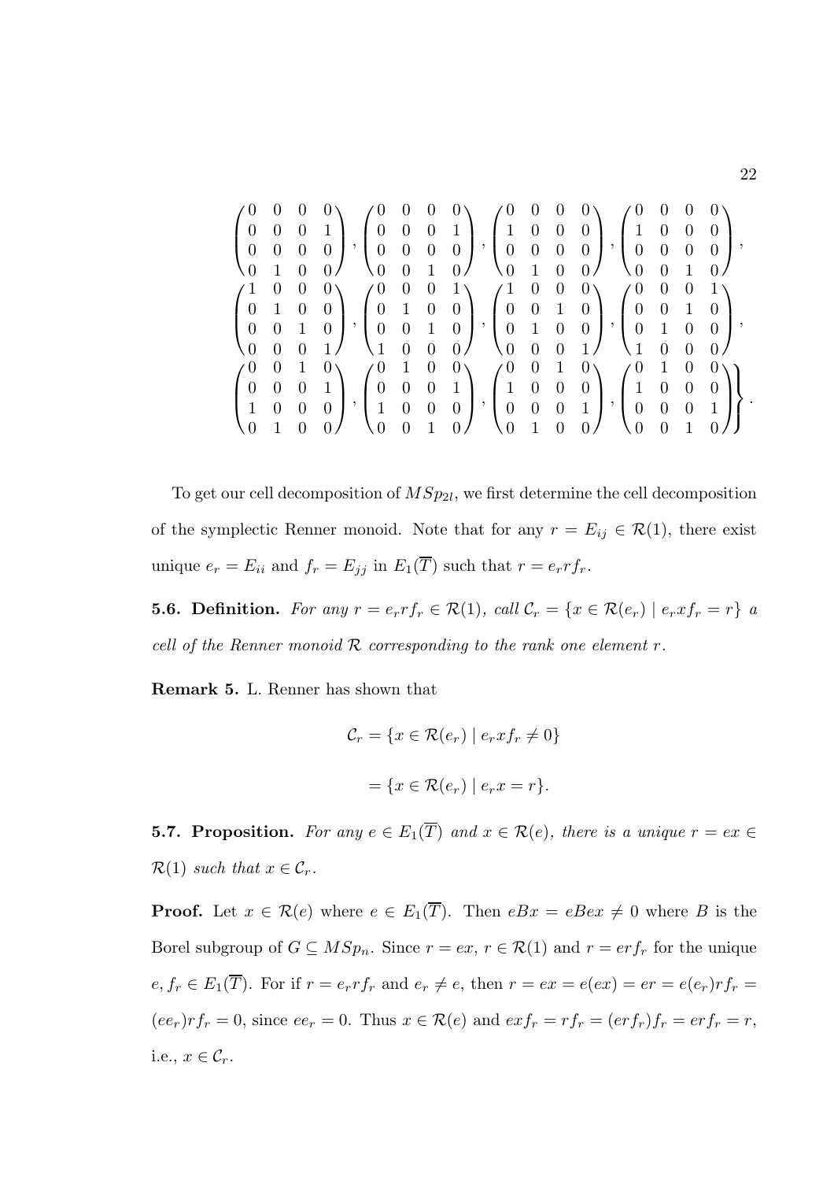$$
\begin{pmatrix} 0&0&0&0\\0&0&0&1\\0&0&0&0\\0&1&0&0 \end{pmatrix},
\begin{pmatrix} 0&0&0&0\\0&0&0&1\\0&0&0&0\\0&0&1&0 \end{pmatrix},
\begin{pmatrix} 0&0&0&0\\1&0&0&0\\0&0&0&0\\0&1&0&0 \end{pmatrix},
\begin{pmatrix} 0&0&0&0\\1&0&0&0\\0&0&0&0\\0&0&1&0 \end{pmatrix},
$$
$$
\begin{pmatrix} 1&0&0&0\\0&1&0&0\\0&0&1&0\\0&0&0&1 \end{pmatrix},
\begin{pmatrix} 0&0&0&1\\0&1&0&0\\0&0&1&0\\1&0&0&0 \end{pmatrix},
\begin{pmatrix} 1&0&0&0\\0&0&1&0\\0&1&0&0\\0&0&0&1 \end{pmatrix},
\begin{pmatrix} 0&0&0&1\\0&0&1&0\\0&1&0&0\\1&0&0&0 \end{pmatrix},
$$
$$
\left.\begin{pmatrix} 0&0&1&0\\0&0&0&1\\1&0&0&0\\0&1&0&0 \end{pmatrix},
\begin{pmatrix} 0&1&0&0\\0&0&0&1\\1&0&0&0\\0&0&1&0 \end{pmatrix},
\begin{pmatrix} 0&0&1&0\\1&0&0&0\\0&0&0&1\\0&1&0&0 \end{pmatrix},
\begin{pmatrix} 0&1&0&0\\1&0&0&0\\0&0&0&1\\0&0&1&0 \end{pmatrix}\right\}.
$$

To get our cell decomposition of $MSp_{2l}$, we first determine the cell decomposition of the symplectic Renner monoid. Note that for any $r = E_{ij} \in \mathcal{R}(1)$, there exist unique $e_r = E_{ii}$ and $f_r = E_{jj}$ in $E_1(\overline{T})$ such that $r = e_r r f_r$.

**5.6. Definition.** *For any $r = e_r r f_r \in \mathcal{R}(1)$, call $\mathcal{C}_r = \{x \in \mathcal{R}(e_r) \mid e_r x f_r = r\}$ a cell of the Renner monoid $\mathcal{R}$ corresponding to the rank one element $r$.*

**Remark 5.** L. Renner has shown that

$$
\begin{aligned}
\mathcal{C}_r &= \{x \in \mathcal{R}(e_r) \mid e_r x f_r \neq 0\} \\
&= \{x \in \mathcal{R}(e_r) \mid e_r x = r\}.
\end{aligned}
$$

**5.7. Proposition.** *For any $e \in E_1(\overline{T})$ and $x \in \mathcal{R}(e)$, there is a unique $r = ex \in \mathcal{R}(1)$ such that $x \in \mathcal{C}_r$.*

**Proof.** Let $x \in \mathcal{R}(e)$ where $e \in E_1(\overline{T})$. Then $eBx = eBex \neq 0$ where $B$ is the Borel subgroup of $G \subseteq MSp_n$. Since $r = ex$, $r \in \mathcal{R}(1)$ and $r = erf_r$ for the unique $e, f_r \in E_1(\overline{T})$. For if $r = e_r r f_r$ and $e_r \neq e$, then $r = ex = e(ex) = er = e(e_r) r f_r = (ee_r) r f_r = 0$, since $ee_r = 0$. Thus $x \in \mathcal{R}(e)$ and $exf_r = rf_r = (erf_r)f_r = erf_r = r$, i.e., $x \in \mathcal{C}_r$.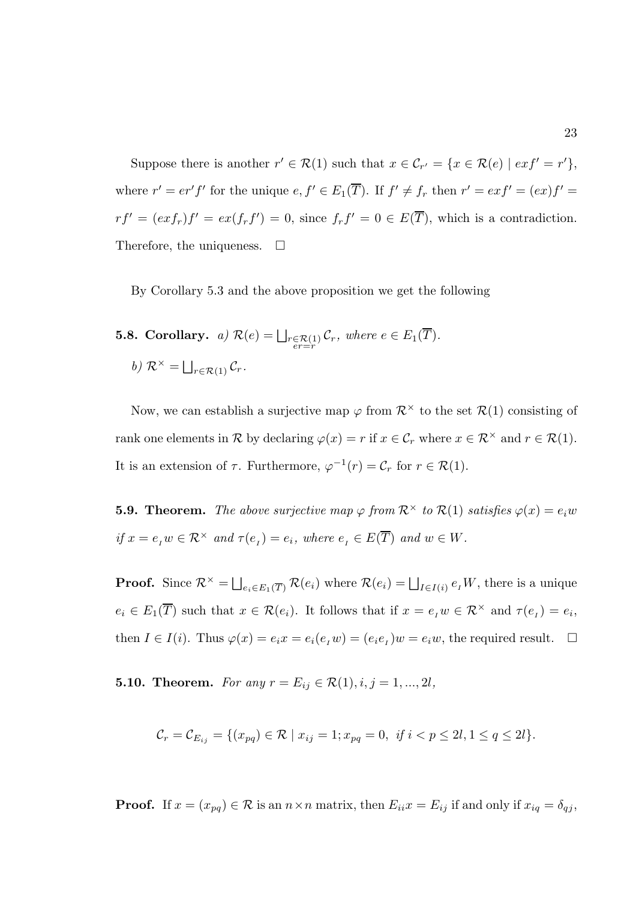Suppose there is another $r' \in \mathcal{R}(1)$ such that $x \in \mathcal{C}_{r'} = \{x \in \mathcal{R}(e) \mid exf' = r'\}$, where $r' = er'f'$ for the unique $e, f' \in E_1(\overline{T})$. If $f' \neq f_r$ then $r' = exf' = (ex)f' = rf' = (exf_r)f' = ex(f_rf') = 0$, since $f_rf' = 0 \in E(\overline{T})$, which is a contradiction. Therefore, the uniqueness. $\square$

By Corollary 5.3 and the above proposition we get the following

**5.8. Corollary.** *a)* $\mathcal{R}(e) = \bigsqcup_{\substack{r \in \mathcal{R}(1) \\ er = r}} \mathcal{C}_r$, *where* $e \in E_1(\overline{T})$.

*b)* $\mathcal{R}^\times = \bigsqcup_{r \in \mathcal{R}(1)} \mathcal{C}_r$.

Now, we can establish a surjective map $\varphi$ from $\mathcal{R}^\times$ to the set $\mathcal{R}(1)$ consisting of rank one elements in $\mathcal{R}$ by declaring $\varphi(x) = r$ if $x \in \mathcal{C}_r$ where $x \in \mathcal{R}^\times$ and $r \in \mathcal{R}(1)$. It is an extension of $\tau$. Furthermore, $\varphi^{-1}(r) = \mathcal{C}_r$ for $r \in \mathcal{R}(1)$.

**5.9. Theorem.** *The above surjective map $\varphi$ from $\mathcal{R}^\times$ to $\mathcal{R}(1)$ satisfies $\varphi(x) = e_iw$ if $x = e_{\scriptscriptstyle I}w \in \mathcal{R}^\times$ and $\tau(e_{\scriptscriptstyle I}) = e_i$, where $e_{\scriptscriptstyle I} \in E(\overline{T})$ and $w \in W$.*

**Proof.** Since $\mathcal{R}^\times = \bigsqcup_{e_i \in E_1(\overline{T})} \mathcal{R}(e_i)$ where $\mathcal{R}(e_i) = \bigsqcup_{I \in I(i)} e_{\scriptscriptstyle I}W$, there is a unique $e_i \in E_1(\overline{T})$ such that $x \in \mathcal{R}(e_i)$. It follows that if $x = e_{\scriptscriptstyle I}w \in \mathcal{R}^\times$ and $\tau(e_{\scriptscriptstyle I}) = e_i$, then $I \in I(i)$. Thus $\varphi(x) = e_ix = e_i(e_{\scriptscriptstyle I}w) = (e_ie_{\scriptscriptstyle I})w = e_iw$, the required result. $\square$

**5.10. Theorem.** *For any $r = E_{ij} \in \mathcal{R}(1), i, j = 1, ..., 2l$,*

$$\mathcal{C}_r = \mathcal{C}_{E_{ij}} = \{(x_{pq}) \in \mathcal{R} \mid x_{ij} = 1; x_{pq} = 0, \ \text{if } i < p \leq 2l, 1 \leq q \leq 2l\}.$$

**Proof.** If $x = (x_{pq}) \in \mathcal{R}$ is an $n \times n$ matrix, then $E_{ii}x = E_{ij}$ if and only if $x_{iq} = \delta_{qj}$,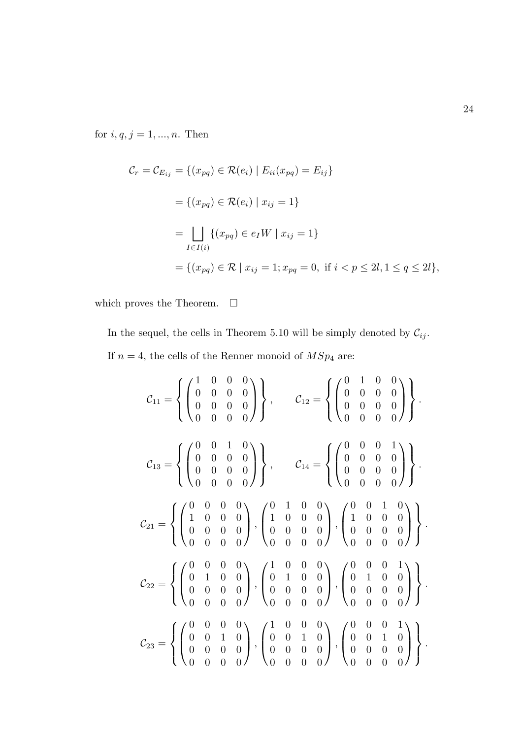for $i, q, j = 1, ..., n$. Then

$$
\begin{aligned}
\mathcal{C}_r = \mathcal{C}_{E_{ij}} &= \{(x_{pq}) \in \mathcal{R}(e_i) \mid E_{ii}(x_{pq}) = E_{ij}\} \\
&= \{(x_{pq}) \in \mathcal{R}(e_i) \mid x_{ij} = 1\} \\
&= \bigsqcup_{I \in I(i)} \{(x_{pq}) \in e_I W \mid x_{ij} = 1\} \\
&= \{(x_{pq}) \in \mathcal{R} \mid x_{ij} = 1; x_{pq} = 0, \text{ if } i < p \leq 2l, 1 \leq q \leq 2l\},
\end{aligned}
$$

which proves the Theorem. $\square$

In the sequel, the cells in Theorem 5.10 will be simply denoted by $\mathcal{C}_{ij}$.

If $n = 4$, the cells of the Renner monoid of $MSp_4$ are:

$$
\mathcal{C}_{11} = \left\{ \begin{pmatrix} 1 & 0 & 0 & 0 \\ 0 & 0 & 0 & 0 \\ 0 & 0 & 0 & 0 \\ 0 & 0 & 0 & 0 \end{pmatrix} \right\}, \qquad \mathcal{C}_{12} = \left\{ \begin{pmatrix} 0 & 1 & 0 & 0 \\ 0 & 0 & 0 & 0 \\ 0 & 0 & 0 & 0 \\ 0 & 0 & 0 & 0 \end{pmatrix} \right\}.
$$

$$
\mathcal{C}_{13} = \left\{ \begin{pmatrix} 0 & 0 & 1 & 0 \\ 0 & 0 & 0 & 0 \\ 0 & 0 & 0 & 0 \\ 0 & 0 & 0 & 0 \end{pmatrix} \right\}, \qquad \mathcal{C}_{14} = \left\{ \begin{pmatrix} 0 & 0 & 0 & 1 \\ 0 & 0 & 0 & 0 \\ 0 & 0 & 0 & 0 \\ 0 & 0 & 0 & 0 \end{pmatrix} \right\}.
$$

$$
\mathcal{C}_{21} = \left\{ \begin{pmatrix} 0 & 0 & 0 & 0 \\ 1 & 0 & 0 & 0 \\ 0 & 0 & 0 & 0 \\ 0 & 0 & 0 & 0 \end{pmatrix}, \begin{pmatrix} 0 & 1 & 0 & 0 \\ 1 & 0 & 0 & 0 \\ 0 & 0 & 0 & 0 \\ 0 & 0 & 0 & 0 \end{pmatrix}, \begin{pmatrix} 0 & 0 & 1 & 0 \\ 1 & 0 & 0 & 0 \\ 0 & 0 & 0 & 0 \\ 0 & 0 & 0 & 0 \end{pmatrix} \right\}.
$$

$$
\mathcal{C}_{22} = \left\{ \begin{pmatrix} 0 & 0 & 0 & 0 \\ 0 & 1 & 0 & 0 \\ 0 & 0 & 0 & 0 \\ 0 & 0 & 0 & 0 \end{pmatrix}, \begin{pmatrix} 1 & 0 & 0 & 0 \\ 0 & 1 & 0 & 0 \\ 0 & 0 & 0 & 0 \\ 0 & 0 & 0 & 0 \end{pmatrix}, \begin{pmatrix} 0 & 0 & 0 & 1 \\ 0 & 1 & 0 & 0 \\ 0 & 0 & 0 & 0 \\ 0 & 0 & 0 & 0 \end{pmatrix} \right\}.
$$

$$
\mathcal{C}_{23} = \left\{ \begin{pmatrix} 0 & 0 & 0 & 0 \\ 0 & 0 & 1 & 0 \\ 0 & 0 & 0 & 0 \\ 0 & 0 & 0 & 0 \end{pmatrix}, \begin{pmatrix} 1 & 0 & 0 & 0 \\ 0 & 0 & 1 & 0 \\ 0 & 0 & 0 & 0 \\ 0 & 0 & 0 & 0 \end{pmatrix}, \begin{pmatrix} 0 & 0 & 0 & 1 \\ 0 & 0 & 1 & 0 \\ 0 & 0 & 0 & 0 \\ 0 & 0 & 0 & 0 \end{pmatrix} \right\}.
$$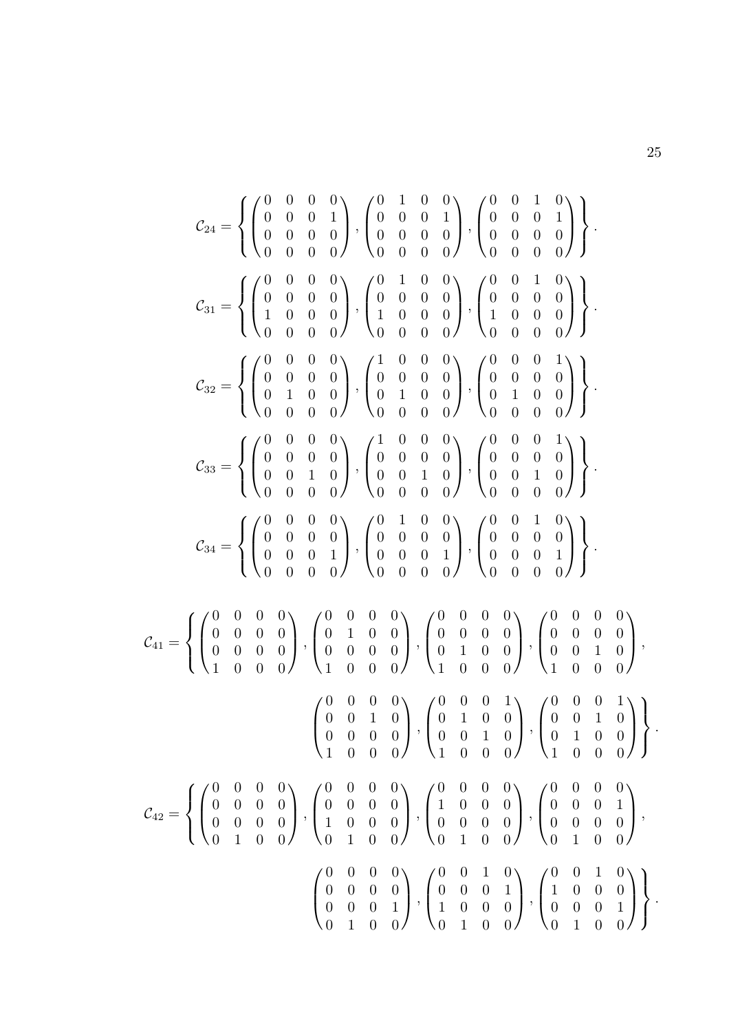$$\mathcal{C}_{24} = \left\{ \begin{pmatrix} 0 & 0 & 0 & 0 \\ 0 & 0 & 0 & 1 \\ 0 & 0 & 0 & 0 \\ 0 & 0 & 0 & 0 \end{pmatrix}, \begin{pmatrix} 0 & 1 & 0 & 0 \\ 0 & 0 & 0 & 1 \\ 0 & 0 & 0 & 0 \\ 0 & 0 & 0 & 0 \end{pmatrix}, \begin{pmatrix} 0 & 0 & 1 & 0 \\ 0 & 0 & 0 & 1 \\ 0 & 0 & 0 & 0 \\ 0 & 0 & 0 & 0 \end{pmatrix} \right\}.$$

$$\mathcal{C}_{31} = \left\{ \begin{pmatrix} 0 & 0 & 0 & 0 \\ 0 & 0 & 0 & 0 \\ 1 & 0 & 0 & 0 \\ 0 & 0 & 0 & 0 \end{pmatrix}, \begin{pmatrix} 0 & 1 & 0 & 0 \\ 0 & 0 & 0 & 0 \\ 1 & 0 & 0 & 0 \\ 0 & 0 & 0 & 0 \end{pmatrix}, \begin{pmatrix} 0 & 0 & 1 & 0 \\ 0 & 0 & 0 & 0 \\ 1 & 0 & 0 & 0 \\ 0 & 0 & 0 & 0 \end{pmatrix} \right\}.$$

$$\mathcal{C}_{32} = \left\{ \begin{pmatrix} 0 & 0 & 0 & 0 \\ 0 & 0 & 0 & 0 \\ 0 & 1 & 0 & 0 \\ 0 & 0 & 0 & 0 \end{pmatrix}, \begin{pmatrix} 1 & 0 & 0 & 0 \\ 0 & 0 & 0 & 0 \\ 0 & 1 & 0 & 0 \\ 0 & 0 & 0 & 0 \end{pmatrix}, \begin{pmatrix} 0 & 0 & 0 & 1 \\ 0 & 0 & 0 & 0 \\ 0 & 1 & 0 & 0 \\ 0 & 0 & 0 & 0 \end{pmatrix} \right\}.$$

$$\mathcal{C}_{33} = \left\{ \begin{pmatrix} 0 & 0 & 0 & 0 \\ 0 & 0 & 0 & 0 \\ 0 & 0 & 1 & 0 \\ 0 & 0 & 0 & 0 \end{pmatrix}, \begin{pmatrix} 1 & 0 & 0 & 0 \\ 0 & 0 & 0 & 0 \\ 0 & 0 & 1 & 0 \\ 0 & 0 & 0 & 0 \end{pmatrix}, \begin{pmatrix} 0 & 0 & 0 & 1 \\ 0 & 0 & 0 & 0 \\ 0 & 0 & 1 & 0 \\ 0 & 0 & 0 & 0 \end{pmatrix} \right\}.$$

$$\mathcal{C}_{34} = \left\{ \begin{pmatrix} 0 & 0 & 0 & 0 \\ 0 & 0 & 0 & 0 \\ 0 & 0 & 0 & 1 \\ 0 & 0 & 0 & 0 \end{pmatrix}, \begin{pmatrix} 0 & 1 & 0 & 0 \\ 0 & 0 & 0 & 0 \\ 0 & 0 & 0 & 1 \\ 0 & 0 & 0 & 0 \end{pmatrix}, \begin{pmatrix} 0 & 0 & 1 & 0 \\ 0 & 0 & 0 & 0 \\ 0 & 0 & 0 & 1 \\ 0 & 0 & 0 & 0 \end{pmatrix} \right\}.$$

$$\mathcal{C}_{41} = \left\{ \begin{pmatrix} 0 & 0 & 0 & 0 \\ 0 & 0 & 0 & 0 \\ 0 & 0 & 0 & 0 \\ 1 & 0 & 0 & 0 \end{pmatrix}, \begin{pmatrix} 0 & 0 & 0 & 0 \\ 0 & 1 & 0 & 0 \\ 0 & 0 & 0 & 0 \\ 1 & 0 & 0 & 0 \end{pmatrix}, \begin{pmatrix} 0 & 0 & 0 & 0 \\ 0 & 0 & 0 & 0 \\ 0 & 1 & 0 & 0 \\ 1 & 0 & 0 & 0 \end{pmatrix}, \begin{pmatrix} 0 & 0 & 0 & 0 \\ 0 & 0 & 0 & 0 \\ 0 & 0 & 1 & 0 \\ 1 & 0 & 0 & 0 \end{pmatrix}, \right.$$
$$\left. \begin{pmatrix} 0 & 0 & 0 & 0 \\ 0 & 0 & 1 & 0 \\ 0 & 0 & 0 & 0 \\ 1 & 0 & 0 & 0 \end{pmatrix}, \begin{pmatrix} 0 & 0 & 0 & 1 \\ 0 & 1 & 0 & 0 \\ 0 & 0 & 1 & 0 \\ 1 & 0 & 0 & 0 \end{pmatrix}, \begin{pmatrix} 0 & 0 & 0 & 1 \\ 0 & 0 & 1 & 0 \\ 0 & 1 & 0 & 0 \\ 1 & 0 & 0 & 0 \end{pmatrix} \right\}.$$

$$\mathcal{C}_{42} = \left\{ \begin{pmatrix} 0 & 0 & 0 & 0 \\ 0 & 0 & 0 & 0 \\ 0 & 0 & 0 & 0 \\ 0 & 1 & 0 & 0 \end{pmatrix}, \begin{pmatrix} 0 & 0 & 0 & 0 \\ 0 & 0 & 0 & 0 \\ 1 & 0 & 0 & 0 \\ 0 & 1 & 0 & 0 \end{pmatrix}, \begin{pmatrix} 0 & 0 & 0 & 0 \\ 1 & 0 & 0 & 0 \\ 0 & 0 & 0 & 0 \\ 0 & 1 & 0 & 0 \end{pmatrix}, \begin{pmatrix} 0 & 0 & 0 & 0 \\ 0 & 0 & 0 & 1 \\ 0 & 0 & 0 & 0 \\ 0 & 1 & 0 & 0 \end{pmatrix}, \right.$$
$$\left. \begin{pmatrix} 0 & 0 & 0 & 0 \\ 0 & 0 & 0 & 0 \\ 0 & 0 & 0 & 1 \\ 0 & 1 & 0 & 0 \end{pmatrix}, \begin{pmatrix} 0 & 0 & 1 & 0 \\ 0 & 0 & 0 & 1 \\ 1 & 0 & 0 & 0 \\ 0 & 1 & 0 & 0 \end{pmatrix}, \begin{pmatrix} 0 & 0 & 1 & 0 \\ 1 & 0 & 0 & 0 \\ 0 & 0 & 0 & 1 \\ 0 & 1 & 0 & 0 \end{pmatrix} \right\}.$$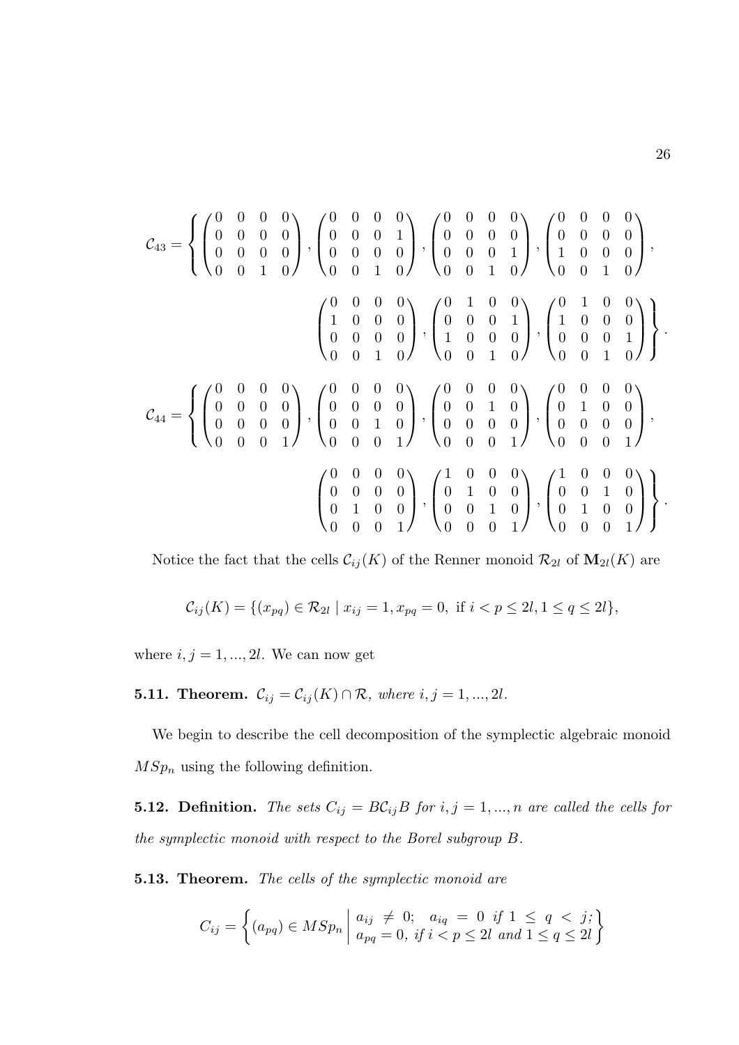$$
\mathcal{C}_{43} = \left\{ \begin{pmatrix} 0&0&0&0\\0&0&0&0\\0&0&0&0\\0&0&1&0 \end{pmatrix}, \begin{pmatrix} 0&0&0&0\\0&0&0&1\\0&0&0&0\\0&0&1&0 \end{pmatrix}, \begin{pmatrix} 0&0&0&0\\0&0&0&0\\0&0&0&1\\0&0&1&0 \end{pmatrix}, \begin{pmatrix} 0&0&0&0\\0&0&0&0\\1&0&0&0\\0&0&1&0 \end{pmatrix}, \right.
$$

$$
\left. \begin{pmatrix} 0&0&0&0\\1&0&0&0\\0&0&0&0\\0&0&1&0 \end{pmatrix}, \begin{pmatrix} 0&1&0&0\\0&0&0&1\\1&0&0&0\\0&0&1&0 \end{pmatrix}, \begin{pmatrix} 0&1&0&0\\1&0&0&0\\0&0&0&1\\0&0&1&0 \end{pmatrix} \right\}.
$$

$$
\mathcal{C}_{44} = \left\{ \begin{pmatrix} 0&0&0&0\\0&0&0&0\\0&0&0&0\\0&0&0&1 \end{pmatrix}, \begin{pmatrix} 0&0&0&0\\0&0&0&0\\0&0&1&0\\0&0&0&1 \end{pmatrix}, \begin{pmatrix} 0&0&0&0\\0&0&1&0\\0&0&0&0\\0&0&0&1 \end{pmatrix}, \begin{pmatrix} 0&0&0&0\\0&1&0&0\\0&0&0&0\\0&0&0&1 \end{pmatrix}, \right.
$$

$$
\left. \begin{pmatrix} 0&0&0&0\\0&0&0&0\\0&1&0&0\\0&0&0&1 \end{pmatrix}, \begin{pmatrix} 1&0&0&0\\0&1&0&0\\0&0&1&0\\0&0&0&1 \end{pmatrix}, \begin{pmatrix} 1&0&0&0\\0&0&1&0\\0&1&0&0\\0&0&0&1 \end{pmatrix} \right\}.
$$

Notice the fact that the cells $\mathcal{C}_{ij}(K)$ of the Renner monoid $\mathcal{R}_{2l}$ of $\mathbf{M}_{2l}(K)$ are

$$
\mathcal{C}_{ij}(K) = \{(x_{pq}) \in \mathcal{R}_{2l} \mid x_{ij} = 1, x_{pq} = 0, \text{ if } i < p \leq 2l, 1 \leq q \leq 2l\},
$$

where $i, j = 1, ..., 2l$. We can now get

**5.11. Theorem.** *$\mathcal{C}_{ij} = \mathcal{C}_{ij}(K) \cap \mathcal{R}$, where $i, j = 1, ..., 2l$.*

We begin to describe the cell decomposition of the symplectic algebraic monoid $MSp_n$ using the following definition.

**5.12. Definition.** *The sets $C_{ij} = B\mathcal{C}_{ij}B$ for $i, j = 1, ..., n$ are called the cells for the symplectic monoid with respect to the Borel subgroup $B$.*

**5.13. Theorem.** *The cells of the symplectic monoid are*

$$
C_{ij} = \left\{ (a_{pq}) \in MSp_n \;\middle|\; \begin{array}{l} a_{ij} \neq 0; \quad a_{iq} = 0 \text{ if } 1 \leq q < j; \\ a_{pq} = 0, \text{ if } i < p \leq 2l \text{ and } 1 \leq q \leq 2l \end{array} \right\}
$$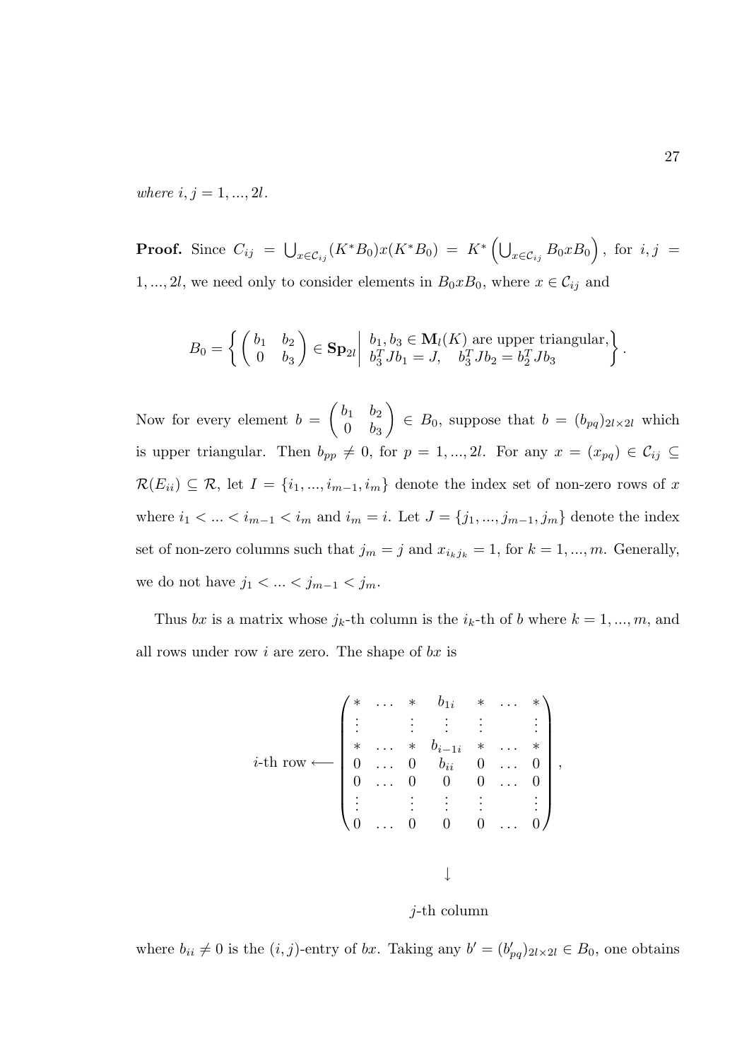*where* $i, j = 1, ..., 2l$.

**Proof.** Since $C_{ij} = \bigcup_{x \in \mathcal{C}_{ij}} (K^* B_0) x (K^* B_0) = K^* \left( \bigcup_{x \in \mathcal{C}_{ij}} B_0 x B_0 \right)$, for $i, j = 1, ..., 2l$, we need only to consider elements in $B_0 x B_0$, where $x \in \mathcal{C}_{ij}$ and

$$B_0 = \left\{ \begin{pmatrix} b_1 & b_2 \\ 0 & b_3 \end{pmatrix} \in \mathbf{Sp}_{2l} \middle| \begin{array}{l} b_1, b_3 \in \mathbf{M}_l(K) \text{ are upper triangular,} \\ b_3^T J b_1 = J, \quad b_3^T J b_2 = b_2^T J b_3 \end{array} \right\}.$$

Now for every element $b = \begin{pmatrix} b_1 & b_2 \\ 0 & b_3 \end{pmatrix} \in B_0$, suppose that $b = (b_{pq})_{2l \times 2l}$ which is upper triangular. Then $b_{pp} \neq 0$, for $p = 1, ..., 2l$. For any $x = (x_{pq}) \in \mathcal{C}_{ij} \subseteq \mathcal{R}(E_{ii}) \subseteq \mathcal{R}$, let $I = \{i_1, ..., i_{m-1}, i_m\}$ denote the index set of non-zero rows of $x$ where $i_1 < ... < i_{m-1} < i_m$ and $i_m = i$. Let $J = \{j_1, ..., j_{m-1}, j_m\}$ denote the index set of non-zero columns such that $j_m = j$ and $x_{i_k j_k} = 1$, for $k = 1, ..., m$. Generally, we do not have $j_1 < ... < j_{m-1} < j_m$.

Thus $bx$ is a matrix whose $j_k$-th column is the $i_k$-th of $b$ where $k = 1, ..., m$, and all rows under row $i$ are zero. The shape of $bx$ is

$$i\text{-th row} \longleftarrow \begin{pmatrix} * & \dots & * & b_{1i} & * & \dots & * \\ \vdots & & \vdots & \vdots & \vdots & & \vdots \\ * & \dots & * & b_{i-1i} & * & \dots & * \\ 0 & \dots & 0 & b_{ii} & 0 & \dots & 0 \\ 0 & \dots & 0 & 0 & 0 & \dots & 0 \\ \vdots & & \vdots & \vdots & \vdots & & \vdots \\ 0 & \dots & 0 & 0 & 0 & \dots & 0 \end{pmatrix},$$

$$\downarrow$$

$$j\text{-th column}$$

where $b_{ii} \neq 0$ is the $(i, j)$-entry of $bx$. Taking any $b' = (b'_{pq})_{2l \times 2l} \in B_0$, one obtains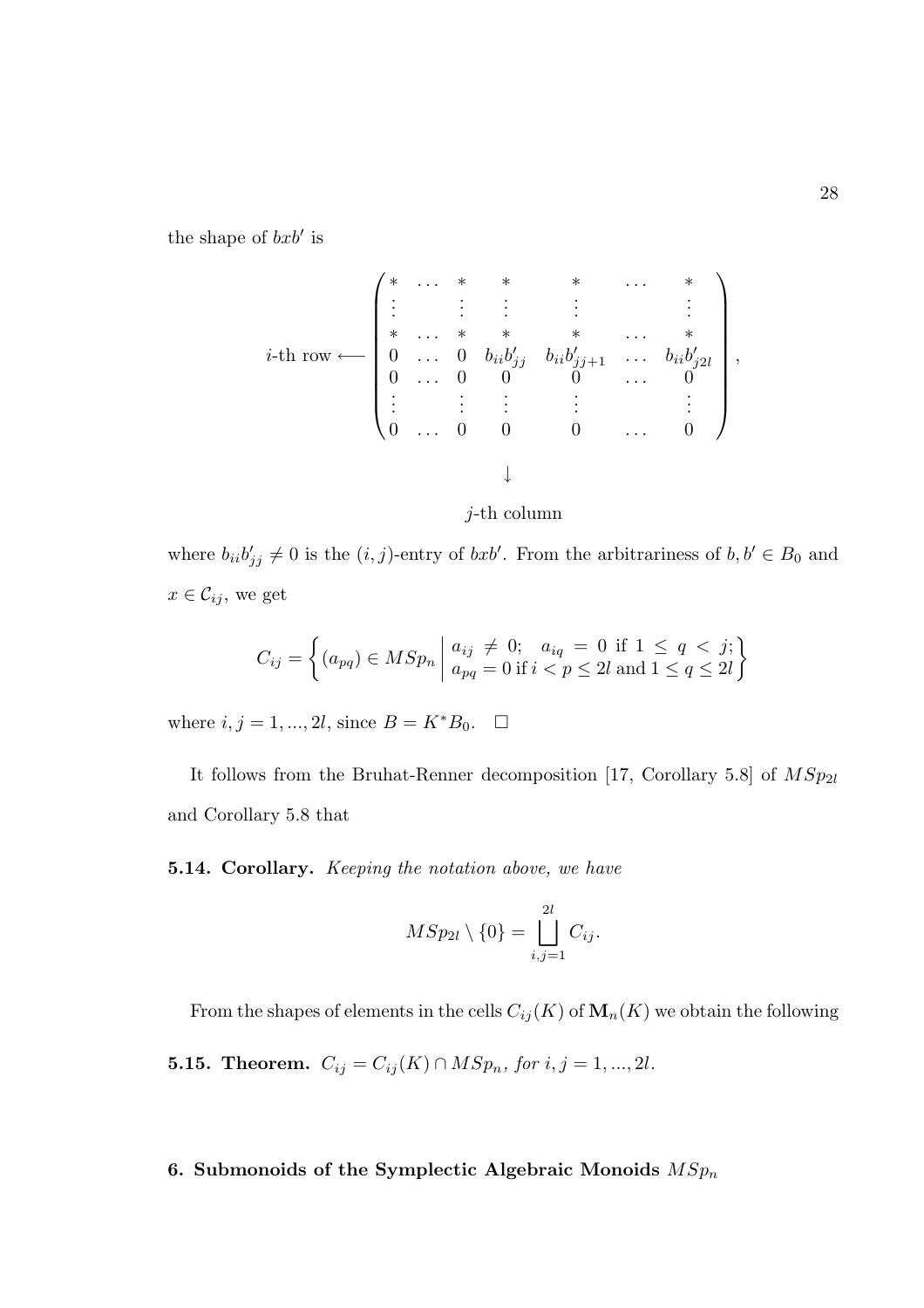the shape of $bxb'$ is

$$
i\text{-th row} \longleftarrow \begin{pmatrix}
* & \dots & * & * & * & \dots & * \\
\vdots & & \vdots & \vdots & \vdots & & \vdots \\
* & \dots & * & * & * & \dots & * \\
0 & \dots & 0 & b_{ii}b'_{jj} & b_{ii}b'_{jj+1} & \dots & b_{ii}b'_{j2l} \\
0 & \dots & 0 & 0 & 0 & \dots & 0 \\
\vdots & & \vdots & \vdots & \vdots & & \vdots \\
0 & \dots & 0 & 0 & 0 & \dots & 0
\end{pmatrix},
$$

$$
\downarrow
$$

$$
j\text{-th column}
$$

where $b_{ii}b'_{jj} \neq 0$ is the $(i,j)$-entry of $bxb'$. From the arbitrariness of $b, b' \in B_0$ and $x \in \mathcal{C}_{ij}$, we get

$$
C_{ij} = \left\{ (a_{pq}) \in MSp_n \;\middle|\; \begin{array}{l} a_{ij} \neq 0; \quad a_{iq} = 0 \text{ if } 1 \leq q < j; \\ a_{pq} = 0 \text{ if } i < p \leq 2l \text{ and } 1 \leq q \leq 2l \end{array} \right\}
$$

where $i, j = 1, ..., 2l$, since $B = K^* B_0$. $\square$

It follows from the Bruhat-Renner decomposition [17, Corollary 5.8] of $MSp_{2l}$ and Corollary 5.8 that

**5.14. Corollary.** *Keeping the notation above, we have*

$$
MSp_{2l} \setminus \{0\} = \bigsqcup_{i,j=1}^{2l} C_{ij}.
$$

From the shapes of elements in the cells $C_{ij}(K)$ of $\mathbf{M}_n(K)$ we obtain the following

**5.15. Theorem.** $C_{ij} = C_{ij}(K) \cap MSp_n$, *for* $i, j = 1, ..., 2l$.

## 6. Submonoids of the Symplectic Algebraic Monoids $MSp_n$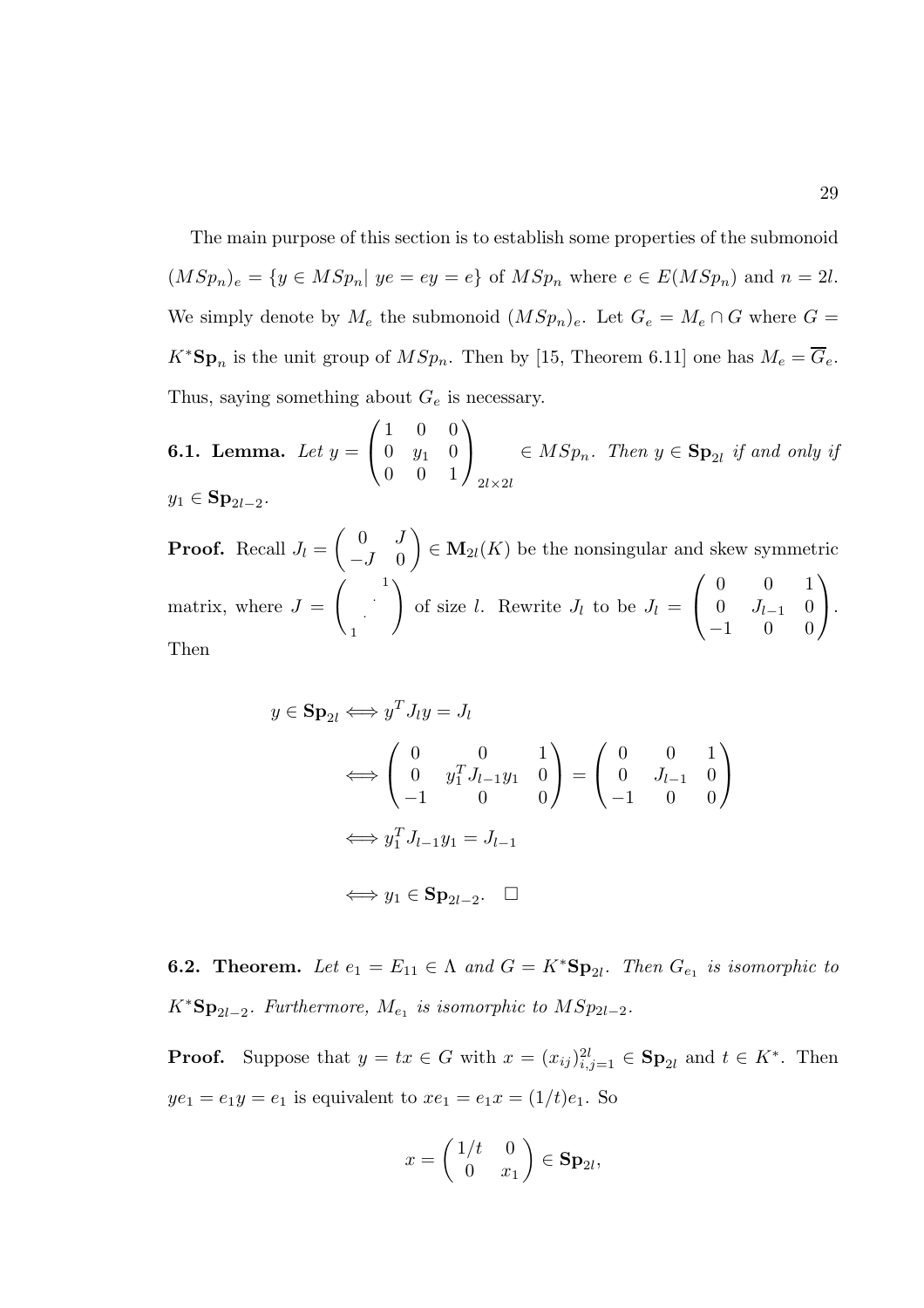The main purpose of this section is to establish some properties of the submonoid $(MSp_n)_e = \{y \in MSp_n |\ ye = ey = e\}$ of $MSp_n$ where $e \in E(MSp_n)$ and $n = 2l$. We simply denote by $M_e$ the submonoid $(MSp_n)_e$. Let $G_e = M_e \cap G$ where $G = K^*\mathbf{Sp}_n$ is the unit group of $MSp_n$. Then by [15, Theorem 6.11] one has $M_e = \overline{G}_e$. Thus, saying something about $G_e$ is necessary.

**6.1. Lemma.** *Let* $y = \begin{pmatrix} 1 & 0 & 0 \\ 0 & y_1 & 0 \\ 0 & 0 & 1 \end{pmatrix}_{2l \times 2l} \in MSp_n$. *Then* $y \in \mathbf{Sp}_{2l}$ *if and only if* $y_1 \in \mathbf{Sp}_{2l-2}$.

**Proof.** Recall $J_l = \begin{pmatrix} 0 & J \\ -J & 0 \end{pmatrix} \in \mathbf{M}_{2l}(K)$ be the nonsingular and skew symmetric matrix, where $J = \begin{pmatrix} & & 1 \\ & \cdot^{\cdot^{\cdot}} & \\ 1 & & \end{pmatrix}$ of size $l$. Rewrite $J_l$ to be $J_l = \begin{pmatrix} 0 & 0 & 1 \\ 0 & J_{l-1} & 0 \\ -1 & 0 & 0 \end{pmatrix}$. Then

$$
\begin{aligned}
y \in \mathbf{Sp}_{2l} &\Longleftrightarrow y^T J_l y = J_l \\
&\Longleftrightarrow \begin{pmatrix} 0 & 0 & 1 \\ 0 & y_1^T J_{l-1} y_1 & 0 \\ -1 & 0 & 0 \end{pmatrix} = \begin{pmatrix} 0 & 0 & 1 \\ 0 & J_{l-1} & 0 \\ -1 & 0 & 0 \end{pmatrix} \\
&\Longleftrightarrow y_1^T J_{l-1} y_1 = J_{l-1} \\
&\Longleftrightarrow y_1 \in \mathbf{Sp}_{2l-2}. \quad \square
\end{aligned}
$$

**6.2. Theorem.** *Let* $e_1 = E_{11} \in \Lambda$ *and* $G = K^*\mathbf{Sp}_{2l}$. *Then* $G_{e_1}$ *is isomorphic to* $K^*\mathbf{Sp}_{2l-2}$. *Furthermore,* $M_{e_1}$ *is isomorphic to* $MSp_{2l-2}$.

**Proof.** Suppose that $y = tx \in G$ with $x = (x_{ij})_{i,j=1}^{2l} \in \mathbf{Sp}_{2l}$ and $t \in K^*$. Then $ye_1 = e_1 y = e_1$ is equivalent to $xe_1 = e_1 x = (1/t)e_1$. So

$$
x = \begin{pmatrix} 1/t & 0 \\ 0 & x_1 \end{pmatrix} \in \mathbf{Sp}_{2l},
$$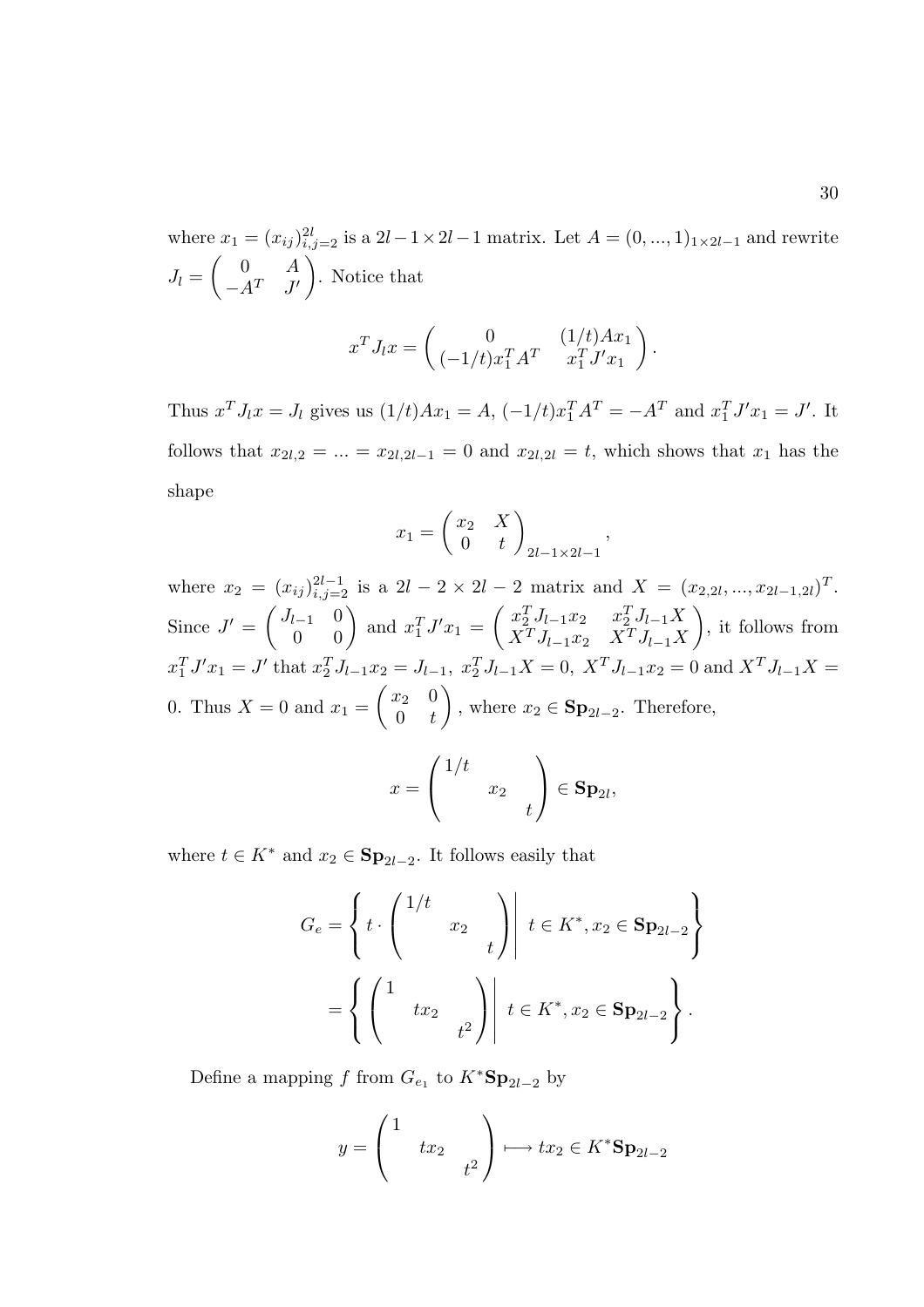where $x_1 = (x_{ij})_{i,j=2}^{2l}$ is a $2l-1 \times 2l-1$ matrix. Let $A = (0, ..., 1)_{1\times 2l-1}$ and rewrite $J_l = \begin{pmatrix} 0 & A \\ -A^T & J' \end{pmatrix}$. Notice that

$$x^T J_l x = \begin{pmatrix} 0 & (1/t)Ax_1 \\ (-1/t)x_1^T A^T & x_1^T J' x_1 \end{pmatrix}.$$

Thus $x^T J_l x = J_l$ gives us $(1/t)Ax_1 = A$, $(-1/t)x_1^T A^T = -A^T$ and $x_1^T J' x_1 = J'$. It follows that $x_{2l,2} = ... = x_{2l,2l-1} = 0$ and $x_{2l,2l} = t$, which shows that $x_1$ has the shape

$$x_1 = \begin{pmatrix} x_2 & X \\ 0 & t \end{pmatrix}_{2l-1\times 2l-1},$$

where $x_2 = (x_{ij})_{i,j=2}^{2l-1}$ is a $2l-2 \times 2l-2$ matrix and $X = (x_{2,2l}, ..., x_{2l-1,2l})^T$. Since $J' = \begin{pmatrix} J_{l-1} & 0 \\ 0 & 0 \end{pmatrix}$ and $x_1^T J' x_1 = \begin{pmatrix} x_2^T J_{l-1} x_2 & x_2^T J_{l-1} X \\ X^T J_{l-1} x_2 & X^T J_{l-1} X \end{pmatrix}$, it follows from $x_1^T J' x_1 = J'$ that $x_2^T J_{l-1} x_2 = J_{l-1}$, $x_2^T J_{l-1} X = 0$, $X^T J_{l-1} x_2 = 0$ and $X^T J_{l-1} X = 0$. Thus $X = 0$ and $x_1 = \begin{pmatrix} x_2 & 0 \\ 0 & t \end{pmatrix}$, where $x_2 \in \mathbf{Sp}_{2l-2}$. Therefore,

$$x = \begin{pmatrix} 1/t & & \\ & x_2 & \\ & & t \end{pmatrix} \in \mathbf{Sp}_{2l},$$

where $t \in K^*$ and $x_2 \in \mathbf{Sp}_{2l-2}$. It follows easily that

$$G_e = \left\{ t \cdot \begin{pmatrix} 1/t & & \\ & x_2 & \\ & & t \end{pmatrix} \middle| \ t \in K^*, x_2 \in \mathbf{Sp}_{2l-2} \right\}$$

$$= \left\{ \begin{pmatrix} 1 & & \\ & tx_2 & \\ & & t^2 \end{pmatrix} \middle| \ t \in K^*, x_2 \in \mathbf{Sp}_{2l-2} \right\}.$$

Define a mapping $f$ from $G_{e_1}$ to $K^*\mathbf{Sp}_{2l-2}$ by

$$y = \begin{pmatrix} 1 & & \\ & tx_2 & \\ & & t^2 \end{pmatrix} \longmapsto tx_2 \in K^*\mathbf{Sp}_{2l-2}$$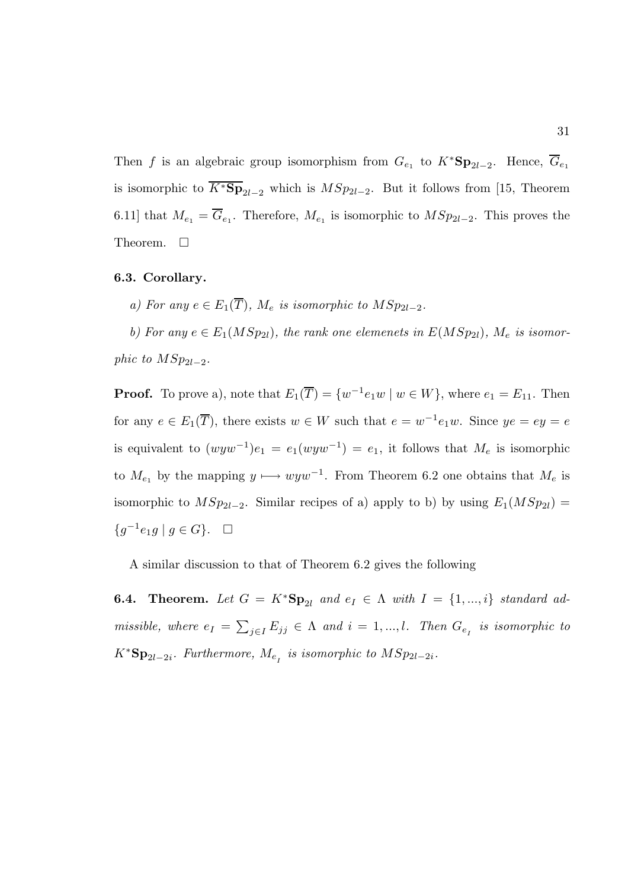Then $f$ is an algebraic group isomorphism from $G_{e_1}$ to $K^*\mathbf{Sp}_{2l-2}$. Hence, $\overline{G}_{e_1}$ is isomorphic to $\overline{K^*\mathbf{Sp}}_{2l-2}$ which is $MSp_{2l-2}$. But it follows from [15, Theorem 6.11] that $M_{e_1} = \overline{G}_{e_1}$. Therefore, $M_{e_1}$ is isomorphic to $MSp_{2l-2}$. This proves the Theorem. $\square$

**6.3. Corollary.**

*a) For any $e \in E_1(\overline{T})$, $M_e$ is isomorphic to $MSp_{2l-2}$.*

*b) For any $e \in E_1(MSp_{2l})$, the rank one elemenets in $E(MSp_{2l})$, $M_e$ is isomorphic to $MSp_{2l-2}$.*

**Proof.** To prove a), note that $E_1(\overline{T}) = \{w^{-1}e_1w \mid w \in W\}$, where $e_1 = E_{11}$. Then for any $e \in E_1(\overline{T})$, there exists $w \in W$ such that $e = w^{-1}e_1w$. Since $ye = ey = e$ is equivalent to $(wyw^{-1})e_1 = e_1(wyw^{-1}) = e_1$, it follows that $M_e$ is isomorphic to $M_{e_1}$ by the mapping $y \longmapsto wyw^{-1}$. From Theorem 6.2 one obtains that $M_e$ is isomorphic to $MSp_{2l-2}$. Similar recipes of a) apply to b) by using $E_1(MSp_{2l}) = \{g^{-1}e_1g \mid g \in G\}$. $\square$

A similar discussion to that of Theorem 6.2 gives the following

**6.4. Theorem.** *Let $G = K^*\mathbf{Sp}_{2l}$ and $e_I \in \Lambda$ with $I = \{1, ..., i\}$ standard admissible, where $e_I = \sum_{j \in I} E_{jj} \in \Lambda$ and $i = 1, ..., l$. Then $G_{e_I}$ is isomorphic to $K^*\mathbf{Sp}_{2l-2i}$. Furthermore, $M_{e_I}$ is isomorphic to $MSp_{2l-2i}$.*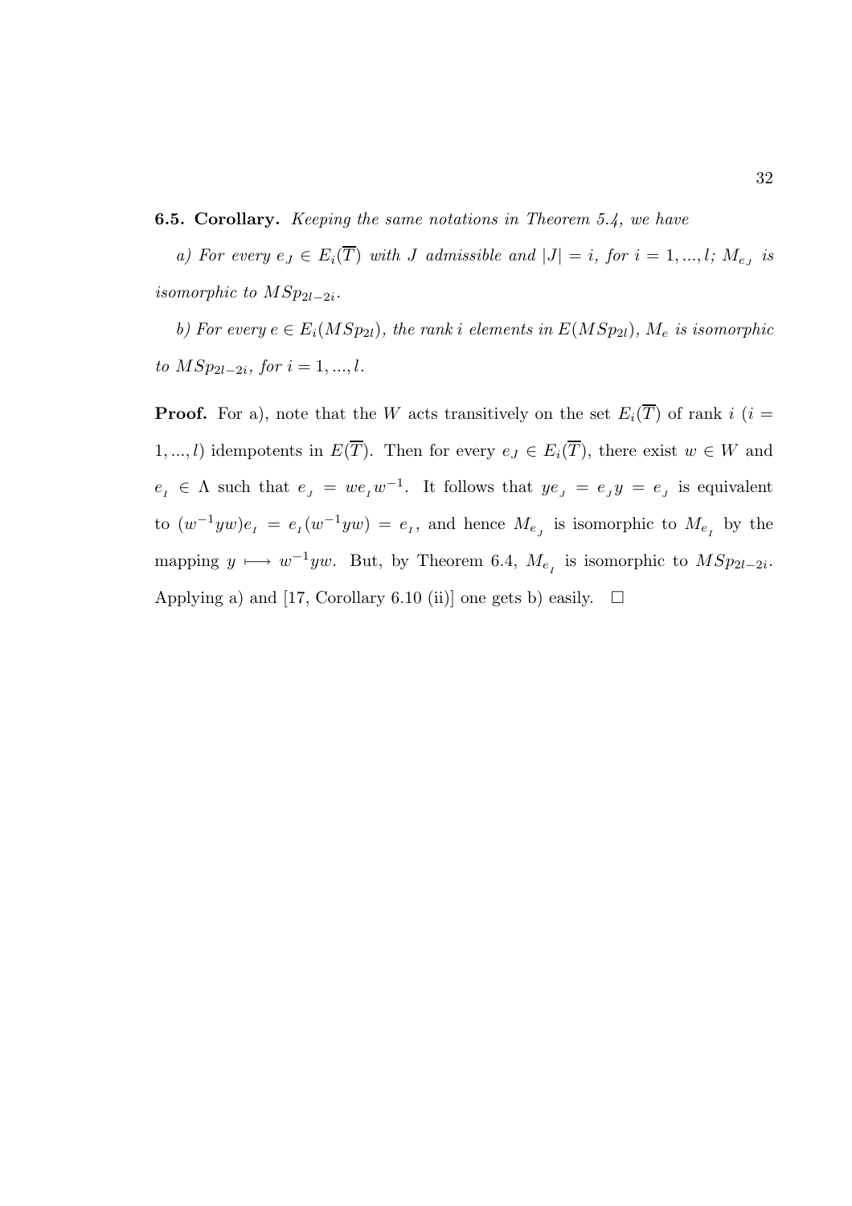**6.5. Corollary.** *Keeping the same notations in Theorem 5.4, we have*

*a) For every $e_J \in E_i(\overline{T})$ with $J$ admissible and $|J| = i$, for $i = 1, ..., l$; $M_{e_J}$ is isomorphic to $MSp_{2l-2i}$.*

*b) For every $e \in E_i(MSp_{2l})$, the rank $i$ elements in $E(MSp_{2l})$, $M_e$ is isomorphic to $MSp_{2l-2i}$, for $i = 1, ..., l$.*

**Proof.** For a), note that the $W$ acts transitively on the set $E_i(\overline{T})$ of rank $i$ ($i = 1, ..., l$) idempotents in $E(\overline{T})$. Then for every $e_J \in E_i(\overline{T})$, there exist $w \in W$ and $e_I \in \Lambda$ such that $e_J = we_I w^{-1}$. It follows that $ye_J = e_J y = e_J$ is equivalent to $(w^{-1}yw)e_I = e_I(w^{-1}yw) = e_I$, and hence $M_{e_J}$ is isomorphic to $M_{e_I}$ by the mapping $y \longmapsto w^{-1}yw$. But, by Theorem 6.4, $M_{e_I}$ is isomorphic to $MSp_{2l-2i}$. Applying a) and [17, Corollary 6.10 (ii)] one gets b) easily. $\square$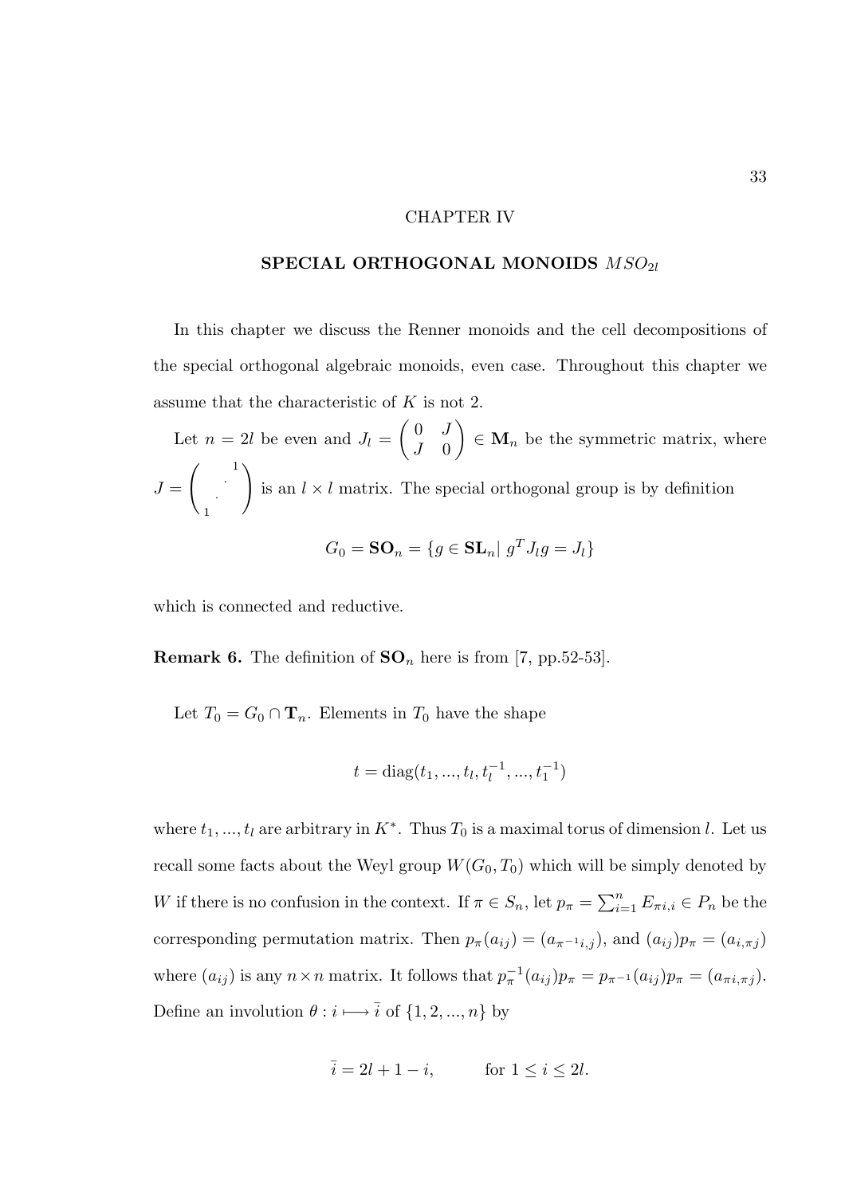# CHAPTER IV

## SPECIAL ORTHOGONAL MONOIDS $MSO_{2l}$

In this chapter we discuss the Renner monoids and the cell decompositions of the special orthogonal algebraic monoids, even case. Throughout this chapter we assume that the characteristic of $K$ is not 2.

Let $n = 2l$ be even and $J_l = \begin{pmatrix} 0 & J \\ J & 0 \end{pmatrix} \in \mathbf{M}_n$ be the symmetric matrix, where $J = \begin{pmatrix} & & 1 \\ & \cdot^{\cdot^{\cdot}} & \\ 1 & & \end{pmatrix}$ is an $l \times l$ matrix. The special orthogonal group is by definition

$$G_0 = \mathbf{SO}_n = \{g \in \mathbf{SL}_n |\ g^T J_l g = J_l\}$$

which is connected and reductive.

**Remark 6.** The definition of $\mathbf{SO}_n$ here is from [7, pp.52-53].

Let $T_0 = G_0 \cap \mathbf{T}_n$. Elements in $T_0$ have the shape

$$t = \mathrm{diag}(t_1, ..., t_l, t_l^{-1}, ..., t_1^{-1})$$

where $t_1, ..., t_l$ are arbitrary in $K^*$. Thus $T_0$ is a maximal torus of dimension $l$. Let us recall some facts about the Weyl group $W(G_0, T_0)$ which will be simply denoted by $W$ if there is no confusion in the context. If $\pi \in S_n$, let $p_\pi = \sum_{i=1}^{n} E_{\pi i,i} \in P_n$ be the corresponding permutation matrix. Then $p_\pi(a_{ij}) = (a_{\pi^{-1}i,j})$, and $(a_{ij})p_\pi = (a_{i,\pi j})$ where $(a_{ij})$ is any $n \times n$ matrix. It follows that $p_\pi^{-1}(a_{ij})p_\pi = p_{\pi^{-1}}(a_{ij})p_\pi = (a_{\pi i,\pi j})$. Define an involution $\theta : i \longmapsto \bar{i}$ of $\{1, 2, ..., n\}$ by

$$\bar{i} = 2l + 1 - i, \qquad \text{for } 1 \le i \le 2l.$$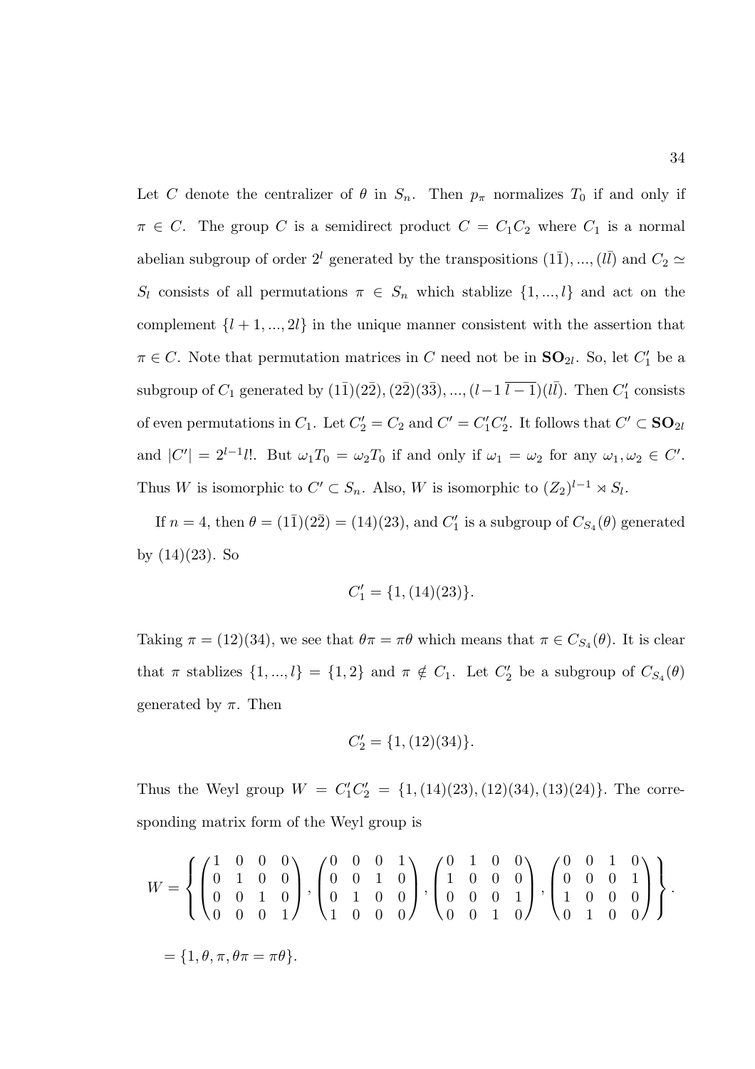Let $C$ denote the centralizer of $\theta$ in $S_n$. Then $p_\pi$ normalizes $T_0$ if and only if $\pi \in C$. The group $C$ is a semidirect product $C = C_1C_2$ where $C_1$ is a normal abelian subgroup of order $2^l$ generated by the transpositions $(1\bar{1}), ..., (l\bar{l})$ and $C_2 \simeq S_l$ consists of all permutations $\pi \in S_n$ which stablize $\{1, ..., l\}$ and act on the complement $\{l+1, ..., 2l\}$ in the unique manner consistent with the assertion that $\pi \in C$. Note that permutation matrices in $C$ need not be in $\mathbf{SO}_{2l}$. So, let $C_1'$ be a subgroup of $C_1$ generated by $(1\bar{1})(2\bar{2}), (2\bar{2})(3\bar{3}), ..., (l-1\,\overline{l-1})(l\bar{l})$. Then $C_1'$ consists of even permutations in $C_1$. Let $C_2' = C_2$ and $C' = C_1'C_2'$. It follows that $C' \subset \mathbf{SO}_{2l}$ and $|C'| = 2^{l-1}l!$. But $\omega_1 T_0 = \omega_2 T_0$ if and only if $\omega_1 = \omega_2$ for any $\omega_1, \omega_2 \in C'$. Thus $W$ is isomorphic to $C' \subset S_n$. Also, $W$ is isomorphic to $(Z_2)^{l-1} \rtimes S_l$.

If $n = 4$, then $\theta = (1\bar{1})(2\bar{2}) = (14)(23)$, and $C_1'$ is a subgroup of $C_{S_4}(\theta)$ generated by $(14)(23)$. So

$$C_1' = \{1, (14)(23)\}.$$

Taking $\pi = (12)(34)$, we see that $\theta\pi = \pi\theta$ which means that $\pi \in C_{S_4}(\theta)$. It is clear that $\pi$ stablizes $\{1, ..., l\} = \{1, 2\}$ and $\pi \notin C_1$. Let $C_2'$ be a subgroup of $C_{S_4}(\theta)$ generated by $\pi$. Then

$$C_2' = \{1, (12)(34)\}.$$

Thus the Weyl group $W = C_1'C_2' = \{1, (14)(23), (12)(34), (13)(24)\}$. The corresponding matrix form of the Weyl group is

$$W = \left\{ \begin{pmatrix} 1 & 0 & 0 & 0 \\ 0 & 1 & 0 & 0 \\ 0 & 0 & 1 & 0 \\ 0 & 0 & 0 & 1 \end{pmatrix}, \begin{pmatrix} 0 & 0 & 0 & 1 \\ 0 & 0 & 1 & 0 \\ 0 & 1 & 0 & 0 \\ 1 & 0 & 0 & 0 \end{pmatrix}, \begin{pmatrix} 0 & 1 & 0 & 0 \\ 1 & 0 & 0 & 0 \\ 0 & 0 & 0 & 1 \\ 0 & 0 & 1 & 0 \end{pmatrix}, \begin{pmatrix} 0 & 0 & 1 & 0 \\ 0 & 0 & 0 & 1 \\ 1 & 0 & 0 & 0 \\ 0 & 1 & 0 & 0 \end{pmatrix} \right\}.$$

$$= \{1, \theta, \pi, \theta\pi = \pi\theta\}.$$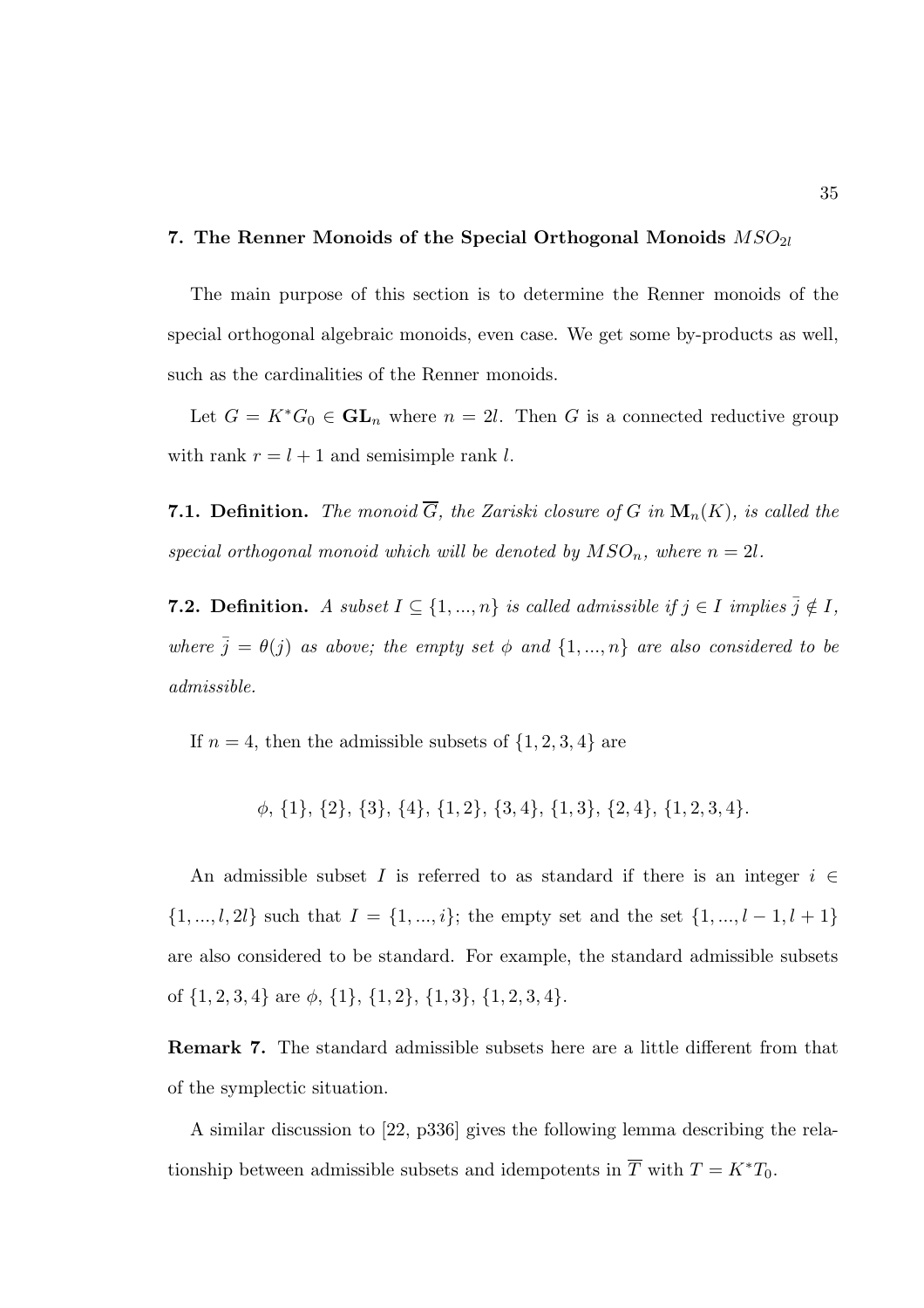## 7. The Renner Monoids of the Special Orthogonal Monoids $MSO_{2l}$

The main purpose of this section is to determine the Renner monoids of the special orthogonal algebraic monoids, even case. We get some by-products as well, such as the cardinalities of the Renner monoids.

Let $G = K^*G_0 \in \mathbf{GL}_n$ where $n = 2l$. Then $G$ is a connected reductive group with rank $r = l + 1$ and semisimple rank $l$.

**7.1. Definition.** *The monoid $\overline{G}$, the Zariski closure of $G$ in $\mathbf{M}_n(K)$, is called the special orthogonal monoid which will be denoted by $MSO_n$, where $n = 2l$.*

**7.2. Definition.** *A subset $I \subseteq \{1, ..., n\}$ is called admissible if $j \in I$ implies $\bar{j} \notin I$, where $\bar{j} = \theta(j)$ as above; the empty set $\phi$ and $\{1, ..., n\}$ are also considered to be admissible.*

If $n = 4$, then the admissible subsets of $\{1, 2, 3, 4\}$ are

$$\phi,\ \{1\},\ \{2\},\ \{3\},\ \{4\},\ \{1, 2\},\ \{3, 4\},\ \{1, 3\},\ \{2, 4\},\ \{1, 2, 3, 4\}.$$

An admissible subset $I$ is referred to as standard if there is an integer $i \in \{1, ..., l, 2l\}$ such that $I = \{1, ..., i\}$; the empty set and the set $\{1, ..., l-1, l+1\}$ are also considered to be standard. For example, the standard admissible subsets of $\{1, 2, 3, 4\}$ are $\phi$, $\{1\}$, $\{1, 2\}$, $\{1, 3\}$, $\{1, 2, 3, 4\}$.

**Remark 7.** The standard admissible subsets here are a little different from that of the symplectic situation.

A similar discussion to [22, p336] gives the following lemma describing the relationship between admissible subsets and idempotents in $\overline{T}$ with $T = K^*T_0$.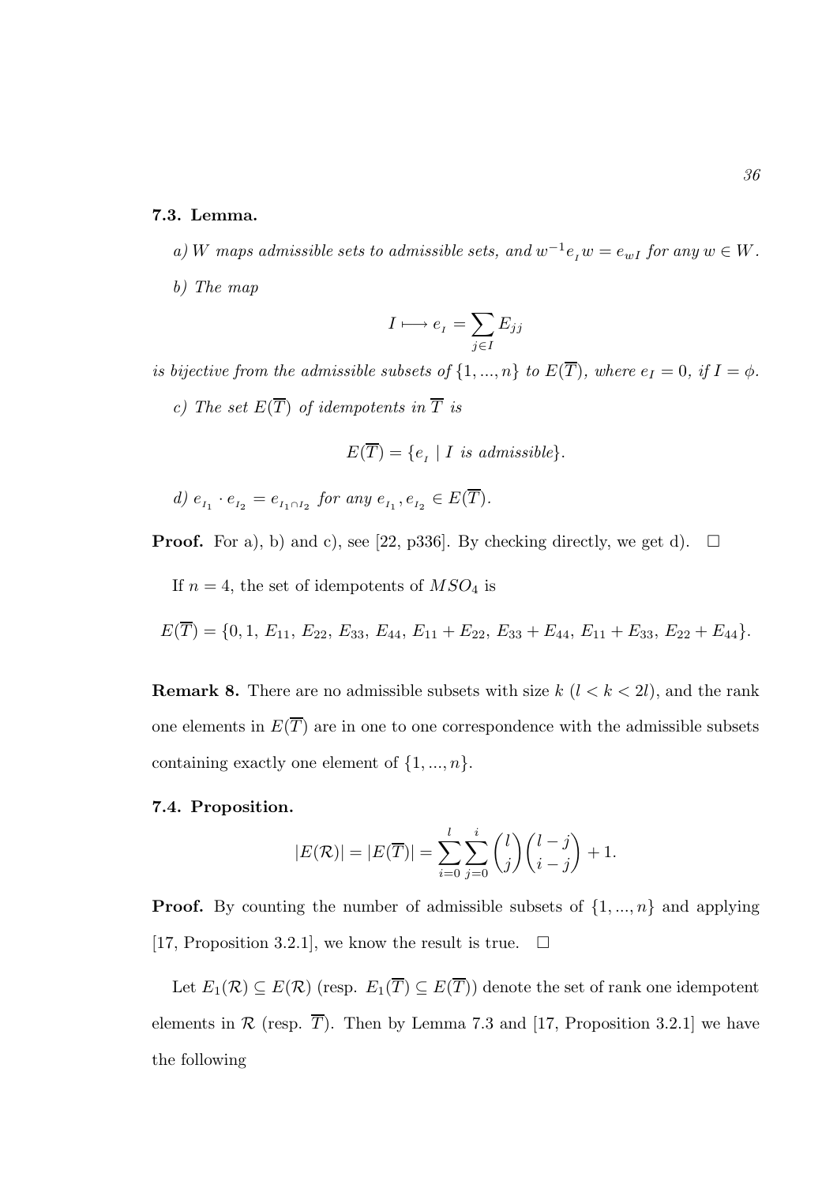**7.3. Lemma.**

*a) $W$ maps admissible sets to admissible sets, and $w^{-1}e_{_I}w = e_{wI}$ for any $w \in W$.*

*b) The map*

$$I \longmapsto e_{_I} = \sum_{j \in I} E_{jj}$$

*is bijective from the admissible subsets of $\{1, ..., n\}$ to $E(\overline{T})$, where $e_I = 0$, if $I = \phi$.*

*c) The set $E(\overline{T})$ of idempotents in $\overline{T}$ is*

$$E(\overline{T}) = \{e_{_I} \mid I \text{ is admissible}\}.$$

*d) $e_{_{I_1}} \cdot e_{_{I_2}} = e_{_{I_1 \cap I_2}}$ for any $e_{_{I_1}}, e_{_{I_2}} \in E(\overline{T})$.*

**Proof.** For a), b) and c), see [22, p336]. By checking directly, we get d). $\square$

If $n = 4$, the set of idempotents of $MSO_4$ is

$$E(\overline{T}) = \{0, 1, E_{11}, E_{22}, E_{33}, E_{44}, E_{11} + E_{22}, E_{33} + E_{44}, E_{11} + E_{33}, E_{22} + E_{44}\}.$$

**Remark 8.** There are no admissible subsets with size $k$ ($l < k < 2l$), and the rank one elements in $E(\overline{T})$ are in one to one correspondence with the admissible subsets containing exactly one element of $\{1, ..., n\}$.

**7.4. Proposition.**

$$|E(\mathcal{R})| = |E(\overline{T})| = \sum_{i=0}^{l} \sum_{j=0}^{i} \binom{l}{j} \binom{l-j}{i-j} + 1.$$

**Proof.** By counting the number of admissible subsets of $\{1, ..., n\}$ and applying [17, Proposition 3.2.1], we know the result is true. $\square$

Let $E_1(\mathcal{R}) \subseteq E(\mathcal{R})$ (resp. $E_1(\overline{T}) \subseteq E(\overline{T})$) denote the set of rank one idempotent elements in $\mathcal{R}$ (resp. $\overline{T}$). Then by Lemma 7.3 and [17, Proposition 3.2.1] we have the following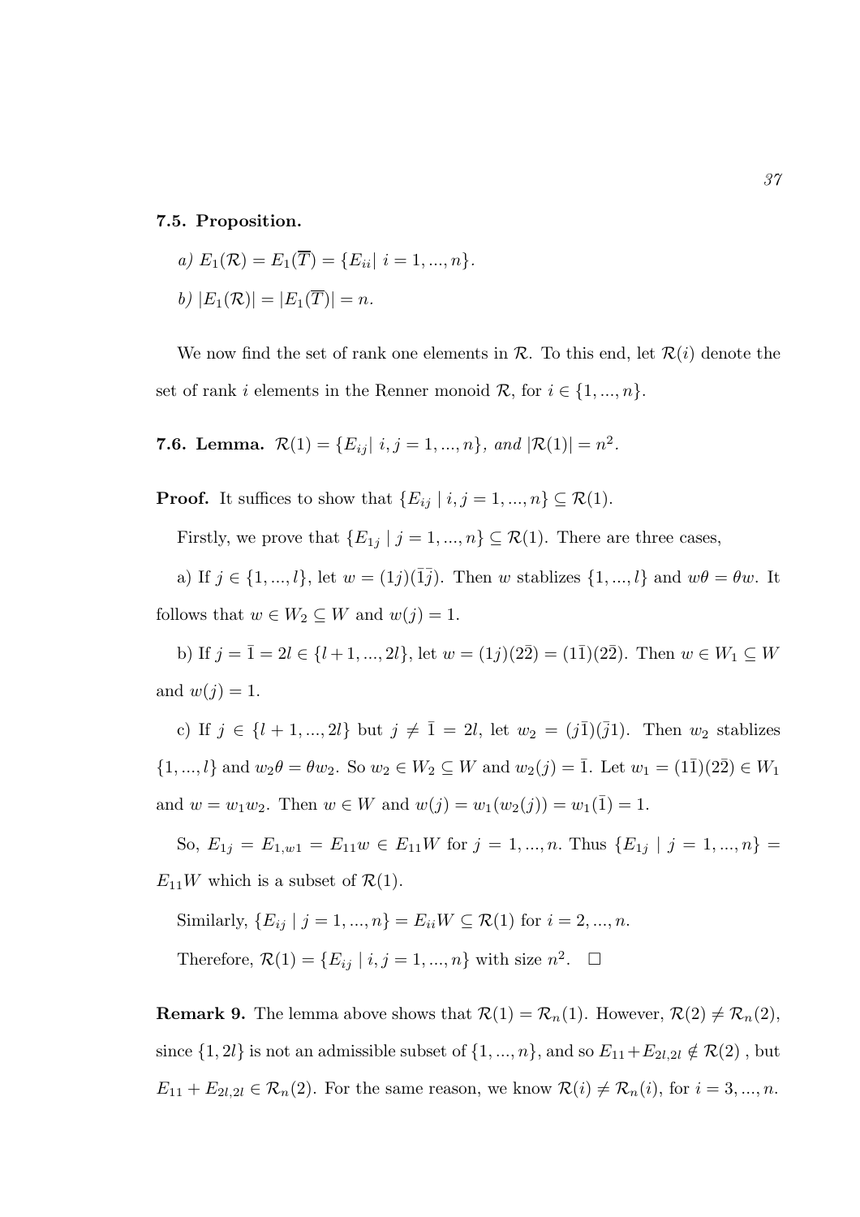**7.5. Proposition.**

*a)* $E_1(\mathcal{R}) = E_1(\overline{T}) = \{E_{ii} |\ i = 1, ..., n\}$.

*b)* $|E_1(\mathcal{R})| = |E_1(\overline{T})| = n$.

We now find the set of rank one elements in $\mathcal{R}$. To this end, let $\mathcal{R}(i)$ denote the set of rank $i$ elements in the Renner monoid $\mathcal{R}$, for $i \in \{1, ..., n\}$.

**7.6. Lemma.** *$\mathcal{R}(1) = \{E_{ij} |\ i, j = 1, ..., n\}$, and $|\mathcal{R}(1)| = n^2$.*

**Proof.** It suffices to show that $\{E_{ij} \mid i, j = 1, ..., n\} \subseteq \mathcal{R}(1)$.

Firstly, we prove that $\{E_{1j} \mid j = 1, ..., n\} \subseteq \mathcal{R}(1)$. There are three cases,

a) If $j \in \{1, ..., l\}$, let $w = (1j)(\bar{1}\bar{j})$. Then $w$ stablizes $\{1, ..., l\}$ and $w\theta = \theta w$. It follows that $w \in W_2 \subseteq W$ and $w(j) = 1$.

b) If $j = \bar{1} = 2l \in \{l+1, ..., 2l\}$, let $w = (1j)(2\bar{2}) = (1\bar{1})(2\bar{2})$. Then $w \in W_1 \subseteq W$ and $w(j) = 1$.

c) If $j \in \{l+1, ..., 2l\}$ but $j \neq \bar{1} = 2l$, let $w_2 = (j\bar{1})(\bar{j}1)$. Then $w_2$ stablizes $\{1, ..., l\}$ and $w_2\theta = \theta w_2$. So $w_2 \in W_2 \subseteq W$ and $w_2(j) = \bar{1}$. Let $w_1 = (1\bar{1})(2\bar{2}) \in W_1$ and $w = w_1 w_2$. Then $w \in W$ and $w(j) = w_1(w_2(j)) = w_1(\bar{1}) = 1$.

So, $E_{1j} = E_{1,w1} = E_{11}w \in E_{11}W$ for $j = 1, ..., n$. Thus $\{E_{1j} \mid j = 1, ..., n\} = E_{11}W$ which is a subset of $\mathcal{R}(1)$.

Similarly, $\{E_{ij} \mid j = 1, ..., n\} = E_{ii}W \subseteq \mathcal{R}(1)$ for $i = 2, ..., n$.

Therefore, $\mathcal{R}(1) = \{E_{ij} \mid i, j = 1, ..., n\}$ with size $n^2$. $\square$

**Remark 9.** The lemma above shows that $\mathcal{R}(1) = \mathcal{R}_n(1)$. However, $\mathcal{R}(2) \neq \mathcal{R}_n(2)$, since $\{1, 2l\}$ is not an admissible subset of $\{1, ..., n\}$, and so $E_{11} + E_{2l,2l} \notin \mathcal{R}(2)$ , but $E_{11} + E_{2l,2l} \in \mathcal{R}_n(2)$. For the same reason, we know $\mathcal{R}(i) \neq \mathcal{R}_n(i)$, for $i = 3, ..., n$.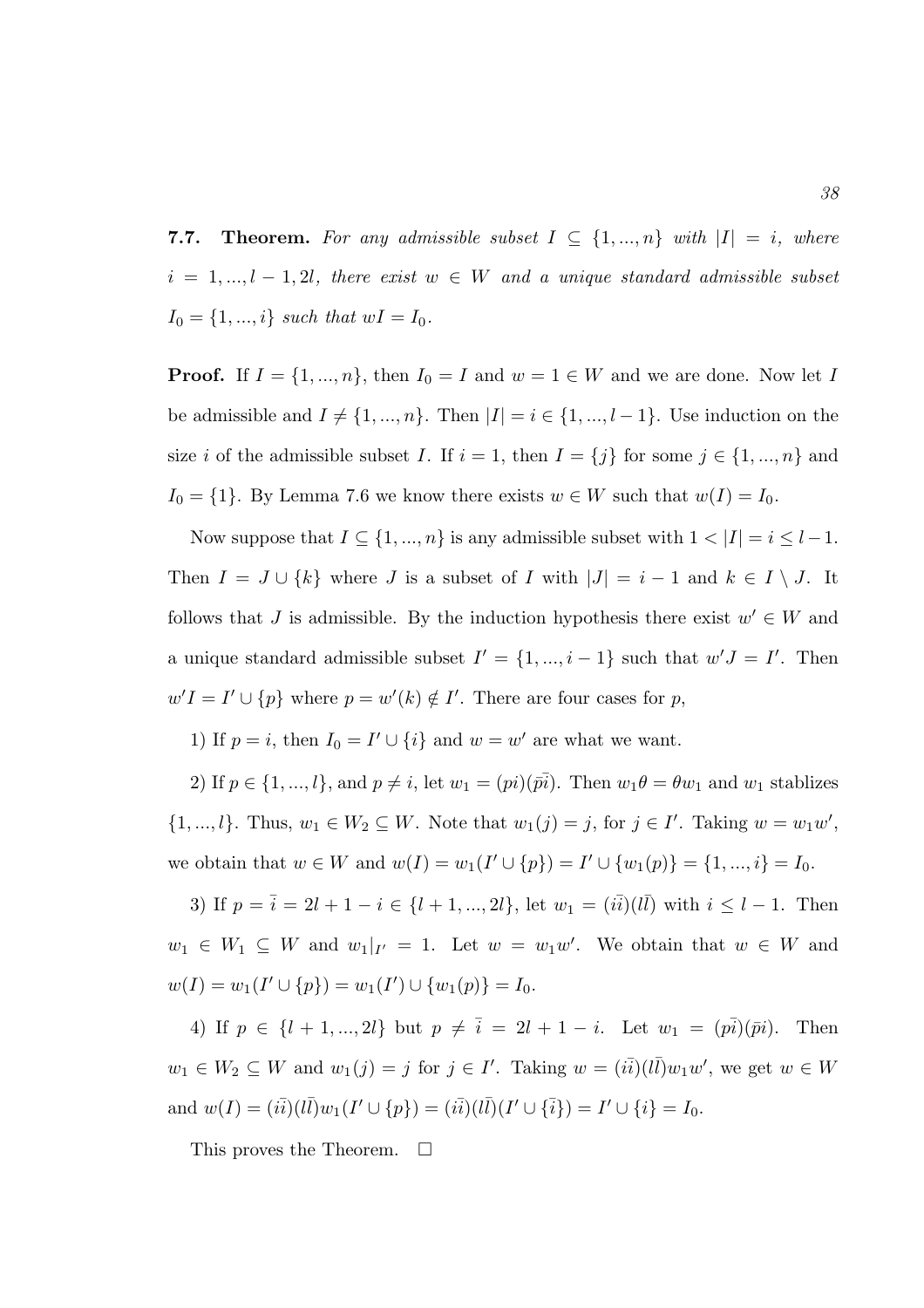**7.7. Theorem.** *For any admissible subset $I \subseteq \{1, ..., n\}$ with $|I| = i$, where $i = 1, ..., l-1, 2l$, there exist $w \in W$ and a unique standard admissible subset $I_0 = \{1, ..., i\}$ such that $wI = I_0$.*

**Proof.** If $I = \{1, ..., n\}$, then $I_0 = I$ and $w = 1 \in W$ and we are done. Now let $I$ be admissible and $I \neq \{1, ..., n\}$. Then $|I| = i \in \{1, ..., l-1\}$. Use induction on the size $i$ of the admissible subset $I$. If $i = 1$, then $I = \{j\}$ for some $j \in \{1, ..., n\}$ and $I_0 = \{1\}$. By Lemma 7.6 we know there exists $w \in W$ such that $w(I) = I_0$.

Now suppose that $I \subseteq \{1, ..., n\}$ is any admissible subset with $1 < |I| = i \leq l-1$. Then $I = J \cup \{k\}$ where $J$ is a subset of $I$ with $|J| = i-1$ and $k \in I \setminus J$. It follows that $J$ is admissible. By the induction hypothesis there exist $w' \in W$ and a unique standard admissible subset $I' = \{1, ..., i-1\}$ such that $w'J = I'$. Then $w'I = I' \cup \{p\}$ where $p = w'(k) \notin I'$. There are four cases for $p$,

1) If $p = i$, then $I_0 = I' \cup \{i\}$ and $w = w'$ are what we want.

2) If $p \in \{1, ..., l\}$, and $p \neq i$, let $w_1 = (pi)(\bar{p}\bar{i})$. Then $w_1\theta = \theta w_1$ and $w_1$ stablizes $\{1, ..., l\}$. Thus, $w_1 \in W_2 \subseteq W$. Note that $w_1(j) = j$, for $j \in I'$. Taking $w = w_1 w'$, we obtain that $w \in W$ and $w(I) = w_1(I' \cup \{p\}) = I' \cup \{w_1(p)\} = \{1, ..., i\} = I_0$.

3) If $p = \bar{i} = 2l+1-i \in \{l+1, ..., 2l\}$, let $w_1 = (i\bar{i})(l\bar{l})$ with $i \leq l-1$. Then $w_1 \in W_1 \subseteq W$ and $w_1|_{I'} = 1$. Let $w = w_1 w'$. We obtain that $w \in W$ and $w(I) = w_1(I' \cup \{p\}) = w_1(I') \cup \{w_1(p)\} = I_0$.

4) If $p \in \{l+1, ..., 2l\}$ but $p \neq \bar{i} = 2l+1-i$. Let $w_1 = (p\bar{i})(\bar{p}i)$. Then $w_1 \in W_2 \subseteq W$ and $w_1(j) = j$ for $j \in I'$. Taking $w = (i\bar{i})(l\bar{l})w_1 w'$, we get $w \in W$ and $w(I) = (i\bar{i})(l\bar{l})w_1(I' \cup \{p\}) = (i\bar{i})(l\bar{l})(I' \cup \{\bar{i}\}) = I' \cup \{i\} = I_0$.

This proves the Theorem. $\square$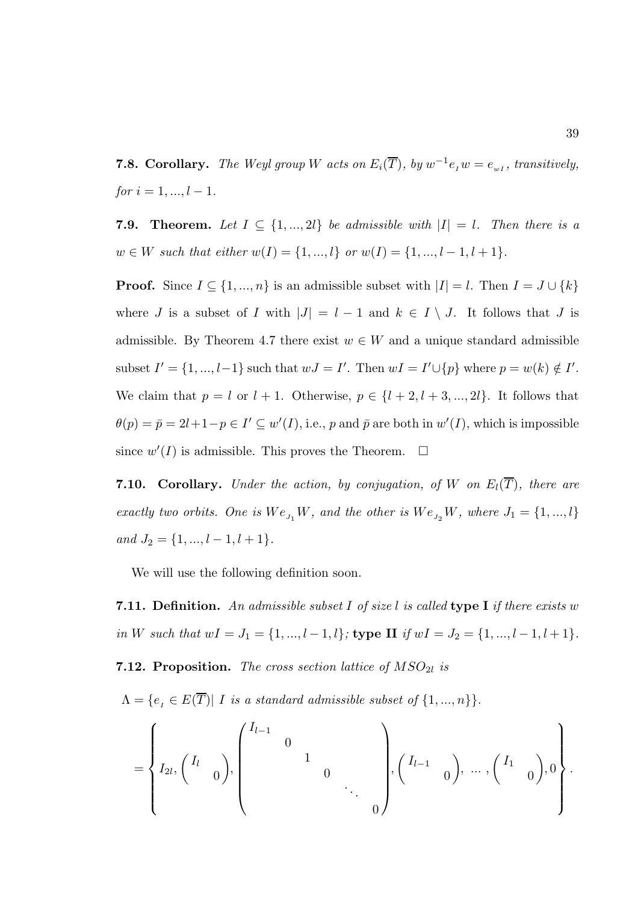**7.8. Corollary.** *The Weyl group $W$ acts on $E_i(\overline{T})$, by $w^{-1}e_I w = e_{wI}$, transitively, for $i = 1, ..., l-1$.*

**7.9. Theorem.** *Let $I \subseteq \{1, ..., 2l\}$ be admissible with $|I| = l$. Then there is a $w \in W$ such that either $w(I) = \{1, ..., l\}$ or $w(I) = \{1, ..., l-1, l+1\}$.*

**Proof.** Since $I \subseteq \{1, ..., n\}$ is an admissible subset with $|I| = l$. Then $I = J \cup \{k\}$ where $J$ is a subset of $I$ with $|J| = l - 1$ and $k \in I \setminus J$. It follows that $J$ is admissible. By Theorem 4.7 there exist $w \in W$ and a unique standard admissible subset $I' = \{1, ..., l-1\}$ such that $wJ = I'$. Then $wI = I' \cup \{p\}$ where $p = w(k) \notin I'$. We claim that $p = l$ or $l + 1$. Otherwise, $p \in \{l+2, l+3, ..., 2l\}$. It follows that $\theta(p) = \bar{p} = 2l+1-p \in I' \subseteq w'(I)$, i.e., $p$ and $\bar{p}$ are both in $w'(I)$, which is impossible since $w'(I)$ is admissible. This proves the Theorem. $\square$

**7.10. Corollary.** *Under the action, by conjugation, of $W$ on $E_l(\overline{T})$, there are exactly two orbits. One is $We_{J_1}W$, and the other is $We_{J_2}W$, where $J_1 = \{1, ..., l\}$ and $J_2 = \{1, ..., l-1, l+1\}$.*

We will use the following definition soon.

**7.11. Definition.** *An admissible subset $I$ of size $l$ is called* **type I** *if there exists $w$ in $W$ such that $wI = J_1 = \{1, ..., l-1, l\}$;* **type II** *if $wI = J_2 = \{1, ..., l-1, l+1\}$.*

**7.12. Proposition.** *The cross section lattice of $MSO_{2l}$ is*

$\Lambda = \{e_I \in E(\overline{T}) | \ I \text{ is a standard admissible subset of } \{1, ..., n\}\}.$

$$= \left\{ I_{2l}, \begin{pmatrix} I_l & \\ & 0 \end{pmatrix}, \begin{pmatrix} I_{l-1} & & & & \\ & 0 & & & \\ & & 1 & & \\ & & & 0 & \\ & & & & \ddots & \\ & & & & & 0 \end{pmatrix}, \begin{pmatrix} I_{l-1} & \\ & 0 \end{pmatrix}, \ \dots \ , \begin{pmatrix} I_1 & \\ & 0 \end{pmatrix}, 0 \right\}.$$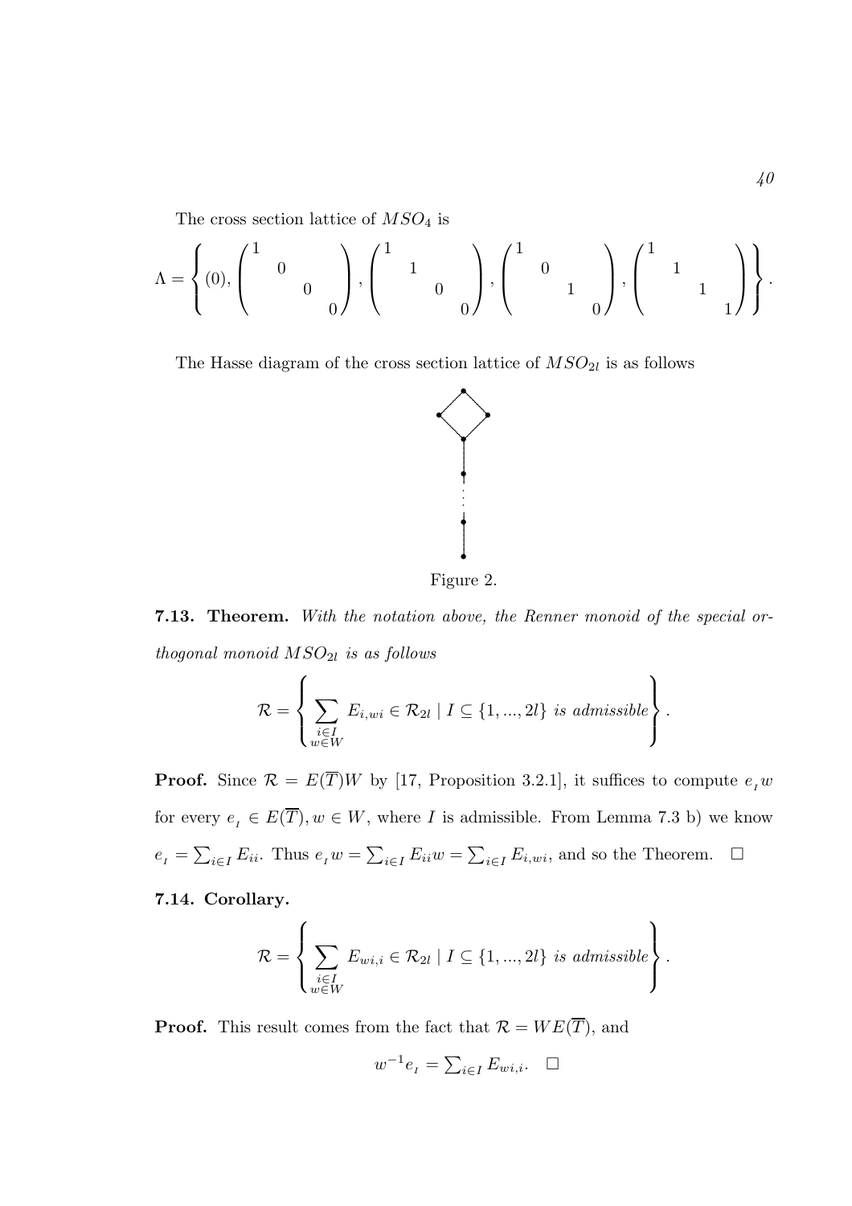The cross section lattice of $MSO_4$ is

$$\Lambda = \left\{ (0), \begin{pmatrix} 1 & & & \\ & 0 & & \\ & & 0 & \\ & & & 0 \end{pmatrix}, \begin{pmatrix} 1 & & & \\ & 1 & & \\ & & 0 & \\ & & & 0 \end{pmatrix}, \begin{pmatrix} 1 & & & \\ & 0 & & \\ & & 1 & \\ & & & 0 \end{pmatrix}, \begin{pmatrix} 1 & & & \\ & 1 & & \\ & & 1 & \\ & & & 1 \end{pmatrix} \right\}.$$

The Hasse diagram of the cross section lattice of $MSO_{2l}$ is as follows

Figure 2.

**7.13. Theorem.** *With the notation above, the Renner monoid of the special orthogonal monoid $MSO_{2l}$ is as follows*

$$\mathcal{R} = \left\{ \sum_{\substack{i \in I \\ w \in W}} E_{i,wi} \in \mathcal{R}_{2l} \mid I \subseteq \{1, ..., 2l\} \text{ is admissible} \right\}.$$

**Proof.** Since $\mathcal{R} = E(\overline{T})W$ by [17, Proposition 3.2.1], it suffices to compute $e_I w$ for every $e_I \in E(\overline{T}), w \in W$, where $I$ is admissible. From Lemma 7.3 b) we know $e_I = \sum_{i \in I} E_{ii}$. Thus $e_I w = \sum_{i \in I} E_{ii} w = \sum_{i \in I} E_{i,wi}$, and so the Theorem. $\square$

**7.14. Corollary.**

$$\mathcal{R} = \left\{ \sum_{\substack{i \in I \\ w \in W}} E_{wi,i} \in \mathcal{R}_{2l} \mid I \subseteq \{1, ..., 2l\} \text{ is admissible} \right\}.$$

**Proof.** This result comes from the fact that $\mathcal{R} = WE(\overline{T})$, and

$$w^{-1} e_I = \sum_{i \in I} E_{wi,i}. \quad \square$$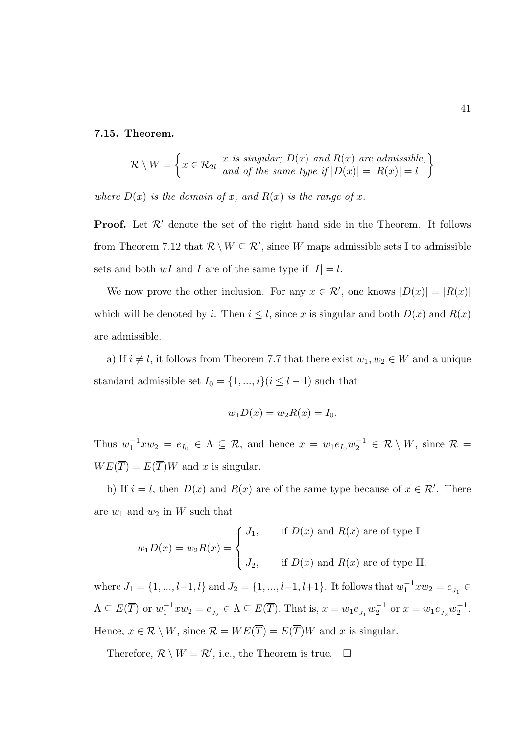**7.15. Theorem.**

$$\mathcal{R} \setminus W = \left\{ x \in \mathcal{R}_{2l} \,\middle|\, \begin{array}{l} x \text{ is singular; } D(x) \text{ and } R(x) \text{ are admissible,} \\ \text{and of the same type if } |D(x)| = |R(x)| = l \end{array} \right\}$$

*where $D(x)$ is the domain of $x$, and $R(x)$ is the range of $x$.*

**Proof.** Let $\mathcal{R}'$ denote the set of the right hand side in the Theorem. It follows from Theorem 7.12 that $\mathcal{R} \setminus W \subseteq \mathcal{R}'$, since $W$ maps admissible sets I to admissible sets and both $wI$ and $I$ are of the same type if $|I| = l$.

We now prove the other inclusion. For any $x \in \mathcal{R}'$, one knows $|D(x)| = |R(x)|$ which will be denoted by $i$. Then $i \leq l$, since $x$ is singular and both $D(x)$ and $R(x)$ are admissible.

a) If $i \neq l$, it follows from Theorem 7.7 that there exist $w_1, w_2 \in W$ and a unique standard admissible set $I_0 = \{1, ..., i\}(i \leq l-1)$ such that

$$w_1 D(x) = w_2 R(x) = I_0.$$

Thus $w_1^{-1} x w_2 = e_{I_0} \in \Lambda \subseteq \mathcal{R}$, and hence $x = w_1 e_{I_0} w_2^{-1} \in \mathcal{R} \setminus W$, since $\mathcal{R} = WE(\overline{T}) = E(\overline{T})W$ and $x$ is singular.

b) If $i = l$, then $D(x)$ and $R(x)$ are of the same type because of $x \in \mathcal{R}'$. There are $w_1$ and $w_2$ in $W$ such that

$$w_1 D(x) = w_2 R(x) = \begin{cases} J_1, & \text{if } D(x) \text{ and } R(x) \text{ are of type I} \\ \\ J_2, & \text{if } D(x) \text{ and } R(x) \text{ are of type II.} \end{cases}$$

where $J_1 = \{1, ..., l-1, l\}$ and $J_2 = \{1, ..., l-1, l+1\}$. It follows that $w_1^{-1} x w_2 = e_{J_1} \in \Lambda \subseteq E(\overline{T})$ or $w_1^{-1} x w_2 = e_{J_2} \in \Lambda \subseteq E(\overline{T})$. That is, $x = w_1 e_{J_1} w_2^{-1}$ or $x = w_1 e_{J_2} w_2^{-1}$. Hence, $x \in \mathcal{R} \setminus W$, since $\mathcal{R} = WE(\overline{T}) = E(\overline{T})W$ and $x$ is singular.

Therefore, $\mathcal{R} \setminus W = \mathcal{R}'$, i.e., the Theorem is true. $\square$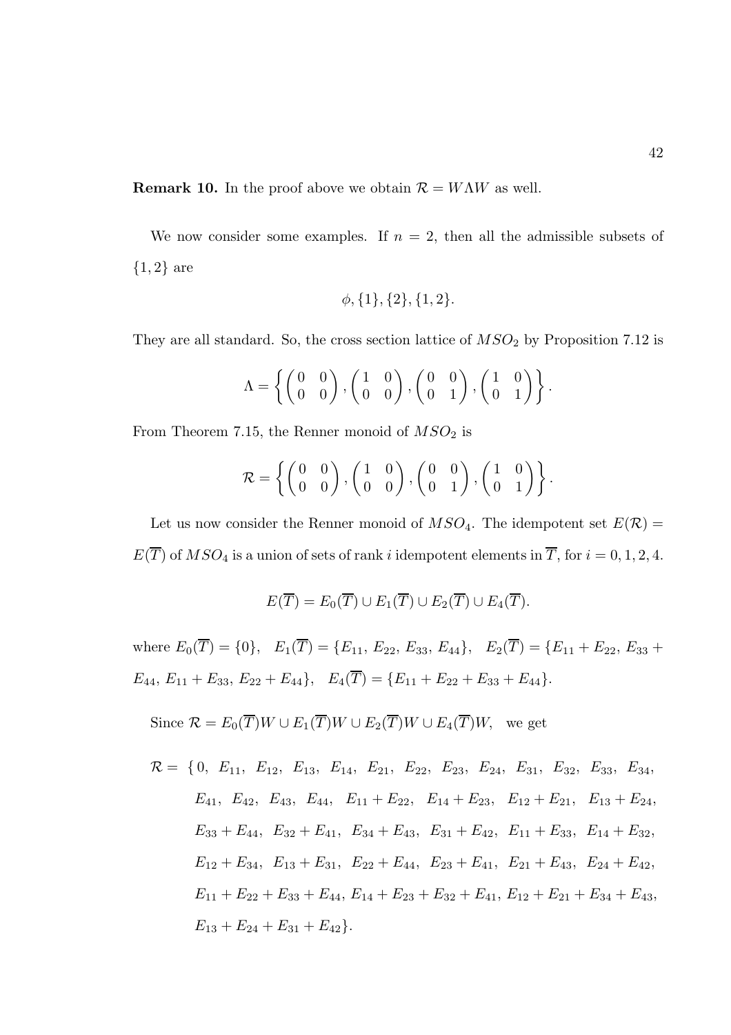**Remark 10.** In the proof above we obtain $\mathcal{R} = W\Lambda W$ as well.

We now consider some examples. If $n = 2$, then all the admissible subsets of $\{1, 2\}$ are

$$\phi, \{1\}, \{2\}, \{1, 2\}.$$

They are all standard. So, the cross section lattice of $MSO_2$ by Proposition 7.12 is

$$\Lambda = \left\{ \begin{pmatrix} 0 & 0 \\ 0 & 0 \end{pmatrix}, \begin{pmatrix} 1 & 0 \\ 0 & 0 \end{pmatrix}, \begin{pmatrix} 0 & 0 \\ 0 & 1 \end{pmatrix}, \begin{pmatrix} 1 & 0 \\ 0 & 1 \end{pmatrix} \right\}.$$

From Theorem 7.15, the Renner monoid of $MSO_2$ is

$$\mathcal{R} = \left\{ \begin{pmatrix} 0 & 0 \\ 0 & 0 \end{pmatrix}, \begin{pmatrix} 1 & 0 \\ 0 & 0 \end{pmatrix}, \begin{pmatrix} 0 & 0 \\ 0 & 1 \end{pmatrix}, \begin{pmatrix} 1 & 0 \\ 0 & 1 \end{pmatrix} \right\}.$$

Let us now consider the Renner monoid of $MSO_4$. The idempotent set $E(\mathcal{R}) = E(\overline{T})$ of $MSO_4$ is a union of sets of rank $i$ idempotent elements in $\overline{T}$, for $i = 0, 1, 2, 4$.

$$E(\overline{T}) = E_0(\overline{T}) \cup E_1(\overline{T}) \cup E_2(\overline{T}) \cup E_4(\overline{T}).$$

where $E_0(\overline{T}) = \{0\}$, $E_1(\overline{T}) = \{E_{11}, E_{22}, E_{33}, E_{44}\}$, $E_2(\overline{T}) = \{E_{11} + E_{22}, E_{33} + E_{44}, E_{11} + E_{33}, E_{22} + E_{44}\}$, $E_4(\overline{T}) = \{E_{11} + E_{22} + E_{33} + E_{44}\}$.

Since $\mathcal{R} = E_0(\overline{T})W \cup E_1(\overline{T})W \cup E_2(\overline{T})W \cup E_4(\overline{T})W$, we get

$$\begin{aligned}
\mathcal{R} = \{ & 0,\ E_{11},\ E_{12},\ E_{13},\ E_{14},\ E_{21},\ E_{22},\ E_{23},\ E_{24},\ E_{31},\ E_{32},\ E_{33},\ E_{34}, \\
& E_{41},\ E_{42},\ E_{43},\ E_{44},\ E_{11} + E_{22},\ E_{14} + E_{23},\ E_{12} + E_{21},\ E_{13} + E_{24}, \\
& E_{33} + E_{44},\ E_{32} + E_{41},\ E_{34} + E_{43},\ E_{31} + E_{42},\ E_{11} + E_{33},\ E_{14} + E_{32}, \\
& E_{12} + E_{34},\ E_{13} + E_{31},\ E_{22} + E_{44},\ E_{23} + E_{41},\ E_{21} + E_{43},\ E_{24} + E_{42}, \\
& E_{11} + E_{22} + E_{33} + E_{44},\ E_{14} + E_{23} + E_{32} + E_{41},\ E_{12} + E_{21} + E_{34} + E_{43}, \\
& E_{13} + E_{24} + E_{31} + E_{42}\}.
\end{aligned}$$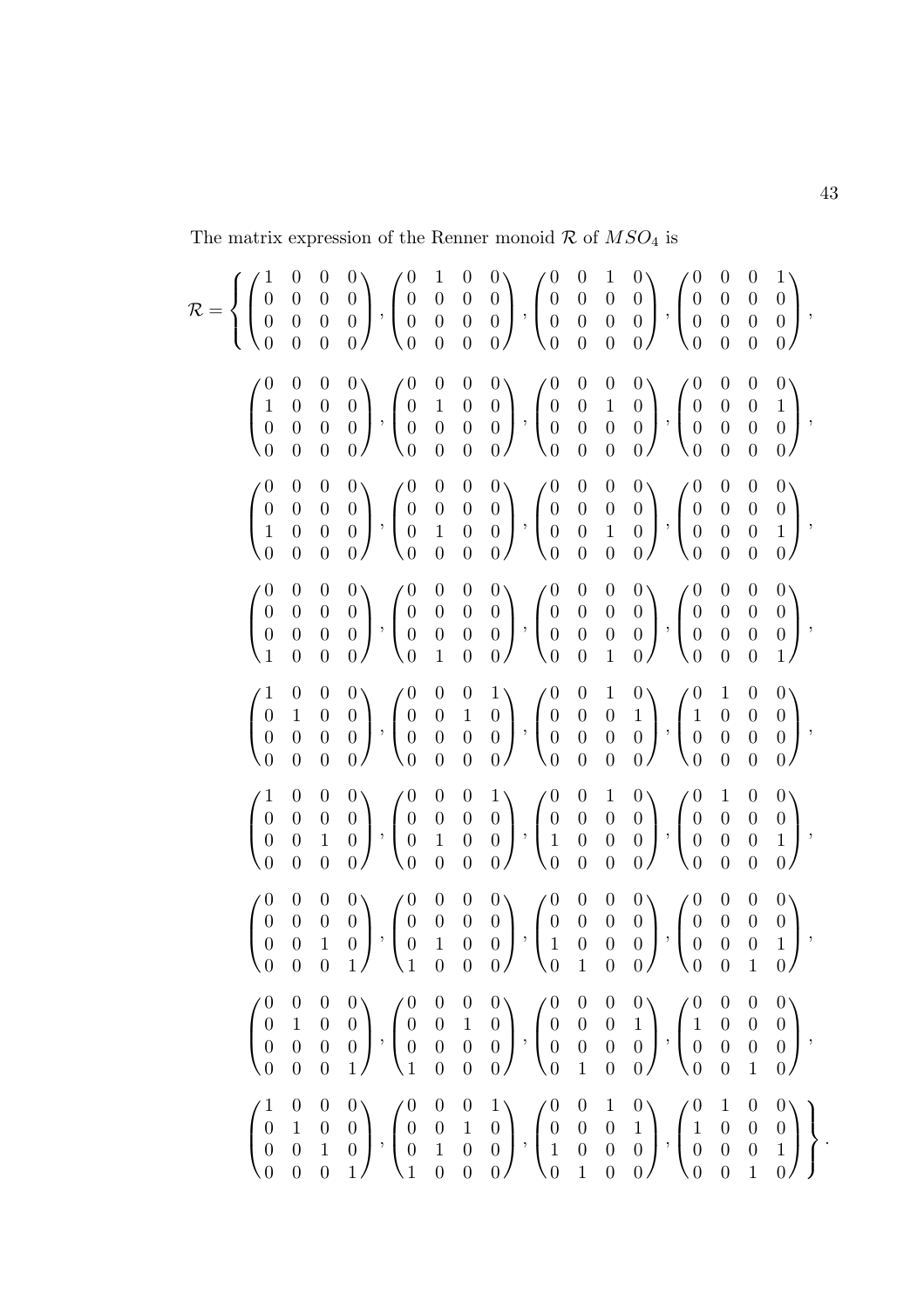The matrix expression of the Renner monoid $\mathcal{R}$ of $MSO_4$ is

$$
\mathcal{R} = \left\{ \begin{pmatrix} 1 & 0 & 0 & 0 \\ 0 & 0 & 0 & 0 \\ 0 & 0 & 0 & 0 \\ 0 & 0 & 0 & 0 \end{pmatrix}, \begin{pmatrix} 0 & 1 & 0 & 0 \\ 0 & 0 & 0 & 0 \\ 0 & 0 & 0 & 0 \\ 0 & 0 & 0 & 0 \end{pmatrix}, \begin{pmatrix} 0 & 0 & 1 & 0 \\ 0 & 0 & 0 & 0 \\ 0 & 0 & 0 & 0 \\ 0 & 0 & 0 & 0 \end{pmatrix}, \begin{pmatrix} 0 & 0 & 0 & 1 \\ 0 & 0 & 0 & 0 \\ 0 & 0 & 0 & 0 \\ 0 & 0 & 0 & 0 \end{pmatrix}, \right.
$$

$$
\begin{pmatrix} 0 & 0 & 0 & 0 \\ 1 & 0 & 0 & 0 \\ 0 & 0 & 0 & 0 \\ 0 & 0 & 0 & 0 \end{pmatrix}, \begin{pmatrix} 0 & 0 & 0 & 0 \\ 0 & 1 & 0 & 0 \\ 0 & 0 & 0 & 0 \\ 0 & 0 & 0 & 0 \end{pmatrix}, \begin{pmatrix} 0 & 0 & 0 & 0 \\ 0 & 0 & 1 & 0 \\ 0 & 0 & 0 & 0 \\ 0 & 0 & 0 & 0 \end{pmatrix}, \begin{pmatrix} 0 & 0 & 0 & 0 \\ 0 & 0 & 0 & 1 \\ 0 & 0 & 0 & 0 \\ 0 & 0 & 0 & 0 \end{pmatrix},
$$

$$
\begin{pmatrix} 0 & 0 & 0 & 0 \\ 0 & 0 & 0 & 0 \\ 1 & 0 & 0 & 0 \\ 0 & 0 & 0 & 0 \end{pmatrix}, \begin{pmatrix} 0 & 0 & 0 & 0 \\ 0 & 0 & 0 & 0 \\ 0 & 1 & 0 & 0 \\ 0 & 0 & 0 & 0 \end{pmatrix}, \begin{pmatrix} 0 & 0 & 0 & 0 \\ 0 & 0 & 0 & 0 \\ 0 & 0 & 1 & 0 \\ 0 & 0 & 0 & 0 \end{pmatrix}, \begin{pmatrix} 0 & 0 & 0 & 0 \\ 0 & 0 & 0 & 0 \\ 0 & 0 & 0 & 1 \\ 0 & 0 & 0 & 0 \end{pmatrix},
$$

$$
\begin{pmatrix} 0 & 0 & 0 & 0 \\ 0 & 0 & 0 & 0 \\ 0 & 0 & 0 & 0 \\ 1 & 0 & 0 & 0 \end{pmatrix}, \begin{pmatrix} 0 & 0 & 0 & 0 \\ 0 & 0 & 0 & 0 \\ 0 & 0 & 0 & 0 \\ 0 & 1 & 0 & 0 \end{pmatrix}, \begin{pmatrix} 0 & 0 & 0 & 0 \\ 0 & 0 & 0 & 0 \\ 0 & 0 & 0 & 0 \\ 0 & 0 & 1 & 0 \end{pmatrix}, \begin{pmatrix} 0 & 0 & 0 & 0 \\ 0 & 0 & 0 & 0 \\ 0 & 0 & 0 & 0 \\ 0 & 0 & 0 & 1 \end{pmatrix},
$$

$$
\begin{pmatrix} 1 & 0 & 0 & 0 \\ 0 & 1 & 0 & 0 \\ 0 & 0 & 0 & 0 \\ 0 & 0 & 0 & 0 \end{pmatrix}, \begin{pmatrix} 0 & 0 & 0 & 1 \\ 0 & 0 & 1 & 0 \\ 0 & 0 & 0 & 0 \\ 0 & 0 & 0 & 0 \end{pmatrix}, \begin{pmatrix} 0 & 0 & 1 & 0 \\ 0 & 0 & 0 & 1 \\ 0 & 0 & 0 & 0 \\ 0 & 0 & 0 & 0 \end{pmatrix}, \begin{pmatrix} 0 & 1 & 0 & 0 \\ 1 & 0 & 0 & 0 \\ 0 & 0 & 0 & 0 \\ 0 & 0 & 0 & 0 \end{pmatrix},
$$

$$
\begin{pmatrix} 1 & 0 & 0 & 0 \\ 0 & 0 & 0 & 0 \\ 0 & 0 & 1 & 0 \\ 0 & 0 & 0 & 0 \end{pmatrix}, \begin{pmatrix} 0 & 0 & 0 & 1 \\ 0 & 0 & 0 & 0 \\ 0 & 1 & 0 & 0 \\ 0 & 0 & 0 & 0 \end{pmatrix}, \begin{pmatrix} 0 & 0 & 1 & 0 \\ 0 & 0 & 0 & 0 \\ 1 & 0 & 0 & 0 \\ 0 & 0 & 0 & 0 \end{pmatrix}, \begin{pmatrix} 0 & 1 & 0 & 0 \\ 0 & 0 & 0 & 0 \\ 0 & 0 & 0 & 1 \\ 0 & 0 & 0 & 0 \end{pmatrix},
$$

$$
\begin{pmatrix} 0 & 0 & 0 & 0 \\ 0 & 0 & 0 & 0 \\ 0 & 0 & 1 & 0 \\ 0 & 0 & 0 & 1 \end{pmatrix}, \begin{pmatrix} 0 & 0 & 0 & 0 \\ 0 & 0 & 0 & 0 \\ 0 & 1 & 0 & 0 \\ 1 & 0 & 0 & 0 \end{pmatrix}, \begin{pmatrix} 0 & 0 & 0 & 0 \\ 0 & 0 & 0 & 0 \\ 1 & 0 & 0 & 0 \\ 0 & 1 & 0 & 0 \end{pmatrix}, \begin{pmatrix} 0 & 0 & 0 & 0 \\ 0 & 0 & 0 & 0 \\ 0 & 0 & 0 & 1 \\ 0 & 0 & 1 & 0 \end{pmatrix},
$$

$$
\begin{pmatrix} 0 & 0 & 0 & 0 \\ 0 & 1 & 0 & 0 \\ 0 & 0 & 0 & 0 \\ 0 & 0 & 0 & 1 \end{pmatrix}, \begin{pmatrix} 0 & 0 & 0 & 0 \\ 0 & 0 & 1 & 0 \\ 0 & 0 & 0 & 0 \\ 1 & 0 & 0 & 0 \end{pmatrix}, \begin{pmatrix} 0 & 0 & 0 & 0 \\ 0 & 0 & 0 & 1 \\ 0 & 0 & 0 & 0 \\ 0 & 1 & 0 & 0 \end{pmatrix}, \begin{pmatrix} 0 & 0 & 0 & 0 \\ 1 & 0 & 0 & 0 \\ 0 & 0 & 0 & 0 \\ 0 & 0 & 1 & 0 \end{pmatrix},
$$

$$
\left. \begin{pmatrix} 1 & 0 & 0 & 0 \\ 0 & 1 & 0 & 0 \\ 0 & 0 & 1 & 0 \\ 0 & 0 & 0 & 1 \end{pmatrix}, \begin{pmatrix} 0 & 0 & 0 & 1 \\ 0 & 0 & 1 & 0 \\ 0 & 1 & 0 & 0 \\ 1 & 0 & 0 & 0 \end{pmatrix}, \begin{pmatrix} 0 & 0 & 1 & 0 \\ 0 & 0 & 0 & 1 \\ 1 & 0 & 0 & 0 \\ 0 & 1 & 0 & 0 \end{pmatrix}, \begin{pmatrix} 0 & 1 & 0 & 0 \\ 1 & 0 & 0 & 0 \\ 0 & 0 & 0 & 1 \\ 0 & 0 & 1 & 0 \end{pmatrix} \right\}.
$$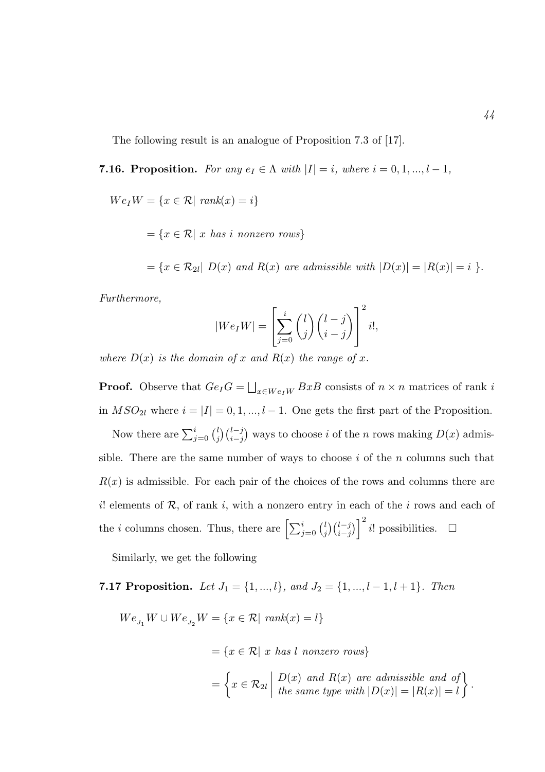The following result is an analogue of Proposition 7.3 of [17].

**7.16. Proposition.** *For any $e_I \in \Lambda$ with $|I| = i$, where $i = 0, 1, ..., l-1$,*

$$We_IW = \{x \in \mathcal{R} | \ rank(x) = i\}$$

$$= \{x \in \mathcal{R} | \ x \text{ has } i \text{ nonzero rows}\}$$

$$= \{x \in \mathcal{R}_{2l} | \ D(x) \text{ and } R(x) \text{ are admissible with } |D(x)| = |R(x)| = i \ \}.$$

*Furthermore,*

$$|We_IW| = \left[ \sum_{j=0}^{i} \binom{l}{j} \binom{l-j}{i-j} \right]^2 i!,$$

*where $D(x)$ is the domain of $x$ and $R(x)$ the range of $x$.*

**Proof.** Observe that $Ge_IG = \bigsqcup_{x \in We_IW} BxB$ consists of $n \times n$ matrices of rank $i$ in $MSO_{2l}$ where $i = |I| = 0, 1, ..., l-1$. One gets the first part of the Proposition.

Now there are $\sum_{j=0}^{i} \binom{l}{j} \binom{l-j}{i-j}$ ways to choose $i$ of the $n$ rows making $D(x)$ admissible. There are the same number of ways to choose $i$ of the $n$ columns such that $R(x)$ is admissible. For each pair of the choices of the rows and columns there are $i!$ elements of $\mathcal{R}$, of rank $i$, with a nonzero entry in each of the $i$ rows and each of the $i$ columns chosen. Thus, there are $\left[ \sum_{j=0}^{i} \binom{l}{j} \binom{l-j}{i-j} \right]^2 i!$ possibilities. $\square$

Similarly, we get the following

**7.17 Proposition.** *Let $J_1 = \{1, ..., l\}$, and $J_2 = \{1, ..., l-1, l+1\}$. Then*

$$We_{J_1}W \cup We_{J_2}W = \{x \in \mathcal{R} | \ rank(x) = l\}$$

$$= \{x \in \mathcal{R} | \ x \text{ has } l \text{ nonzero rows}\}$$

$$= \left\{ x \in \mathcal{R}_{2l} \ \middle| \ \begin{array}{l} D(x) \text{ and } R(x) \text{ are admissible and of} \\ \text{the same type with } |D(x)| = |R(x)| = l \end{array} \right\}.$$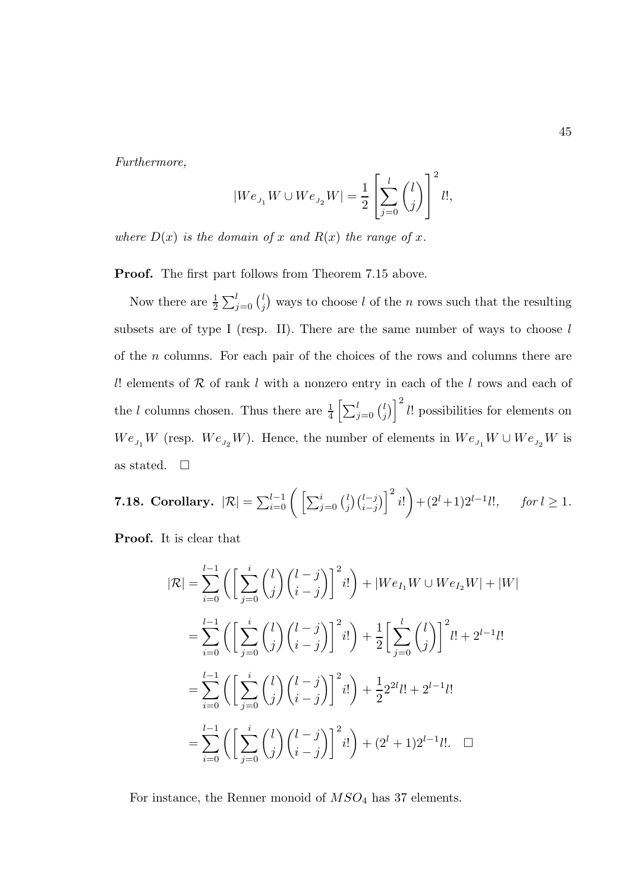*Furthermore,*

$$|We_{J_1}W \cup We_{J_2}W| = \frac{1}{2}\left[\sum_{j=0}^{l}\binom{l}{j}\right]^2 l!,$$

*where $D(x)$ is the domain of $x$ and $R(x)$ the range of $x$.*

**Proof.** The first part follows from Theorem 7.15 above.

Now there are $\frac{1}{2}\sum_{j=0}^{l}\binom{l}{j}$ ways to choose $l$ of the $n$ rows such that the resulting subsets are of type I (resp. II). There are the same number of ways to choose $l$ of the $n$ columns. For each pair of the choices of the rows and columns there are $l!$ elements of $\mathcal{R}$ of rank $l$ with a nonzero entry in each of the $l$ rows and each of the $l$ columns chosen. Thus there are $\frac{1}{4}\left[\sum_{j=0}^{l}\binom{l}{j}\right]^2 l!$ possibilities for elements on $We_{J_1}W$ (resp. $We_{J_2}W$). Hence, the number of elements in $We_{J_1}W \cup We_{J_2}W$ is as stated. $\square$

**7.18. Corollary.** $|\mathcal{R}| = \sum_{i=0}^{l-1}\left(\left[\sum_{j=0}^{i}\binom{l}{j}\binom{l-j}{i-j}\right]^2 i!\right) + (2^l+1)2^{l-1}l!,\quad$ *for $l \geq 1$.*

**Proof.** It is clear that

$$\begin{aligned}
|\mathcal{R}| &= \sum_{i=0}^{l-1}\left(\left[\sum_{j=0}^{i}\binom{l}{j}\binom{l-j}{i-j}\right]^2 i!\right) + |We_{I_1}W \cup We_{I_2}W| + |W| \\
&= \sum_{i=0}^{l-1}\left(\left[\sum_{j=0}^{i}\binom{l}{j}\binom{l-j}{i-j}\right]^2 i!\right) + \frac{1}{2}\left[\sum_{j=0}^{l}\binom{l}{j}\right]^2 l! + 2^{l-1}l! \\
&= \sum_{i=0}^{l-1}\left(\left[\sum_{j=0}^{i}\binom{l}{j}\binom{l-j}{i-j}\right]^2 i!\right) + \frac{1}{2}2^{2l}l! + 2^{l-1}l! \\
&= \sum_{i=0}^{l-1}\left(\left[\sum_{j=0}^{i}\binom{l}{j}\binom{l-j}{i-j}\right]^2 i!\right) + (2^l+1)2^{l-1}l!. \quad \square
\end{aligned}$$

For instance, the Renner monoid of $MSO_4$ has 37 elements.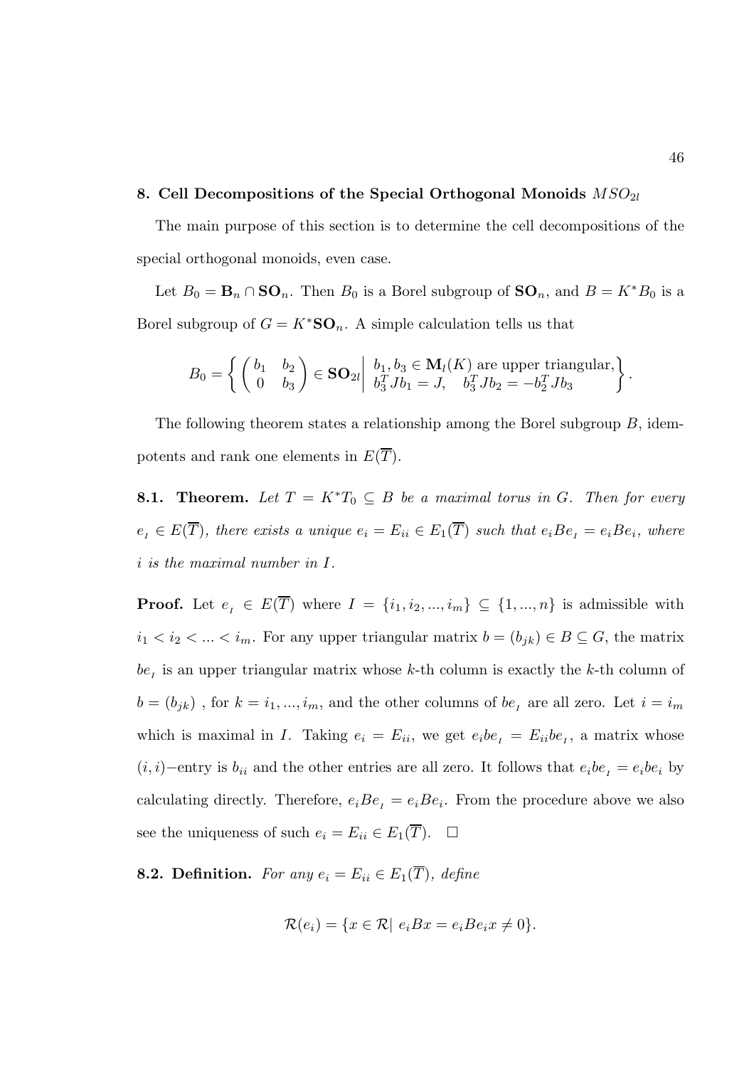## 8. Cell Decompositions of the Special Orthogonal Monoids $MSO_{2l}$

The main purpose of this section is to determine the cell decompositions of the special orthogonal monoids, even case.

Let $B_0 = \mathbf{B}_n \cap \mathbf{SO}_n$. Then $B_0$ is a Borel subgroup of $\mathbf{SO}_n$, and $B = K^*B_0$ is a Borel subgroup of $G = K^*\mathbf{SO}_n$. A simple calculation tells us that

$$B_0 = \left\{ \begin{pmatrix} b_1 & b_2 \\ 0 & b_3 \end{pmatrix} \in \mathbf{SO}_{2l} \middle| \begin{array}{l} b_1, b_3 \in \mathbf{M}_l(K) \text{ are upper triangular,} \\ b_3^T J b_1 = J, \quad b_3^T J b_2 = -b_2^T J b_3 \end{array} \right\}.$$

The following theorem states a relationship among the Borel subgroup $B$, idempotents and rank one elements in $E(\overline{T})$.

**8.1. Theorem.** *Let $T = K^*T_0 \subseteq B$ be a maximal torus in $G$. Then for every $e_I \in E(\overline{T})$, there exists a unique $e_i = E_{ii} \in E_1(\overline{T})$ such that $e_iBe_I = e_iBe_i$, where $i$ is the maximal number in $I$.*

**Proof.** Let $e_I \in E(\overline{T})$ where $I = \{i_1, i_2, ..., i_m\} \subseteq \{1, ..., n\}$ is admissible with $i_1 < i_2 < ... < i_m$. For any upper triangular matrix $b = (b_{jk}) \in B \subseteq G$, the matrix $be_I$ is an upper triangular matrix whose $k$-th column is exactly the $k$-th column of $b = (b_{jk})$ , for $k = i_1, ..., i_m$, and the other columns of $be_I$ are all zero. Let $i = i_m$ which is maximal in $I$. Taking $e_i = E_{ii}$, we get $e_ibe_I = E_{ii}be_I$, a matrix whose $(i,i)-$entry is $b_{ii}$ and the other entries are all zero. It follows that $e_ibe_I = e_ibe_i$ by calculating directly. Therefore, $e_iBe_I = e_iBe_i$. From the procedure above we also see the uniqueness of such $e_i = E_{ii} \in E_1(\overline{T})$. $\square$

**8.2. Definition.** *For any $e_i = E_{ii} \in E_1(\overline{T})$, define*

$$\mathcal{R}(e_i) = \{x \in \mathcal{R} |\ e_iBx = e_iBe_ix \neq 0\}.$$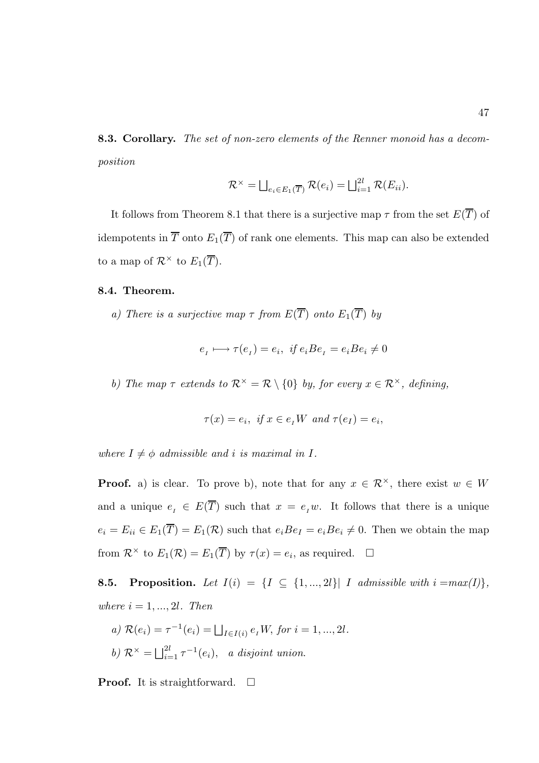**8.3. Corollary.** *The set of non-zero elements of the Renner monoid has a decomposition*

$$\mathcal{R}^\times = \bigsqcup_{e_i \in E_1(\overline{T})} \mathcal{R}(e_i) = \bigsqcup_{i=1}^{2l} \mathcal{R}(E_{ii}).$$

It follows from Theorem 8.1 that there is a surjective map $\tau$ from the set $E(\overline{T})$ of idempotents in $\overline{T}$ onto $E_1(\overline{T})$ of rank one elements. This map can also be extended to a map of $\mathcal{R}^\times$ to $E_1(\overline{T})$.

**8.4. Theorem.**

*a) There is a surjective map $\tau$ from $E(\overline{T})$ onto $E_1(\overline{T})$ by*

$$e_{_I} \longmapsto \tau(e_{_I}) = e_i, \ \textit{if } e_i B e_{_I} = e_i B e_i \neq 0$$

*b) The map $\tau$ extends to $\mathcal{R}^\times = \mathcal{R} \setminus \{0\}$ by, for every $x \in \mathcal{R}^\times$, defining,*

$$\tau(x) = e_i, \ \textit{if } x \in e_{_I} W \ \textit{and } \tau(e_I) = e_i,$$

*where $I \neq \phi$ admissible and $i$ is maximal in $I$.*

**Proof.** a) is clear. To prove b), note that for any $x \in \mathcal{R}^\times$, there exist $w \in W$ and a unique $e_{_I} \in E(\overline{T})$ such that $x = e_{_I} w$. It follows that there is a unique $e_i = E_{ii} \in E_1(\overline{T}) = E_1(\mathcal{R})$ such that $e_i B e_I = e_i B e_i \neq 0$. Then we obtain the map from $\mathcal{R}^\times$ to $E_1(\mathcal{R}) = E_1(\overline{T})$ by $\tau(x) = e_i$, as required. $\square$

**8.5. Proposition.** *Let $I(i) = \{I \subseteq \{1, ..., 2l\} |\ I$ admissible with $i = \max(I)\}$, where $i = 1, ..., 2l$. Then*

*a) $\mathcal{R}(e_i) = \tau^{-1}(e_i) = \bigsqcup_{I \in I(i)} e_{_I} W$, for $i = 1, ..., 2l$.*

*b) $\mathcal{R}^\times = \bigsqcup_{i=1}^{2l} \tau^{-1}(e_i)$, a disjoint union.*

**Proof.** It is straightforward. $\square$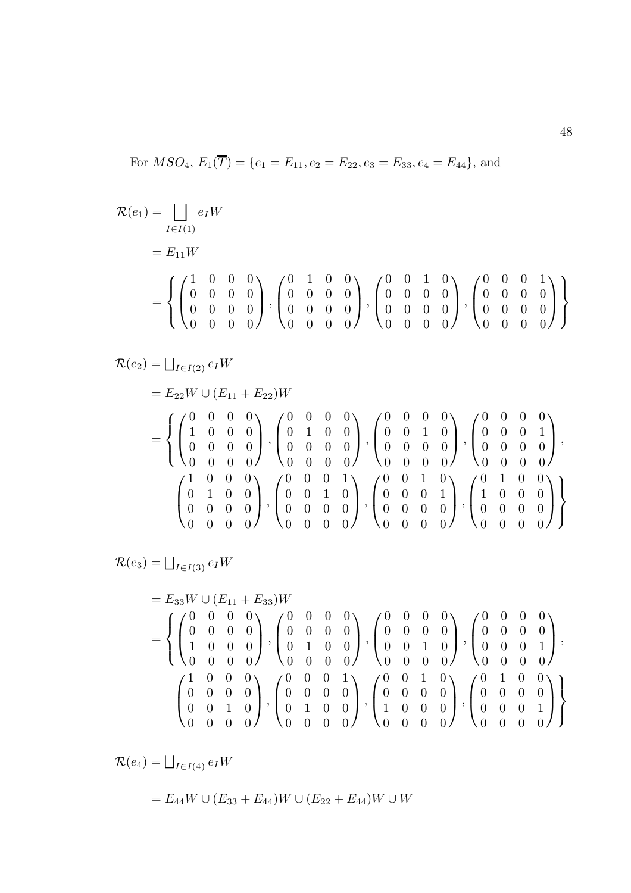For $MSO_4$, $E_1(\overline{T}) = \{e_1 = E_{11}, e_2 = E_{22}, e_3 = E_{33}, e_4 = E_{44}\}$, and

$$
\begin{aligned}
\mathcal{R}(e_1) &= \bigsqcup_{I \in I(1)} e_I W \\
&= E_{11} W \\
&= \left\{ \begin{pmatrix} 1 & 0 & 0 & 0 \\ 0 & 0 & 0 & 0 \\ 0 & 0 & 0 & 0 \\ 0 & 0 & 0 & 0 \end{pmatrix}, \begin{pmatrix} 0 & 1 & 0 & 0 \\ 0 & 0 & 0 & 0 \\ 0 & 0 & 0 & 0 \\ 0 & 0 & 0 & 0 \end{pmatrix}, \begin{pmatrix} 0 & 0 & 1 & 0 \\ 0 & 0 & 0 & 0 \\ 0 & 0 & 0 & 0 \\ 0 & 0 & 0 & 0 \end{pmatrix}, \begin{pmatrix} 0 & 0 & 0 & 1 \\ 0 & 0 & 0 & 0 \\ 0 & 0 & 0 & 0 \\ 0 & 0 & 0 & 0 \end{pmatrix} \right\}
\end{aligned}
$$

$$
\begin{aligned}
\mathcal{R}(e_2) &= \textstyle\bigsqcup_{I \in I(2)} e_I W \\
&= E_{22} W \cup (E_{11} + E_{22}) W \\
&= \left\{ \begin{pmatrix} 0 & 0 & 0 & 0 \\ 1 & 0 & 0 & 0 \\ 0 & 0 & 0 & 0 \\ 0 & 0 & 0 & 0 \end{pmatrix}, \begin{pmatrix} 0 & 0 & 0 & 0 \\ 0 & 1 & 0 & 0 \\ 0 & 0 & 0 & 0 \\ 0 & 0 & 0 & 0 \end{pmatrix}, \begin{pmatrix} 0 & 0 & 0 & 0 \\ 0 & 0 & 1 & 0 \\ 0 & 0 & 0 & 0 \\ 0 & 0 & 0 & 0 \end{pmatrix}, \begin{pmatrix} 0 & 0 & 0 & 0 \\ 0 & 0 & 0 & 1 \\ 0 & 0 & 0 & 0 \\ 0 & 0 & 0 & 0 \end{pmatrix}, \right. \\
&\qquad \left. \begin{pmatrix} 1 & 0 & 0 & 0 \\ 0 & 1 & 0 & 0 \\ 0 & 0 & 0 & 0 \\ 0 & 0 & 0 & 0 \end{pmatrix}, \begin{pmatrix} 0 & 0 & 0 & 1 \\ 0 & 0 & 1 & 0 \\ 0 & 0 & 0 & 0 \\ 0 & 0 & 0 & 0 \end{pmatrix}, \begin{pmatrix} 0 & 0 & 1 & 0 \\ 0 & 0 & 0 & 1 \\ 0 & 0 & 0 & 0 \\ 0 & 0 & 0 & 0 \end{pmatrix}, \begin{pmatrix} 0 & 1 & 0 & 0 \\ 1 & 0 & 0 & 0 \\ 0 & 0 & 0 & 0 \\ 0 & 0 & 0 & 0 \end{pmatrix} \right\}
\end{aligned}
$$

$$
\begin{aligned}
\mathcal{R}(e_3) &= \textstyle\bigsqcup_{I \in I(3)} e_I W \\
&= E_{33} W \cup (E_{11} + E_{33}) W \\
&= \left\{ \begin{pmatrix} 0 & 0 & 0 & 0 \\ 0 & 0 & 0 & 0 \\ 1 & 0 & 0 & 0 \\ 0 & 0 & 0 & 0 \end{pmatrix}, \begin{pmatrix} 0 & 0 & 0 & 0 \\ 0 & 0 & 0 & 0 \\ 0 & 1 & 0 & 0 \\ 0 & 0 & 0 & 0 \end{pmatrix}, \begin{pmatrix} 0 & 0 & 0 & 0 \\ 0 & 0 & 0 & 0 \\ 0 & 0 & 1 & 0 \\ 0 & 0 & 0 & 0 \end{pmatrix}, \begin{pmatrix} 0 & 0 & 0 & 0 \\ 0 & 0 & 0 & 0 \\ 0 & 0 & 0 & 1 \\ 0 & 0 & 0 & 0 \end{pmatrix}, \right. \\
&\qquad \left. \begin{pmatrix} 1 & 0 & 0 & 0 \\ 0 & 0 & 0 & 0 \\ 0 & 0 & 1 & 0 \\ 0 & 0 & 0 & 0 \end{pmatrix}, \begin{pmatrix} 0 & 0 & 0 & 1 \\ 0 & 0 & 0 & 0 \\ 0 & 1 & 0 & 0 \\ 0 & 0 & 0 & 0 \end{pmatrix}, \begin{pmatrix} 0 & 0 & 1 & 0 \\ 0 & 0 & 0 & 0 \\ 1 & 0 & 0 & 0 \\ 0 & 0 & 0 & 0 \end{pmatrix}, \begin{pmatrix} 0 & 1 & 0 & 0 \\ 0 & 0 & 0 & 0 \\ 0 & 0 & 0 & 1 \\ 0 & 0 & 0 & 0 \end{pmatrix} \right\}
\end{aligned}
$$

$$
\begin{aligned}
\mathcal{R}(e_4) &= \textstyle\bigsqcup_{I \in I(4)} e_I W \\
&= E_{44} W \cup (E_{33} + E_{44}) W \cup (E_{22} + E_{44}) W \cup W
\end{aligned}
$$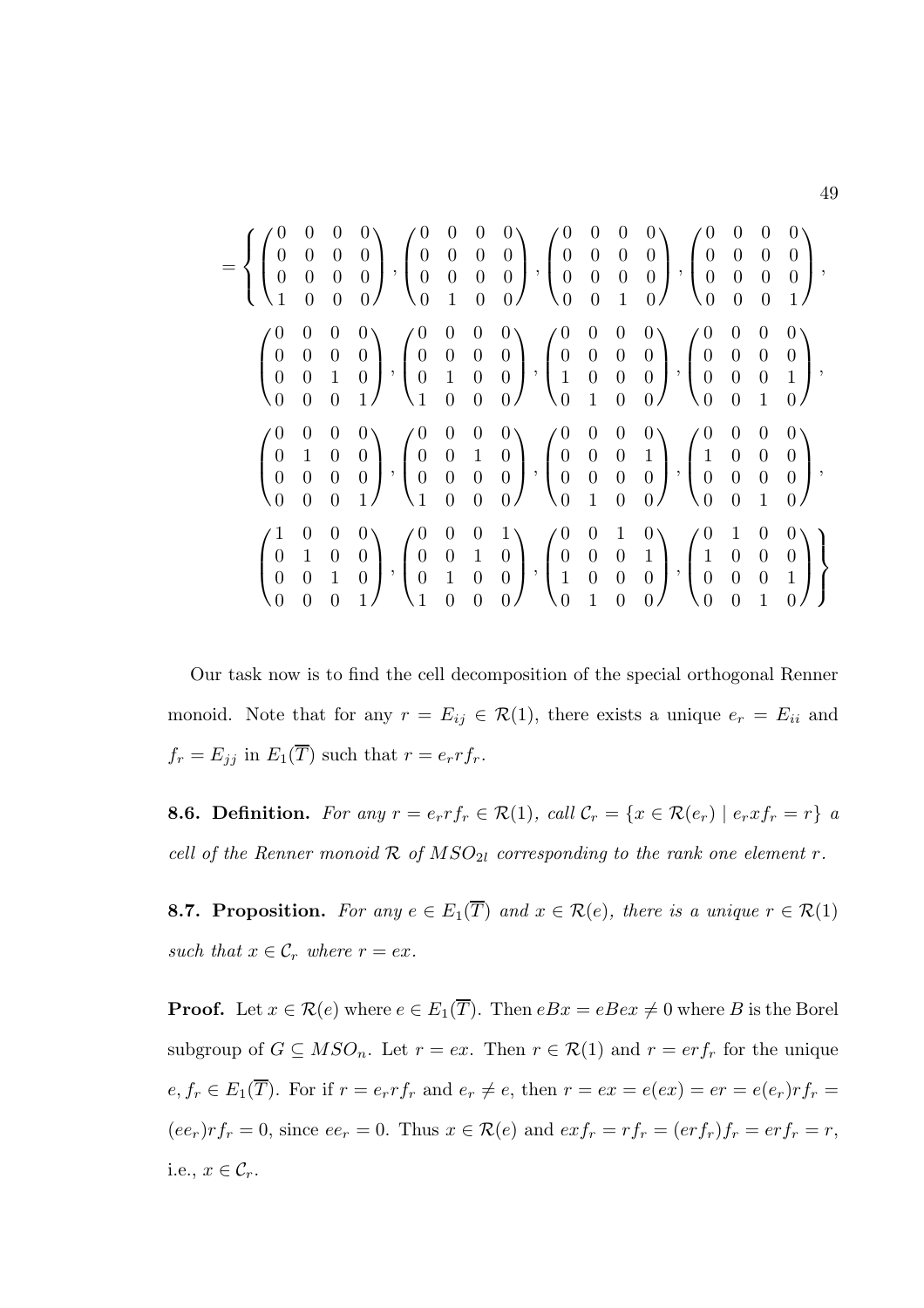$$
= \left\{ \begin{pmatrix} 0&0&0&0\\0&0&0&0\\0&0&0&0\\1&0&0&0 \end{pmatrix}, \begin{pmatrix} 0&0&0&0\\0&0&0&0\\0&0&0&0\\0&1&0&0 \end{pmatrix}, \begin{pmatrix} 0&0&0&0\\0&0&0&0\\0&0&0&0\\0&0&1&0 \end{pmatrix}, \begin{pmatrix} 0&0&0&0\\0&0&0&0\\0&0&0&0\\0&0&0&1 \end{pmatrix}, \right.
$$

$$
\begin{pmatrix} 0&0&0&0\\0&0&0&0\\0&0&1&0\\0&0&0&1 \end{pmatrix}, \begin{pmatrix} 0&0&0&0\\0&0&0&0\\0&1&0&0\\1&0&0&0 \end{pmatrix}, \begin{pmatrix} 0&0&0&0\\0&0&0&0\\1&0&0&0\\0&1&0&0 \end{pmatrix}, \begin{pmatrix} 0&0&0&0\\0&0&0&0\\0&0&0&1\\0&0&1&0 \end{pmatrix},
$$

$$
\begin{pmatrix} 0&0&0&0\\0&1&0&0\\0&0&0&0\\0&0&0&1 \end{pmatrix}, \begin{pmatrix} 0&0&0&0\\0&0&1&0\\0&0&0&0\\1&0&0&0 \end{pmatrix}, \begin{pmatrix} 0&0&0&0\\0&0&0&1\\0&0&0&0\\0&1&0&0 \end{pmatrix}, \begin{pmatrix} 0&0&0&0\\1&0&0&0\\0&0&0&0\\0&0&1&0 \end{pmatrix},
$$

$$
\left. \begin{pmatrix} 1&0&0&0\\0&1&0&0\\0&0&1&0\\0&0&0&1 \end{pmatrix}, \begin{pmatrix} 0&0&0&1\\0&0&1&0\\0&1&0&0\\1&0&0&0 \end{pmatrix}, \begin{pmatrix} 0&0&1&0\\0&0&0&1\\1&0&0&0\\0&1&0&0 \end{pmatrix}, \begin{pmatrix} 0&1&0&0\\1&0&0&0\\0&0&0&1\\0&0&1&0 \end{pmatrix} \right\}
$$

Our task now is to find the cell decomposition of the special orthogonal Renner monoid. Note that for any $r = E_{ij} \in \mathcal{R}(1)$, there exists a unique $e_r = E_{ii}$ and $f_r = E_{jj}$ in $E_1(\overline{T})$ such that $r = e_r r f_r$.

**8.6. Definition.** *For any $r = e_r r f_r \in \mathcal{R}(1)$, call $\mathcal{C}_r = \{x \in \mathcal{R}(e_r) \mid e_r x f_r = r\}$ a cell of the Renner monoid $\mathcal{R}$ of $MSO_{2l}$ corresponding to the rank one element $r$.*

**8.7. Proposition.** *For any $e \in E_1(\overline{T})$ and $x \in \mathcal{R}(e)$, there is a unique $r \in \mathcal{R}(1)$ such that $x \in \mathcal{C}_r$ where $r = ex$.*

**Proof.** Let $x \in \mathcal{R}(e)$ where $e \in E_1(\overline{T})$. Then $eBx = eBex \neq 0$ where $B$ is the Borel subgroup of $G \subseteq MSO_n$. Let $r = ex$. Then $r \in \mathcal{R}(1)$ and $r = erf_r$ for the unique $e, f_r \in E_1(\overline{T})$. For if $r = e_r r f_r$ and $e_r \neq e$, then $r = ex = e(ex) = er = e(e_r)rf_r = (ee_r)rf_r = 0$, since $ee_r = 0$. Thus $x \in \mathcal{R}(e)$ and $exf_r = rf_r = (erf_r)f_r = erf_r = r$, i.e., $x \in \mathcal{C}_r$.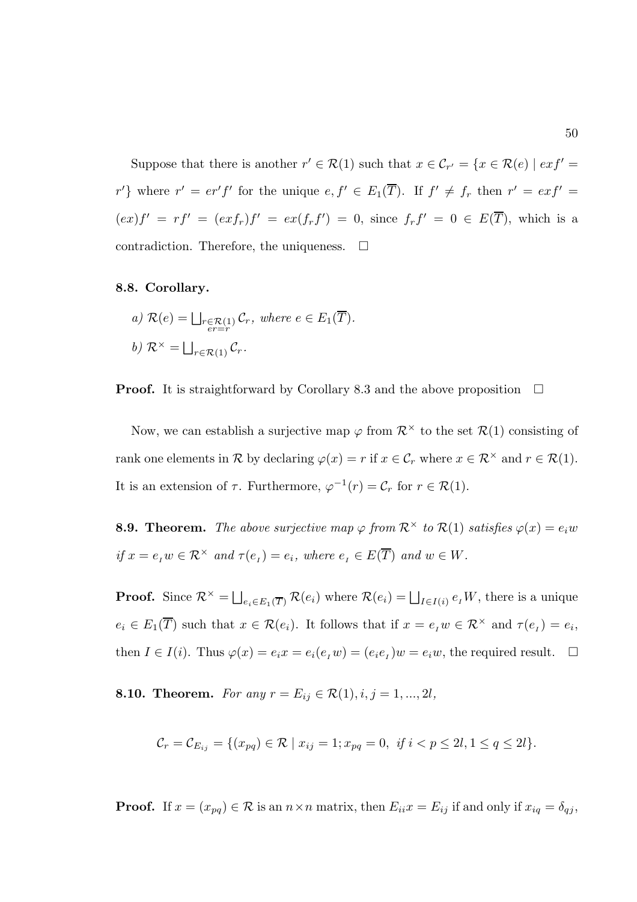Suppose that there is another $r' \in \mathcal{R}(1)$ such that $x \in \mathcal{C}_{r'} = \{x \in \mathcal{R}(e) \mid exf' = r'\}$ where $r' = er'f'$ for the unique $e, f' \in E_1(\overline{T})$. If $f' \neq f_r$ then $r' = exf' = (ex)f' = rf' = (exf_r)f' = ex(f_rf') = 0$, since $f_rf' = 0 \in E(\overline{T})$, which is a contradiction. Therefore, the uniqueness. $\square$

**8.8. Corollary.**

*a)* $\mathcal{R}(e) = \bigsqcup_{\substack{r \in \mathcal{R}(1) \\ er=r}} \mathcal{C}_r$, *where* $e \in E_1(\overline{T})$.

*b)* $\mathcal{R}^\times = \bigsqcup_{r \in \mathcal{R}(1)} \mathcal{C}_r$.

**Proof.** It is straightforward by Corollary 8.3 and the above proposition $\square$

Now, we can establish a surjective map $\varphi$ from $\mathcal{R}^\times$ to the set $\mathcal{R}(1)$ consisting of rank one elements in $\mathcal{R}$ by declaring $\varphi(x) = r$ if $x \in \mathcal{C}_r$ where $x \in \mathcal{R}^\times$ and $r \in \mathcal{R}(1)$. It is an extension of $\tau$. Furthermore, $\varphi^{-1}(r) = \mathcal{C}_r$ for $r \in \mathcal{R}(1)$.

**8.9. Theorem.** *The above surjective map $\varphi$ from $\mathcal{R}^\times$ to $\mathcal{R}(1)$ satisfies $\varphi(x) = e_iw$ if $x = e_{\scriptscriptstyle I} w \in \mathcal{R}^\times$ and $\tau(e_{\scriptscriptstyle I}) = e_i$, where $e_{\scriptscriptstyle I} \in E(\overline{T})$ and $w \in W$.*

**Proof.** Since $\mathcal{R}^\times = \bigsqcup_{e_i \in E_1(\overline{T})} \mathcal{R}(e_i)$ where $\mathcal{R}(e_i) = \bigsqcup_{I \in I(i)} e_{\scriptscriptstyle I} W$, there is a unique $e_i \in E_1(\overline{T})$ such that $x \in \mathcal{R}(e_i)$. It follows that if $x = e_{\scriptscriptstyle I} w \in \mathcal{R}^\times$ and $\tau(e_{\scriptscriptstyle I}) = e_i$, then $I \in I(i)$. Thus $\varphi(x) = e_ix = e_i(e_{\scriptscriptstyle I} w) = (e_ie_{\scriptscriptstyle I})w = e_iw$, the required result. $\square$

**8.10. Theorem.** *For any $r = E_{ij} \in \mathcal{R}(1), i, j = 1, ..., 2l$,*

$$\mathcal{C}_r = \mathcal{C}_{E_{ij}} = \{(x_{pq}) \in \mathcal{R} \mid x_{ij} = 1; x_{pq} = 0, \ \text{if } i < p \leq 2l, 1 \leq q \leq 2l\}.$$

**Proof.** If $x = (x_{pq}) \in \mathcal{R}$ is an $n \times n$ matrix, then $E_{ii}x = E_{ij}$ if and only if $x_{iq} = \delta_{qj}$,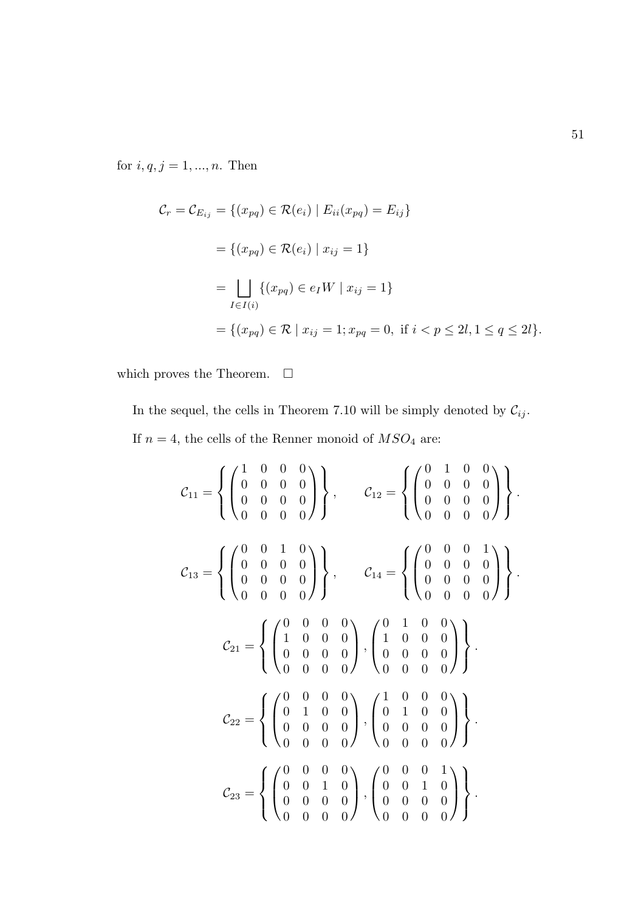for $i, q, j = 1, ..., n$. Then

$$
\begin{aligned}
\mathcal{C}_r = \mathcal{C}_{E_{ij}} &= \{(x_{pq}) \in \mathcal{R}(e_i) \mid E_{ii}(x_{pq}) = E_{ij}\} \\
&= \{(x_{pq}) \in \mathcal{R}(e_i) \mid x_{ij} = 1\} \\
&= \bigsqcup_{I \in I(i)} \{(x_{pq}) \in e_I W \mid x_{ij} = 1\} \\
&= \{(x_{pq}) \in \mathcal{R} \mid x_{ij} = 1; x_{pq} = 0, \text{ if } i < p \leq 2l, 1 \leq q \leq 2l\}.
\end{aligned}
$$

which proves the Theorem. $\square$

In the sequel, the cells in Theorem 7.10 will be simply denoted by $\mathcal{C}_{ij}$.

If $n = 4$, the cells of the Renner monoid of $MSO_4$ are:

$$
\mathcal{C}_{11} = \left\{ \begin{pmatrix} 1 & 0 & 0 & 0 \\ 0 & 0 & 0 & 0 \\ 0 & 0 & 0 & 0 \\ 0 & 0 & 0 & 0 \end{pmatrix} \right\}, \qquad \mathcal{C}_{12} = \left\{ \begin{pmatrix} 0 & 1 & 0 & 0 \\ 0 & 0 & 0 & 0 \\ 0 & 0 & 0 & 0 \\ 0 & 0 & 0 & 0 \end{pmatrix} \right\}.
$$

$$
\mathcal{C}_{13} = \left\{ \begin{pmatrix} 0 & 0 & 1 & 0 \\ 0 & 0 & 0 & 0 \\ 0 & 0 & 0 & 0 \\ 0 & 0 & 0 & 0 \end{pmatrix} \right\}, \qquad \mathcal{C}_{14} = \left\{ \begin{pmatrix} 0 & 0 & 0 & 1 \\ 0 & 0 & 0 & 0 \\ 0 & 0 & 0 & 0 \\ 0 & 0 & 0 & 0 \end{pmatrix} \right\}.
$$

$$
\mathcal{C}_{21} = \left\{ \begin{pmatrix} 0 & 0 & 0 & 0 \\ 1 & 0 & 0 & 0 \\ 0 & 0 & 0 & 0 \\ 0 & 0 & 0 & 0 \end{pmatrix}, \begin{pmatrix} 0 & 1 & 0 & 0 \\ 1 & 0 & 0 & 0 \\ 0 & 0 & 0 & 0 \\ 0 & 0 & 0 & 0 \end{pmatrix} \right\}.
$$

$$
\mathcal{C}_{22} = \left\{ \begin{pmatrix} 0 & 0 & 0 & 0 \\ 0 & 1 & 0 & 0 \\ 0 & 0 & 0 & 0 \\ 0 & 0 & 0 & 0 \end{pmatrix}, \begin{pmatrix} 1 & 0 & 0 & 0 \\ 0 & 1 & 0 & 0 \\ 0 & 0 & 0 & 0 \\ 0 & 0 & 0 & 0 \end{pmatrix} \right\}.
$$

$$
\mathcal{C}_{23} = \left\{ \begin{pmatrix} 0 & 0 & 0 & 0 \\ 0 & 0 & 1 & 0 \\ 0 & 0 & 0 & 0 \\ 0 & 0 & 0 & 0 \end{pmatrix}, \begin{pmatrix} 0 & 0 & 0 & 1 \\ 0 & 0 & 1 & 0 \\ 0 & 0 & 0 & 0 \\ 0 & 0 & 0 & 0 \end{pmatrix} \right\}.
$$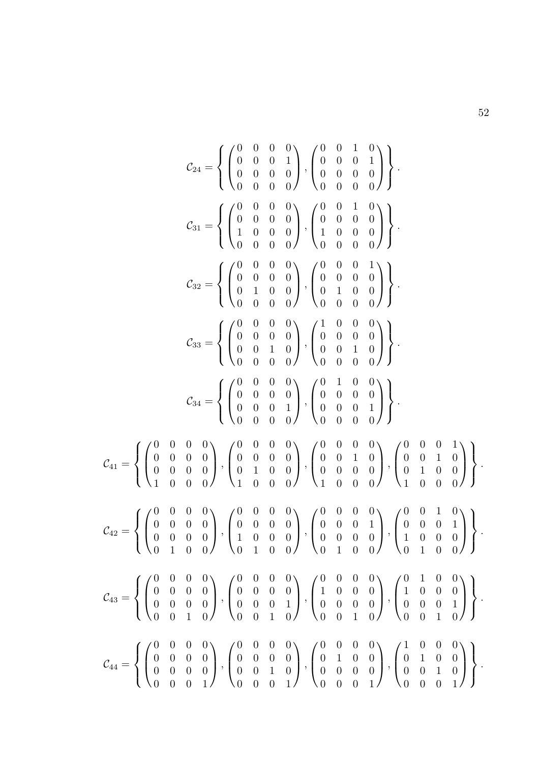$$\mathcal{C}_{24} = \left\{ \begin{pmatrix} 0 & 0 & 0 & 0 \\ 0 & 0 & 0 & 1 \\ 0 & 0 & 0 & 0 \\ 0 & 0 & 0 & 0 \end{pmatrix}, \begin{pmatrix} 0 & 0 & 1 & 0 \\ 0 & 0 & 0 & 1 \\ 0 & 0 & 0 & 0 \\ 0 & 0 & 0 & 0 \end{pmatrix} \right\}.$$

$$\mathcal{C}_{31} = \left\{ \begin{pmatrix} 0 & 0 & 0 & 0 \\ 0 & 0 & 0 & 0 \\ 1 & 0 & 0 & 0 \\ 0 & 0 & 0 & 0 \end{pmatrix}, \begin{pmatrix} 0 & 0 & 1 & 0 \\ 0 & 0 & 0 & 0 \\ 1 & 0 & 0 & 0 \\ 0 & 0 & 0 & 0 \end{pmatrix} \right\}.$$

$$\mathcal{C}_{32} = \left\{ \begin{pmatrix} 0 & 0 & 0 & 0 \\ 0 & 0 & 0 & 0 \\ 0 & 1 & 0 & 0 \\ 0 & 0 & 0 & 0 \end{pmatrix}, \begin{pmatrix} 0 & 0 & 0 & 1 \\ 0 & 0 & 0 & 0 \\ 0 & 1 & 0 & 0 \\ 0 & 0 & 0 & 0 \end{pmatrix} \right\}.$$

$$\mathcal{C}_{33} = \left\{ \begin{pmatrix} 0 & 0 & 0 & 0 \\ 0 & 0 & 0 & 0 \\ 0 & 0 & 1 & 0 \\ 0 & 0 & 0 & 0 \end{pmatrix}, \begin{pmatrix} 1 & 0 & 0 & 0 \\ 0 & 0 & 0 & 0 \\ 0 & 0 & 1 & 0 \\ 0 & 0 & 0 & 0 \end{pmatrix} \right\}.$$

$$\mathcal{C}_{34} = \left\{ \begin{pmatrix} 0 & 0 & 0 & 0 \\ 0 & 0 & 0 & 0 \\ 0 & 0 & 0 & 1 \\ 0 & 0 & 0 & 0 \end{pmatrix}, \begin{pmatrix} 0 & 1 & 0 & 0 \\ 0 & 0 & 0 & 0 \\ 0 & 0 & 0 & 1 \\ 0 & 0 & 0 & 0 \end{pmatrix} \right\}.$$

$$\mathcal{C}_{41} = \left\{ \begin{pmatrix} 0 & 0 & 0 & 0 \\ 0 & 0 & 0 & 0 \\ 0 & 0 & 0 & 0 \\ 1 & 0 & 0 & 0 \end{pmatrix}, \begin{pmatrix} 0 & 0 & 0 & 0 \\ 0 & 0 & 0 & 0 \\ 0 & 1 & 0 & 0 \\ 1 & 0 & 0 & 0 \end{pmatrix}, \begin{pmatrix} 0 & 0 & 0 & 0 \\ 0 & 0 & 1 & 0 \\ 0 & 0 & 0 & 0 \\ 1 & 0 & 0 & 0 \end{pmatrix}, \begin{pmatrix} 0 & 0 & 0 & 1 \\ 0 & 0 & 1 & 0 \\ 0 & 1 & 0 & 0 \\ 1 & 0 & 0 & 0 \end{pmatrix} \right\}.$$

$$\mathcal{C}_{42} = \left\{ \begin{pmatrix} 0 & 0 & 0 & 0 \\ 0 & 0 & 0 & 0 \\ 0 & 0 & 0 & 0 \\ 0 & 1 & 0 & 0 \end{pmatrix}, \begin{pmatrix} 0 & 0 & 0 & 0 \\ 0 & 0 & 0 & 0 \\ 1 & 0 & 0 & 0 \\ 0 & 1 & 0 & 0 \end{pmatrix}, \begin{pmatrix} 0 & 0 & 0 & 0 \\ 0 & 0 & 0 & 1 \\ 0 & 0 & 0 & 0 \\ 0 & 1 & 0 & 0 \end{pmatrix}, \begin{pmatrix} 0 & 0 & 1 & 0 \\ 0 & 0 & 0 & 1 \\ 1 & 0 & 0 & 0 \\ 0 & 1 & 0 & 0 \end{pmatrix} \right\}.$$

$$\mathcal{C}_{43} = \left\{ \begin{pmatrix} 0 & 0 & 0 & 0 \\ 0 & 0 & 0 & 0 \\ 0 & 0 & 0 & 0 \\ 0 & 0 & 1 & 0 \end{pmatrix}, \begin{pmatrix} 0 & 0 & 0 & 0 \\ 0 & 0 & 0 & 0 \\ 0 & 0 & 0 & 1 \\ 0 & 0 & 1 & 0 \end{pmatrix}, \begin{pmatrix} 0 & 0 & 0 & 0 \\ 1 & 0 & 0 & 0 \\ 0 & 0 & 0 & 0 \\ 0 & 0 & 1 & 0 \end{pmatrix}, \begin{pmatrix} 0 & 1 & 0 & 0 \\ 1 & 0 & 0 & 0 \\ 0 & 0 & 0 & 1 \\ 0 & 0 & 1 & 0 \end{pmatrix} \right\}.$$

$$\mathcal{C}_{44} = \left\{ \begin{pmatrix} 0 & 0 & 0 & 0 \\ 0 & 0 & 0 & 0 \\ 0 & 0 & 0 & 0 \\ 0 & 0 & 0 & 1 \end{pmatrix}, \begin{pmatrix} 0 & 0 & 0 & 0 \\ 0 & 0 & 0 & 0 \\ 0 & 0 & 1 & 0 \\ 0 & 0 & 0 & 1 \end{pmatrix}, \begin{pmatrix} 0 & 0 & 0 & 0 \\ 0 & 1 & 0 & 0 \\ 0 & 0 & 0 & 0 \\ 0 & 0 & 0 & 1 \end{pmatrix}, \begin{pmatrix} 1 & 0 & 0 & 0 \\ 0 & 1 & 0 & 0 \\ 0 & 0 & 1 & 0 \\ 0 & 0 & 0 & 1 \end{pmatrix} \right\}.$$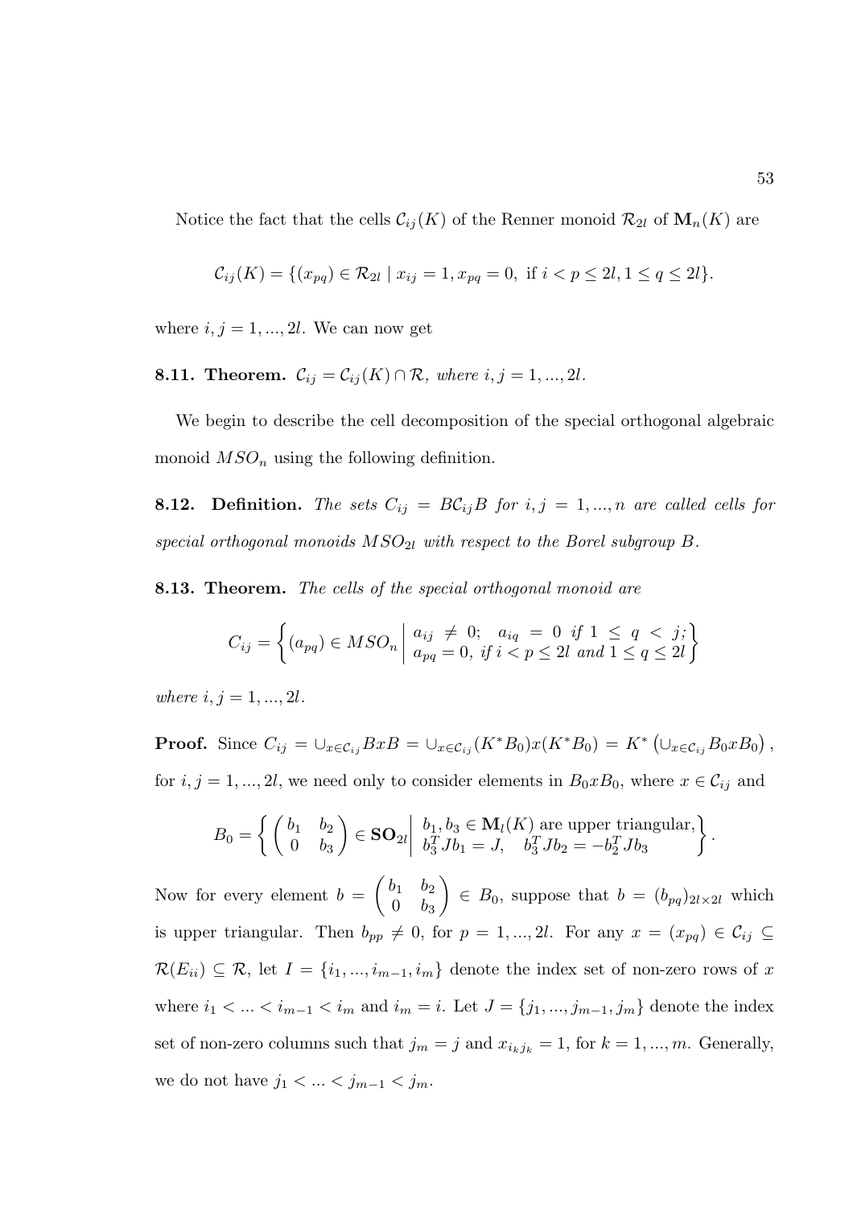Notice the fact that the cells $\mathcal{C}_{ij}(K)$ of the Renner monoid $\mathcal{R}_{2l}$ of $\mathbf{M}_n(K)$ are

$$\mathcal{C}_{ij}(K) = \{(x_{pq}) \in \mathcal{R}_{2l} \mid x_{ij} = 1, x_{pq} = 0, \text{ if } i < p \leq 2l, 1 \leq q \leq 2l\}.$$

where $i, j = 1, ..., 2l$. We can now get

**8.11. Theorem.** *$\mathcal{C}_{ij} = \mathcal{C}_{ij}(K) \cap \mathcal{R}$, where $i, j = 1, ..., 2l$.*

We begin to describe the cell decomposition of the special orthogonal algebraic monoid $MSO_n$ using the following definition.

**8.12. Definition.** *The sets $C_{ij} = B\mathcal{C}_{ij}B$ for $i, j = 1, ..., n$ are called cells for special orthogonal monoids $MSO_{2l}$ with respect to the Borel subgroup $B$.*

**8.13. Theorem.** *The cells of the special orthogonal monoid are*

$$C_{ij} = \left\{ (a_{pq}) \in MSO_n \,\middle|\, \begin{array}{l} a_{ij} \neq 0; \quad a_{iq} = 0 \text{ if } 1 \leq q < j; \\ a_{pq} = 0, \text{ if } i < p \leq 2l \text{ and } 1 \leq q \leq 2l \end{array} \right\}$$

*where $i, j = 1, ..., 2l$.*

**Proof.** Since $C_{ij} = \cup_{x \in \mathcal{C}_{ij}} BxB = \cup_{x \in \mathcal{C}_{ij}} (K^* B_0)x(K^* B_0) = K^* \left( \cup_{x \in \mathcal{C}_{ij}} B_0 x B_0 \right)$, for $i, j = 1, ..., 2l$, we need only to consider elements in $B_0 x B_0$, where $x \in \mathcal{C}_{ij}$ and

$$B_0 = \left\{ \begin{pmatrix} b_1 & b_2 \\ 0 & b_3 \end{pmatrix} \in \mathbf{SO}_{2l} \,\middle|\, \begin{array}{l} b_1, b_3 \in \mathbf{M}_l(K) \text{ are upper triangular,} \\ b_3^T J b_1 = J, \quad b_3^T J b_2 = -b_2^T J b_3 \end{array} \right\}.$$

Now for every element $b = \begin{pmatrix} b_1 & b_2 \\ 0 & b_3 \end{pmatrix} \in B_0$, suppose that $b = (b_{pq})_{2l \times 2l}$ which is upper triangular. Then $b_{pp} \neq 0$, for $p = 1, ..., 2l$. For any $x = (x_{pq}) \in \mathcal{C}_{ij} \subseteq \mathcal{R}(E_{ii}) \subseteq \mathcal{R}$, let $I = \{i_1, ..., i_{m-1}, i_m\}$ denote the index set of non-zero rows of $x$ where $i_1 < ... < i_{m-1} < i_m$ and $i_m = i$. Let $J = \{j_1, ..., j_{m-1}, j_m\}$ denote the index set of non-zero columns such that $j_m = j$ and $x_{i_k j_k} = 1$, for $k = 1, ..., m$. Generally, we do not have $j_1 < ... < j_{m-1} < j_m$.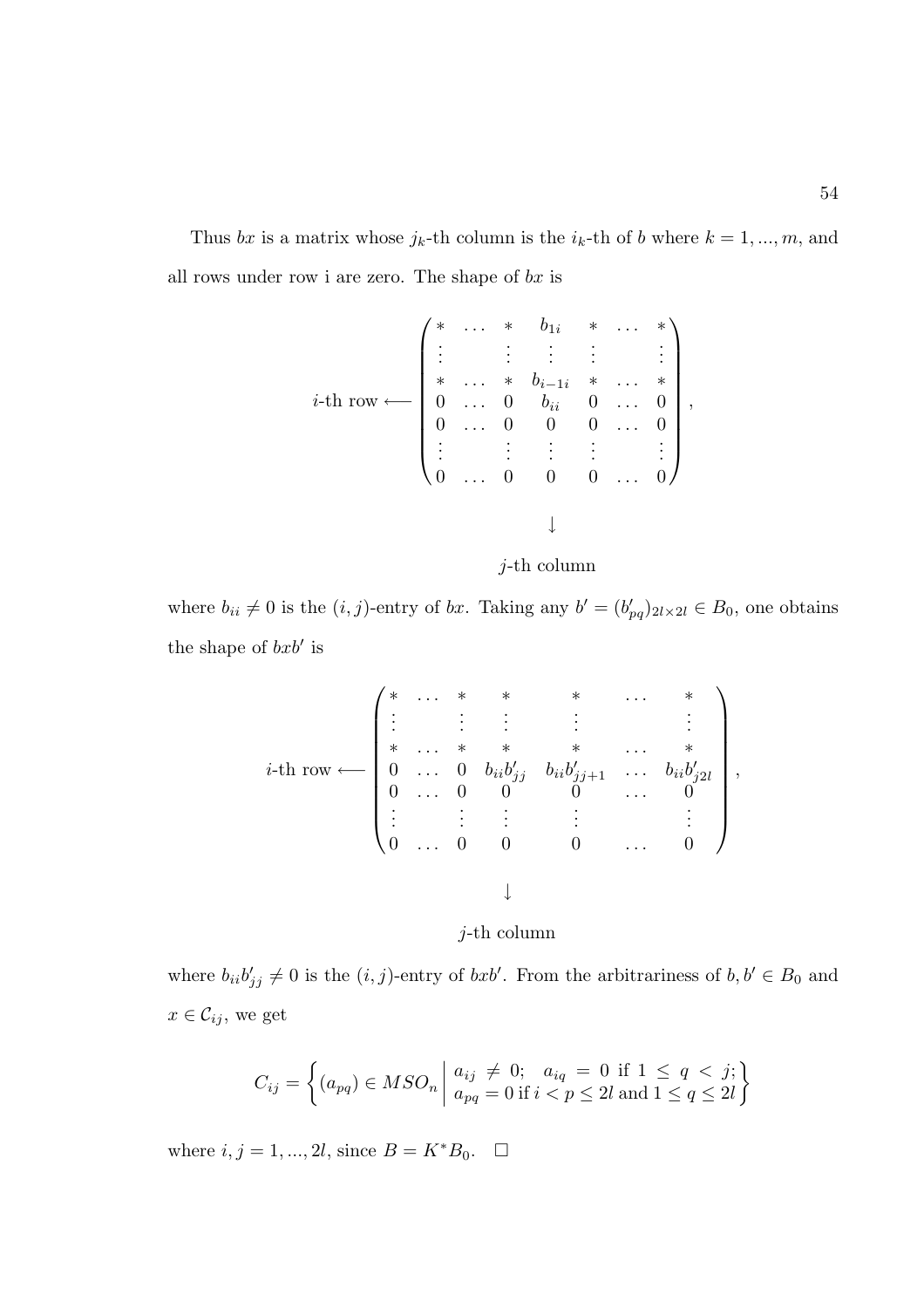Thus $bx$ is a matrix whose $j_k$-th column is the $i_k$-th of $b$ where $k = 1, ..., m$, and all rows under row i are zero. The shape of $bx$ is

$$
i\text{-th row} \longleftarrow \begin{pmatrix}
* & \dots & * & b_{1i} & * & \dots & * \\
\vdots & & \vdots & \vdots & \vdots & & \vdots \\
* & \dots & * & b_{i-1i} & * & \dots & * \\
0 & \dots & 0 & b_{ii} & 0 & \dots & 0 \\
0 & \dots & 0 & 0 & 0 & \dots & 0 \\
\vdots & & \vdots & \vdots & \vdots & & \vdots \\
0 & \dots & 0 & 0 & 0 & \dots & 0
\end{pmatrix},
$$

$$
\downarrow
$$

$$
j\text{-th column}
$$

where $b_{ii} \neq 0$ is the $(i, j)$-entry of $bx$. Taking any $b' = (b'_{pq})_{2l \times 2l} \in B_0$, one obtains the shape of $bxb'$ is

$$
i\text{-th row} \longleftarrow \begin{pmatrix}
* & \dots & * & * & * & \dots & * \\
\vdots & & \vdots & \vdots & \vdots & & \vdots \\
* & \dots & * & * & * & \dots & * \\
0 & \dots & 0 & b_{ii}b'_{jj} & b_{ii}b'_{jj+1} & \dots & b_{ii}b'_{j2l} \\
0 & \dots & 0 & 0 & 0 & \dots & 0 \\
\vdots & & \vdots & \vdots & \vdots & & \vdots \\
0 & \dots & 0 & 0 & 0 & \dots & 0
\end{pmatrix},
$$

$$
\downarrow
$$

$$
j\text{-th column}
$$

where $b_{ii}b'_{jj} \neq 0$ is the $(i, j)$-entry of $bxb'$. From the arbitrariness of $b, b' \in B_0$ and $x \in \mathcal{C}_{ij}$, we get

$$
C_{ij} = \left\{ (a_{pq}) \in MSO_n \;\middle|\; \begin{array}{l} a_{ij} \neq 0; \quad a_{iq} = 0 \text{ if } 1 \leq q < j; \\ a_{pq} = 0 \text{ if } i < p \leq 2l \text{ and } 1 \leq q \leq 2l \end{array} \right\}
$$

where $i, j = 1, ..., 2l$, since $B = K^* B_0$. $\square$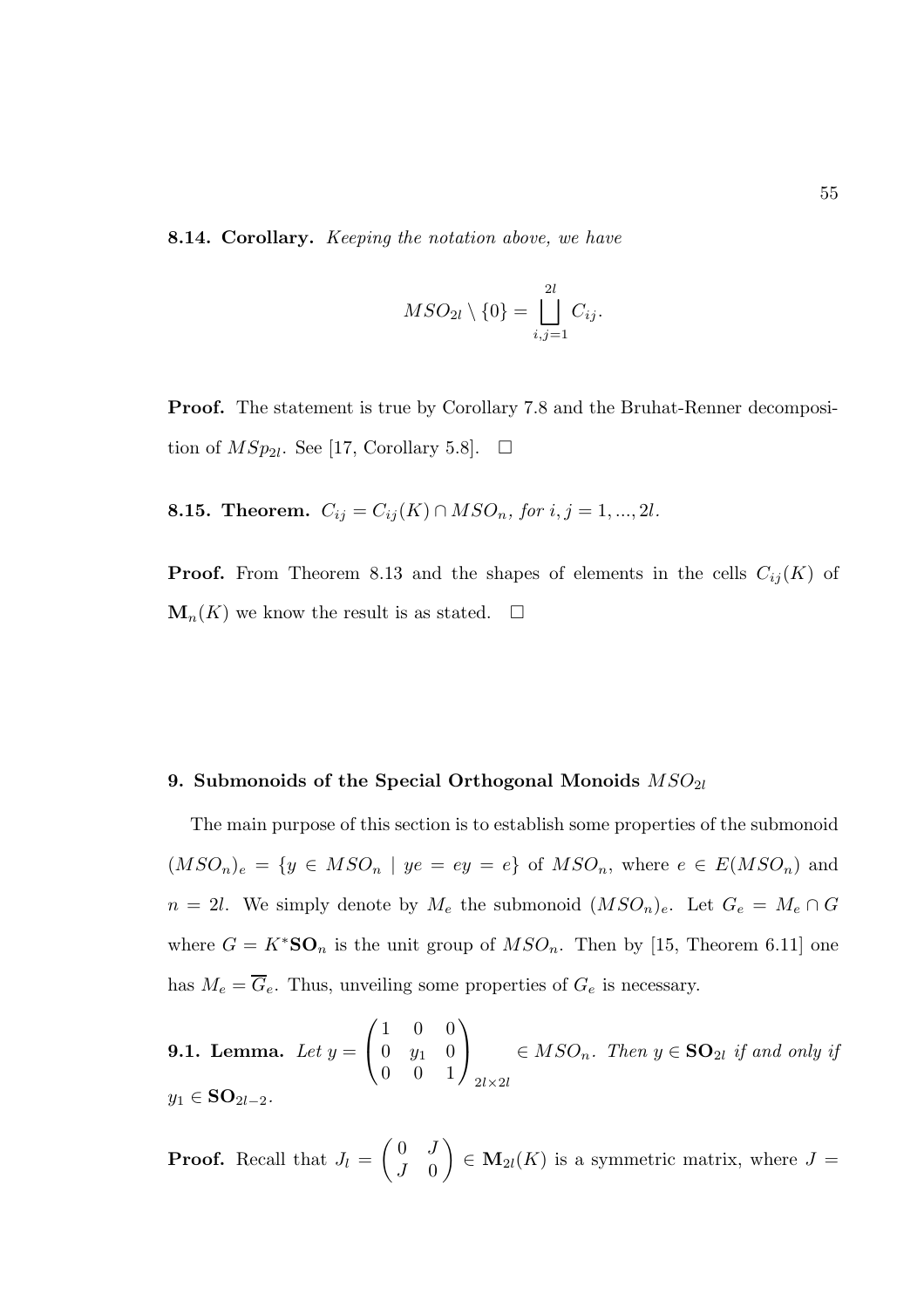**8.14. Corollary.** *Keeping the notation above, we have*

$$MSO_{2l} \setminus \{0\} = \bigsqcup_{i,j=1}^{2l} C_{ij}.$$

**Proof.** The statement is true by Corollary 7.8 and the Bruhat-Renner decomposition of $MSp_{2l}$. See [17, Corollary 5.8]. $\square$

**8.15. Theorem.** $C_{ij} = C_{ij}(K) \cap MSO_n$, *for* $i, j = 1, ..., 2l$.

**Proof.** From Theorem 8.13 and the shapes of elements in the cells $C_{ij}(K)$ of $\mathbf{M}_n(K)$ we know the result is as stated. $\square$

## 9. Submonoids of the Special Orthogonal Monoids $MSO_{2l}$

The main purpose of this section is to establish some properties of the submonoid $(MSO_n)_e = \{y \in MSO_n \mid ye = ey = e\}$ of $MSO_n$, where $e \in E(MSO_n)$ and $n = 2l$. We simply denote by $M_e$ the submonoid $(MSO_n)_e$. Let $G_e = M_e \cap G$ where $G = K^*\mathbf{SO}_n$ is the unit group of $MSO_n$. Then by [15, Theorem 6.11] one has $M_e = \overline{G}_e$. Thus, unveiling some properties of $G_e$ is necessary.

**9.1. Lemma.** *Let* $y = \begin{pmatrix} 1 & 0 & 0 \\ 0 & y_1 & 0 \\ 0 & 0 & 1 \end{pmatrix}_{2l \times 2l} \in MSO_n$. *Then* $y \in \mathbf{SO}_{2l}$ *if and only if* $y_1 \in \mathbf{SO}_{2l-2}$.

**Proof.** Recall that $J_l = \begin{pmatrix} 0 & J \\ J & 0 \end{pmatrix} \in \mathbf{M}_{2l}(K)$ is a symmetric matrix, where $J =$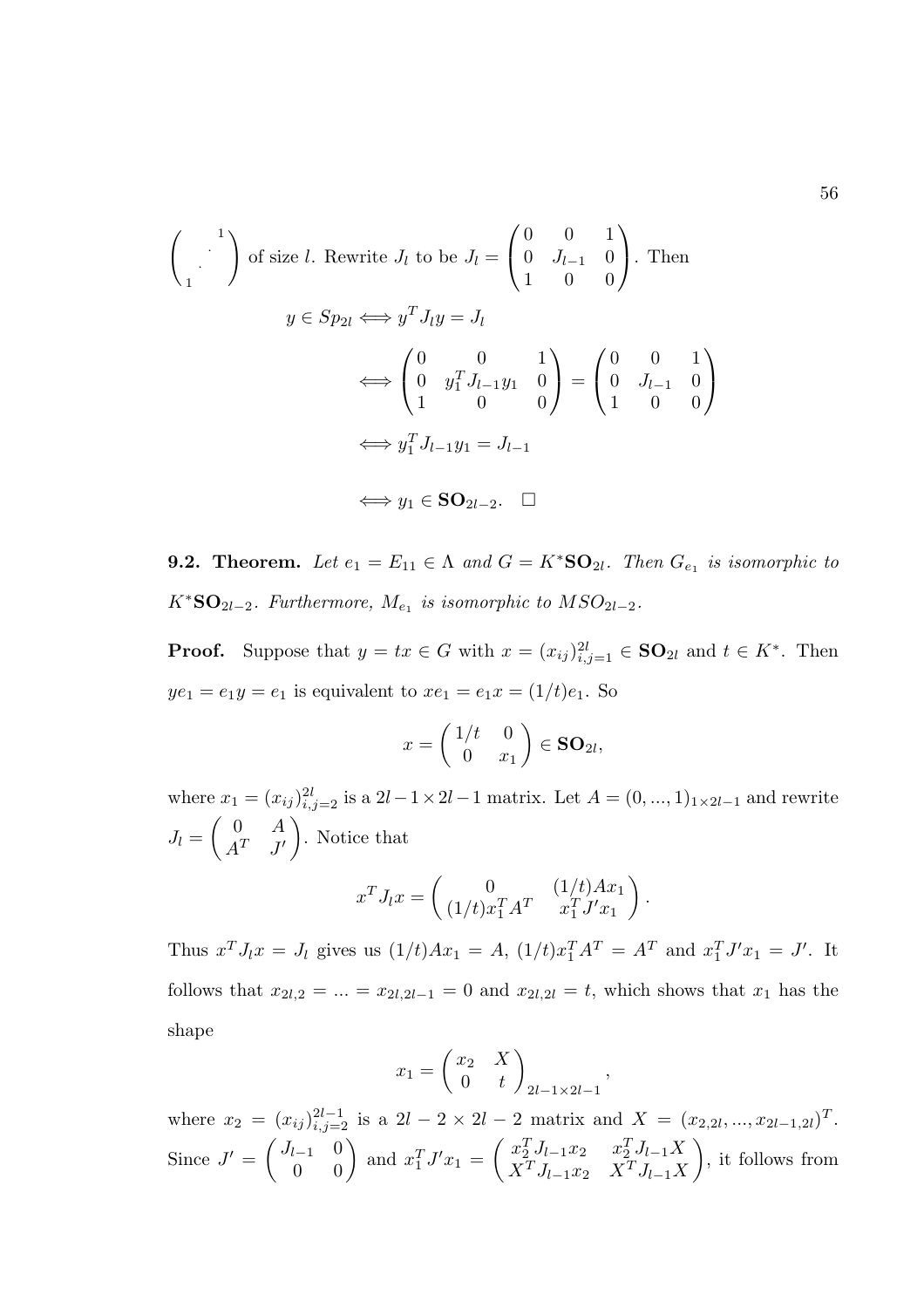$\begin{pmatrix} & & 1 \\ & \cdot^{\cdot^{\cdot}} & \\ 1 & & \end{pmatrix}$ of size $l$. Rewrite $J_l$ to be $J_l = \begin{pmatrix} 0 & 0 & 1 \\ 0 & J_{l-1} & 0 \\ 1 & 0 & 0 \end{pmatrix}$. Then

$$
\begin{aligned}
y \in Sp_{2l} &\iff y^T J_l y = J_l \\
&\iff \begin{pmatrix} 0 & 0 & 1 \\ 0 & y_1^T J_{l-1} y_1 & 0 \\ 1 & 0 & 0 \end{pmatrix} = \begin{pmatrix} 0 & 0 & 1 \\ 0 & J_{l-1} & 0 \\ 1 & 0 & 0 \end{pmatrix} \\
&\iff y_1^T J_{l-1} y_1 = J_{l-1} \\
&\iff y_1 \in \mathbf{SO}_{2l-2}. \quad \square
\end{aligned}
$$

**9.2. Theorem.** *Let $e_1 = E_{11} \in \Lambda$ and $G = K^*\mathbf{SO}_{2l}$. Then $G_{e_1}$ is isomorphic to $K^*\mathbf{SO}_{2l-2}$. Furthermore, $M_{e_1}$ is isomorphic to $MSO_{2l-2}$.*

**Proof.** Suppose that $y = tx \in G$ with $x = (x_{ij})_{i,j=1}^{2l} \in \mathbf{SO}_{2l}$ and $t \in K^*$. Then $ye_1 = e_1 y = e_1$ is equivalent to $xe_1 = e_1 x = (1/t)e_1$. So

$$
x = \begin{pmatrix} 1/t & 0 \\ 0 & x_1 \end{pmatrix} \in \mathbf{SO}_{2l},
$$

where $x_1 = (x_{ij})_{i,j=2}^{2l}$ is a $2l-1 \times 2l-1$ matrix. Let $A = (0, ..., 1)_{1 \times 2l-1}$ and rewrite $J_l = \begin{pmatrix} 0 & A \\ A^T & J' \end{pmatrix}$. Notice that

$$
x^T J_l x = \begin{pmatrix} 0 & (1/t)Ax_1 \\ (1/t)x_1^T A^T & x_1^T J' x_1 \end{pmatrix}.
$$

Thus $x^T J_l x = J_l$ gives us $(1/t)Ax_1 = A$, $(1/t)x_1^T A^T = A^T$ and $x_1^T J' x_1 = J'$. It follows that $x_{2l,2} = ... = x_{2l,2l-1} = 0$ and $x_{2l,2l} = t$, which shows that $x_1$ has the shape

$$
x_1 = \begin{pmatrix} x_2 & X \\ 0 & t \end{pmatrix}_{2l-1 \times 2l-1},
$$

where $x_2 = (x_{ij})_{i,j=2}^{2l-1}$ is a $2l-2 \times 2l-2$ matrix and $X = (x_{2,2l}, ..., x_{2l-1,2l})^T$. Since $J' = \begin{pmatrix} J_{l-1} & 0 \\ 0 & 0 \end{pmatrix}$ and $x_1^T J' x_1 = \begin{pmatrix} x_2^T J_{l-1} x_2 & x_2^T J_{l-1} X \\ X^T J_{l-1} x_2 & X^T J_{l-1} X \end{pmatrix}$, it follows from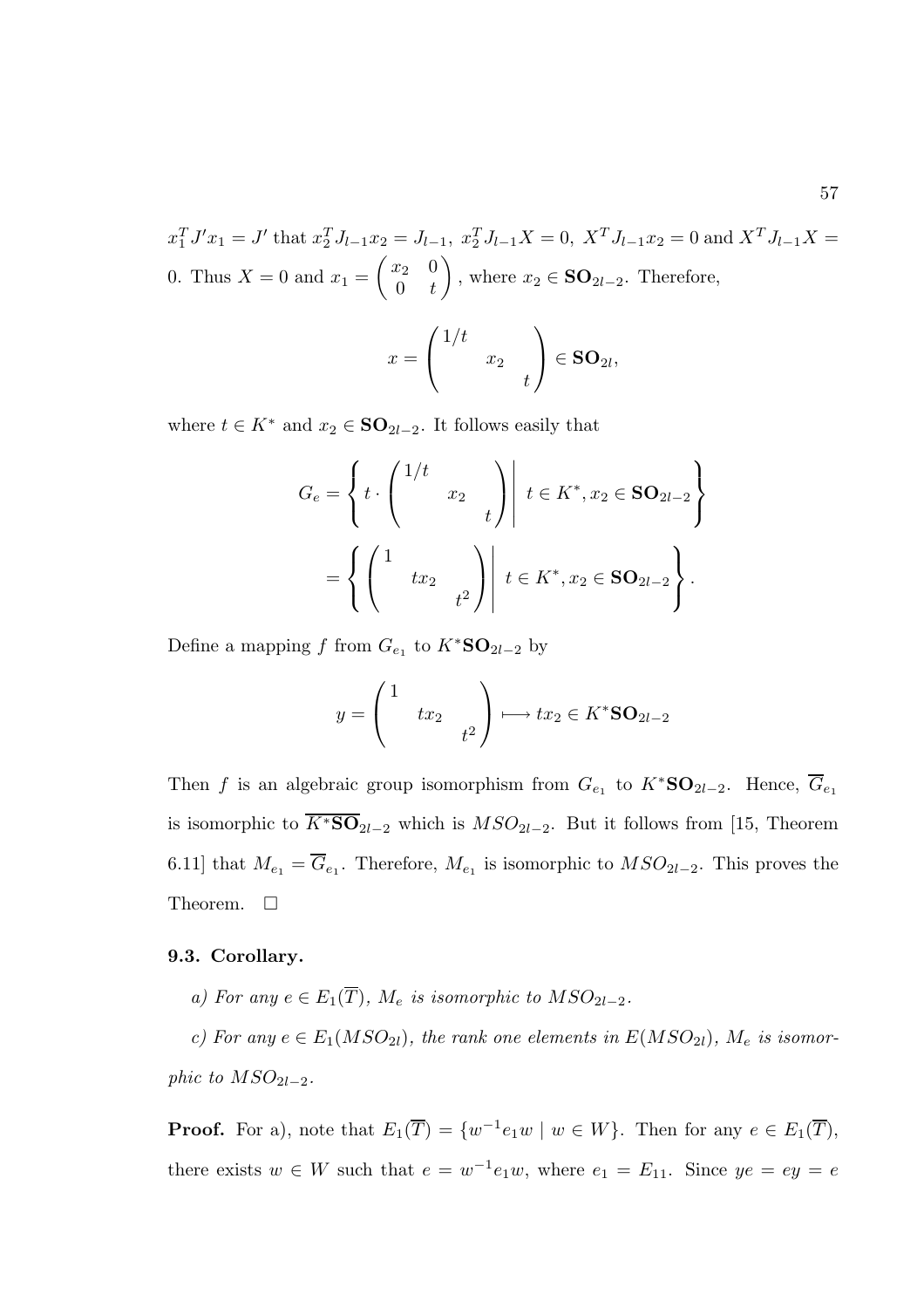$x_1^T J' x_1 = J'$ that $x_2^T J_{l-1} x_2 = J_{l-1}$, $x_2^T J_{l-1} X = 0$, $X^T J_{l-1} x_2 = 0$ and $X^T J_{l-1} X = 0$. Thus $X = 0$ and $x_1 = \begin{pmatrix} x_2 & 0 \\ 0 & t \end{pmatrix}$, where $x_2 \in \mathbf{SO}_{2l-2}$. Therefore,

$$x = \begin{pmatrix} 1/t & & \\ & x_2 & \\ & & t \end{pmatrix} \in \mathbf{SO}_{2l},$$

where $t \in K^*$ and $x_2 \in \mathbf{SO}_{2l-2}$. It follows easily that

$$G_e = \left\{ t \cdot \begin{pmatrix} 1/t & & \\ & x_2 & \\ & & t \end{pmatrix} \middle| \; t \in K^*, x_2 \in \mathbf{SO}_{2l-2} \right\}$$
$$= \left\{ \begin{pmatrix} 1 & & \\ & tx_2 & \\ & & t^2 \end{pmatrix} \middle| \; t \in K^*, x_2 \in \mathbf{SO}_{2l-2} \right\}.$$

Define a mapping $f$ from $G_{e_1}$ to $K^* \mathbf{SO}_{2l-2}$ by

$$y = \begin{pmatrix} 1 & & \\ & tx_2 & \\ & & t^2 \end{pmatrix} \longmapsto tx_2 \in K^* \mathbf{SO}_{2l-2}$$

Then $f$ is an algebraic group isomorphism from $G_{e_1}$ to $K^* \mathbf{SO}_{2l-2}$. Hence, $\overline{G}_{e_1}$ is isomorphic to $\overline{K^* \mathbf{SO}}_{2l-2}$ which is $MSO_{2l-2}$. But it follows from [15, Theorem 6.11] that $M_{e_1} = \overline{G}_{e_1}$. Therefore, $M_{e_1}$ is isomorphic to $MSO_{2l-2}$. This proves the Theorem. $\square$

**9.3. Corollary.**

*a) For any $e \in E_1(\overline{T})$, $M_e$ is isomorphic to $MSO_{2l-2}$.*

*c) For any $e \in E_1(MSO_{2l})$, the rank one elements in $E(MSO_{2l})$, $M_e$ is isomorphic to $MSO_{2l-2}$.*

**Proof.** For a), note that $E_1(\overline{T}) = \{w^{-1} e_1 w \mid w \in W\}$. Then for any $e \in E_1(\overline{T})$, there exists $w \in W$ such that $e = w^{-1} e_1 w$, where $e_1 = E_{11}$. Since $ye = ey = e$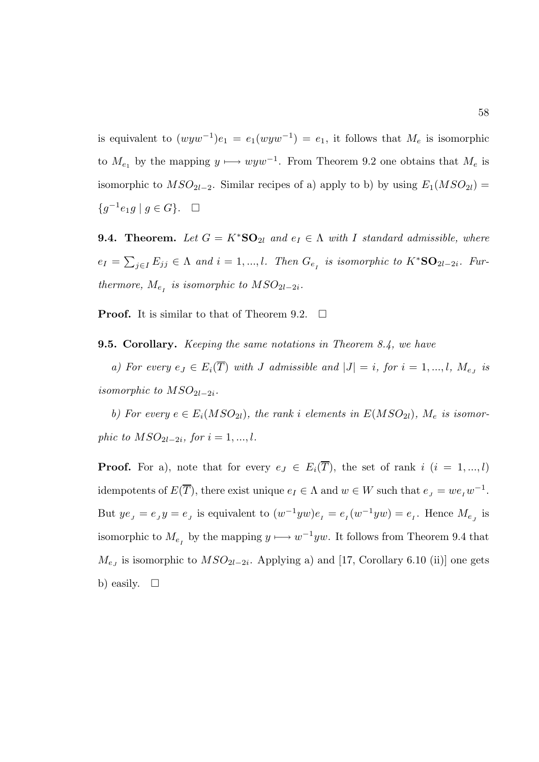is equivalent to $(wyw^{-1})e_1 = e_1(wyw^{-1}) = e_1$, it follows that $M_e$ is isomorphic to $M_{e_1}$ by the mapping $y \longmapsto wyw^{-1}$. From Theorem 9.2 one obtains that $M_e$ is isomorphic to $MSO_{2l-2}$. Similar recipes of a) apply to b) by using $E_1(MSO_{2l}) = \{g^{-1}e_1 g \mid g \in G\}$. $\square$

**9.4. Theorem.** *Let $G = K^*\mathbf{SO}_{2l}$ and $e_I \in \Lambda$ with $I$ standard admissible, where $e_I = \sum_{j\in I} E_{jj} \in \Lambda$ and $i = 1, ..., l$. Then $G_{e_I}$ is isomorphic to $K^*\mathbf{SO}_{2l-2i}$. Furthermore, $M_{e_I}$ is isomorphic to $MSO_{2l-2i}$.*

**Proof.** It is similar to that of Theorem 9.2. $\square$

**9.5. Corollary.** *Keeping the same notations in Theorem 8.4, we have*

*a) For every $e_J \in E_i(\overline{T})$ with $J$ admissible and $|J| = i$, for $i = 1, ..., l$, $M_{e_J}$ is isomorphic to $MSO_{2l-2i}$.*

*b) For every $e \in E_i(MSO_{2l})$, the rank $i$ elements in $E(MSO_{2l})$, $M_e$ is isomorphic to $MSO_{2l-2i}$, for $i = 1, ..., l$.*

**Proof.** For a), note that for every $e_J \in E_i(\overline{T})$, the set of rank $i$ $(i = 1, ..., l)$ idempotents of $E(\overline{T})$, there exist unique $e_I \in \Lambda$ and $w \in W$ such that $e_J = we_I w^{-1}$. But $ye_J = e_J y = e_J$ is equivalent to $(w^{-1}yw)e_I = e_I(w^{-1}yw) = e_I$. Hence $M_{e_J}$ is isomorphic to $M_{e_I}$ by the mapping $y \longmapsto w^{-1}yw$. It follows from Theorem 9.4 that $M_{e_J}$ is isomorphic to $MSO_{2l-2i}$. Applying a) and [17, Corollary 6.10 (ii)] one gets b) easily. $\square$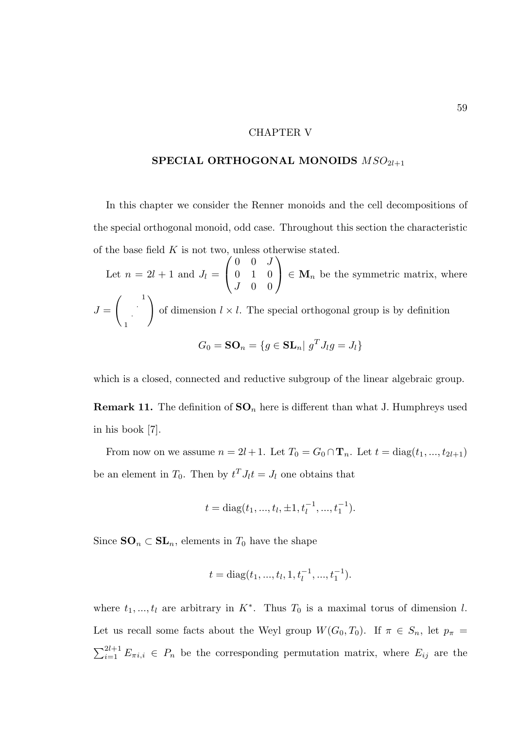# CHAPTER V

## SPECIAL ORTHOGONAL MONOIDS $MSO_{2l+1}$

In this chapter we consider the Renner monoids and the cell decompositions of the special orthogonal monoid, odd case. Throughout this section the characteristic of the base field $K$ is not two, unless otherwise stated.

Let $n = 2l+1$ and $J_l = \begin{pmatrix} 0 & 0 & J \\ 0 & 1 & 0 \\ J & 0 & 0 \end{pmatrix} \in \mathbf{M}_n$ be the symmetric matrix, where $J = \begin{pmatrix} & & 1 \\ & \cdot^{\cdot^{\cdot}} & \\ 1 & & \end{pmatrix}$ of dimension $l \times l$. The special orthogonal group is by definition

$$G_0 = \mathbf{SO}_n = \{g \in \mathbf{SL}_n | \ g^T J_l g = J_l\}$$

which is a closed, connected and reductive subgroup of the linear algebraic group.

**Remark 11.** The definition of $\mathbf{SO}_n$ here is different than what J. Humphreys used in his book [7].

From now on we assume $n = 2l+1$. Let $T_0 = G_0 \cap \mathbf{T}_n$. Let $t = \mathrm{diag}(t_1, ..., t_{2l+1})$ be an element in $T_0$. Then by $t^T J_l t = J_l$ one obtains that

$$t = \mathrm{diag}(t_1, ..., t_l, \pm 1, t_l^{-1}, ..., t_1^{-1}).$$

Since $\mathbf{SO}_n \subset \mathbf{SL}_n$, elements in $T_0$ have the shape

$$t = \mathrm{diag}(t_1, ..., t_l, 1, t_l^{-1}, ..., t_1^{-1}).$$

where $t_1, ..., t_l$ are arbitrary in $K^*$. Thus $T_0$ is a maximal torus of dimension $l$. Let us recall some facts about the Weyl group $W(G_0, T_0)$. If $\pi \in S_n$, let $p_\pi = \sum_{i=1}^{2l+1} E_{\pi i, i} \in P_n$ be the corresponding permutation matrix, where $E_{ij}$ are the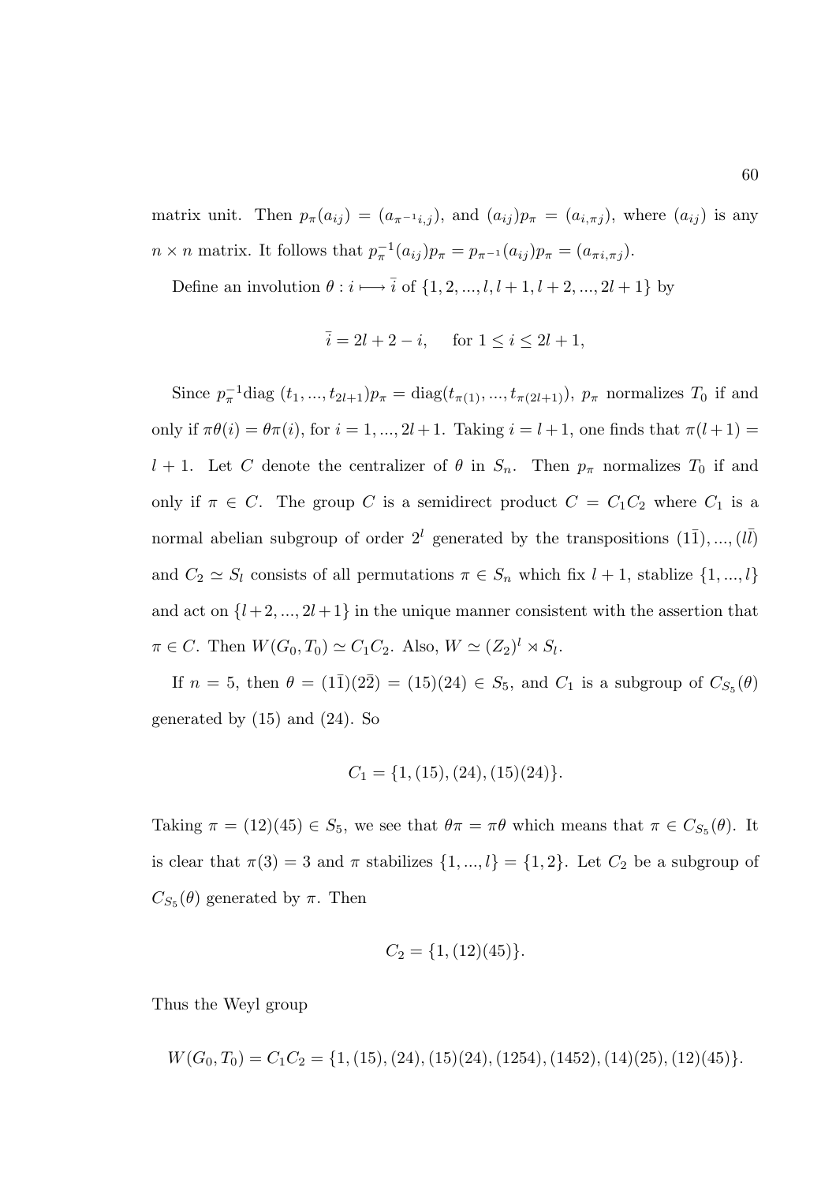matrix unit. Then $p_\pi(a_{ij}) = (a_{\pi^{-1}i,j})$, and $(a_{ij})p_\pi = (a_{i,\pi j})$, where $(a_{ij})$ is any $n \times n$ matrix. It follows that $p_\pi^{-1}(a_{ij})p_\pi = p_{\pi^{-1}}(a_{ij})p_\pi = (a_{\pi i,\pi j})$.

Define an involution $\theta : i \longmapsto \bar{i}$ of $\{1, 2, ..., l, l+1, l+2, ..., 2l+1\}$ by

$$\bar{i} = 2l + 2 - i, \quad \text{for } 1 \leq i \leq 2l+1,$$

Since $p_\pi^{-1}\text{diag }(t_1, ..., t_{2l+1})p_\pi = \text{diag}(t_{\pi(1)}, ..., t_{\pi(2l+1)})$, $p_\pi$ normalizes $T_0$ if and only if $\pi\theta(i) = \theta\pi(i)$, for $i = 1, ..., 2l+1$. Taking $i = l+1$, one finds that $\pi(l+1) = l+1$. Let $C$ denote the centralizer of $\theta$ in $S_n$. Then $p_\pi$ normalizes $T_0$ if and only if $\pi \in C$. The group $C$ is a semidirect product $C = C_1C_2$ where $C_1$ is a normal abelian subgroup of order $2^l$ generated by the transpositions $(1\bar{1}), ..., (l\bar{l})$ and $C_2 \simeq S_l$ consists of all permutations $\pi \in S_n$ which fix $l+1$, stablize $\{1, ..., l\}$ and act on $\{l+2, ..., 2l+1\}$ in the unique manner consistent with the assertion that $\pi \in C$. Then $W(G_0, T_0) \simeq C_1C_2$. Also, $W \simeq (Z_2)^l \rtimes S_l$.

If $n = 5$, then $\theta = (1\bar{1})(2\bar{2}) = (15)(24) \in S_5$, and $C_1$ is a subgroup of $C_{S_5}(\theta)$ generated by $(15)$ and $(24)$. So

$$C_1 = \{1, (15), (24), (15)(24)\}.$$

Taking $\pi = (12)(45) \in S_5$, we see that $\theta\pi = \pi\theta$ which means that $\pi \in C_{S_5}(\theta)$. It is clear that $\pi(3) = 3$ and $\pi$ stabilizes $\{1, ..., l\} = \{1, 2\}$. Let $C_2$ be a subgroup of $C_{S_5}(\theta)$ generated by $\pi$. Then

$$C_2 = \{1, (12)(45)\}.$$

Thus the Weyl group

$$W(G_0, T_0) = C_1C_2 = \{1, (15), (24), (15)(24), (1254), (1452), (14)(25), (12)(45)\}.$$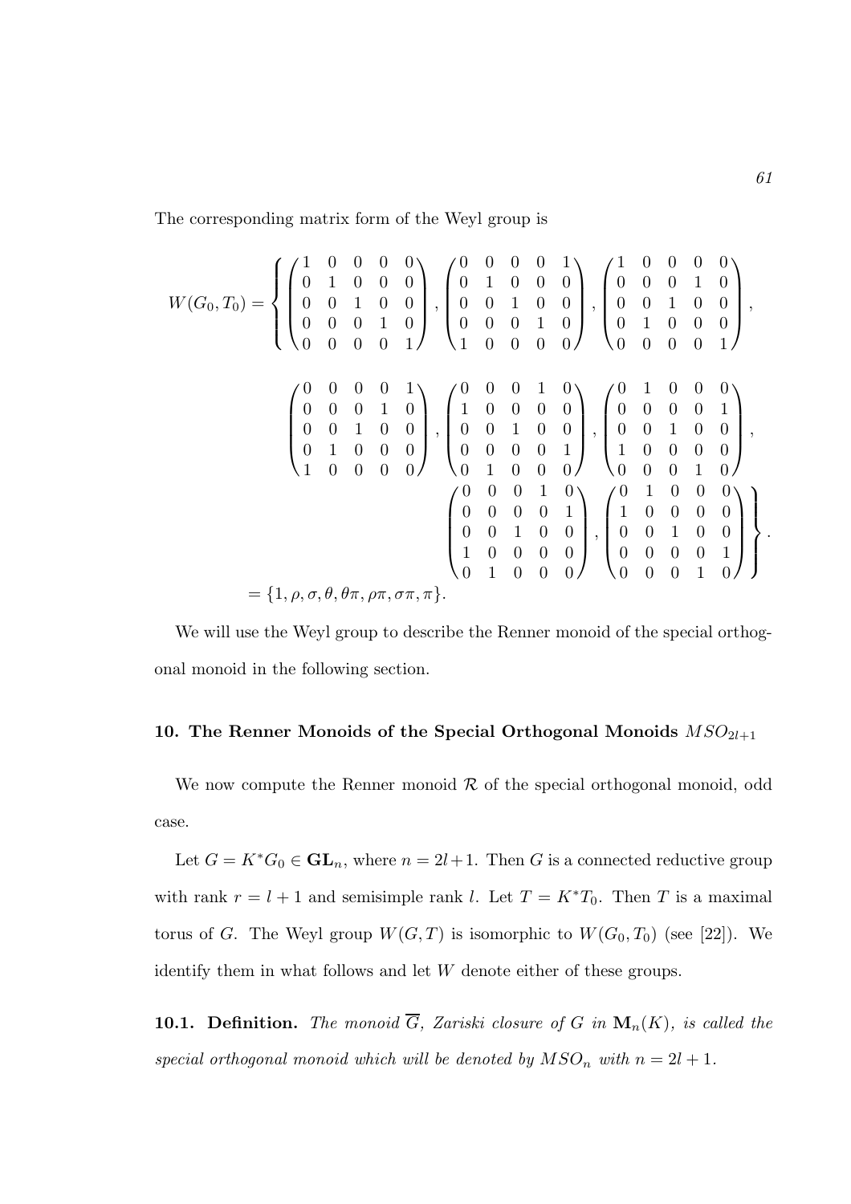The corresponding matrix form of the Weyl group is

$$W(G_0, T_0) = \left\{ \begin{pmatrix} 1 & 0 & 0 & 0 & 0 \\ 0 & 1 & 0 & 0 & 0 \\ 0 & 0 & 1 & 0 & 0 \\ 0 & 0 & 0 & 1 & 0 \\ 0 & 0 & 0 & 0 & 1 \end{pmatrix}, \begin{pmatrix} 0 & 0 & 0 & 0 & 1 \\ 0 & 1 & 0 & 0 & 0 \\ 0 & 0 & 1 & 0 & 0 \\ 0 & 0 & 0 & 1 & 0 \\ 1 & 0 & 0 & 0 & 0 \end{pmatrix}, \begin{pmatrix} 1 & 0 & 0 & 0 & 0 \\ 0 & 0 & 0 & 1 & 0 \\ 0 & 0 & 1 & 0 & 0 \\ 0 & 1 & 0 & 0 & 0 \\ 0 & 0 & 0 & 0 & 1 \end{pmatrix}, \right.$$

$$\begin{pmatrix} 0 & 0 & 0 & 0 & 1 \\ 0 & 0 & 0 & 1 & 0 \\ 0 & 0 & 1 & 0 & 0 \\ 0 & 1 & 0 & 0 & 0 \\ 1 & 0 & 0 & 0 & 0 \end{pmatrix}, \begin{pmatrix} 0 & 0 & 0 & 1 & 0 \\ 1 & 0 & 0 & 0 & 0 \\ 0 & 0 & 1 & 0 & 0 \\ 0 & 0 & 0 & 0 & 1 \\ 0 & 1 & 0 & 0 & 0 \end{pmatrix}, \begin{pmatrix} 0 & 1 & 0 & 0 & 0 \\ 0 & 0 & 0 & 0 & 1 \\ 0 & 0 & 1 & 0 & 0 \\ 1 & 0 & 0 & 0 & 0 \\ 0 & 0 & 0 & 1 & 0 \end{pmatrix},$$

$$\left. \begin{pmatrix} 0 & 0 & 0 & 1 & 0 \\ 0 & 0 & 0 & 0 & 1 \\ 0 & 0 & 1 & 0 & 0 \\ 1 & 0 & 0 & 0 & 0 \\ 0 & 1 & 0 & 0 & 0 \end{pmatrix}, \begin{pmatrix} 0 & 1 & 0 & 0 & 0 \\ 1 & 0 & 0 & 0 & 0 \\ 0 & 0 & 1 & 0 & 0 \\ 0 & 0 & 0 & 0 & 1 \\ 0 & 0 & 0 & 1 & 0 \end{pmatrix} \right\}.$$

$$= \{1, \rho, \sigma, \theta, \theta\pi, \rho\pi, \sigma\pi, \pi\}.$$

We will use the Weyl group to describe the Renner monoid of the special orthogonal monoid in the following section.

## 10. The Renner Monoids of the Special Orthogonal Monoids $MSO_{2l+1}$

We now compute the Renner monoid $\mathcal{R}$ of the special orthogonal monoid, odd case.

Let $G = K^*G_0 \in \mathbf{GL}_n$, where $n = 2l+1$. Then $G$ is a connected reductive group with rank $r = l+1$ and semisimple rank $l$. Let $T = K^*T_0$. Then $T$ is a maximal torus of $G$. The Weyl group $W(G, T)$ is isomorphic to $W(G_0, T_0)$ (see [22]). We identify them in what follows and let $W$ denote either of these groups.

**10.1. Definition.** *The monoid $\overline{G}$, Zariski closure of $G$ in $\mathbf{M}_n(K)$, is called the special orthogonal monoid which will be denoted by $MSO_n$ with $n = 2l + 1$.*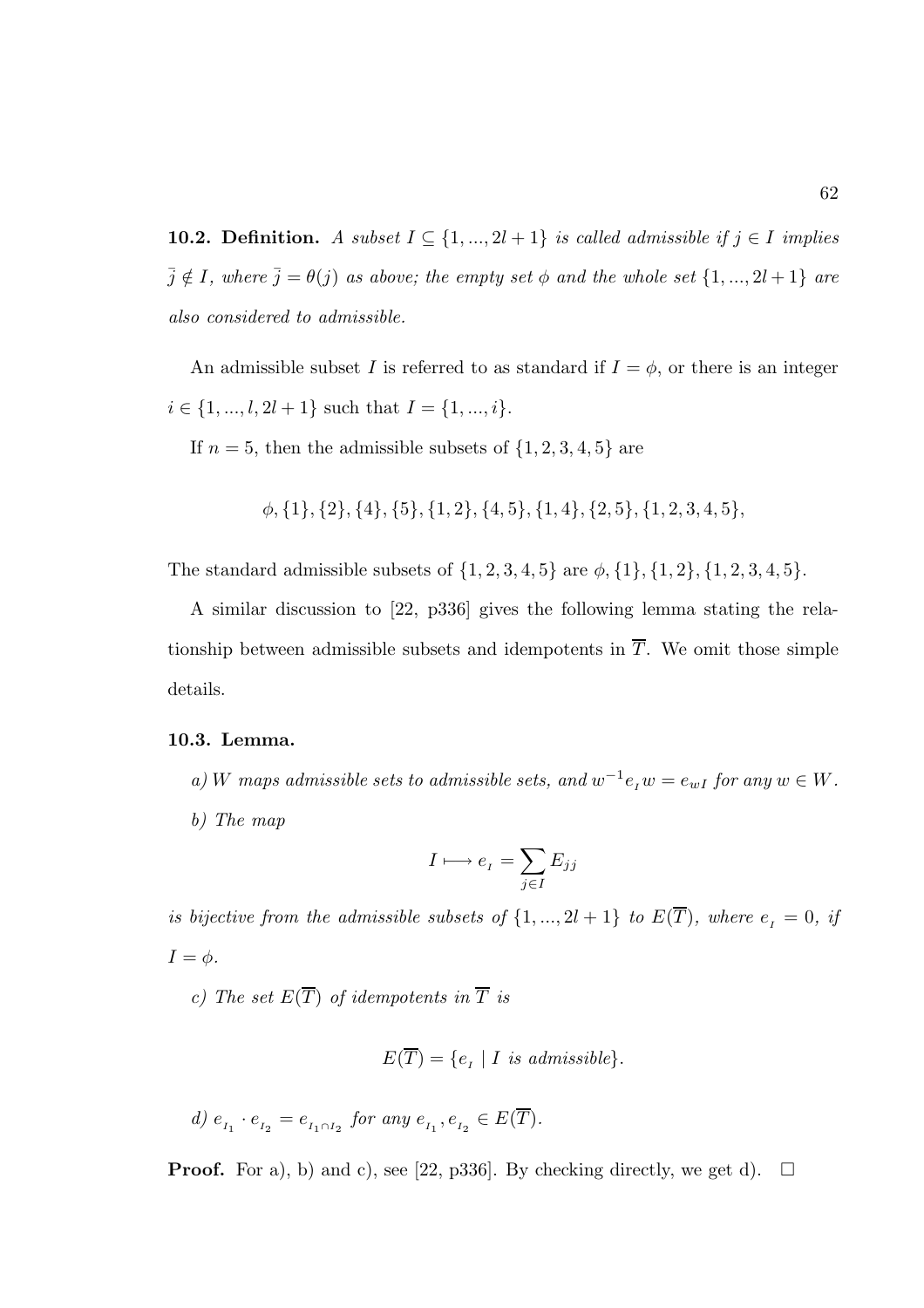**10.2. Definition.** *A subset $I \subseteq \{1, ..., 2l+1\}$ is called admissible if $j \in I$ implies $\bar{j} \notin I$, where $\bar{j} = \theta(j)$ as above; the empty set $\phi$ and the whole set $\{1, ..., 2l+1\}$ are also considered to admissible.*

An admissible subset $I$ is referred to as standard if $I = \phi$, or there is an integer $i \in \{1, ..., l, 2l+1\}$ such that $I = \{1, ..., i\}$.

If $n = 5$, then the admissible subsets of $\{1, 2, 3, 4, 5\}$ are

$$\phi, \{1\}, \{2\}, \{4\}, \{5\}, \{1, 2\}, \{4, 5\}, \{1, 4\}, \{2, 5\}, \{1, 2, 3, 4, 5\},$$

The standard admissible subsets of $\{1, 2, 3, 4, 5\}$ are $\phi, \{1\}, \{1, 2\}, \{1, 2, 3, 4, 5\}$.

A similar discussion to [22, p336] gives the following lemma stating the relationship between admissible subsets and idempotents in $\overline{T}$. We omit those simple details.

**10.3. Lemma.**

*a) $W$ maps admissible sets to admissible sets, and $w^{-1} e_I w = e_{wI}$ for any $w \in W$.*

*b) The map*

$$I \longmapsto e_I = \sum_{j \in I} E_{jj}$$

*is bijective from the admissible subsets of $\{1, ..., 2l+1\}$ to $E(\overline{T})$, where $e_I = 0$, if $I = \phi$.*

*c) The set $E(\overline{T})$ of idempotents in $\overline{T}$ is*

$$E(\overline{T}) = \{e_I \mid I \text{ is admissible}\}.$$

*d) $e_{I_1} \cdot e_{I_2} = e_{I_1 \cap I_2}$ for any $e_{I_1}, e_{I_2} \in E(\overline{T})$.*

**Proof.** For a), b) and c), see [22, p336]. By checking directly, we get d). $\square$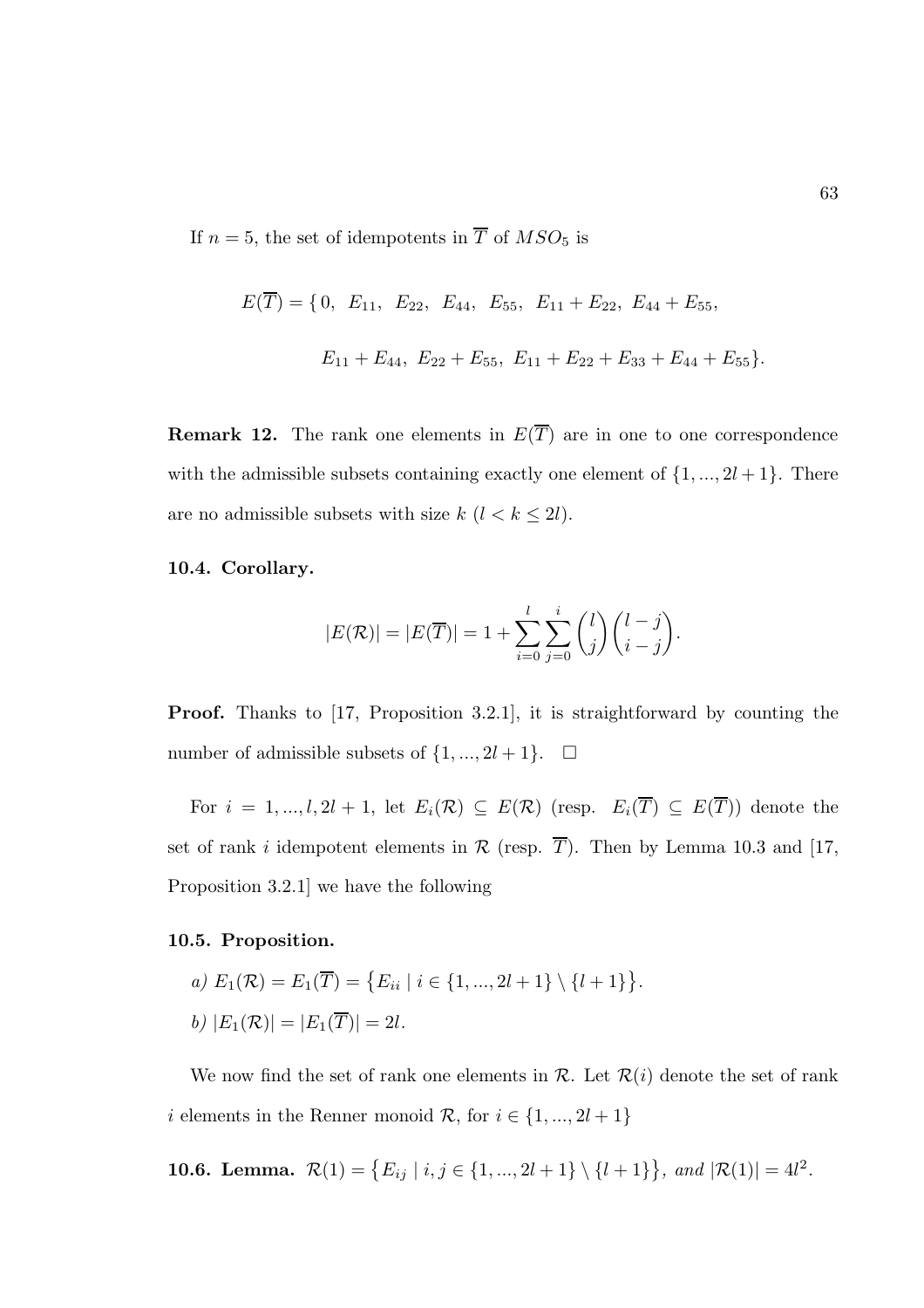If $n = 5$, the set of idempotents in $\overline{T}$ of $MSO_5$ is

$$E(\overline{T}) = \{\, 0,\ E_{11},\ E_{22},\ E_{44},\ E_{55},\ E_{11}+E_{22},\ E_{44}+E_{55},$$

$$E_{11}+E_{44},\ E_{22}+E_{55},\ E_{11}+E_{22}+E_{33}+E_{44}+E_{55}\}.$$

**Remark 12.** The rank one elements in $E(\overline{T})$ are in one to one correspondence with the admissible subsets containing exactly one element of $\{1, ..., 2l+1\}$. There are no admissible subsets with size $k$ $(l < k \leq 2l)$.

**10.4. Corollary.**

$$|E(\mathcal{R})| = |E(\overline{T})| = 1 + \sum_{i=0}^{l} \sum_{j=0}^{i} \binom{l}{j}\binom{l-j}{i-j}.$$

**Proof.** Thanks to [17, Proposition 3.2.1], it is straightforward by counting the number of admissible subsets of $\{1, ..., 2l+1\}$. $\square$

For $i = 1, ..., l, 2l+1$, let $E_i(\mathcal{R}) \subseteq E(\mathcal{R})$ (resp. $E_i(\overline{T}) \subseteq E(\overline{T})$) denote the set of rank $i$ idempotent elements in $\mathcal{R}$ (resp. $\overline{T}$). Then by Lemma 10.3 and [17, Proposition 3.2.1] we have the following

**10.5. Proposition.**

*a)* $E_1(\mathcal{R}) = E_1(\overline{T}) = \{E_{ii} \mid i \in \{1, ..., 2l+1\} \setminus \{l+1\}\}$.

*b)* $|E_1(\mathcal{R})| = |E_1(\overline{T})| = 2l$.

We now find the set of rank one elements in $\mathcal{R}$. Let $\mathcal{R}(i)$ denote the set of rank $i$ elements in the Renner monoid $\mathcal{R}$, for $i \in \{1, ..., 2l+1\}$

**10.6. Lemma.** *$\mathcal{R}(1) = \{E_{ij} \mid i, j \in \{1, ..., 2l+1\} \setminus \{l+1\}\}$, and $|\mathcal{R}(1)| = 4l^2$.*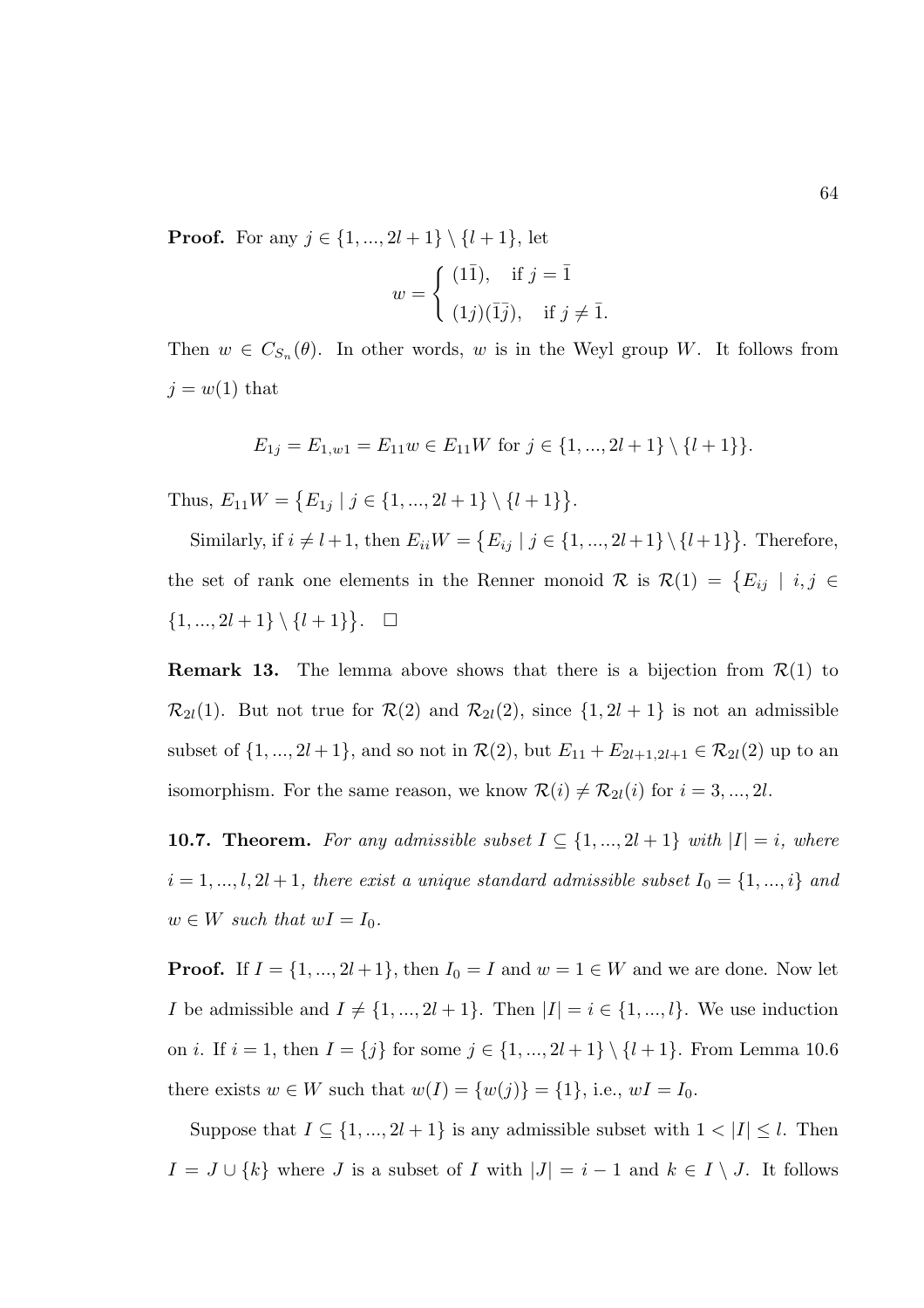**Proof.** For any $j \in \{1, ..., 2l+1\} \setminus \{l+1\}$, let

$$w = \begin{cases} (1\bar{1}), & \text{if } j = \bar{1} \\ (1j)(\bar{1}\bar{j}), & \text{if } j \neq \bar{1}. \end{cases}$$

Then $w \in C_{S_n}(\theta)$. In other words, $w$ is in the Weyl group $W$. It follows from $j = w(1)$ that

$$E_{1j} = E_{1,w1} = E_{11}w \in E_{11}W \text{ for } j \in \{1, ..., 2l+1\} \setminus \{l+1\}\}.$$

Thus, $E_{11}W = \{E_{1j} \mid j \in \{1, ..., 2l+1\} \setminus \{l+1\}\}$.

Similarly, if $i \neq l+1$, then $E_{ii}W = \{E_{ij} \mid j \in \{1, ..., 2l+1\} \setminus \{l+1\}\}$. Therefore, the set of rank one elements in the Renner monoid $\mathcal{R}$ is $\mathcal{R}(1) = \{E_{ij} \mid i, j \in \{1, ..., 2l+1\} \setminus \{l+1\}\}$. $\square$

**Remark 13.** The lemma above shows that there is a bijection from $\mathcal{R}(1)$ to $\mathcal{R}_{2l}(1)$. But not true for $\mathcal{R}(2)$ and $\mathcal{R}_{2l}(2)$, since $\{1, 2l+1\}$ is not an admissible subset of $\{1, ..., 2l+1\}$, and so not in $\mathcal{R}(2)$, but $E_{11} + E_{2l+1,2l+1} \in \mathcal{R}_{2l}(2)$ up to an isomorphism. For the same reason, we know $\mathcal{R}(i) \neq \mathcal{R}_{2l}(i)$ for $i = 3, ..., 2l$.

**10.7. Theorem.** *For any admissible subset $I \subseteq \{1, ..., 2l+1\}$ with $|I| = i$, where $i = 1, ..., l, 2l+1$, there exist a unique standard admissible subset $I_0 = \{1, ..., i\}$ and $w \in W$ such that $wI = I_0$.*

**Proof.** If $I = \{1, ..., 2l+1\}$, then $I_0 = I$ and $w = 1 \in W$ and we are done. Now let $I$ be admissible and $I \neq \{1, ..., 2l+1\}$. Then $|I| = i \in \{1, ..., l\}$. We use induction on $i$. If $i = 1$, then $I = \{j\}$ for some $j \in \{1, ..., 2l+1\} \setminus \{l+1\}$. From Lemma 10.6 there exists $w \in W$ such that $w(I) = \{w(j)\} = \{1\}$, i.e., $wI = I_0$.

Suppose that $I \subseteq \{1, ..., 2l+1\}$ is any admissible subset with $1 < |I| \leq l$. Then $I = J \cup \{k\}$ where $J$ is a subset of $I$ with $|J| = i-1$ and $k \in I \setminus J$. It follows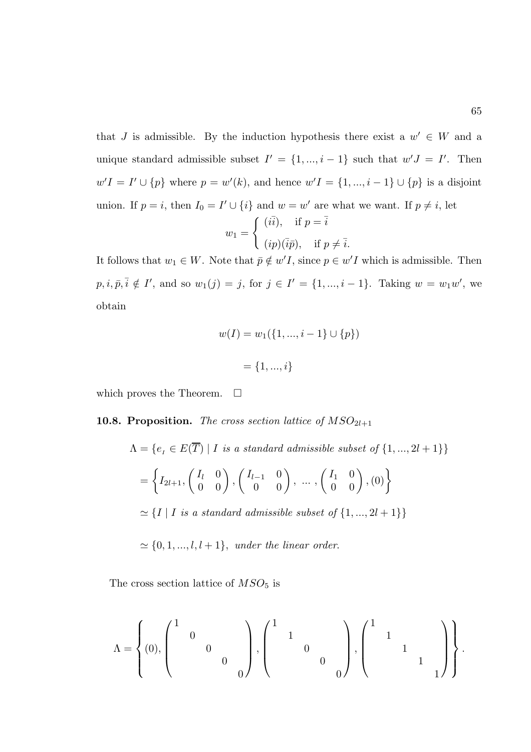that $J$ is admissible. By the induction hypothesis there exist a $w' \in W$ and a unique standard admissible subset $I' = \{1, ..., i-1\}$ such that $w'J = I'$. Then $w'I = I' \cup \{p\}$ where $p = w'(k)$, and hence $w'I = \{1, ..., i-1\} \cup \{p\}$ is a disjoint union. If $p = i$, then $I_0 = I' \cup \{i\}$ and $w = w'$ are what we want. If $p \neq i$, let

$$w_1 = \begin{cases} (i\bar{i}), & \text{if } p = \bar{i} \\ (ip)(\bar{i}\bar{p}), & \text{if } p \neq \bar{i}. \end{cases}$$

It follows that $w_1 \in W$. Note that $\bar{p} \notin w'I$, since $p \in w'I$ which is admissible. Then $p, i, \bar{p}, \bar{i} \notin I'$, and so $w_1(j) = j$, for $j \in I' = \{1, ..., i-1\}$. Taking $w = w_1 w'$, we obtain

$$w(I) = w_1(\{1, ..., i-1\} \cup \{p\})$$

$$= \{1, ..., i\}$$

which proves the Theorem. $\square$

**10.8. Proposition.** *The cross section lattice of $MSO_{2l+1}$*

$$\begin{aligned}
\Lambda &= \{e_I \in E(\overline{T}) \mid I \text{ is a standard admissible subset of } \{1, ..., 2l+1\}\} \\
&= \left\{ I_{2l+1}, \begin{pmatrix} I_l & 0 \\ 0 & 0 \end{pmatrix}, \begin{pmatrix} I_{l-1} & 0 \\ 0 & 0 \end{pmatrix}, \ \ldots\ , \begin{pmatrix} I_1 & 0 \\ 0 & 0 \end{pmatrix}, (0) \right\} \\
&\simeq \{I \mid I \text{ is a standard admissible subset of } \{1, ..., 2l+1\}\} \\
&\simeq \{0, 1, ..., l, l+1\}, \text{ under the linear order.}
\end{aligned}$$

The cross section lattice of $MSO_5$ is

$$\Lambda = \left\{ (0), \begin{pmatrix} 1 & & & & \\ & 0 & & & \\ & & 0 & & \\ & & & 0 & \\ & & & & 0 \end{pmatrix}, \begin{pmatrix} 1 & & & & \\ & 1 & & & \\ & & 0 & & \\ & & & 0 & \\ & & & & 0 \end{pmatrix}, \begin{pmatrix} 1 & & & & \\ & 1 & & & \\ & & 1 & & \\ & & & 1 & \\ & & & & 1 \end{pmatrix} \right\}.$$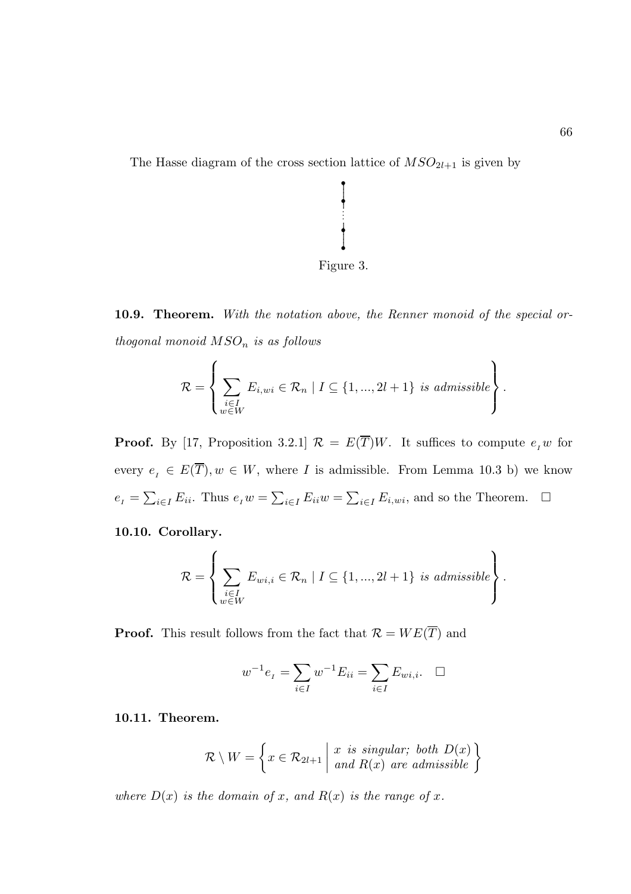The Hasse diagram of the cross section lattice of $MSO_{2l+1}$ is given by

Figure 3.

**10.9. Theorem.** *With the notation above, the Renner monoid of the special orthogonal monoid $MSO_n$ is as follows*

$$\mathcal{R} = \left\{ \sum_{\substack{i \in I \\ w \in W}} E_{i,wi} \in \mathcal{R}_n \mid I \subseteq \{1, ..., 2l+1\} \text{ is admissible} \right\}.$$

**Proof.** By [17, Proposition 3.2.1] $\mathcal{R} = E(\overline{T})W$. It suffices to compute $e_I w$ for every $e_I \in E(\overline{T}), w \in W$, where $I$ is admissible. From Lemma 10.3 b) we know $e_I = \sum_{i \in I} E_{ii}$. Thus $e_I w = \sum_{i \in I} E_{ii} w = \sum_{i \in I} E_{i,wi}$, and so the Theorem. $\square$

**10.10. Corollary.**

$$\mathcal{R} = \left\{ \sum_{\substack{i \in I \\ w \in W}} E_{wi,i} \in \mathcal{R}_n \mid I \subseteq \{1, ..., 2l+1\} \text{ is admissible} \right\}.$$

**Proof.** This result follows from the fact that $\mathcal{R} = WE(\overline{T})$ and

$$w^{-1} e_I = \sum_{i \in I} w^{-1} E_{ii} = \sum_{i \in I} E_{wi,i}. \quad \square$$

**10.11. Theorem.**

$$\mathcal{R} \setminus W = \left\{ x \in \mathcal{R}_{2l+1} \;\middle|\; \begin{array}{l} x \text{ is singular; both } D(x) \\ \text{and } R(x) \text{ are admissible} \end{array} \right\}$$

*where $D(x)$ is the domain of $x$, and $R(x)$ is the range of $x$.*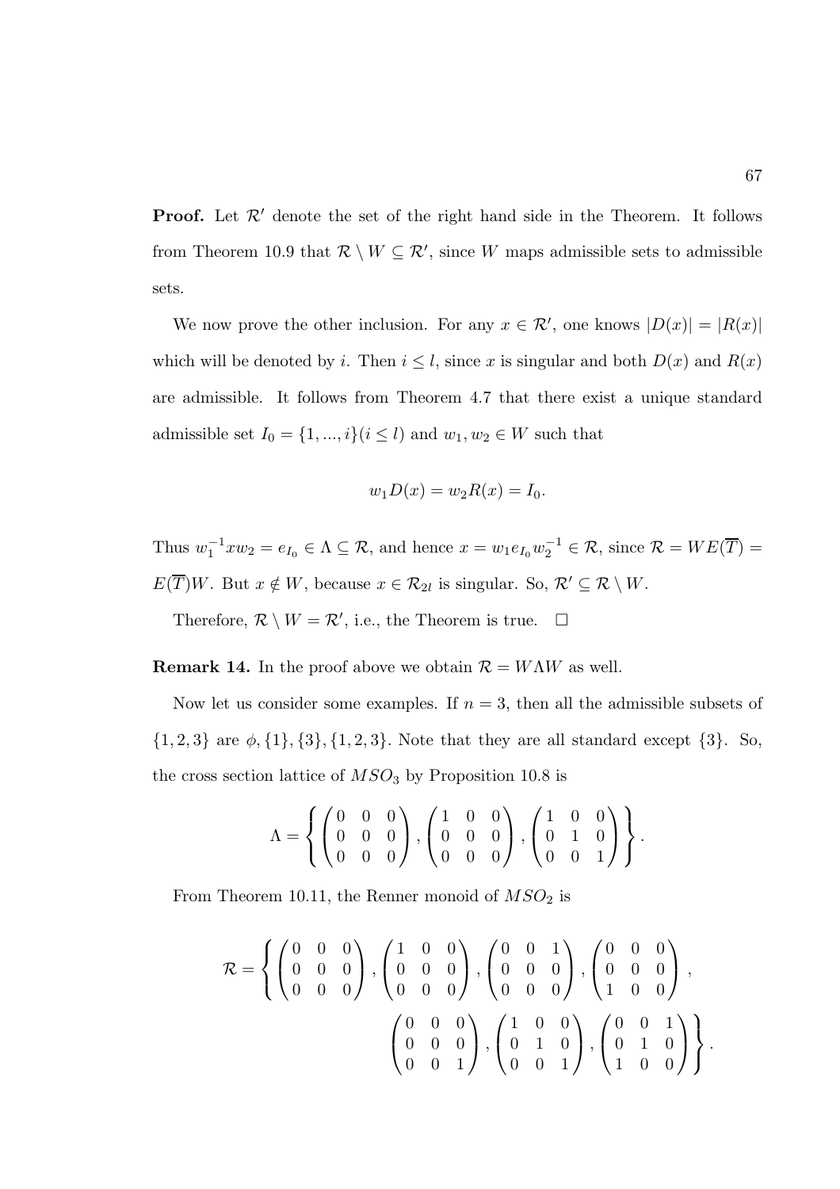**Proof.** Let $\mathcal{R}'$ denote the set of the right hand side in the Theorem. It follows from Theorem 10.9 that $\mathcal{R} \setminus W \subseteq \mathcal{R}'$, since $W$ maps admissible sets to admissible sets.

We now prove the other inclusion. For any $x \in \mathcal{R}'$, one knows $|D(x)| = |R(x)|$ which will be denoted by $i$. Then $i \leq l$, since $x$ is singular and both $D(x)$ and $R(x)$ are admissible. It follows from Theorem 4.7 that there exist a unique standard admissible set $I_0 = \{1, ..., i\} (i \leq l)$ and $w_1, w_2 \in W$ such that

$$w_1 D(x) = w_2 R(x) = I_0.$$

Thus $w_1^{-1} x w_2 = e_{I_0} \in \Lambda \subseteq \mathcal{R}$, and hence $x = w_1 e_{I_0} w_2^{-1} \in \mathcal{R}$, since $\mathcal{R} = WE(\overline{T}) = E(\overline{T})W$. But $x \notin W$, because $x \in \mathcal{R}_{2l}$ is singular. So, $\mathcal{R}' \subseteq \mathcal{R} \setminus W$.

Therefore, $\mathcal{R} \setminus W = \mathcal{R}'$, i.e., the Theorem is true. $\square$

**Remark 14.** In the proof above we obtain $\mathcal{R} = W \Lambda W$ as well.

Now let us consider some examples. If $n = 3$, then all the admissible subsets of $\{1, 2, 3\}$ are $\phi, \{1\}, \{3\}, \{1, 2, 3\}$. Note that they are all standard except $\{3\}$. So, the cross section lattice of $MSO_3$ by Proposition 10.8 is

$$\Lambda = \left\{ \begin{pmatrix} 0 & 0 & 0 \\ 0 & 0 & 0 \\ 0 & 0 & 0 \end{pmatrix}, \begin{pmatrix} 1 & 0 & 0 \\ 0 & 0 & 0 \\ 0 & 0 & 0 \end{pmatrix}, \begin{pmatrix} 1 & 0 & 0 \\ 0 & 1 & 0 \\ 0 & 0 & 1 \end{pmatrix} \right\}.$$

From Theorem 10.11, the Renner monoid of $MSO_2$ is

$$\mathcal{R} = \left\{ \begin{pmatrix} 0 & 0 & 0 \\ 0 & 0 & 0 \\ 0 & 0 & 0 \end{pmatrix}, \begin{pmatrix} 1 & 0 & 0 \\ 0 & 0 & 0 \\ 0 & 0 & 0 \end{pmatrix}, \begin{pmatrix} 0 & 0 & 1 \\ 0 & 0 & 0 \\ 0 & 0 & 0 \end{pmatrix}, \begin{pmatrix} 0 & 0 & 0 \\ 0 & 0 & 0 \\ 1 & 0 & 0 \end{pmatrix}, \right.$$

$$\left. \begin{pmatrix} 0 & 0 & 0 \\ 0 & 0 & 0 \\ 0 & 0 & 1 \end{pmatrix}, \begin{pmatrix} 1 & 0 & 0 \\ 0 & 1 & 0 \\ 0 & 0 & 1 \end{pmatrix}, \begin{pmatrix} 0 & 0 & 1 \\ 0 & 1 & 0 \\ 1 & 0 & 0 \end{pmatrix} \right\}.$$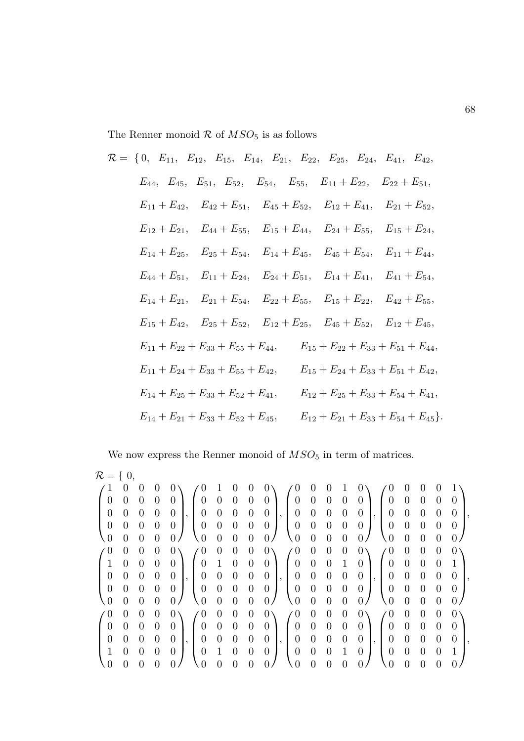The Renner monoid $\mathcal{R}$ of $MSO_5$ is as follows

$$
\begin{aligned}
\mathcal{R} = \{ & 0, \quad E_{11}, \quad E_{12}, \quad E_{15}, \quad E_{14}, \quad E_{21}, \quad E_{22}, \quad E_{25}, \quad E_{24}, \quad E_{41}, \quad E_{42}, \\
& E_{44}, \quad E_{45}, \quad E_{51}, \quad E_{52}, \quad E_{54}, \quad E_{55}, \quad E_{11}+E_{22}, \quad E_{22}+E_{51}, \\
& E_{11}+E_{42}, \quad E_{42}+E_{51}, \quad E_{45}+E_{52}, \quad E_{12}+E_{41}, \quad E_{21}+E_{52}, \\
& E_{12}+E_{21}, \quad E_{44}+E_{55}, \quad E_{15}+E_{44}, \quad E_{24}+E_{55}, \quad E_{15}+E_{24}, \\
& E_{14}+E_{25}, \quad E_{25}+E_{54}, \quad E_{14}+E_{45}, \quad E_{45}+E_{54}, \quad E_{11}+E_{44}, \\
& E_{44}+E_{51}, \quad E_{11}+E_{24}, \quad E_{24}+E_{51}, \quad E_{14}+E_{41}, \quad E_{41}+E_{54}, \\
& E_{14}+E_{21}, \quad E_{21}+E_{54}, \quad E_{22}+E_{55}, \quad E_{15}+E_{22}, \quad E_{42}+E_{55}, \\
& E_{15}+E_{42}, \quad E_{25}+E_{52}, \quad E_{12}+E_{25}, \quad E_{45}+E_{52}, \quad E_{12}+E_{45}, \\
& E_{11}+E_{22}+E_{33}+E_{55}+E_{44}, \qquad E_{15}+E_{22}+E_{33}+E_{51}+E_{44}, \\
& E_{11}+E_{24}+E_{33}+E_{55}+E_{42}, \qquad E_{15}+E_{24}+E_{33}+E_{51}+E_{42}, \\
& E_{14}+E_{25}+E_{33}+E_{52}+E_{41}, \qquad E_{12}+E_{25}+E_{33}+E_{54}+E_{41}, \\
& E_{14}+E_{21}+E_{33}+E_{52}+E_{45}, \qquad E_{12}+E_{21}+E_{33}+E_{54}+E_{45} \}.
\end{aligned}
$$

We now express the Renner monoid of $MSO_5$ in term of matrices.

$\mathcal{R} = \{ \ 0,$

$$
\begin{pmatrix} 1&0&0&0&0\\0&0&0&0&0\\0&0&0&0&0\\0&0&0&0&0\\0&0&0&0&0 \end{pmatrix},
\begin{pmatrix} 0&1&0&0&0\\0&0&0&0&0\\0&0&0&0&0\\0&0&0&0&0\\0&0&0&0&0 \end{pmatrix},
\begin{pmatrix} 0&0&0&1&0\\0&0&0&0&0\\0&0&0&0&0\\0&0&0&0&0\\0&0&0&0&0 \end{pmatrix},
\begin{pmatrix} 0&0&0&0&1\\0&0&0&0&0\\0&0&0&0&0\\0&0&0&0&0\\0&0&0&0&0 \end{pmatrix},
$$

$$
\begin{pmatrix} 0&0&0&0&0\\1&0&0&0&0\\0&0&0&0&0\\0&0&0&0&0\\0&0&0&0&0 \end{pmatrix},
\begin{pmatrix} 0&0&0&0&0\\0&1&0&0&0\\0&0&0&0&0\\0&0&0&0&0\\0&0&0&0&0 \end{pmatrix},
\begin{pmatrix} 0&0&0&0&0\\0&0&0&1&0\\0&0&0&0&0\\0&0&0&0&0\\0&0&0&0&0 \end{pmatrix},
\begin{pmatrix} 0&0&0&0&0\\0&0&0&0&1\\0&0&0&0&0\\0&0&0&0&0\\0&0&0&0&0 \end{pmatrix},
$$

$$
\begin{pmatrix} 0&0&0&0&0\\0&0&0&0&0\\0&0&0&0&0\\1&0&0&0&0\\0&0&0&0&0 \end{pmatrix},
\begin{pmatrix} 0&0&0&0&0\\0&0&0&0&0\\0&0&0&0&0\\0&1&0&0&0\\0&0&0&0&0 \end{pmatrix},
\begin{pmatrix} 0&0&0&0&0\\0&0&0&0&0\\0&0&0&0&0\\0&0&0&1&0\\0&0&0&0&0 \end{pmatrix},
\begin{pmatrix} 0&0&0&0&0\\0&0&0&0&0\\0&0&0&0&0\\0&0&0&0&1\\0&0&0&0&0 \end{pmatrix},
$$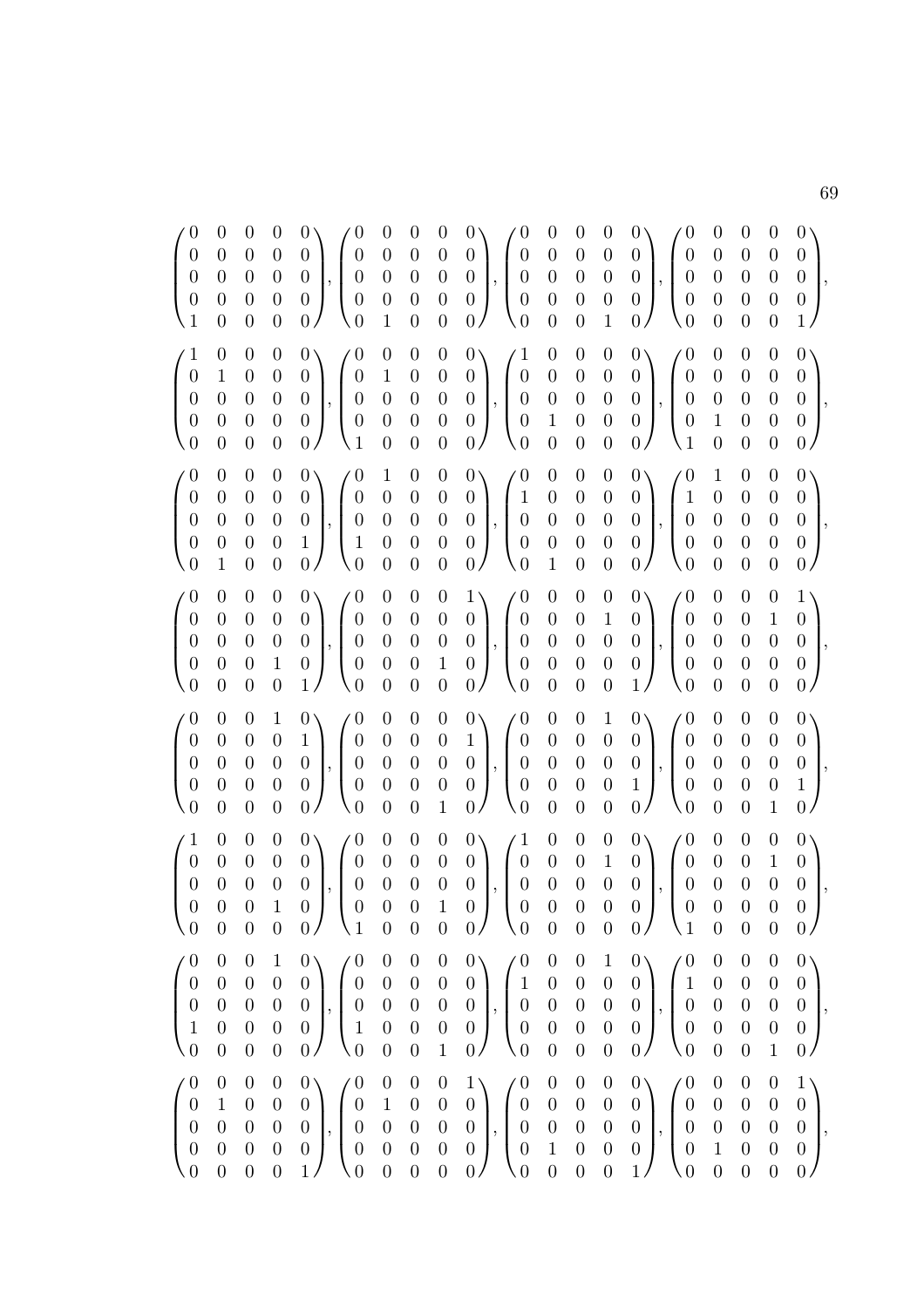$$
\begin{pmatrix}0&0&0&0&0\\0&0&0&0&0\\0&0&0&0&0\\0&0&0&0&0\\1&0&0&0&0\end{pmatrix},
\begin{pmatrix}0&0&0&0&0\\0&0&0&0&0\\0&0&0&0&0\\0&0&0&0&0\\0&1&0&0&0\end{pmatrix},
\begin{pmatrix}0&0&0&0&0\\0&0&0&0&0\\0&0&0&0&0\\0&0&0&0&0\\0&0&0&1&0\end{pmatrix},
\begin{pmatrix}0&0&0&0&0\\0&0&0&0&0\\0&0&0&0&0\\0&0&0&0&0\\0&0&0&0&1\end{pmatrix},
$$

$$
\begin{pmatrix}1&0&0&0&0\\0&1&0&0&0\\0&0&0&0&0\\0&0&0&0&0\\0&0&0&0&0\end{pmatrix},
\begin{pmatrix}0&0&0&0&0\\0&1&0&0&0\\0&0&0&0&0\\0&0&0&0&0\\1&0&0&0&0\end{pmatrix},
\begin{pmatrix}1&0&0&0&0\\0&0&0&0&0\\0&0&0&0&0\\0&1&0&0&0\\0&0&0&0&0\end{pmatrix},
\begin{pmatrix}0&0&0&0&0\\0&0&0&0&0\\0&0&0&0&0\\0&1&0&0&0\\1&0&0&0&0\end{pmatrix},
$$

$$
\begin{pmatrix}0&0&0&0&0\\0&0&0&0&0\\0&0&0&0&0\\0&0&0&0&1\\0&1&0&0&0\end{pmatrix},
\begin{pmatrix}0&1&0&0&0\\0&0&0&0&0\\0&0&0&0&0\\1&0&0&0&0\\0&0&0&0&0\end{pmatrix},
\begin{pmatrix}0&0&0&0&0\\1&0&0&0&0\\0&0&0&0&0\\0&0&0&0&0\\0&1&0&0&0\end{pmatrix},
\begin{pmatrix}0&1&0&0&0\\1&0&0&0&0\\0&0&0&0&0\\0&0&0&0&0\\0&0&0&0&0\end{pmatrix},
$$

$$
\begin{pmatrix}0&0&0&0&0\\0&0&0&0&0\\0&0&0&0&0\\0&0&0&1&0\\0&0&0&0&1\end{pmatrix},
\begin{pmatrix}0&0&0&0&1\\0&0&0&0&0\\0&0&0&0&0\\0&0&0&1&0\\0&0&0&0&0\end{pmatrix},
\begin{pmatrix}0&0&0&0&0\\0&0&0&1&0\\0&0&0&0&0\\0&0&0&0&0\\0&0&0&0&1\end{pmatrix},
\begin{pmatrix}0&0&0&0&1\\0&0&0&1&0\\0&0&0&0&0\\0&0&0&0&0\\0&0&0&0&0\end{pmatrix},
$$

$$
\begin{pmatrix}0&0&0&1&0\\0&0&0&0&1\\0&0&0&0&0\\0&0&0&0&0\\0&0&0&0&0\end{pmatrix},
\begin{pmatrix}0&0&0&0&0\\0&0&0&0&1\\0&0&0&0&0\\0&0&0&0&0\\0&0&0&1&0\end{pmatrix},
\begin{pmatrix}0&0&0&1&0\\0&0&0&0&0\\0&0&0&0&0\\0&0&0&0&1\\0&0&0&0&0\end{pmatrix},
\begin{pmatrix}0&0&0&0&0\\0&0&0&0&0\\0&0&0&0&0\\0&0&0&0&1\\0&0&0&1&0\end{pmatrix},
$$

$$
\begin{pmatrix}1&0&0&0&0\\0&0&0&0&0\\0&0&0&0&0\\0&0&0&1&0\\0&0&0&0&0\end{pmatrix},
\begin{pmatrix}0&0&0&0&0\\0&0&0&0&0\\0&0&0&0&0\\0&0&0&1&0\\1&0&0&0&0\end{pmatrix},
\begin{pmatrix}1&0&0&0&0\\0&0&0&1&0\\0&0&0&0&0\\0&0&0&0&0\\0&0&0&0&0\end{pmatrix},
\begin{pmatrix}0&0&0&0&0\\0&0&0&1&0\\0&0&0&0&0\\0&0&0&0&0\\1&0&0&0&0\end{pmatrix},
$$

$$
\begin{pmatrix}0&0&0&1&0\\0&0&0&0&0\\0&0&0&0&0\\1&0&0&0&0\\0&0&0&0&0\end{pmatrix},
\begin{pmatrix}0&0&0&0&0\\0&0&0&0&0\\0&0&0&0&0\\1&0&0&0&0\\0&0&0&1&0\end{pmatrix},
\begin{pmatrix}0&0&0&1&0\\1&0&0&0&0\\0&0&0&0&0\\0&0&0&0&0\\0&0&0&0&0\end{pmatrix},
\begin{pmatrix}0&0&0&0&0\\1&0&0&0&0\\0&0&0&0&0\\0&0&0&0&0\\0&0&0&1&0\end{pmatrix},
$$

$$
\begin{pmatrix}0&0&0&0&0\\0&1&0&0&0\\0&0&0&0&0\\0&0&0&0&0\\0&0&0&0&1\end{pmatrix},
\begin{pmatrix}0&0&0&0&1\\0&1&0&0&0\\0&0&0&0&0\\0&0&0&0&0\\0&0&0&0&0\end{pmatrix},
\begin{pmatrix}0&0&0&0&0\\0&0&0&0&0\\0&0&0&0&0\\0&1&0&0&0\\0&0&0&0&1\end{pmatrix},
\begin{pmatrix}0&0&0&0&1\\0&0&0&0&0\\0&0&0&0&0\\0&1&0&0&0\\0&0&0&0&0\end{pmatrix},
$$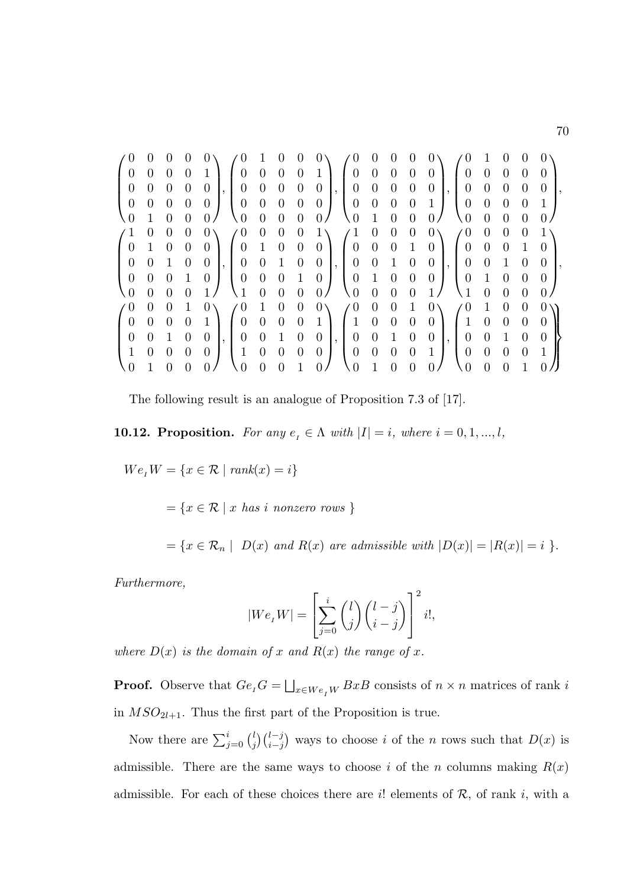$$
\begin{pmatrix} 0&0&0&0&0\\0&0&0&0&1\\0&0&0&0&0\\0&0&0&0&0\\0&1&0&0&0 \end{pmatrix},
\begin{pmatrix} 0&1&0&0&0\\0&0&0&0&1\\0&0&0&0&0\\0&0&0&0&0\\0&0&0&0&0 \end{pmatrix},
\begin{pmatrix} 0&0&0&0&0\\0&0&0&0&0\\0&0&0&0&0\\0&0&0&0&1\\0&1&0&0&0 \end{pmatrix},
\begin{pmatrix} 0&1&0&0&0\\0&0&0&0&0\\0&0&0&0&0\\0&0&0&0&1\\0&0&0&0&0 \end{pmatrix},
$$

$$
\begin{pmatrix} 1&0&0&0&0\\0&1&0&0&0\\0&0&1&0&0\\0&0&0&1&0\\0&0&0&0&1 \end{pmatrix},
\begin{pmatrix} 0&0&0&0&1\\0&1&0&0&0\\0&0&1&0&0\\0&0&0&1&0\\1&0&0&0&0 \end{pmatrix},
\begin{pmatrix} 1&0&0&0&0\\0&0&0&1&0\\0&0&1&0&0\\0&1&0&0&0\\0&0&0&0&1 \end{pmatrix},
\begin{pmatrix} 0&0&0&0&1\\0&0&0&1&0\\0&0&1&0&0\\0&1&0&0&0\\1&0&0&0&0 \end{pmatrix},
$$

$$
\begin{pmatrix} 0&0&0&1&0\\0&0&0&0&1\\0&0&1&0&0\\1&0&0&0&0\\0&1&0&0&0 \end{pmatrix},
\begin{pmatrix} 0&1&0&0&0\\0&0&0&0&1\\0&0&1&0&0\\1&0&0&0&0\\0&0&0&1&0 \end{pmatrix},
\begin{pmatrix} 0&0&0&1&0\\1&0&0&0&0\\0&0&1&0&0\\0&0&0&0&1\\0&1&0&0&0 \end{pmatrix},
\begin{pmatrix} 0&1&0&0&0\\1&0&0&0&0\\0&0&1&0&0\\0&0&0&0&1\\0&0&0&1&0 \end{pmatrix}\Bigg\}
$$

The following result is an analogue of Proposition 7.3 of [17].

**10.12. Proposition.** *For any $e_I \in \Lambda$ with $|I| = i$, where $i = 0, 1, ..., l$,*

$$
\begin{aligned}
We_IW &= \{x \in \mathcal{R} \mid rank(x) = i\} \\
&= \{x \in \mathcal{R} \mid x \text{ has } i \text{ nonzero rows }\} \\
&= \{x \in \mathcal{R}_n \mid \ D(x) \text{ and } R(x) \text{ are admissible with } |D(x)| = |R(x)| = i \ \}.
\end{aligned}
$$

*Furthermore,*

$$
|We_IW| = \left[\sum_{j=0}^{i} \binom{l}{j}\binom{l-j}{i-j}\right]^2 i!,
$$

*where $D(x)$ is the domain of $x$ and $R(x)$ the range of $x$.*

**Proof.** Observe that $Ge_IG = \bigsqcup_{x \in We_IW} BxB$ consists of $n \times n$ matrices of rank $i$ in $MSO_{2l+1}$. Thus the first part of the Proposition is true.

Now there are $\sum_{j=0}^{i} \binom{l}{j}\binom{l-j}{i-j}$ ways to choose $i$ of the $n$ rows such that $D(x)$ is admissible. There are the same ways to choose $i$ of the $n$ columns making $R(x)$ admissible. For each of these choices there are $i!$ elements of $\mathcal{R}$, of rank $i$, with a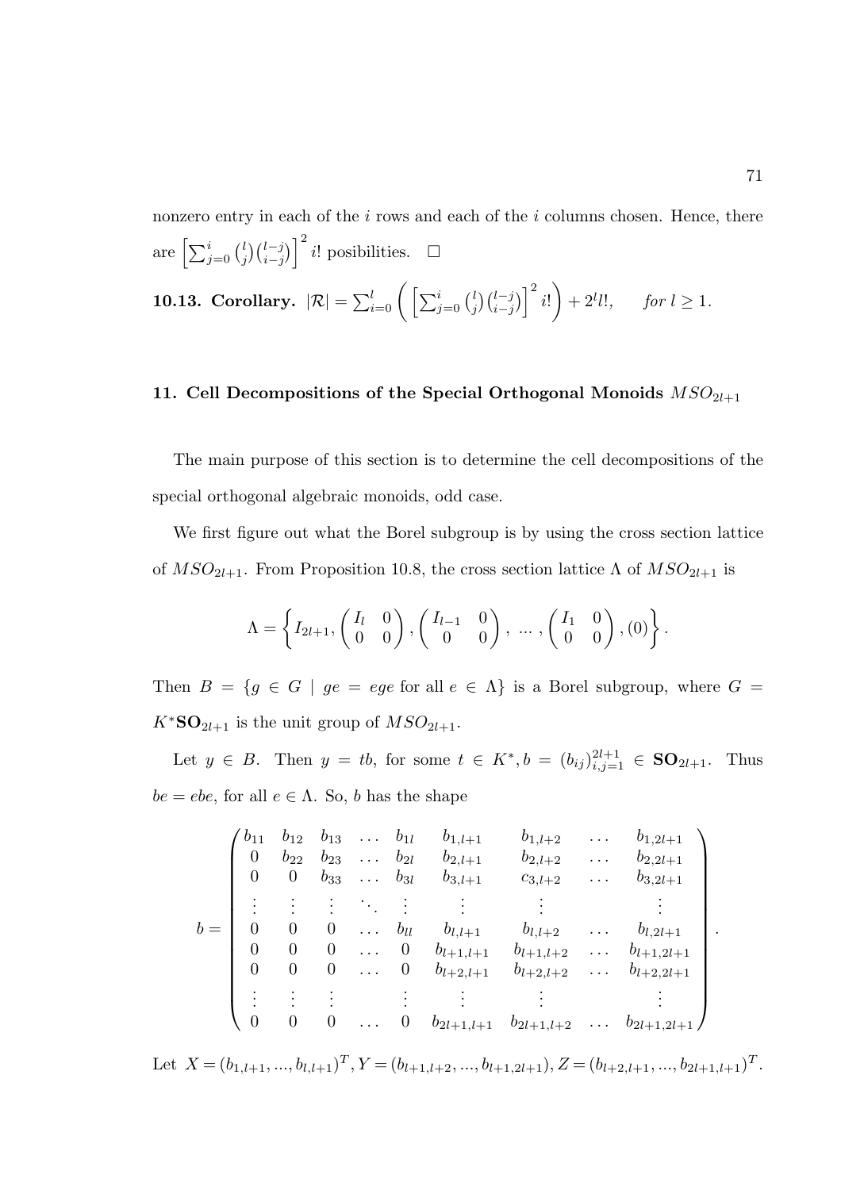nonzero entry in each of the $i$ rows and each of the $i$ columns chosen. Hence, there are $\left[\sum_{j=0}^{i}\binom{l}{j}\binom{l-j}{i-j}\right]^2 i!$ posibilities. $\square$

**10.13. Corollary.** $|\mathcal{R}| = \sum_{i=0}^{l}\left(\left[\sum_{j=0}^{i}\binom{l}{j}\binom{l-j}{i-j}\right]^2 i!\right) + 2^l l!, \qquad for\ l \geq 1.$

## 11. Cell Decompositions of the Special Orthogonal Monoids $MSO_{2l+1}$

The main purpose of this section is to determine the cell decompositions of the special orthogonal algebraic monoids, odd case.

We first figure out what the Borel subgroup is by using the cross section lattice of $MSO_{2l+1}$. From Proposition 10.8, the cross section lattice $\Lambda$ of $MSO_{2l+1}$ is

$$\Lambda = \left\{ I_{2l+1}, \begin{pmatrix} I_l & 0 \\ 0 & 0 \end{pmatrix}, \begin{pmatrix} I_{l-1} & 0 \\ 0 & 0 \end{pmatrix}, \ \ldots\ , \begin{pmatrix} I_1 & 0 \\ 0 & 0 \end{pmatrix}, (0) \right\}.$$

Then $B = \{g \in G \mid ge = ege \text{ for all } e \in \Lambda\}$ is a Borel subgroup, where $G = K^*\mathbf{SO}_{2l+1}$ is the unit group of $MSO_{2l+1}$.

Let $y \in B$. Then $y = tb$, for some $t \in K^*, b = (b_{ij})_{i,j=1}^{2l+1} \in \mathbf{SO}_{2l+1}$. Thus $be = ebe$, for all $e \in \Lambda$. So, $b$ has the shape

$$b = \begin{pmatrix} b_{11} & b_{12} & b_{13} & \ldots & b_{1l} & b_{1,l+1} & b_{1,l+2} & \ldots & b_{1,2l+1} \\ 0 & b_{22} & b_{23} & \ldots & b_{2l} & b_{2,l+1} & b_{2,l+2} & \ldots & b_{2,2l+1} \\ 0 & 0 & b_{33} & \ldots & b_{3l} & b_{3,l+1} & c_{3,l+2} & \ldots & b_{3,2l+1} \\ \vdots & \vdots & \vdots & \ddots & \vdots & \vdots & \vdots & & \vdots \\ 0 & 0 & 0 & \ldots & b_{ll} & b_{l,l+1} & b_{l,l+2} & \ldots & b_{l,2l+1} \\ 0 & 0 & 0 & \ldots & 0 & b_{l+1,l+1} & b_{l+1,l+2} & \ldots & b_{l+1,2l+1} \\ 0 & 0 & 0 & \ldots & 0 & b_{l+2,l+1} & b_{l+2,l+2} & \ldots & b_{l+2,2l+1} \\ \vdots & \vdots & \vdots & & \vdots & \vdots & \vdots & & \vdots \\ 0 & 0 & 0 & \ldots & 0 & b_{2l+1,l+1} & b_{2l+1,l+2} & \ldots & b_{2l+1,2l+1} \end{pmatrix}.$$

Let $X = (b_{1,l+1}, ..., b_{l,l+1})^T, Y = (b_{l+1,l+2}, ..., b_{l+1,2l+1}), Z = (b_{l+2,l+1}, ..., b_{2l+1,l+1})^T$.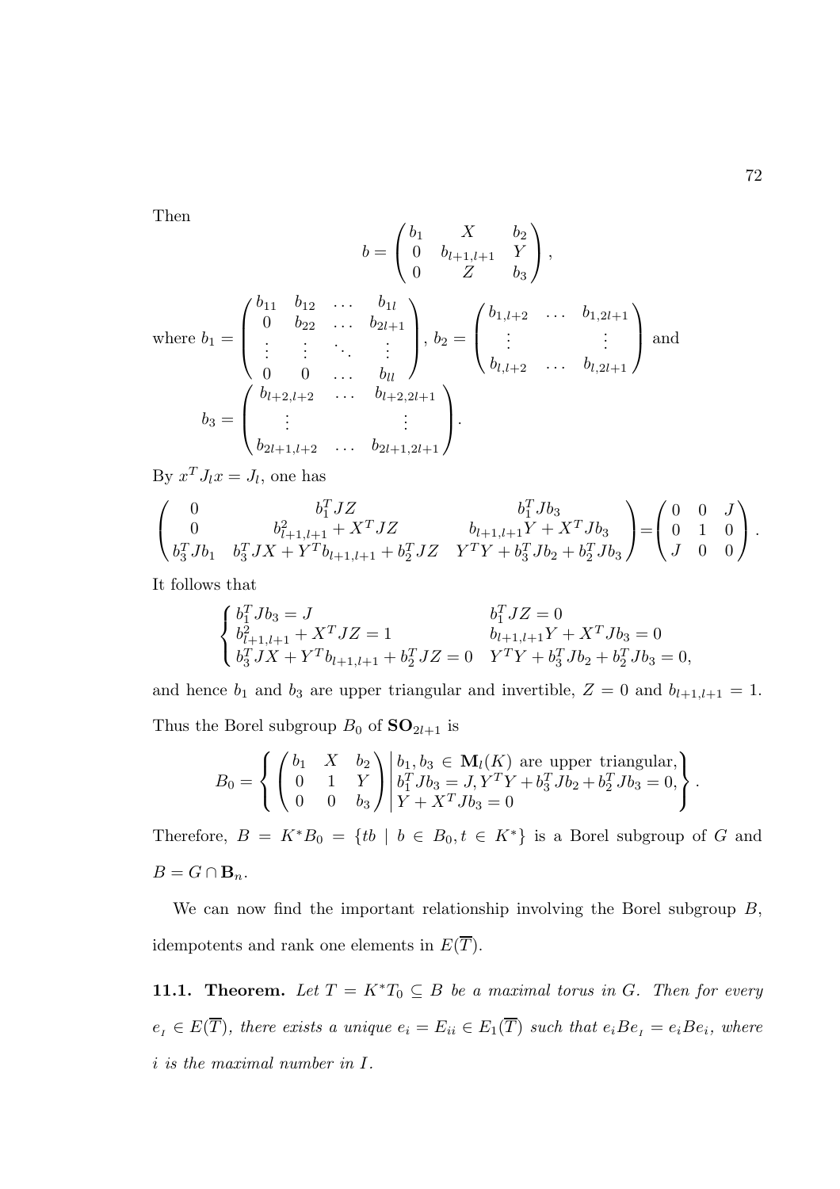Then

$$b = \begin{pmatrix} b_1 & X & b_2 \\ 0 & b_{l+1,l+1} & Y \\ 0 & Z & b_3 \end{pmatrix},$$

where $b_1 = \begin{pmatrix} b_{11} & b_{12} & \dots & b_{1l} \\ 0 & b_{22} & \dots & b_{2l+1} \\ \vdots & \vdots & \ddots & \vdots \\ 0 & 0 & \dots & b_{ll} \end{pmatrix}$, $b_2 = \begin{pmatrix} b_{1,l+2} & \dots & b_{1,2l+1} \\ \vdots & & \vdots \\ b_{l,l+2} & \dots & b_{l,2l+1} \end{pmatrix}$ and

$$b_3 = \begin{pmatrix} b_{l+2,l+2} & \dots & b_{l+2,2l+1} \\ \vdots & & \vdots \\ b_{2l+1,l+2} & \dots & b_{2l+1,2l+1} \end{pmatrix}.$$

By $x^T J_l x = J_l$, one has

$$\begin{pmatrix} 0 & b_1^T JZ & b_1^T J b_3 \\ 0 & b_{l+1,l+1}^2 + X^T JZ & b_{l+1,l+1} Y + X^T J b_3 \\ b_3^T J b_1 & b_3^T JX + Y^T b_{l+1,l+1} + b_2^T JZ & Y^T Y + b_3^T J b_2 + b_2^T J b_3 \end{pmatrix} = \begin{pmatrix} 0 & 0 & J \\ 0 & 1 & 0 \\ J & 0 & 0 \end{pmatrix}.$$

It follows that

$$\begin{cases} b_1^T J b_3 = J & b_1^T JZ = 0 \\ b_{l+1,l+1}^2 + X^T JZ = 1 & b_{l+1,l+1} Y + X^T J b_3 = 0 \\ b_3^T JX + Y^T b_{l+1,l+1} + b_2^T JZ = 0 & Y^T Y + b_3^T J b_2 + b_2^T J b_3 = 0, \end{cases}$$

and hence $b_1$ and $b_3$ are upper triangular and invertible, $Z = 0$ and $b_{l+1,l+1} = 1$. Thus the Borel subgroup $B_0$ of $\mathbf{SO}_{2l+1}$ is

$$B_0 = \left\{ \begin{pmatrix} b_1 & X & b_2 \\ 0 & 1 & Y \\ 0 & 0 & b_3 \end{pmatrix} \middle| \begin{array}{l} b_1, b_3 \in \mathbf{M}_l(K) \text{ are upper triangular,} \\ b_1^T J b_3 = J, Y^T Y + b_3^T J b_2 + b_2^T J b_3 = 0, \\ Y + X^T J b_3 = 0 \end{array} \right\}.$$

Therefore, $B = K^* B_0 = \{tb \mid b \in B_0, t \in K^*\}$ is a Borel subgroup of $G$ and $B = G \cap \mathbf{B}_n$.

We can now find the important relationship involving the Borel subgroup $B$, idempotents and rank one elements in $E(\overline{T})$.

**11.1. Theorem.** *Let $T = K^* T_0 \subseteq B$ be a maximal torus in $G$. Then for every $e_I \in E(\overline{T})$, there exists a unique $e_i = E_{ii} \in E_1(\overline{T})$ such that $e_i B e_I = e_i B e_i$, where $i$ is the maximal number in $I$.*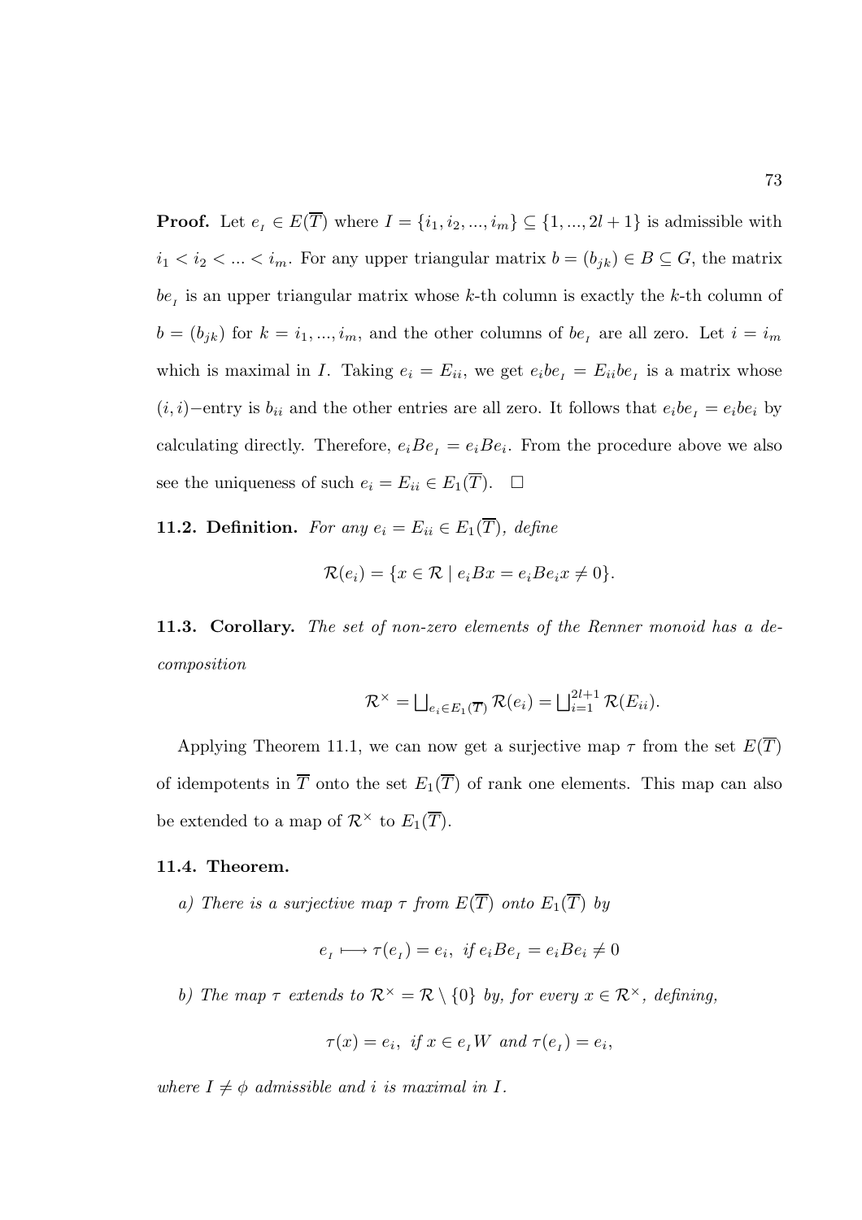**Proof.** Let $e_{_I} \in E(\overline{T})$ where $I = \{i_1, i_2, ..., i_m\} \subseteq \{1, ..., 2l+1\}$ is admissible with $i_1 < i_2 < ... < i_m$. For any upper triangular matrix $b = (b_{jk}) \in B \subseteq G$, the matrix $be_{_I}$ is an upper triangular matrix whose $k$-th column is exactly the $k$-th column of $b = (b_{jk})$ for $k = i_1, ..., i_m$, and the other columns of $be_{_I}$ are all zero. Let $i = i_m$ which is maximal in $I$. Taking $e_i = E_{ii}$, we get $e_i be_{_I} = E_{ii} be_{_I}$ is a matrix whose $(i,i)-$entry is $b_{ii}$ and the other entries are all zero. It follows that $e_i be_{_I} = e_i be_i$ by calculating directly. Therefore, $e_i Be_{_I} = e_i Be_i$. From the procedure above we also see the uniqueness of such $e_i = E_{ii} \in E_1(\overline{T})$. $\square$

**11.2. Definition.** *For any $e_i = E_{ii} \in E_1(\overline{T})$, define*

$$\mathcal{R}(e_i) = \{x \in \mathcal{R} \mid e_i Bx = e_i Be_i x \neq 0\}.$$

**11.3. Corollary.** *The set of non-zero elements of the Renner monoid has a decomposition*

$$\mathcal{R}^{\times} = \bigsqcup_{e_i \in E_1(\overline{T})} \mathcal{R}(e_i) = \bigsqcup_{i=1}^{2l+1} \mathcal{R}(E_{ii}).$$

Applying Theorem 11.1, we can now get a surjective map $\tau$ from the set $E(\overline{T})$ of idempotents in $\overline{T}$ onto the set $E_1(\overline{T})$ of rank one elements. This map can also be extended to a map of $\mathcal{R}^{\times}$ to $E_1(\overline{T})$.

**11.4. Theorem.**

*a) There is a surjective map $\tau$ from $E(\overline{T})$ onto $E_1(\overline{T})$ by*

$$e_{_I} \longmapsto \tau(e_{_I}) = e_i, \;\; \text{if } e_i Be_{_I} = e_i Be_i \neq 0$$

*b) The map $\tau$ extends to $\mathcal{R}^{\times} = \mathcal{R} \setminus \{0\}$ by, for every $x \in \mathcal{R}^{\times}$, defining,*

$$\tau(x) = e_i, \;\; \text{if } x \in e_{_I} W \text{ and } \tau(e_{_I}) = e_i,$$

*where $I \neq \phi$ admissible and $i$ is maximal in $I$.*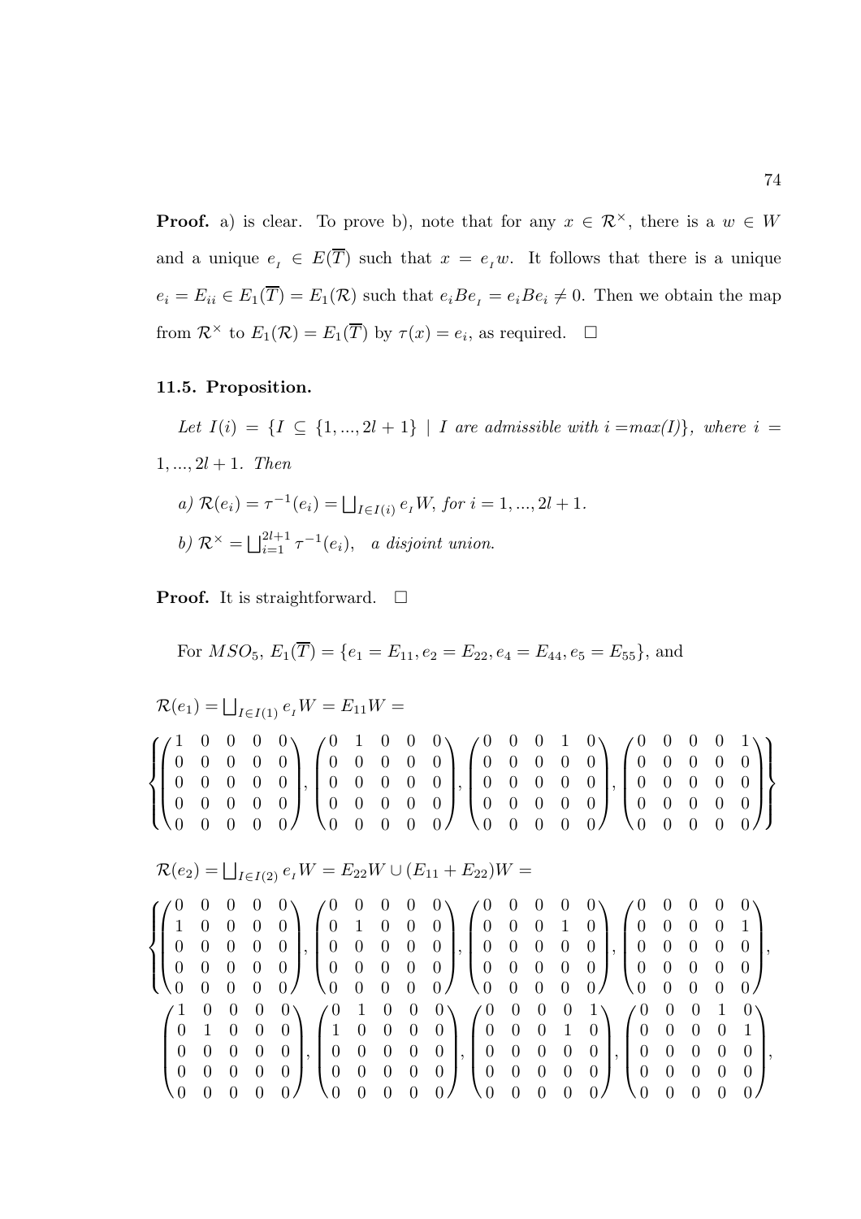**Proof.** a) is clear. To prove b), note that for any $x \in \mathcal{R}^\times$, there is a $w \in W$ and a unique $e_{_I} \in E(\overline{T})$ such that $x = e_{_I} w$. It follows that there is a unique $e_i = E_{ii} \in E_1(\overline{T}) = E_1(\mathcal{R})$ such that $e_i B e_{_I} = e_i B e_i \neq 0$. Then we obtain the map from $\mathcal{R}^\times$ to $E_1(\mathcal{R}) = E_1(\overline{T})$ by $\tau(x) = e_i$, as required. $\square$

#### 11.5. Proposition.

*Let $I(i) = \{I \subseteq \{1, ..., 2l+1\} \mid I$ are admissible with $i = max(I)\}$, where $i = 1, ..., 2l+1$. Then*

*a) $\mathcal{R}(e_i) = \tau^{-1}(e_i) = \bigsqcup_{I \in I(i)} e_{_I} W$, for $i = 1, ..., 2l+1$.*

*b) $\mathcal{R}^\times = \bigsqcup_{i=1}^{2l+1} \tau^{-1}(e_i)$, a disjoint union.*

**Proof.** It is straightforward. $\square$

For $MSO_5$, $E_1(\overline{T}) = \{e_1 = E_{11}, e_2 = E_{22}, e_4 = E_{44}, e_5 = E_{55}\}$, and

$\mathcal{R}(e_1) = \bigsqcup_{I \in I(1)} e_{_I} W = E_{11} W =$

$$\left\{ \begin{pmatrix} 1&0&0&0&0\\0&0&0&0&0\\0&0&0&0&0\\0&0&0&0&0\\0&0&0&0&0 \end{pmatrix}, \begin{pmatrix} 0&1&0&0&0\\0&0&0&0&0\\0&0&0&0&0\\0&0&0&0&0\\0&0&0&0&0 \end{pmatrix}, \begin{pmatrix} 0&0&0&1&0\\0&0&0&0&0\\0&0&0&0&0\\0&0&0&0&0\\0&0&0&0&0 \end{pmatrix}, \begin{pmatrix} 0&0&0&0&1\\0&0&0&0&0\\0&0&0&0&0\\0&0&0&0&0\\0&0&0&0&0 \end{pmatrix} \right\}$$

$\mathcal{R}(e_2) = \bigsqcup_{I \in I(2)} e_{_I} W = E_{22} W \cup (E_{11} + E_{22}) W =$

$$\left\{ \begin{pmatrix} 0&0&0&0&0\\1&0&0&0&0\\0&0&0&0&0\\0&0&0&0&0\\0&0&0&0&0 \end{pmatrix}, \begin{pmatrix} 0&0&0&0&0\\0&1&0&0&0\\0&0&0&0&0\\0&0&0&0&0\\0&0&0&0&0 \end{pmatrix}, \begin{pmatrix} 0&0&0&0&0\\0&0&0&1&0\\0&0&0&0&0\\0&0&0&0&0\\0&0&0&0&0 \end{pmatrix}, \begin{pmatrix} 0&0&0&0&0\\0&0&0&0&1\\0&0&0&0&0\\0&0&0&0&0\\0&0&0&0&0 \end{pmatrix}, \right.$$

$$\begin{pmatrix} 1&0&0&0&0\\0&1&0&0&0\\0&0&0&0&0\\0&0&0&0&0\\0&0&0&0&0 \end{pmatrix}, \begin{pmatrix} 0&1&0&0&0\\1&0&0&0&0\\0&0&0&0&0\\0&0&0&0&0\\0&0&0&0&0 \end{pmatrix}, \begin{pmatrix} 0&0&0&0&1\\0&0&0&1&0\\0&0&0&0&0\\0&0&0&0&0\\0&0&0&0&0 \end{pmatrix}, \begin{pmatrix} 0&0&0&1&0\\0&0&0&0&1\\0&0&0&0&0\\0&0&0&0&0\\0&0&0&0&0 \end{pmatrix},$$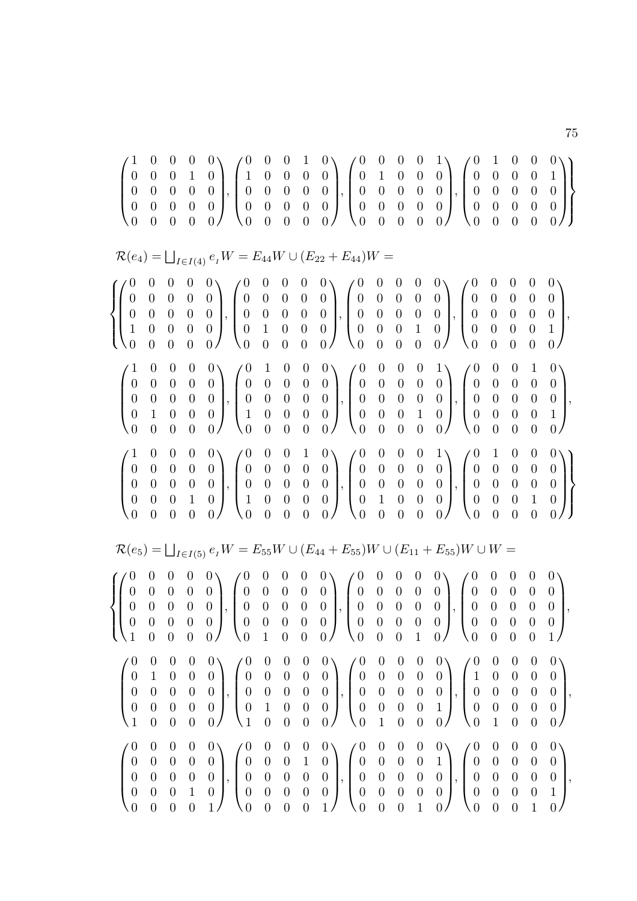$$
\left.\begin{pmatrix} 1 & 0 & 0 & 0 & 0 \\ 0 & 0 & 0 & 1 & 0 \\ 0 & 0 & 0 & 0 & 0 \\ 0 & 0 & 0 & 0 & 0 \\ 0 & 0 & 0 & 0 & 0 \end{pmatrix}, \begin{pmatrix} 0 & 0 & 0 & 1 & 0 \\ 1 & 0 & 0 & 0 & 0 \\ 0 & 0 & 0 & 0 & 0 \\ 0 & 0 & 0 & 0 & 0 \\ 0 & 0 & 0 & 0 & 0 \end{pmatrix}, \begin{pmatrix} 0 & 0 & 0 & 0 & 1 \\ 0 & 1 & 0 & 0 & 0 \\ 0 & 0 & 0 & 0 & 0 \\ 0 & 0 & 0 & 0 & 0 \\ 0 & 0 & 0 & 0 & 0 \end{pmatrix}, \begin{pmatrix} 0 & 1 & 0 & 0 & 0 \\ 0 & 0 & 0 & 0 & 1 \\ 0 & 0 & 0 & 0 & 0 \\ 0 & 0 & 0 & 0 & 0 \\ 0 & 0 & 0 & 0 & 0 \end{pmatrix}\right\}
$$

$\mathcal{R}(e_4) = \bigsqcup_{I \in I(4)} e_{_I} W = E_{44}W \cup (E_{22} + E_{44})W =$

$$
\left\{\begin{pmatrix} 0 & 0 & 0 & 0 & 0 \\ 0 & 0 & 0 & 0 & 0 \\ 0 & 0 & 0 & 0 & 0 \\ 1 & 0 & 0 & 0 & 0 \\ 0 & 0 & 0 & 0 & 0 \end{pmatrix}, \begin{pmatrix} 0 & 0 & 0 & 0 & 0 \\ 0 & 0 & 0 & 0 & 0 \\ 0 & 0 & 0 & 0 & 0 \\ 0 & 1 & 0 & 0 & 0 \\ 0 & 0 & 0 & 0 & 0 \end{pmatrix}, \begin{pmatrix} 0 & 0 & 0 & 0 & 0 \\ 0 & 0 & 0 & 0 & 0 \\ 0 & 0 & 0 & 0 & 0 \\ 0 & 0 & 0 & 1 & 0 \\ 0 & 0 & 0 & 0 & 0 \end{pmatrix}, \begin{pmatrix} 0 & 0 & 0 & 0 & 0 \\ 0 & 0 & 0 & 0 & 0 \\ 0 & 0 & 0 & 0 & 0 \\ 0 & 0 & 0 & 0 & 1 \\ 0 & 0 & 0 & 0 & 0 \end{pmatrix},\right.
$$

$$
\begin{pmatrix} 1 & 0 & 0 & 0 & 0 \\ 0 & 0 & 0 & 0 & 0 \\ 0 & 0 & 0 & 0 & 0 \\ 0 & 1 & 0 & 0 & 0 \\ 0 & 0 & 0 & 0 & 0 \end{pmatrix}, \begin{pmatrix} 0 & 1 & 0 & 0 & 0 \\ 0 & 0 & 0 & 0 & 0 \\ 0 & 0 & 0 & 0 & 0 \\ 1 & 0 & 0 & 0 & 0 \\ 0 & 0 & 0 & 0 & 0 \end{pmatrix}, \begin{pmatrix} 0 & 0 & 0 & 0 & 1 \\ 0 & 0 & 0 & 0 & 0 \\ 0 & 0 & 0 & 0 & 0 \\ 0 & 0 & 0 & 1 & 0 \\ 0 & 0 & 0 & 0 & 0 \end{pmatrix}, \begin{pmatrix} 0 & 0 & 0 & 1 & 0 \\ 0 & 0 & 0 & 0 & 0 \\ 0 & 0 & 0 & 0 & 0 \\ 0 & 0 & 0 & 0 & 1 \\ 0 & 0 & 0 & 0 & 0 \end{pmatrix},
$$

$$
\left.\begin{pmatrix} 1 & 0 & 0 & 0 & 0 \\ 0 & 0 & 0 & 0 & 0 \\ 0 & 0 & 0 & 0 & 0 \\ 0 & 0 & 0 & 1 & 0 \\ 0 & 0 & 0 & 0 & 0 \end{pmatrix}, \begin{pmatrix} 0 & 0 & 0 & 1 & 0 \\ 0 & 0 & 0 & 0 & 0 \\ 0 & 0 & 0 & 0 & 0 \\ 1 & 0 & 0 & 0 & 0 \\ 0 & 0 & 0 & 0 & 0 \end{pmatrix}, \begin{pmatrix} 0 & 0 & 0 & 0 & 1 \\ 0 & 0 & 0 & 0 & 0 \\ 0 & 0 & 0 & 0 & 0 \\ 0 & 1 & 0 & 0 & 0 \\ 0 & 0 & 0 & 0 & 0 \end{pmatrix}, \begin{pmatrix} 0 & 1 & 0 & 0 & 0 \\ 0 & 0 & 0 & 0 & 0 \\ 0 & 0 & 0 & 0 & 0 \\ 0 & 0 & 0 & 1 & 0 \\ 0 & 0 & 0 & 0 & 0 \end{pmatrix}\right\}
$$

$\mathcal{R}(e_5) = \bigsqcup_{I \in I(5)} e_{_I} W = E_{55}W \cup (E_{44} + E_{55})W \cup (E_{11} + E_{55})W \cup W =$

$$
\left\{\begin{pmatrix} 0 & 0 & 0 & 0 & 0 \\ 0 & 0 & 0 & 0 & 0 \\ 0 & 0 & 0 & 0 & 0 \\ 0 & 0 & 0 & 0 & 0 \\ 1 & 0 & 0 & 0 & 0 \end{pmatrix}, \begin{pmatrix} 0 & 0 & 0 & 0 & 0 \\ 0 & 0 & 0 & 0 & 0 \\ 0 & 0 & 0 & 0 & 0 \\ 0 & 0 & 0 & 0 & 0 \\ 0 & 1 & 0 & 0 & 0 \end{pmatrix}, \begin{pmatrix} 0 & 0 & 0 & 0 & 0 \\ 0 & 0 & 0 & 0 & 0 \\ 0 & 0 & 0 & 0 & 0 \\ 0 & 0 & 0 & 0 & 0 \\ 0 & 0 & 0 & 1 & 0 \end{pmatrix}, \begin{pmatrix} 0 & 0 & 0 & 0 & 0 \\ 0 & 0 & 0 & 0 & 0 \\ 0 & 0 & 0 & 0 & 0 \\ 0 & 0 & 0 & 0 & 0 \\ 0 & 0 & 0 & 0 & 1 \end{pmatrix},\right.
$$

$$
\begin{pmatrix} 0 & 0 & 0 & 0 & 0 \\ 0 & 1 & 0 & 0 & 0 \\ 0 & 0 & 0 & 0 & 0 \\ 0 & 0 & 0 & 0 & 0 \\ 1 & 0 & 0 & 0 & 0 \end{pmatrix}, \begin{pmatrix} 0 & 0 & 0 & 0 & 0 \\ 0 & 0 & 0 & 0 & 0 \\ 0 & 0 & 0 & 0 & 0 \\ 0 & 1 & 0 & 0 & 0 \\ 1 & 0 & 0 & 0 & 0 \end{pmatrix}, \begin{pmatrix} 0 & 0 & 0 & 0 & 0 \\ 0 & 0 & 0 & 0 & 0 \\ 0 & 0 & 0 & 0 & 0 \\ 0 & 0 & 0 & 0 & 1 \\ 0 & 1 & 0 & 0 & 0 \end{pmatrix}, \begin{pmatrix} 0 & 0 & 0 & 0 & 0 \\ 1 & 0 & 0 & 0 & 0 \\ 0 & 0 & 0 & 0 & 0 \\ 0 & 0 & 0 & 0 & 0 \\ 0 & 1 & 0 & 0 & 0 \end{pmatrix},
$$

$$
\begin{pmatrix} 0 & 0 & 0 & 0 & 0 \\ 0 & 0 & 0 & 0 & 0 \\ 0 & 0 & 0 & 0 & 0 \\ 0 & 0 & 0 & 1 & 0 \\ 0 & 0 & 0 & 0 & 1 \end{pmatrix}, \begin{pmatrix} 0 & 0 & 0 & 0 & 0 \\ 0 & 0 & 0 & 1 & 0 \\ 0 & 0 & 0 & 0 & 0 \\ 0 & 0 & 0 & 0 & 0 \\ 0 & 0 & 0 & 0 & 1 \end{pmatrix}, \begin{pmatrix} 0 & 0 & 0 & 0 & 0 \\ 0 & 0 & 0 & 0 & 1 \\ 0 & 0 & 0 & 0 & 0 \\ 0 & 0 & 0 & 0 & 0 \\ 0 & 0 & 0 & 1 & 0 \end{pmatrix}, \begin{pmatrix} 0 & 0 & 0 & 0 & 0 \\ 0 & 0 & 0 & 0 & 0 \\ 0 & 0 & 0 & 0 & 0 \\ 0 & 0 & 0 & 0 & 1 \\ 0 & 0 & 0 & 1 & 0 \end{pmatrix},
$$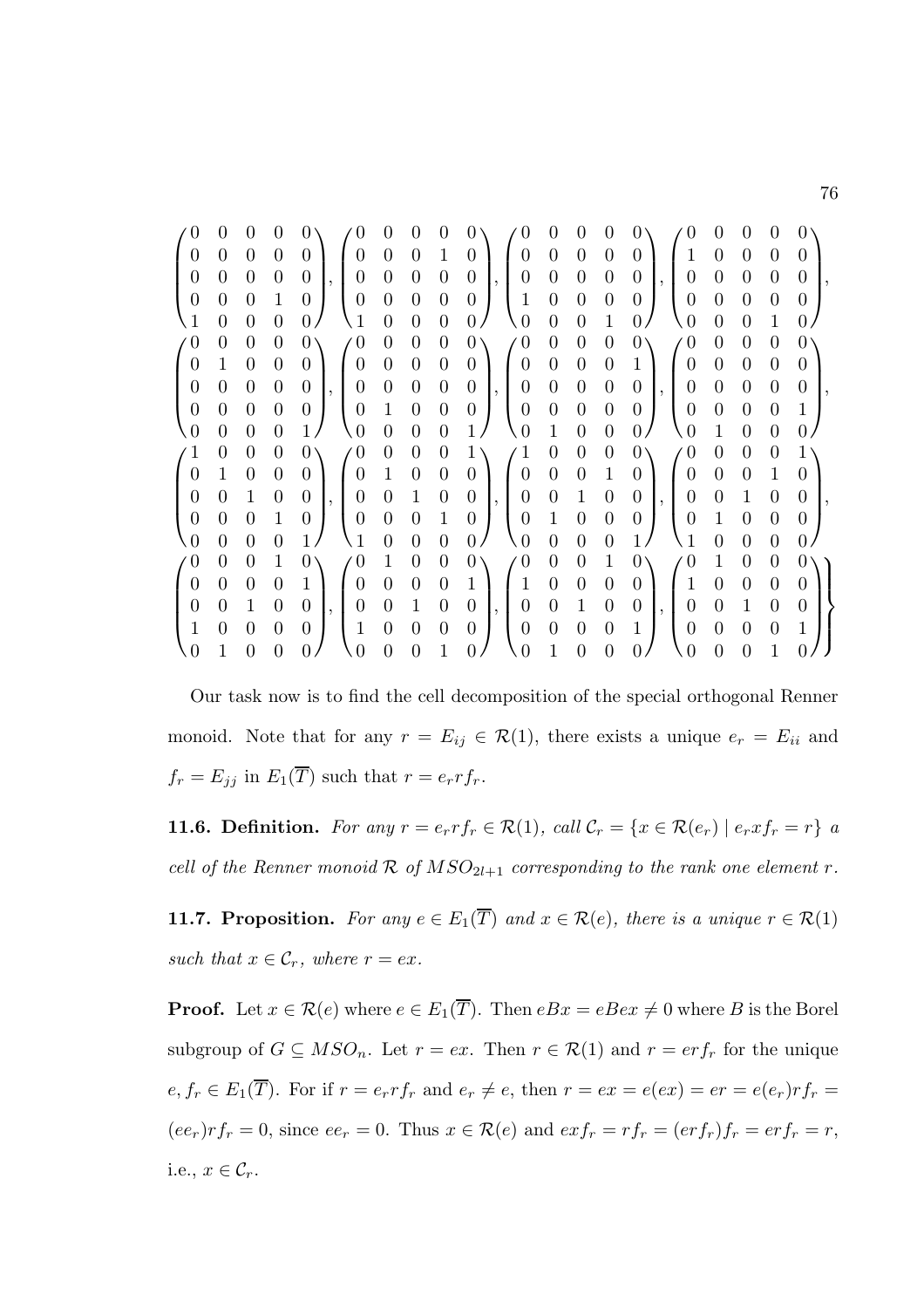$$
\begin{pmatrix} 0&0&0&0&0\\ 0&0&0&0&0\\ 0&0&0&0&0\\ 0&0&0&1&0\\ 1&0&0&0&0 \end{pmatrix},
\begin{pmatrix} 0&0&0&0&0\\ 0&0&0&1&0\\ 0&0&0&0&0\\ 0&0&0&0&0\\ 1&0&0&0&0 \end{pmatrix},
\begin{pmatrix} 0&0&0&0&0\\ 0&0&0&0&0\\ 0&0&0&0&0\\ 1&0&0&0&0\\ 0&0&0&1&0 \end{pmatrix},
\begin{pmatrix} 0&0&0&0&0\\ 1&0&0&0&0\\ 0&0&0&0&0\\ 0&0&0&0&0\\ 0&0&0&1&0 \end{pmatrix},
$$

$$
\begin{pmatrix} 0&0&0&0&0\\ 0&1&0&0&0\\ 0&0&0&0&0\\ 0&0&0&0&0\\ 0&0&0&0&1 \end{pmatrix},
\begin{pmatrix} 0&0&0&0&0\\ 0&0&0&0&0\\ 0&0&0&0&0\\ 0&1&0&0&0\\ 0&0&0&0&1 \end{pmatrix},
\begin{pmatrix} 0&0&0&0&0\\ 0&0&0&0&1\\ 0&0&0&0&0\\ 0&0&0&0&0\\ 0&1&0&0&0 \end{pmatrix},
\begin{pmatrix} 0&0&0&0&0\\ 0&0&0&0&0\\ 0&0&0&0&0\\ 0&0&0&0&1\\ 0&1&0&0&0 \end{pmatrix},
$$

$$
\begin{pmatrix} 1&0&0&0&0\\ 0&1&0&0&0\\ 0&0&1&0&0\\ 0&0&0&1&0\\ 0&0&0&0&1 \end{pmatrix},
\begin{pmatrix} 0&0&0&0&1\\ 0&1&0&0&0\\ 0&0&1&0&0\\ 0&0&0&1&0\\ 1&0&0&0&0 \end{pmatrix},
\begin{pmatrix} 1&0&0&0&0\\ 0&0&0&1&0\\ 0&0&1&0&0\\ 0&1&0&0&0\\ 0&0&0&0&1 \end{pmatrix},
\begin{pmatrix} 0&0&0&0&1\\ 0&0&0&1&0\\ 0&0&1&0&0\\ 0&1&0&0&0\\ 1&0&0&0&0 \end{pmatrix},
$$

$$
\left.
\begin{pmatrix} 0&0&0&1&0\\ 0&0&0&0&1\\ 0&0&1&0&0\\ 1&0&0&0&0\\ 0&1&0&0&0 \end{pmatrix},
\begin{pmatrix} 0&1&0&0&0\\ 0&0&0&0&1\\ 0&0&1&0&0\\ 1&0&0&0&0\\ 0&0&0&1&0 \end{pmatrix},
\begin{pmatrix} 0&0&0&1&0\\ 1&0&0&0&0\\ 0&0&1&0&0\\ 0&0&0&0&1\\ 0&1&0&0&0 \end{pmatrix},
\begin{pmatrix} 0&1&0&0&0\\ 1&0&0&0&0\\ 0&0&1&0&0\\ 0&0&0&0&1\\ 0&0&0&1&0 \end{pmatrix}
\right\}
$$

Our task now is to find the cell decomposition of the special orthogonal Renner monoid. Note that for any $r = E_{ij} \in \mathcal{R}(1)$, there exists a unique $e_r = E_{ii}$ and $f_r = E_{jj}$ in $E_1(\overline{T})$ such that $r = e_r r f_r$.

**11.6. Definition.** *For any $r = e_r r f_r \in \mathcal{R}(1)$, call $\mathcal{C}_r = \{x \in \mathcal{R}(e_r) \mid e_r x f_r = r\}$ a cell of the Renner monoid $\mathcal{R}$ of $MSO_{2l+1}$ corresponding to the rank one element $r$.*

**11.7. Proposition.** *For any $e \in E_1(\overline{T})$ and $x \in \mathcal{R}(e)$, there is a unique $r \in \mathcal{R}(1)$ such that $x \in \mathcal{C}_r$, where $r = ex$.*

**Proof.** Let $x \in \mathcal{R}(e)$ where $e \in E_1(\overline{T})$. Then $eBx = eBex \neq 0$ where $B$ is the Borel subgroup of $G \subseteq MSO_n$. Let $r = ex$. Then $r \in \mathcal{R}(1)$ and $r = erf_r$ for the unique $e, f_r \in E_1(\overline{T})$. For if $r = e_r r f_r$ and $e_r \neq e$, then $r = ex = e(ex) = er = e(e_r)rf_r = (ee_r)rf_r = 0$, since $ee_r = 0$. Thus $x \in \mathcal{R}(e)$ and $exf_r = rf_r = (erf_r)f_r = erf_r = r$, i.e., $x \in \mathcal{C}_r$.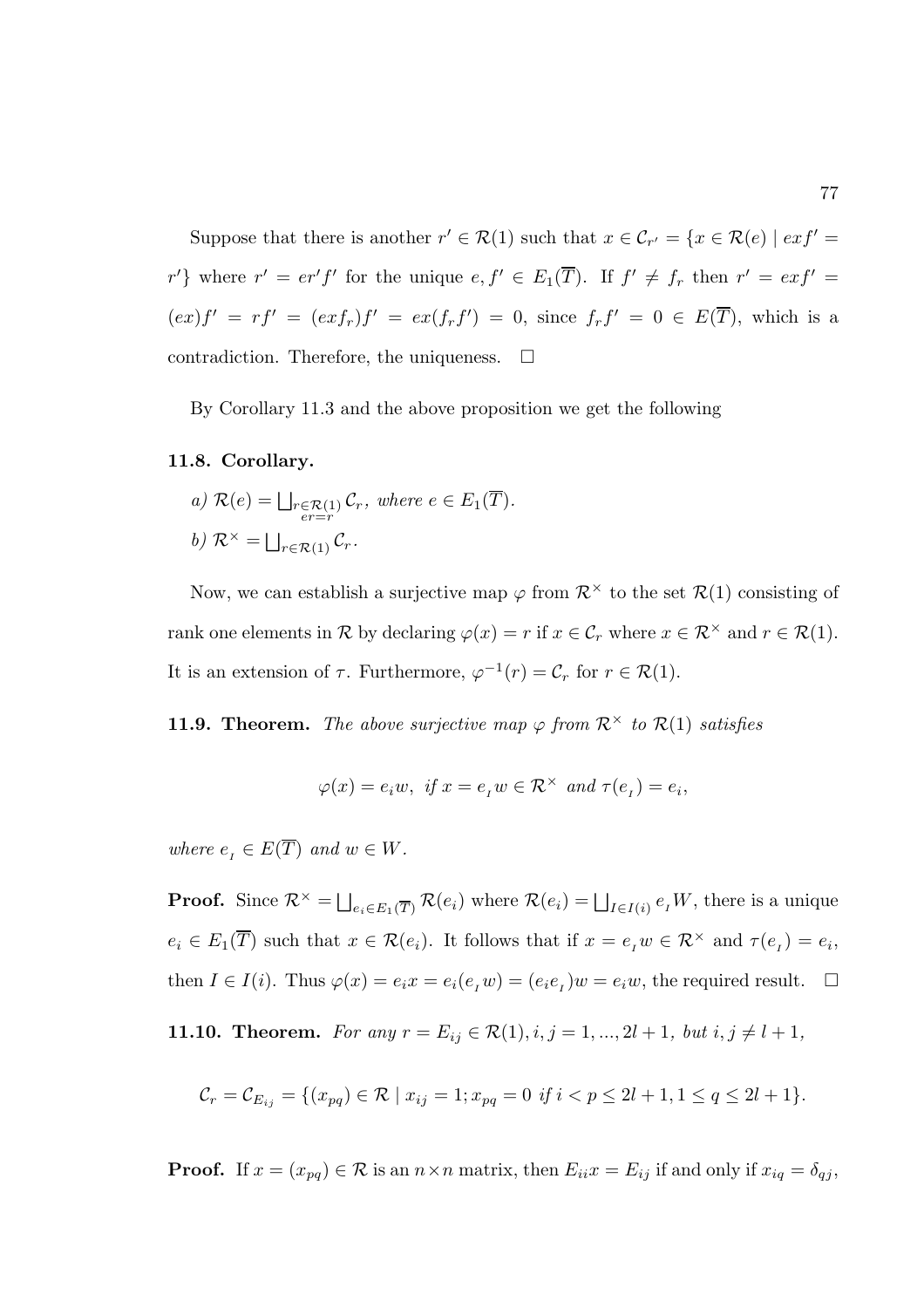Suppose that there is another $r' \in \mathcal{R}(1)$ such that $x \in \mathcal{C}_{r'} = \{x \in \mathcal{R}(e) \mid exf' = r'\}$ where $r' = er'f'$ for the unique $e, f' \in E_1(\overline{T})$. If $f' \neq f_r$ then $r' = exf' = (ex)f' = rf' = (exf_r)f' = ex(f_r f') = 0$, since $f_r f' = 0 \in E(\overline{T})$, which is a contradiction. Therefore, the uniqueness. $\square$

By Corollary 11.3 and the above proposition we get the following

**11.8. Corollary.**

*a)* $\mathcal{R}(e) = \bigsqcup_{\substack{r \in \mathcal{R}(1) \\ er = r}} \mathcal{C}_r$, *where* $e \in E_1(\overline{T})$.

*b)* $\mathcal{R}^{\times} = \bigsqcup_{r \in \mathcal{R}(1)} \mathcal{C}_r$.

Now, we can establish a surjective map $\varphi$ from $\mathcal{R}^{\times}$ to the set $\mathcal{R}(1)$ consisting of rank one elements in $\mathcal{R}$ by declaring $\varphi(x) = r$ if $x \in \mathcal{C}_r$ where $x \in \mathcal{R}^{\times}$ and $r \in \mathcal{R}(1)$. It is an extension of $\tau$. Furthermore, $\varphi^{-1}(r) = \mathcal{C}_r$ for $r \in \mathcal{R}(1)$.

**11.9. Theorem.** *The above surjective map $\varphi$ from $\mathcal{R}^{\times}$ to $\mathcal{R}(1)$ satisfies*

$$\varphi(x) = e_i w, \ \textit{if } x = e_{_I} w \in \mathcal{R}^{\times} \textit{ and } \tau(e_{_I}) = e_i,$$

*where* $e_{_I} \in E(\overline{T})$ *and* $w \in W$.

**Proof.** Since $\mathcal{R}^{\times} = \bigsqcup_{e_i \in E_1(\overline{T})} \mathcal{R}(e_i)$ where $\mathcal{R}(e_i) = \bigsqcup_{I \in I(i)} e_{_I} W$, there is a unique $e_i \in E_1(\overline{T})$ such that $x \in \mathcal{R}(e_i)$. It follows that if $x = e_{_I} w \in \mathcal{R}^{\times}$ and $\tau(e_{_I}) = e_i$, then $I \in I(i)$. Thus $\varphi(x) = e_i x = e_i(e_{_I} w) = (e_i e_{_I})w = e_i w$, the required result. $\square$

**11.10. Theorem.** *For any* $r = E_{ij} \in \mathcal{R}(1), i, j = 1, ..., 2l+1$*, but* $i, j \neq l+1$*,*

$$\mathcal{C}_r = \mathcal{C}_{E_{ij}} = \{(x_{pq}) \in \mathcal{R} \mid x_{ij} = 1; x_{pq} = 0 \textit{ if } i < p \leq 2l+1, 1 \leq q \leq 2l+1\}.$$

**Proof.** If $x = (x_{pq}) \in \mathcal{R}$ is an $n \times n$ matrix, then $E_{ii}x = E_{ij}$ if and only if $x_{iq} = \delta_{qj}$,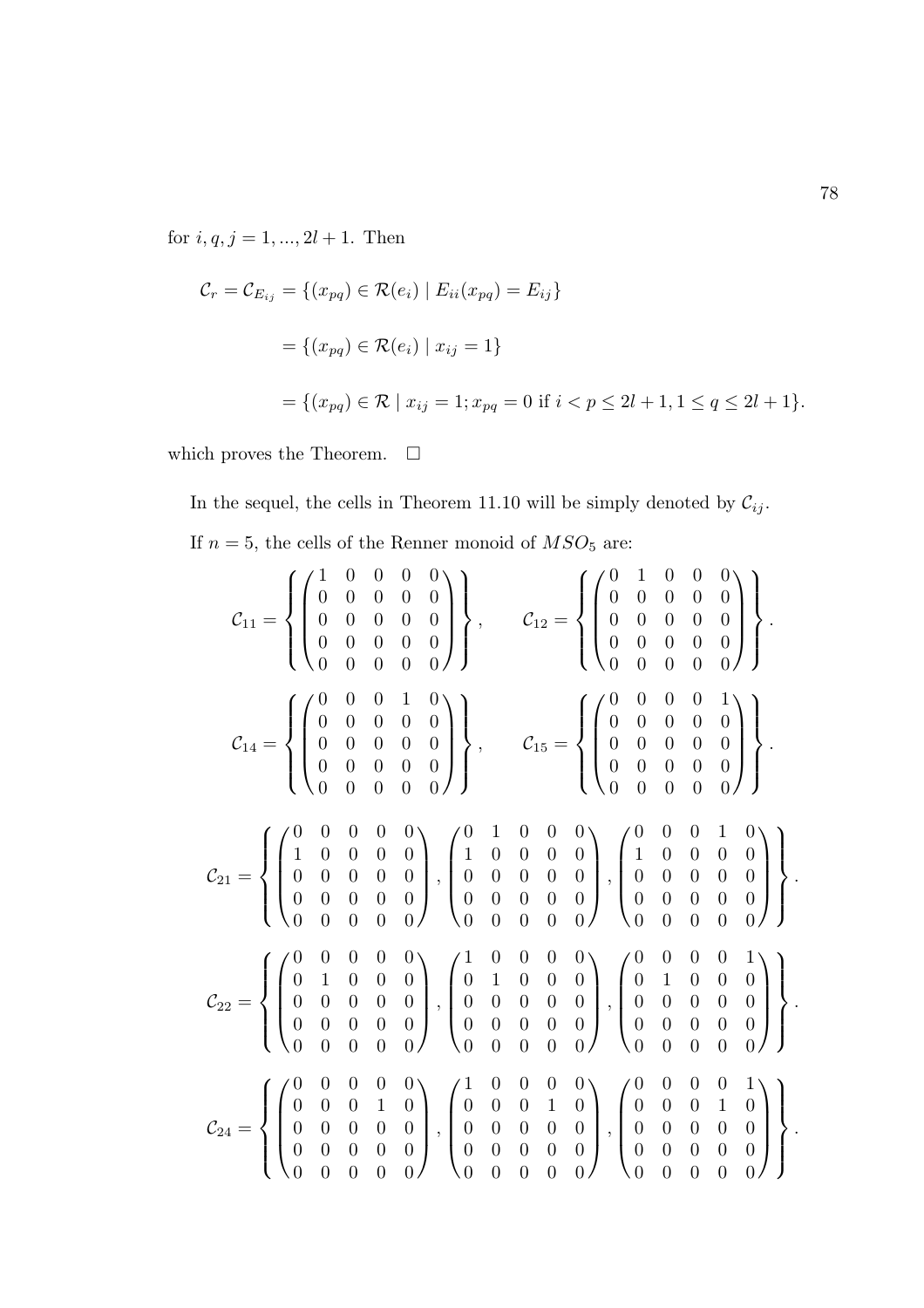for $i, q, j = 1, ..., 2l + 1$. Then

$$\mathcal{C}_r = \mathcal{C}_{E_{ij}} = \{(x_{pq}) \in \mathcal{R}(e_i) \mid E_{ii}(x_{pq}) = E_{ij}\}$$

$$= \{(x_{pq}) \in \mathcal{R}(e_i) \mid x_{ij} = 1\}$$

$$= \{(x_{pq}) \in \mathcal{R} \mid x_{ij} = 1; x_{pq} = 0 \text{ if } i < p \leq 2l + 1, 1 \leq q \leq 2l + 1\}.$$

which proves the Theorem. $\square$

In the sequel, the cells in Theorem 11.10 will be simply denoted by $\mathcal{C}_{ij}$.

If $n = 5$, the cells of the Renner monoid of $MSO_5$ are:

$$\mathcal{C}_{11} = \left\{ \begin{pmatrix} 1 & 0 & 0 & 0 & 0 \\ 0 & 0 & 0 & 0 & 0 \\ 0 & 0 & 0 & 0 & 0 \\ 0 & 0 & 0 & 0 & 0 \\ 0 & 0 & 0 & 0 & 0 \end{pmatrix} \right\}, \qquad \mathcal{C}_{12} = \left\{ \begin{pmatrix} 0 & 1 & 0 & 0 & 0 \\ 0 & 0 & 0 & 0 & 0 \\ 0 & 0 & 0 & 0 & 0 \\ 0 & 0 & 0 & 0 & 0 \\ 0 & 0 & 0 & 0 & 0 \end{pmatrix} \right\}.$$

$$\mathcal{C}_{14} = \left\{ \begin{pmatrix} 0 & 0 & 0 & 1 & 0 \\ 0 & 0 & 0 & 0 & 0 \\ 0 & 0 & 0 & 0 & 0 \\ 0 & 0 & 0 & 0 & 0 \\ 0 & 0 & 0 & 0 & 0 \end{pmatrix} \right\}, \qquad \mathcal{C}_{15} = \left\{ \begin{pmatrix} 0 & 0 & 0 & 0 & 1 \\ 0 & 0 & 0 & 0 & 0 \\ 0 & 0 & 0 & 0 & 0 \\ 0 & 0 & 0 & 0 & 0 \\ 0 & 0 & 0 & 0 & 0 \end{pmatrix} \right\}.$$

$$\mathcal{C}_{21} = \left\{ \begin{pmatrix} 0 & 0 & 0 & 0 & 0 \\ 1 & 0 & 0 & 0 & 0 \\ 0 & 0 & 0 & 0 & 0 \\ 0 & 0 & 0 & 0 & 0 \\ 0 & 0 & 0 & 0 & 0 \end{pmatrix}, \begin{pmatrix} 0 & 1 & 0 & 0 & 0 \\ 1 & 0 & 0 & 0 & 0 \\ 0 & 0 & 0 & 0 & 0 \\ 0 & 0 & 0 & 0 & 0 \\ 0 & 0 & 0 & 0 & 0 \end{pmatrix}, \begin{pmatrix} 0 & 0 & 0 & 1 & 0 \\ 1 & 0 & 0 & 0 & 0 \\ 0 & 0 & 0 & 0 & 0 \\ 0 & 0 & 0 & 0 & 0 \\ 0 & 0 & 0 & 0 & 0 \end{pmatrix} \right\}.$$

$$\mathcal{C}_{22} = \left\{ \begin{pmatrix} 0 & 0 & 0 & 0 & 0 \\ 0 & 1 & 0 & 0 & 0 \\ 0 & 0 & 0 & 0 & 0 \\ 0 & 0 & 0 & 0 & 0 \\ 0 & 0 & 0 & 0 & 0 \end{pmatrix}, \begin{pmatrix} 1 & 0 & 0 & 0 & 0 \\ 0 & 1 & 0 & 0 & 0 \\ 0 & 0 & 0 & 0 & 0 \\ 0 & 0 & 0 & 0 & 0 \\ 0 & 0 & 0 & 0 & 0 \end{pmatrix}, \begin{pmatrix} 0 & 0 & 0 & 0 & 1 \\ 0 & 1 & 0 & 0 & 0 \\ 0 & 0 & 0 & 0 & 0 \\ 0 & 0 & 0 & 0 & 0 \\ 0 & 0 & 0 & 0 & 0 \end{pmatrix} \right\}.$$

$$\mathcal{C}_{24} = \left\{ \begin{pmatrix} 0 & 0 & 0 & 0 & 0 \\ 0 & 0 & 0 & 1 & 0 \\ 0 & 0 & 0 & 0 & 0 \\ 0 & 0 & 0 & 0 & 0 \\ 0 & 0 & 0 & 0 & 0 \end{pmatrix}, \begin{pmatrix} 1 & 0 & 0 & 0 & 0 \\ 0 & 0 & 0 & 1 & 0 \\ 0 & 0 & 0 & 0 & 0 \\ 0 & 0 & 0 & 0 & 0 \\ 0 & 0 & 0 & 0 & 0 \end{pmatrix}, \begin{pmatrix} 0 & 0 & 0 & 0 & 1 \\ 0 & 0 & 0 & 1 & 0 \\ 0 & 0 & 0 & 0 & 0 \\ 0 & 0 & 0 & 0 & 0 \\ 0 & 0 & 0 & 0 & 0 \end{pmatrix} \right\}.$$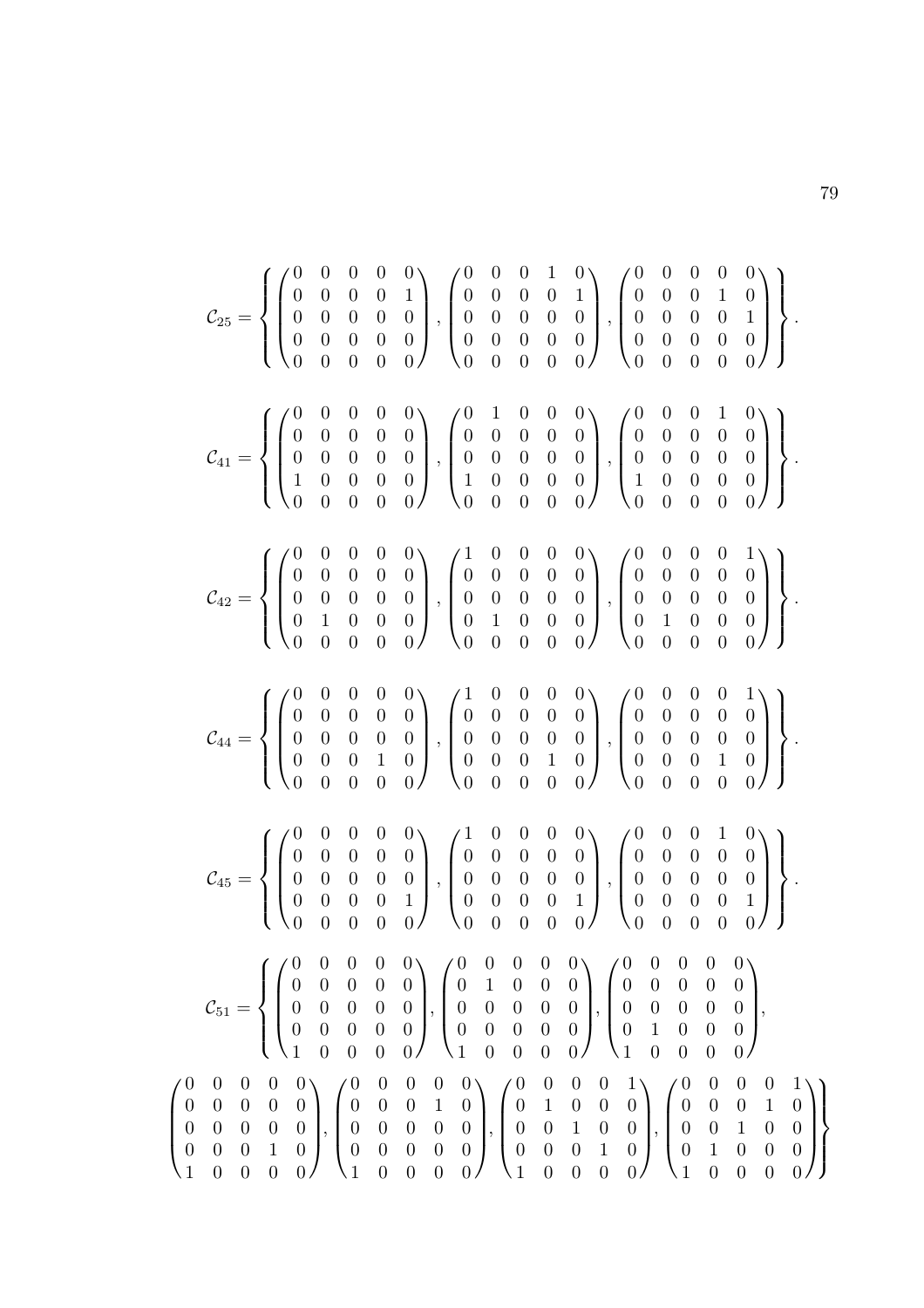$$\mathcal{C}_{25} = \left\{ \begin{pmatrix} 0 & 0 & 0 & 0 & 0 \\ 0 & 0 & 0 & 0 & 1 \\ 0 & 0 & 0 & 0 & 0 \\ 0 & 0 & 0 & 0 & 0 \\ 0 & 0 & 0 & 0 & 0 \end{pmatrix}, \begin{pmatrix} 0 & 0 & 0 & 1 & 0 \\ 0 & 0 & 0 & 0 & 1 \\ 0 & 0 & 0 & 0 & 0 \\ 0 & 0 & 0 & 0 & 0 \\ 0 & 0 & 0 & 0 & 0 \end{pmatrix}, \begin{pmatrix} 0 & 0 & 0 & 0 & 0 \\ 0 & 0 & 0 & 1 & 0 \\ 0 & 0 & 0 & 0 & 1 \\ 0 & 0 & 0 & 0 & 0 \\ 0 & 0 & 0 & 0 & 0 \end{pmatrix} \right\}.$$

$$\mathcal{C}_{41} = \left\{ \begin{pmatrix} 0 & 0 & 0 & 0 & 0 \\ 0 & 0 & 0 & 0 & 0 \\ 0 & 0 & 0 & 0 & 0 \\ 1 & 0 & 0 & 0 & 0 \\ 0 & 0 & 0 & 0 & 0 \end{pmatrix}, \begin{pmatrix} 0 & 1 & 0 & 0 & 0 \\ 0 & 0 & 0 & 0 & 0 \\ 0 & 0 & 0 & 0 & 0 \\ 1 & 0 & 0 & 0 & 0 \\ 0 & 0 & 0 & 0 & 0 \end{pmatrix}, \begin{pmatrix} 0 & 0 & 0 & 1 & 0 \\ 0 & 0 & 0 & 0 & 0 \\ 0 & 0 & 0 & 0 & 0 \\ 1 & 0 & 0 & 0 & 0 \\ 0 & 0 & 0 & 0 & 0 \end{pmatrix} \right\}.$$

$$\mathcal{C}_{42} = \left\{ \begin{pmatrix} 0 & 0 & 0 & 0 & 0 \\ 0 & 0 & 0 & 0 & 0 \\ 0 & 0 & 0 & 0 & 0 \\ 0 & 1 & 0 & 0 & 0 \\ 0 & 0 & 0 & 0 & 0 \end{pmatrix}, \begin{pmatrix} 1 & 0 & 0 & 0 & 0 \\ 0 & 0 & 0 & 0 & 0 \\ 0 & 0 & 0 & 0 & 0 \\ 0 & 1 & 0 & 0 & 0 \\ 0 & 0 & 0 & 0 & 0 \end{pmatrix}, \begin{pmatrix} 0 & 0 & 0 & 0 & 1 \\ 0 & 0 & 0 & 0 & 0 \\ 0 & 0 & 0 & 0 & 0 \\ 0 & 1 & 0 & 0 & 0 \\ 0 & 0 & 0 & 0 & 0 \end{pmatrix} \right\}.$$

$$\mathcal{C}_{44} = \left\{ \begin{pmatrix} 0 & 0 & 0 & 0 & 0 \\ 0 & 0 & 0 & 0 & 0 \\ 0 & 0 & 0 & 0 & 0 \\ 0 & 0 & 0 & 1 & 0 \\ 0 & 0 & 0 & 0 & 0 \end{pmatrix}, \begin{pmatrix} 1 & 0 & 0 & 0 & 0 \\ 0 & 0 & 0 & 0 & 0 \\ 0 & 0 & 0 & 0 & 0 \\ 0 & 0 & 0 & 1 & 0 \\ 0 & 0 & 0 & 0 & 0 \end{pmatrix}, \begin{pmatrix} 0 & 0 & 0 & 0 & 1 \\ 0 & 0 & 0 & 0 & 0 \\ 0 & 0 & 0 & 0 & 0 \\ 0 & 0 & 0 & 1 & 0 \\ 0 & 0 & 0 & 0 & 0 \end{pmatrix} \right\}.$$

$$\mathcal{C}_{45} = \left\{ \begin{pmatrix} 0 & 0 & 0 & 0 & 0 \\ 0 & 0 & 0 & 0 & 0 \\ 0 & 0 & 0 & 0 & 0 \\ 0 & 0 & 0 & 0 & 1 \\ 0 & 0 & 0 & 0 & 0 \end{pmatrix}, \begin{pmatrix} 1 & 0 & 0 & 0 & 0 \\ 0 & 0 & 0 & 0 & 0 \\ 0 & 0 & 0 & 0 & 0 \\ 0 & 0 & 0 & 0 & 1 \\ 0 & 0 & 0 & 0 & 0 \end{pmatrix}, \begin{pmatrix} 0 & 0 & 0 & 1 & 0 \\ 0 & 0 & 0 & 0 & 0 \\ 0 & 0 & 0 & 0 & 0 \\ 0 & 0 & 0 & 0 & 1 \\ 0 & 0 & 0 & 0 & 0 \end{pmatrix} \right\}.$$

$$\mathcal{C}_{51} = \left\{ \begin{pmatrix} 0 & 0 & 0 & 0 & 0 \\ 0 & 0 & 0 & 0 & 0 \\ 0 & 0 & 0 & 0 & 0 \\ 0 & 0 & 0 & 0 & 0 \\ 1 & 0 & 0 & 0 & 0 \end{pmatrix}, \begin{pmatrix} 0 & 0 & 0 & 0 & 0 \\ 0 & 1 & 0 & 0 & 0 \\ 0 & 0 & 0 & 0 & 0 \\ 0 & 0 & 0 & 0 & 0 \\ 1 & 0 & 0 & 0 & 0 \end{pmatrix}, \begin{pmatrix} 0 & 0 & 0 & 0 & 0 \\ 0 & 0 & 0 & 0 & 0 \\ 0 & 0 & 0 & 0 & 0 \\ 0 & 1 & 0 & 0 & 0 \\ 1 & 0 & 0 & 0 & 0 \end{pmatrix}, \right.$$

$$\left. \begin{pmatrix} 0 & 0 & 0 & 0 & 0 \\ 0 & 0 & 0 & 0 & 0 \\ 0 & 0 & 0 & 0 & 0 \\ 0 & 0 & 0 & 1 & 0 \\ 1 & 0 & 0 & 0 & 0 \end{pmatrix}, \begin{pmatrix} 0 & 0 & 0 & 0 & 0 \\ 0 & 0 & 0 & 1 & 0 \\ 0 & 0 & 0 & 0 & 0 \\ 0 & 0 & 0 & 0 & 0 \\ 1 & 0 & 0 & 0 & 0 \end{pmatrix}, \begin{pmatrix} 0 & 0 & 0 & 0 & 1 \\ 0 & 1 & 0 & 0 & 0 \\ 0 & 0 & 1 & 0 & 0 \\ 0 & 0 & 0 & 1 & 0 \\ 1 & 0 & 0 & 0 & 0 \end{pmatrix}, \begin{pmatrix} 0 & 0 & 0 & 0 & 1 \\ 0 & 0 & 0 & 1 & 0 \\ 0 & 0 & 1 & 0 & 0 \\ 0 & 1 & 0 & 0 & 0 \\ 1 & 0 & 0 & 0 & 0 \end{pmatrix} \right\}$$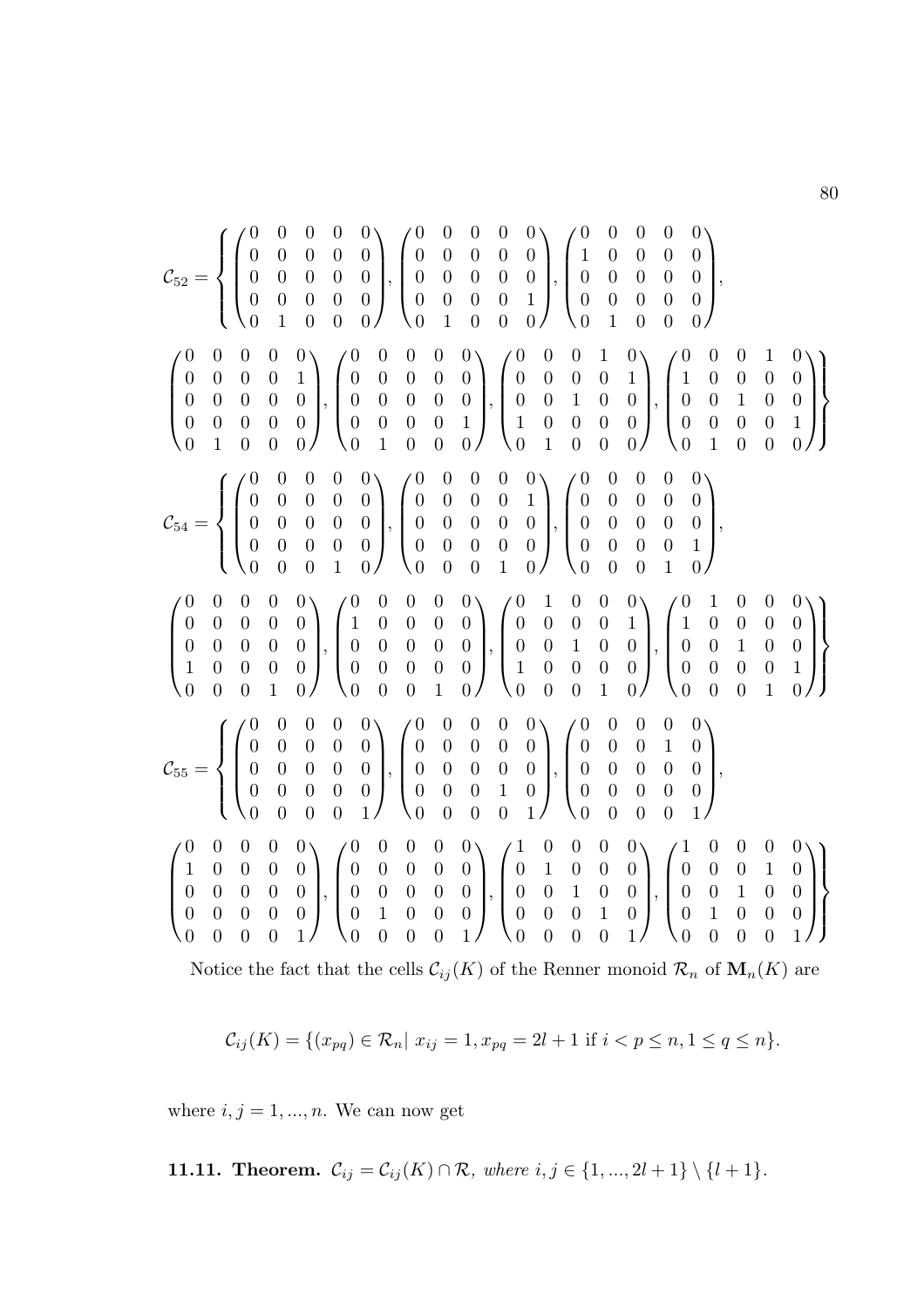$$\mathcal{C}_{52} = \left\{ \begin{pmatrix} 0&0&0&0&0\\0&0&0&0&0\\0&0&0&0&0\\0&0&0&0&0\\0&1&0&0&0 \end{pmatrix}, \begin{pmatrix} 0&0&0&0&0\\0&0&0&0&0\\0&0&0&0&0\\0&0&0&0&1\\0&1&0&0&0 \end{pmatrix}, \begin{pmatrix} 0&0&0&0&0\\1&0&0&0&0\\0&0&0&0&0\\0&0&0&0&0\\0&1&0&0&0 \end{pmatrix}, \right.$$

$$\left. \begin{pmatrix} 0&0&0&0&0\\0&0&0&0&1\\0&0&0&0&0\\0&0&0&0&0\\0&1&0&0&0 \end{pmatrix}, \begin{pmatrix} 0&0&0&0&0\\0&0&0&0&0\\0&0&0&0&0\\0&0&0&0&1\\0&1&0&0&0 \end{pmatrix}, \begin{pmatrix} 0&0&0&1&0\\0&0&0&0&1\\0&0&1&0&0\\1&0&0&0&0\\0&1&0&0&0 \end{pmatrix}, \begin{pmatrix} 0&0&0&1&0\\1&0&0&0&0\\0&0&1&0&0\\0&0&0&0&1\\0&1&0&0&0 \end{pmatrix} \right\}$$

$$\mathcal{C}_{54} = \left\{ \begin{pmatrix} 0&0&0&0&0\\0&0&0&0&0\\0&0&0&0&0\\0&0&0&0&0\\0&0&0&1&0 \end{pmatrix}, \begin{pmatrix} 0&0&0&0&0\\0&0&0&0&1\\0&0&0&0&0\\0&0&0&0&0\\0&0&0&1&0 \end{pmatrix}, \begin{pmatrix} 0&0&0&0&0\\0&0&0&0&0\\0&0&0&0&0\\0&0&0&0&1\\0&0&0&1&0 \end{pmatrix}, \right.$$

$$\left. \begin{pmatrix} 0&0&0&0&0\\0&0&0&0&0\\0&0&0&0&0\\1&0&0&0&0\\0&0&0&1&0 \end{pmatrix}, \begin{pmatrix} 0&0&0&0&0\\1&0&0&0&0\\0&0&0&0&0\\0&0&0&0&0\\0&0&0&1&0 \end{pmatrix}, \begin{pmatrix} 0&1&0&0&0\\0&0&0&0&1\\0&0&1&0&0\\1&0&0&0&0\\0&0&0&1&0 \end{pmatrix}, \begin{pmatrix} 0&1&0&0&0\\1&0&0&0&0\\0&0&1&0&0\\0&0&0&0&1\\0&0&0&1&0 \end{pmatrix} \right\}$$

$$\mathcal{C}_{55} = \left\{ \begin{pmatrix} 0&0&0&0&0\\0&0&0&0&0\\0&0&0&0&0\\0&0&0&0&0\\0&0&0&0&1 \end{pmatrix}, \begin{pmatrix} 0&0&0&0&0\\0&0&0&0&0\\0&0&0&0&0\\0&0&0&1&0\\0&0&0&0&1 \end{pmatrix}, \begin{pmatrix} 0&0&0&0&0\\0&0&0&1&0\\0&0&0&0&0\\0&0&0&0&0\\0&0&0&0&1 \end{pmatrix}, \right.$$

$$\left. \begin{pmatrix} 0&0&0&0&0\\1&0&0&0&0\\0&0&0&0&0\\0&0&0&0&0\\0&0&0&0&1 \end{pmatrix}, \begin{pmatrix} 0&0&0&0&0\\0&0&0&0&0\\0&0&0&0&0\\0&1&0&0&0\\0&0&0&0&1 \end{pmatrix}, \begin{pmatrix} 1&0&0&0&0\\0&1&0&0&0\\0&0&1&0&0\\0&0&0&1&0\\0&0&0&0&1 \end{pmatrix}, \begin{pmatrix} 1&0&0&0&0\\0&0&0&1&0\\0&0&1&0&0\\0&1&0&0&0\\0&0&0&0&1 \end{pmatrix} \right\}$$

Notice the fact that the cells $\mathcal{C}_{ij}(K)$ of the Renner monoid $\mathcal{R}_n$ of $\mathbf{M}_n(K)$ are

$$\mathcal{C}_{ij}(K) = \{(x_{pq}) \in \mathcal{R}_n |\ x_{ij} = 1, x_{pq} = 2l+1 \text{ if } i < p \leq n, 1 \leq q \leq n\}.$$

where $i, j = 1, ..., n$. We can now get

**11.11. Theorem.** *$\mathcal{C}_{ij} = \mathcal{C}_{ij}(K) \cap \mathcal{R}$, where $i, j \in \{1, ..., 2l+1\} \setminus \{l+1\}$.*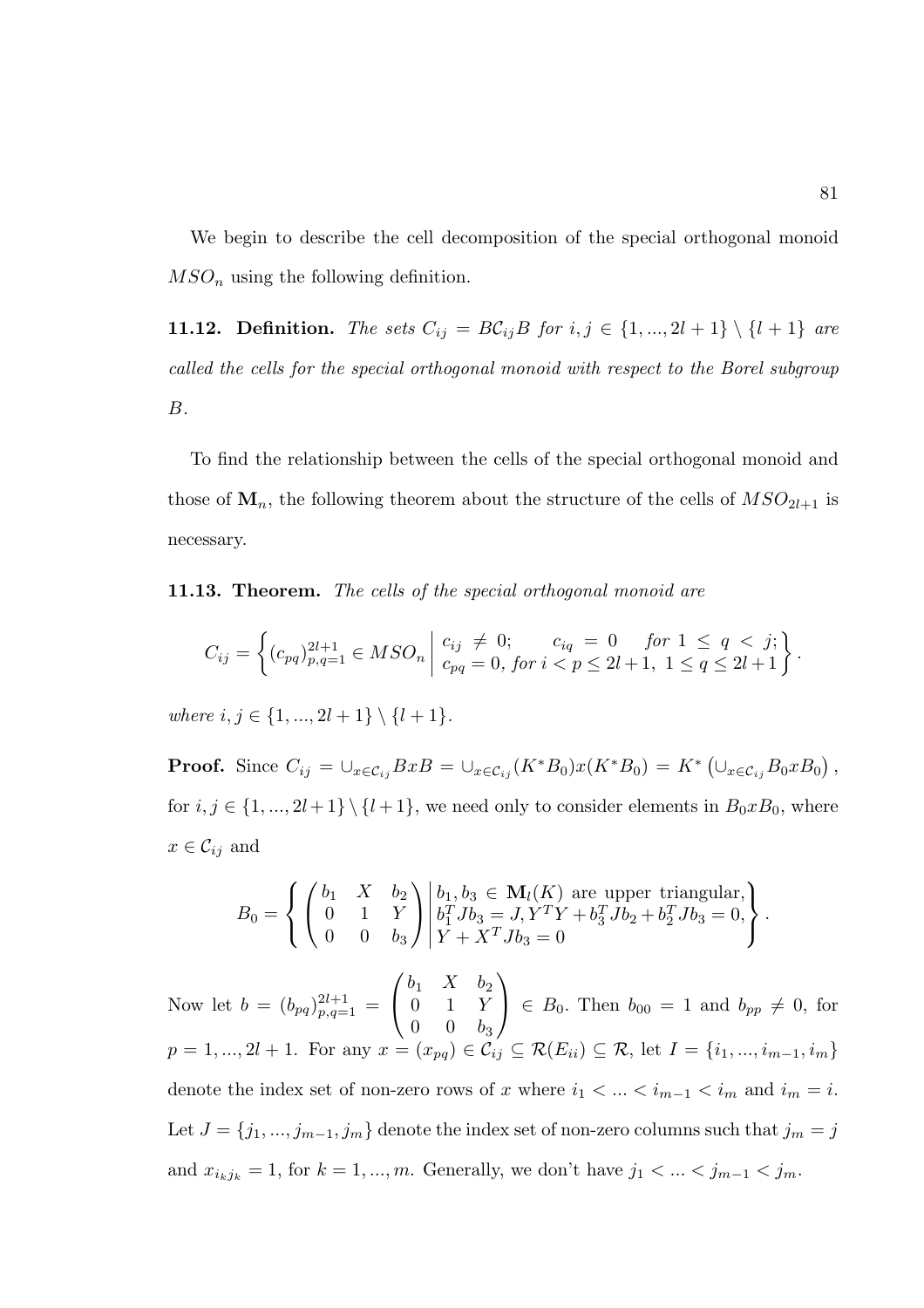We begin to describe the cell decomposition of the special orthogonal monoid $MSO_n$ using the following definition.

**11.12. Definition.** *The sets $C_{ij} = B\mathcal{C}_{ij}B$ for $i, j \in \{1, ..., 2l+1\} \setminus \{l+1\}$ are called the cells for the special orthogonal monoid with respect to the Borel subgroup $B$.*

To find the relationship between the cells of the special orthogonal monoid and those of $\mathbf{M}_n$, the following theorem about the structure of the cells of $MSO_{2l+1}$ is necessary.

**11.13. Theorem.** *The cells of the special orthogonal monoid are*

$$C_{ij} = \left\{ (c_{pq})_{p,q=1}^{2l+1} \in MSO_n \,\middle|\, \begin{matrix} c_{ij} \neq 0; \quad c_{iq} = 0 \quad \text{for } 1 \leq q < j; \\ c_{pq} = 0, \text{ for } i < p \leq 2l+1, \ 1 \leq q \leq 2l+1 \end{matrix} \right\}.$$

*where $i, j \in \{1, ..., 2l+1\} \setminus \{l+1\}$.*

**Proof.** Since $C_{ij} = \cup_{x \in \mathcal{C}_{ij}} BxB = \cup_{x \in \mathcal{C}_{ij}} (K^* B_0) x (K^* B_0) = K^* \left( \cup_{x \in \mathcal{C}_{ij}} B_0 x B_0 \right)$, for $i, j \in \{1, ..., 2l+1\} \setminus \{l+1\}$, we need only to consider elements in $B_0 x B_0$, where $x \in \mathcal{C}_{ij}$ and

$$B_0 = \left\{ \begin{pmatrix} b_1 & X & b_2 \\ 0 & 1 & Y \\ 0 & 0 & b_3 \end{pmatrix} \,\middle|\, \begin{matrix} b_1, b_3 \in \mathbf{M}_l(K) \text{ are upper triangular,} \\ b_1^T J b_3 = J, Y^T Y + b_3^T J b_2 + b_2^T J b_3 = 0, \\ Y + X^T J b_3 = 0 \end{matrix} \right\}.$$

Now let $b = (b_{pq})_{p,q=1}^{2l+1} = \begin{pmatrix} b_1 & X & b_2 \\ 0 & 1 & Y \\ 0 & 0 & b_3 \end{pmatrix} \in B_0$. Then $b_{00} = 1$ and $b_{pp} \neq 0$, for $p = 1, ..., 2l+1$. For any $x = (x_{pq}) \in \mathcal{C}_{ij} \subseteq \mathcal{R}(E_{ii}) \subseteq \mathcal{R}$, let $I = \{i_1, ..., i_{m-1}, i_m\}$ denote the index set of non-zero rows of $x$ where $i_1 < ... < i_{m-1} < i_m$ and $i_m = i$. Let $J = \{j_1, ..., j_{m-1}, j_m\}$ denote the index set of non-zero columns such that $j_m = j$ and $x_{i_k j_k} = 1$, for $k = 1, ..., m$. Generally, we don't have $j_1 < ... < j_{m-1} < j_m$.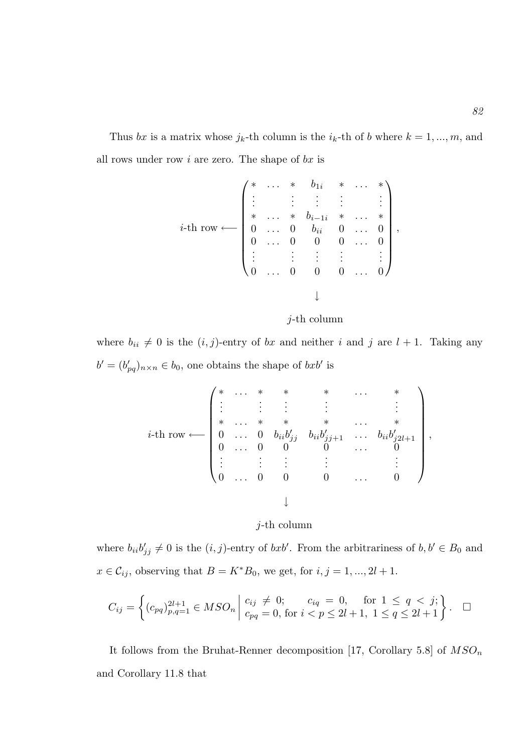Thus $bx$ is a matrix whose $j_k$-th column is the $i_k$-th of $b$ where $k = 1, ..., m$, and all rows under row $i$ are zero. The shape of $bx$ is

$$
i\text{-th row} \longleftarrow \begin{pmatrix}
* & \dots & * & b_{1i} & * & \dots & * \\
\vdots & & \vdots & \vdots & \vdots & & \vdots \\
* & \dots & * & b_{i-1i} & * & \dots & * \\
0 & \dots & 0 & b_{ii} & 0 & \dots & 0 \\
0 & \dots & 0 & 0 & 0 & \dots & 0 \\
\vdots & & \vdots & \vdots & \vdots & & \vdots \\
0 & \dots & 0 & 0 & 0 & \dots & 0
\end{pmatrix},
$$

$$
\downarrow
$$

$$
j\text{-th column}
$$

where $b_{ii} \neq 0$ is the $(i, j)$-entry of $bx$ and neither $i$ and $j$ are $l + 1$. Taking any $b' = (b'_{pq})_{n \times n} \in b_0$, one obtains the shape of $bxb'$ is

$$
i\text{-th row} \longleftarrow \begin{pmatrix}
* & \dots & * & * & * & \dots & * \\
\vdots & & \vdots & \vdots & \vdots & & \vdots \\
* & \dots & * & * & * & \dots & * \\
0 & \dots & 0 & b_{ii}b'_{jj} & b_{ii}b'_{jj+1} & \dots & b_{ii}b'_{j2l+1} \\
0 & \dots & 0 & 0 & 0 & \dots & 0 \\
\vdots & & \vdots & \vdots & \vdots & & \vdots \\
0 & \dots & 0 & 0 & 0 & \dots & 0
\end{pmatrix},
$$

$$
\downarrow
$$

$$
j\text{-th column}
$$

where $b_{ii}b'_{jj} \neq 0$ is the $(i, j)$-entry of $bxb'$. From the arbitrariness of $b, b' \in B_0$ and $x \in \mathcal{C}_{ij}$, observing that $B = K^*B_0$, we get, for $i, j = 1, ..., 2l + 1$.

$$
C_{ij} = \left\{ (c_{pq})_{p,q=1}^{2l+1} \in MSO_n \;\middle|\; \begin{array}{l} c_{ij} \neq 0; \quad c_{iq} = 0, \quad \text{for } 1 \leq q < j; \\ c_{pq} = 0, \text{ for } i < p \leq 2l + 1,\ 1 \leq q \leq 2l + 1 \end{array} \right\}. \quad \square
$$

It follows from the Bruhat-Renner decomposition [17, Corollary 5.8] of $MSO_n$ and Corollary 11.8 that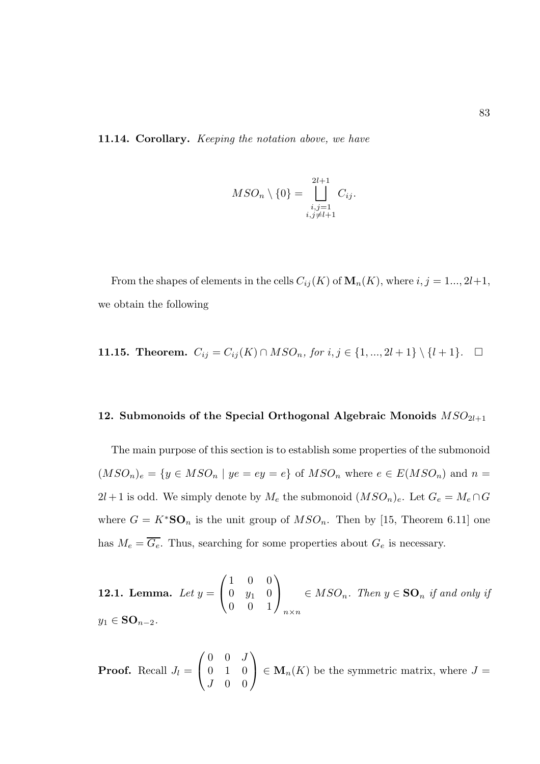**11.14. Corollary.** *Keeping the notation above, we have*

$$MSO_n \setminus \{0\} = \bigsqcup_{\substack{i,j=1 \\ i,j \neq l+1}}^{2l+1} C_{ij}.$$

From the shapes of elements in the cells $C_{ij}(K)$ of $\mathbf{M}_n(K)$, where $i, j = 1..., 2l+1$, we obtain the following

**11.15. Theorem.** $C_{ij} = C_{ij}(K) \cap MSO_n$*, for* $i, j \in \{1, ..., 2l+1\} \setminus \{l+1\}$. $\square$

## 12. Submonoids of the Special Orthogonal Algebraic Monoids $MSO_{2l+1}$

The main purpose of this section is to establish some properties of the submonoid $(MSO_n)_e = \{y \in MSO_n \mid ye = ey = e\}$ of $MSO_n$ where $e \in E(MSO_n)$ and $n = 2l+1$ is odd. We simply denote by $M_e$ the submonoid $(MSO_n)_e$. Let $G_e = M_e \cap G$ where $G = K^*\mathbf{SO}_n$ is the unit group of $MSO_n$. Then by [15, Theorem 6.11] one has $M_e = \overline{G_e}$. Thus, searching for some properties about $G_e$ is necessary.

**12.1. Lemma.** *Let* $y = \begin{pmatrix} 1 & 0 & 0 \\ 0 & y_1 & 0 \\ 0 & 0 & 1 \end{pmatrix}_{n \times n} \in MSO_n$*. Then* $y \in \mathbf{SO}_n$ *if and only if* $y_1 \in \mathbf{SO}_{n-2}$.

**Proof.** Recall $J_l = \begin{pmatrix} 0 & 0 & J \\ 0 & 1 & 0 \\ J & 0 & 0 \end{pmatrix} \in \mathbf{M}_n(K)$ be the symmetric matrix, where $J =$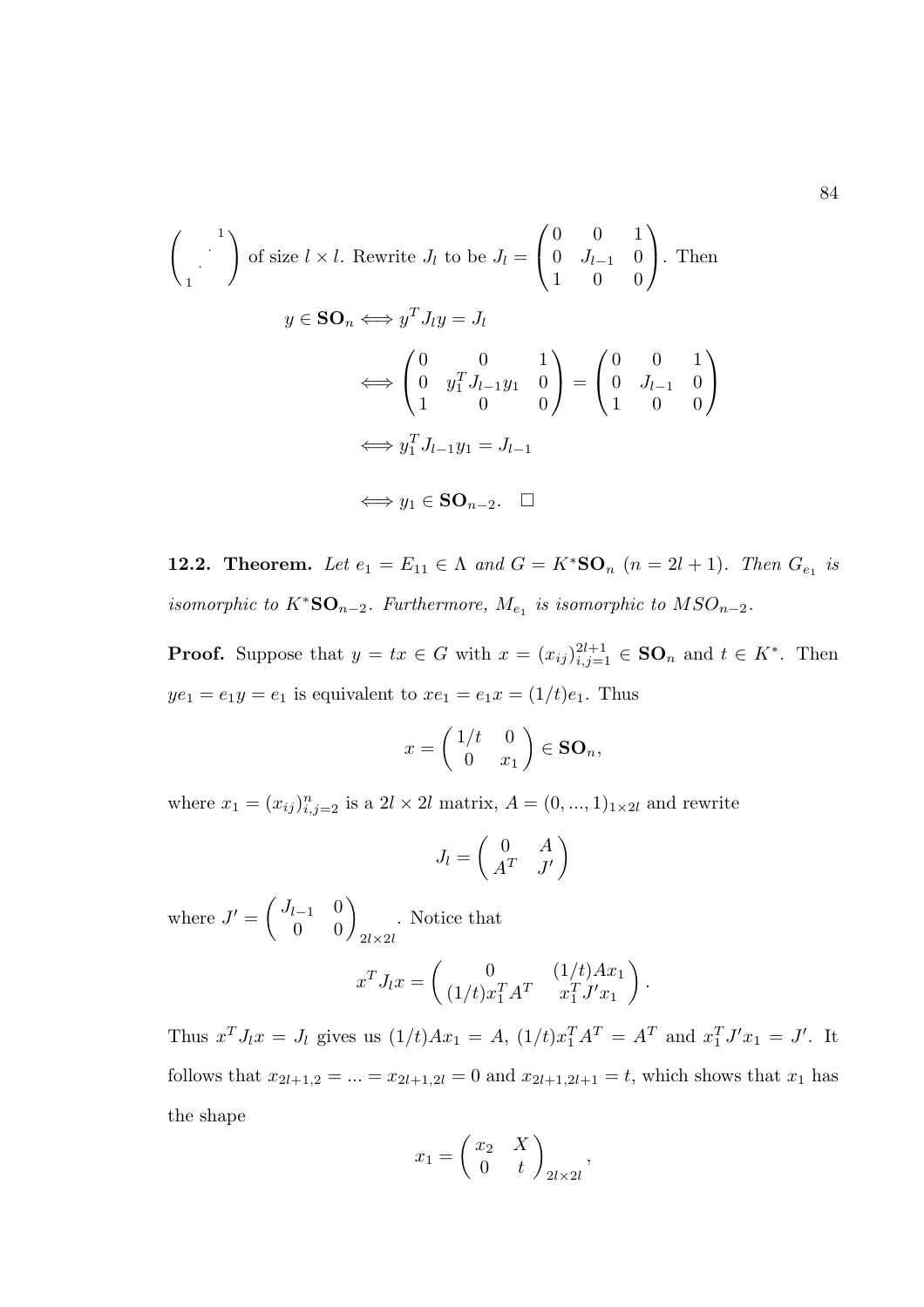$\begin{pmatrix} & & 1 \\ & \cdot^{\cdot^{\cdot}} & \\ 1 & & \end{pmatrix}$ of size $l \times l$. Rewrite $J_l$ to be $J_l = \begin{pmatrix} 0 & 0 & 1 \\ 0 & J_{l-1} & 0 \\ 1 & 0 & 0 \end{pmatrix}$. Then

$$
\begin{aligned}
y \in \mathbf{SO}_n &\iff y^T J_l y = J_l \\
&\iff \begin{pmatrix} 0 & 0 & 1 \\ 0 & y_1^T J_{l-1} y_1 & 0 \\ 1 & 0 & 0 \end{pmatrix} = \begin{pmatrix} 0 & 0 & 1 \\ 0 & J_{l-1} & 0 \\ 1 & 0 & 0 \end{pmatrix} \\
&\iff y_1^T J_{l-1} y_1 = J_{l-1} \\
&\iff y_1 \in \mathbf{SO}_{n-2}. \quad \square
\end{aligned}
$$

**12.2. Theorem.** *Let $e_1 = E_{11} \in \Lambda$ and $G = K^*\mathbf{SO}_n$ $(n = 2l+1)$. Then $G_{e_1}$ is isomorphic to $K^*\mathbf{SO}_{n-2}$. Furthermore, $M_{e_1}$ is isomorphic to $MSO_{n-2}$.*

**Proof.** Suppose that $y = tx \in G$ with $x = (x_{ij})_{i,j=1}^{2l+1} \in \mathbf{SO}_n$ and $t \in K^*$. Then $ye_1 = e_1 y = e_1$ is equivalent to $xe_1 = e_1 x = (1/t)e_1$. Thus

$$
x = \begin{pmatrix} 1/t & 0 \\ 0 & x_1 \end{pmatrix} \in \mathbf{SO}_n,
$$

where $x_1 = (x_{ij})_{i,j=2}^{n}$ is a $2l \times 2l$ matrix, $A = (0, ..., 1)_{1 \times 2l}$ and rewrite

$$
J_l = \begin{pmatrix} 0 & A \\ A^T & J' \end{pmatrix}
$$

where $J' = \begin{pmatrix} J_{l-1} & 0 \\ 0 & 0 \end{pmatrix}_{2l \times 2l}$. Notice that

$$
x^T J_l x = \begin{pmatrix} 0 & (1/t)Ax_1 \\ (1/t)x_1^T A^T & x_1^T J' x_1 \end{pmatrix}.
$$

Thus $x^T J_l x = J_l$ gives us $(1/t)Ax_1 = A$, $(1/t)x_1^T A^T = A^T$ and $x_1^T J' x_1 = J'$. It follows that $x_{2l+1,2} = ... = x_{2l+1,2l} = 0$ and $x_{2l+1,2l+1} = t$, which shows that $x_1$ has the shape

$$
x_1 = \begin{pmatrix} x_2 & X \\ 0 & t \end{pmatrix}_{2l \times 2l},
$$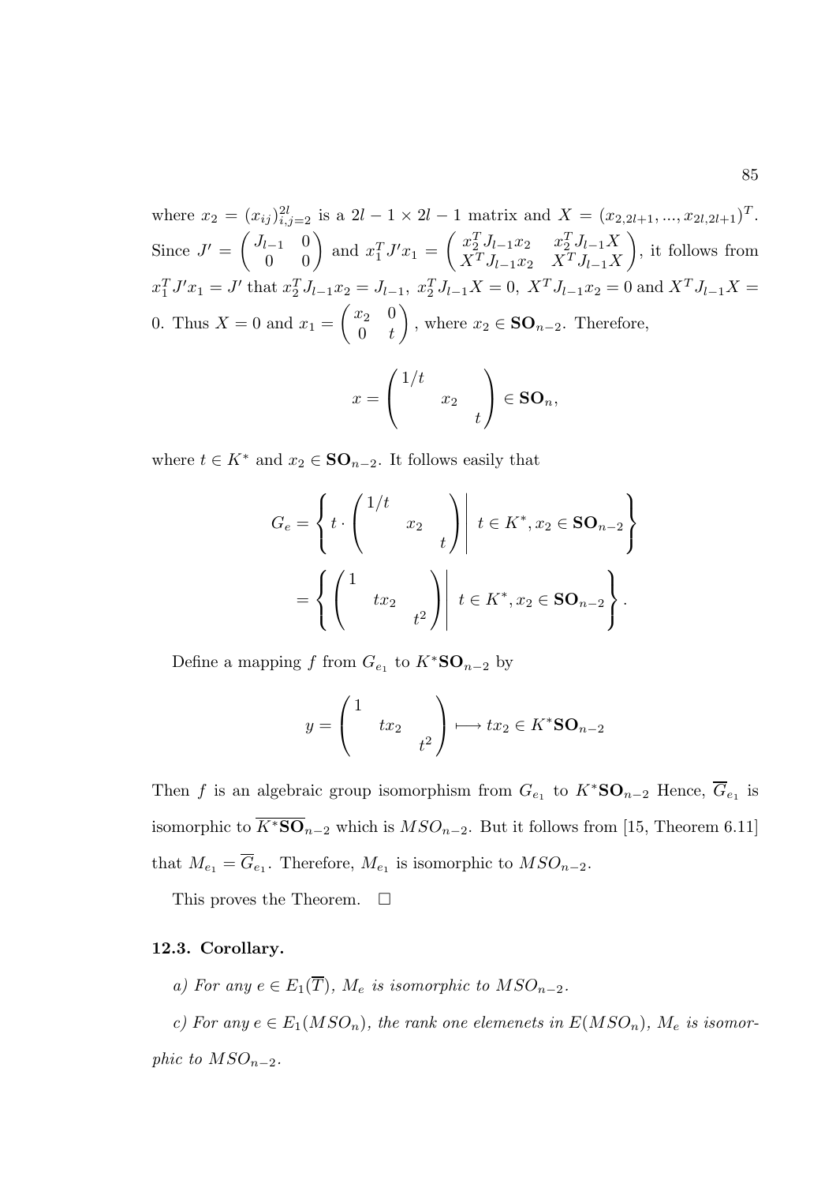where $x_2 = (x_{ij})_{i,j=2}^{2l}$ is a $2l-1 \times 2l-1$ matrix and $X = (x_{2,2l+1}, ..., x_{2l,2l+1})^T$. Since $J' = \begin{pmatrix} J_{l-1} & 0 \\ 0 & 0 \end{pmatrix}$ and $x_1^T J' x_1 = \begin{pmatrix} x_2^T J_{l-1} x_2 & x_2^T J_{l-1} X \\ X^T J_{l-1} x_2 & X^T J_{l-1} X \end{pmatrix}$, it follows from $x_1^T J' x_1 = J'$ that $x_2^T J_{l-1} x_2 = J_{l-1}$, $x_2^T J_{l-1} X = 0$, $X^T J_{l-1} x_2 = 0$ and $X^T J_{l-1} X = 0$. Thus $X = 0$ and $x_1 = \begin{pmatrix} x_2 & 0 \\ 0 & t \end{pmatrix}$, where $x_2 \in \mathbf{SO}_{n-2}$. Therefore,

$$x = \begin{pmatrix} 1/t & & \\ & x_2 & \\ & & t \end{pmatrix} \in \mathbf{SO}_n,$$

where $t \in K^*$ and $x_2 \in \mathbf{SO}_{n-2}$. It follows easily that

$$G_e = \left\{ t \cdot \begin{pmatrix} 1/t & & \\ & x_2 & \\ & & t \end{pmatrix} \middle| \ t \in K^*, x_2 \in \mathbf{SO}_{n-2} \right\}$$

$$= \left\{ \begin{pmatrix} 1 & & \\ & tx_2 & \\ & & t^2 \end{pmatrix} \middle| \ t \in K^*, x_2 \in \mathbf{SO}_{n-2} \right\}.$$

Define a mapping $f$ from $G_{e_1}$ to $K^*\mathbf{SO}_{n-2}$ by

$$y = \begin{pmatrix} 1 & & \\ & tx_2 & \\ & & t^2 \end{pmatrix} \longmapsto tx_2 \in K^*\mathbf{SO}_{n-2}$$

Then $f$ is an algebraic group isomorphism from $G_{e_1}$ to $K^*\mathbf{SO}_{n-2}$ Hence, $\overline{G}_{e_1}$ is isomorphic to $\overline{K^*\mathbf{SO}}_{n-2}$ which is $MSO_{n-2}$. But it follows from [15, Theorem 6.11] that $M_{e_1} = \overline{G}_{e_1}$. Therefore, $M_{e_1}$ is isomorphic to $MSO_{n-2}$.

This proves the Theorem. $\square$

**12.3. Corollary.**

*a) For any $e \in E_1(\overline{T})$, $M_e$ is isomorphic to $MSO_{n-2}$.*

*c) For any $e \in E_1(MSO_n)$, the rank one elemenets in $E(MSO_n)$, $M_e$ is isomorphic to $MSO_{n-2}$.*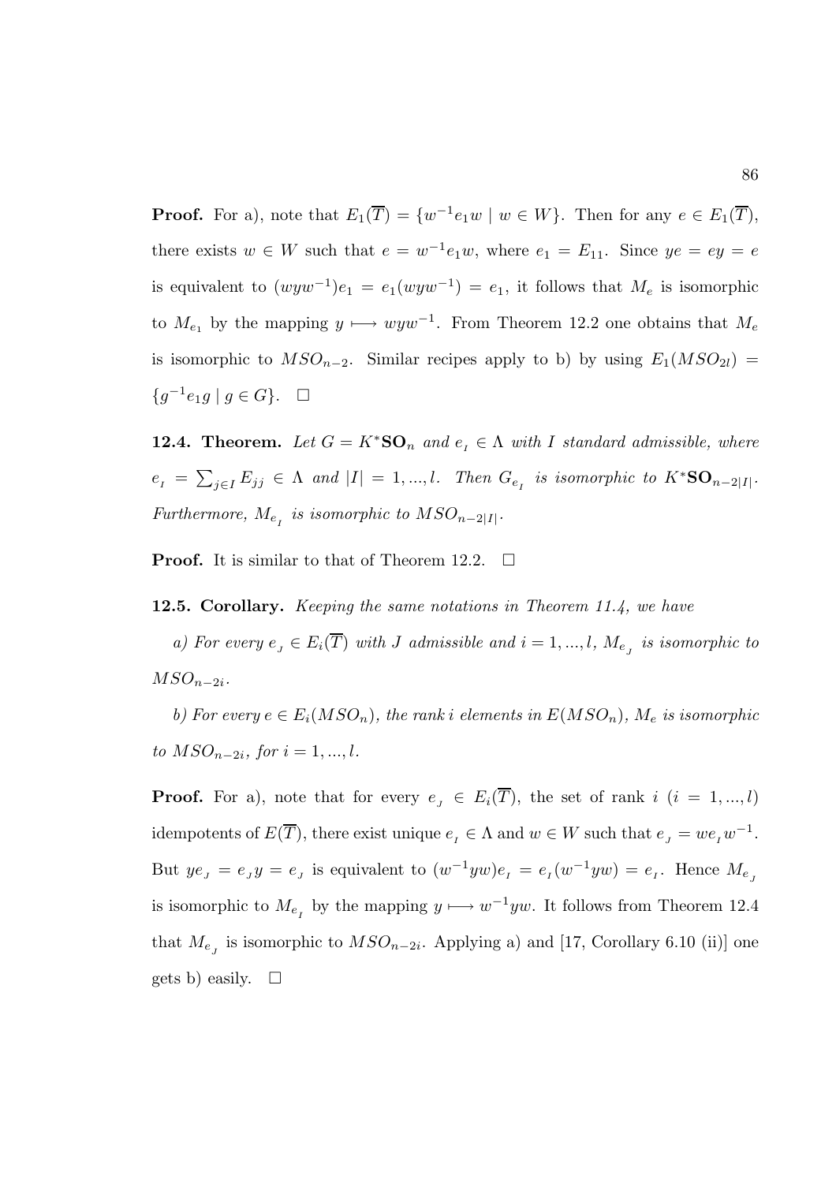**Proof.** For a), note that $E_1(\overline{T}) = \{w^{-1}e_1 w \mid w \in W\}$. Then for any $e \in E_1(\overline{T})$, there exists $w \in W$ such that $e = w^{-1}e_1 w$, where $e_1 = E_{11}$. Since $ye = ey = e$ is equivalent to $(wyw^{-1})e_1 = e_1(wyw^{-1}) = e_1$, it follows that $M_e$ is isomorphic to $M_{e_1}$ by the mapping $y \longmapsto wyw^{-1}$. From Theorem 12.2 one obtains that $M_e$ is isomorphic to $MSO_{n-2}$. Similar recipes apply to b) by using $E_1(MSO_{2l}) = \{g^{-1}e_1 g \mid g \in G\}$. $\square$

**12.4. Theorem.** *Let $G = K^*\mathbf{SO}_n$ and $e_{_I} \in \Lambda$ with $I$ standard admissible, where $e_{_I} = \sum_{j \in I} E_{jj} \in \Lambda$ and $|I| = 1, ..., l$. Then $G_{e_{_I}}$ is isomorphic to $K^*\mathbf{SO}_{n-2|I|}$. Furthermore, $M_{e_{_I}}$ is isomorphic to $MSO_{n-2|I|}$.*

**Proof.** It is similar to that of Theorem 12.2. $\square$

**12.5. Corollary.** *Keeping the same notations in Theorem 11.4, we have*

*a) For every $e_{_J} \in E_i(\overline{T})$ with $J$ admissible and $i = 1, ..., l$, $M_{e_{_J}}$ is isomorphic to $MSO_{n-2i}$.*

*b) For every $e \in E_i(MSO_n)$, the rank $i$ elements in $E(MSO_n)$, $M_e$ is isomorphic to $MSO_{n-2i}$, for $i = 1, ..., l$.*

**Proof.** For a), note that for every $e_{_J} \in E_i(\overline{T})$, the set of rank $i$ $(i = 1, ..., l)$ idempotents of $E(\overline{T})$, there exist unique $e_{_I} \in \Lambda$ and $w \in W$ such that $e_{_J} = we_{_I}w^{-1}$. But $ye_{_J} = e_{_J}y = e_{_J}$ is equivalent to $(w^{-1}yw)e_{_I} = e_{_I}(w^{-1}yw) = e_{_I}$. Hence $M_{e_{_J}}$ is isomorphic to $M_{e_{_I}}$ by the mapping $y \longmapsto w^{-1}yw$. It follows from Theorem 12.4 that $M_{e_{_J}}$ is isomorphic to $MSO_{n-2i}$. Applying a) and [17, Corollary 6.10 (ii)] one gets b) easily. $\square$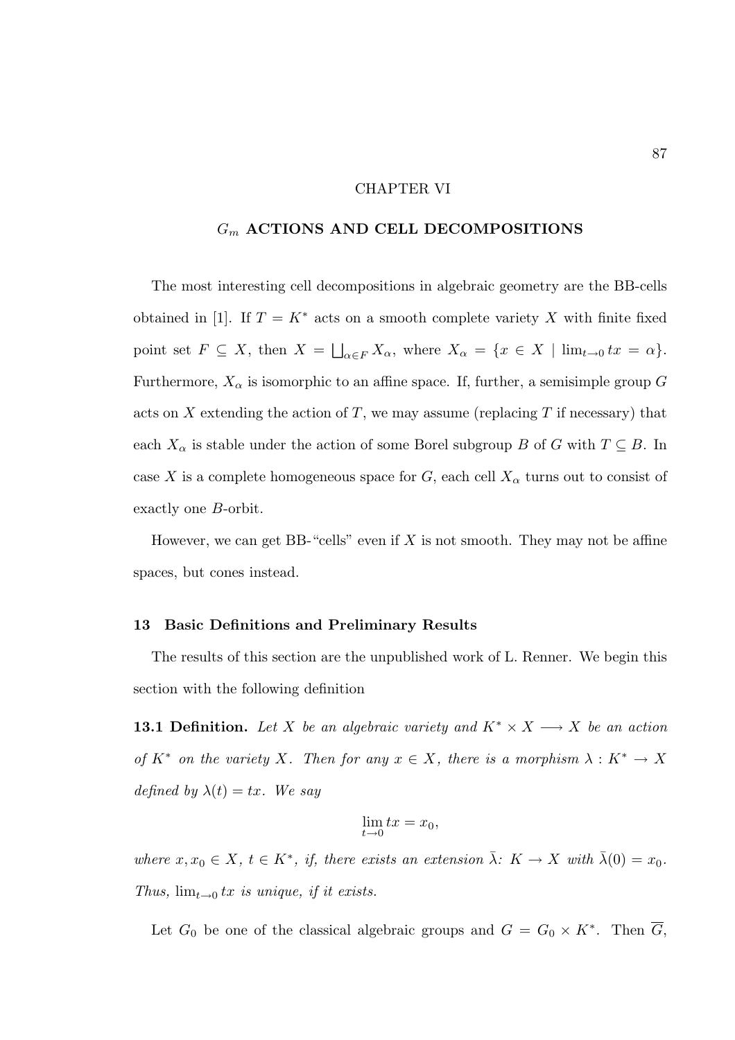# CHAPTER VI

# $G_m$ ACTIONS AND CELL DECOMPOSITIONS

The most interesting cell decompositions in algebraic geometry are the BB-cells obtained in [1]. If $T = K^*$ acts on a smooth complete variety $X$ with finite fixed point set $F \subseteq X$, then $X = \bigsqcup_{\alpha \in F} X_\alpha$, where $X_\alpha = \{x \in X \mid \lim_{t \to 0} tx = \alpha\}$. Furthermore, $X_\alpha$ is isomorphic to an affine space. If, further, a semisimple group $G$ acts on $X$ extending the action of $T$, we may assume (replacing $T$ if necessary) that each $X_\alpha$ is stable under the action of some Borel subgroup $B$ of $G$ with $T \subseteq B$. In case $X$ is a complete homogeneous space for $G$, each cell $X_\alpha$ turns out to consist of exactly one $B$-orbit.

However, we can get BB-"cells" even if $X$ is not smooth. They may not be affine spaces, but cones instead.

## 13 Basic Definitions and Preliminary Results

The results of this section are the unpublished work of L. Renner. We begin this section with the following definition

**13.1 Definition.** *Let $X$ be an algebraic variety and $K^* \times X \longrightarrow X$ be an action of $K^*$ on the variety $X$. Then for any $x \in X$, there is a morphism $\lambda : K^* \to X$ defined by $\lambda(t) = tx$. We say*

$$\lim_{t \to 0} tx = x_0,$$

*where $x, x_0 \in X$, $t \in K^*$, if, there exists an extension $\bar{\lambda}$: $K \to X$ with $\bar{\lambda}(0) = x_0$. Thus, $\lim_{t \to 0} tx$ is unique, if it exists.*

Let $G_0$ be one of the classical algebraic groups and $G = G_0 \times K^*$. Then $\overline{G}$,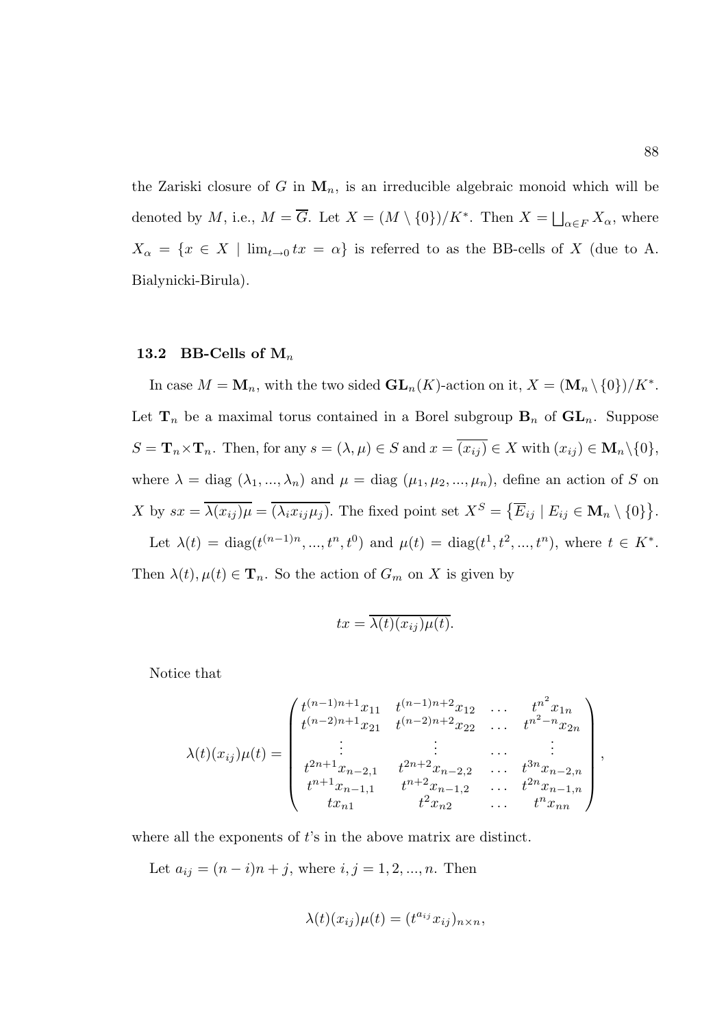the Zariski closure of $G$ in $\mathbf{M}_n$, is an irreducible algebraic monoid which will be denoted by $M$, i.e., $M = \overline{G}$. Let $X = (M \setminus \{0\})/K^*$. Then $X = \bigsqcup_{\alpha \in F} X_\alpha$, where $X_\alpha = \{x \in X \mid \lim_{t \to 0} tx = \alpha\}$ is referred to as the BB-cells of $X$ (due to A. Bialynicki-Birula).

### 13.2 BB-Cells of $\mathbf{M}_n$

In case $M = \mathbf{M}_n$, with the two sided $\mathbf{GL}_n(K)$-action on it, $X = (\mathbf{M}_n \setminus \{0\})/K^*$. Let $\mathbf{T}_n$ be a maximal torus contained in a Borel subgroup $\mathbf{B}_n$ of $\mathbf{GL}_n$. Suppose $S = \mathbf{T}_n \times \mathbf{T}_n$. Then, for any $s = (\lambda, \mu) \in S$ and $x = \overline{(x_{ij})} \in X$ with $(x_{ij}) \in \mathbf{M}_n \setminus \{0\}$, where $\lambda = \text{diag }(\lambda_1, ..., \lambda_n)$ and $\mu = \text{diag }(\mu_1, \mu_2, ..., \mu_n)$, define an action of $S$ on $X$ by $sx = \overline{\lambda(x_{ij})\mu} = \overline{(\lambda_i x_{ij} \mu_j)}$. The fixed point set $X^S = \{\overline{E}_{ij} \mid E_{ij} \in \mathbf{M}_n \setminus \{0\}\}$.

Let $\lambda(t) = \text{diag}(t^{(n-1)n}, ..., t^n, t^0)$ and $\mu(t) = \text{diag}(t^1, t^2, ..., t^n)$, where $t \in K^*$. Then $\lambda(t), \mu(t) \in \mathbf{T}_n$. So the action of $G_m$ on $X$ is given by

$$tx = \overline{\lambda(t)(x_{ij})\mu(t)}.$$

Notice that

$$\lambda(t)(x_{ij})\mu(t) = \begin{pmatrix} t^{(n-1)n+1}x_{11} & t^{(n-1)n+2}x_{12} & \dots & t^{n^2}x_{1n} \\ t^{(n-2)n+1}x_{21} & t^{(n-2)n+2}x_{22} & \dots & t^{n^2-n}x_{2n} \\ \vdots & \vdots & \dots & \vdots \\ t^{2n+1}x_{n-2,1} & t^{2n+2}x_{n-2,2} & \dots & t^{3n}x_{n-2,n} \\ t^{n+1}x_{n-1,1} & t^{n+2}x_{n-1,2} & \dots & t^{2n}x_{n-1,n} \\ tx_{n1} & t^2x_{n2} & \dots & t^nx_{nn} \end{pmatrix},$$

where all the exponents of $t$'s in the above matrix are distinct.

Let $a_{ij} = (n-i)n + j$, where $i, j = 1, 2, ..., n$. Then

$$\lambda(t)(x_{ij})\mu(t) = (t^{a_{ij}}x_{ij})_{n \times n},$$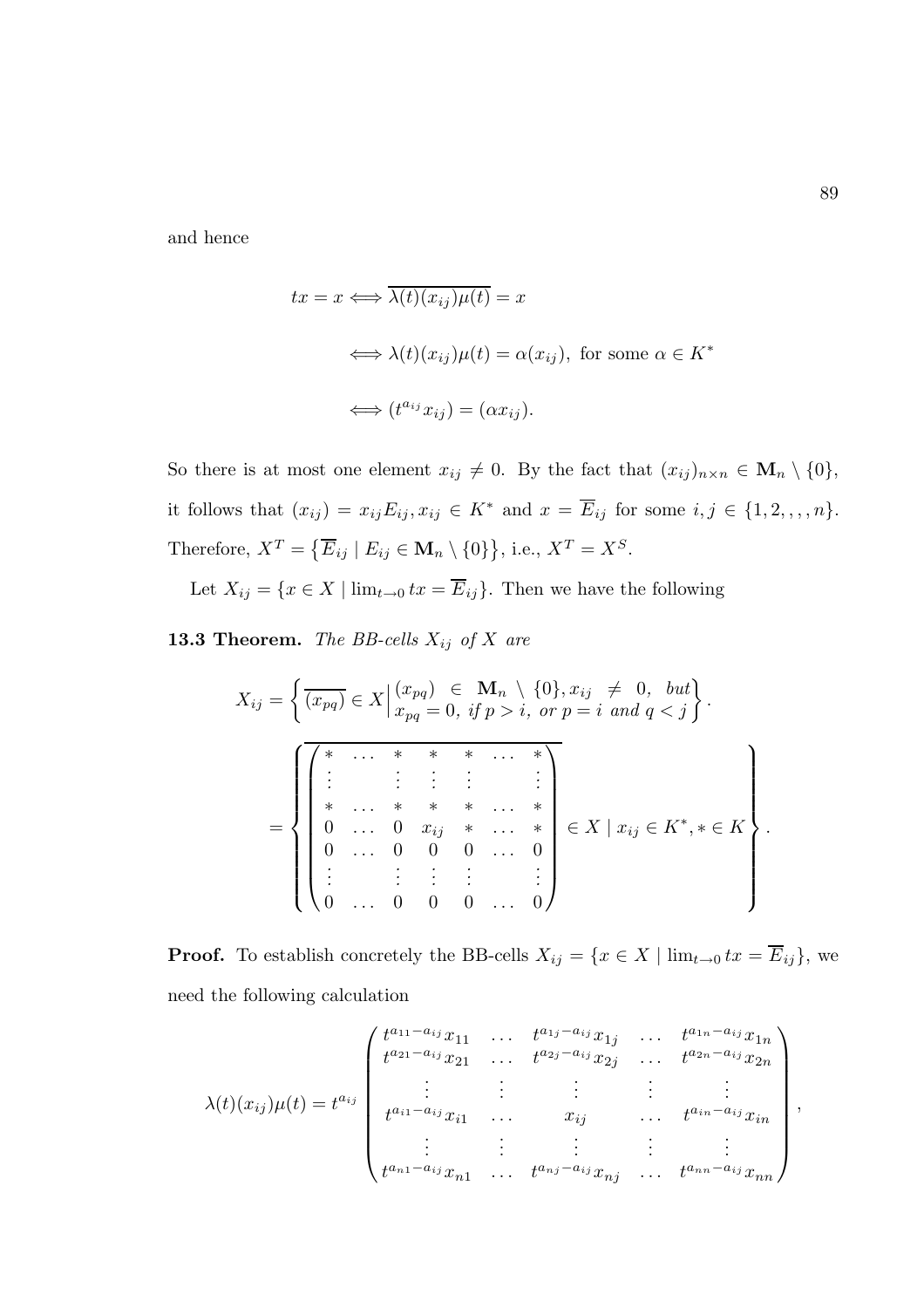and hence

$$
\begin{aligned}
tx = x &\Longleftrightarrow \overline{\lambda(t)(x_{ij})\mu(t)} = x \\
&\Longleftrightarrow \lambda(t)(x_{ij})\mu(t) = \alpha(x_{ij}), \text{ for some } \alpha \in K^* \\
&\Longleftrightarrow (t^{a_{ij}} x_{ij}) = (\alpha x_{ij}).
\end{aligned}
$$

So there is at most one element $x_{ij} \neq 0$. By the fact that $(x_{ij})_{n\times n} \in \mathbf{M}_n \setminus \{0\}$, it follows that $(x_{ij}) = x_{ij}E_{ij}, x_{ij} \in K^*$ and $x = \overline{E}_{ij}$ for some $i, j \in \{1, 2, , , , n\}$. Therefore, $X^T = \{\overline{E}_{ij} \mid E_{ij} \in \mathbf{M}_n \setminus \{0\}\}$, i.e., $X^T = X^S$.

Let $X_{ij} = \{x \in X \mid \lim_{t\to 0} tx = \overline{E}_{ij}\}$. Then we have the following

**13.3 Theorem.** *The BB-cells $X_{ij}$ of $X$ are*

$$
X_{ij} = \left\{ \overline{(x_{pq})} \in X \,\middle|\, \begin{matrix} (x_{pq}) \in \mathbf{M}_n \setminus \{0\}, x_{ij} \neq 0, \ but \\ x_{pq} = 0, \ if \ p > i, \ or \ p = i \ and \ q < j \end{matrix} \right\}.
$$

$$
= \left\{ \overline{\begin{pmatrix} * & \dots & * & * & * & \dots & * \\ \vdots & & \vdots & \vdots & \vdots & & \vdots \\ * & \dots & * & * & * & \dots & * \\ 0 & \dots & 0 & x_{ij} & * & \dots & * \\ 0 & \dots & 0 & 0 & 0 & \dots & 0 \\ \vdots & & \vdots & \vdots & \vdots & & \vdots \\ 0 & \dots & 0 & 0 & 0 & \dots & 0 \end{pmatrix}} \in X \mid x_{ij} \in K^*, * \in K \right\}.
$$

**Proof.** To establish concretely the BB-cells $X_{ij} = \{x \in X \mid \lim_{t\to 0} tx = \overline{E}_{ij}\}$, we need the following calculation

$$
\lambda(t)(x_{ij})\mu(t) = t^{a_{ij}} \begin{pmatrix} t^{a_{11}-a_{ij}}x_{11} & \dots & t^{a_{1j}-a_{ij}}x_{1j} & \dots & t^{a_{1n}-a_{ij}}x_{1n} \\ t^{a_{21}-a_{ij}}x_{21} & \dots & t^{a_{2j}-a_{ij}}x_{2j} & \dots & t^{a_{2n}-a_{ij}}x_{2n} \\ \vdots & \vdots & \vdots & \vdots & \vdots \\ t^{a_{i1}-a_{ij}}x_{i1} & \dots & x_{ij} & \dots & t^{a_{in}-a_{ij}}x_{in} \\ \vdots & \vdots & \vdots & \vdots & \vdots \\ t^{a_{n1}-a_{ij}}x_{n1} & \dots & t^{a_{nj}-a_{ij}}x_{nj} & \dots & t^{a_{nn}-a_{ij}}x_{nn} \end{pmatrix},
$$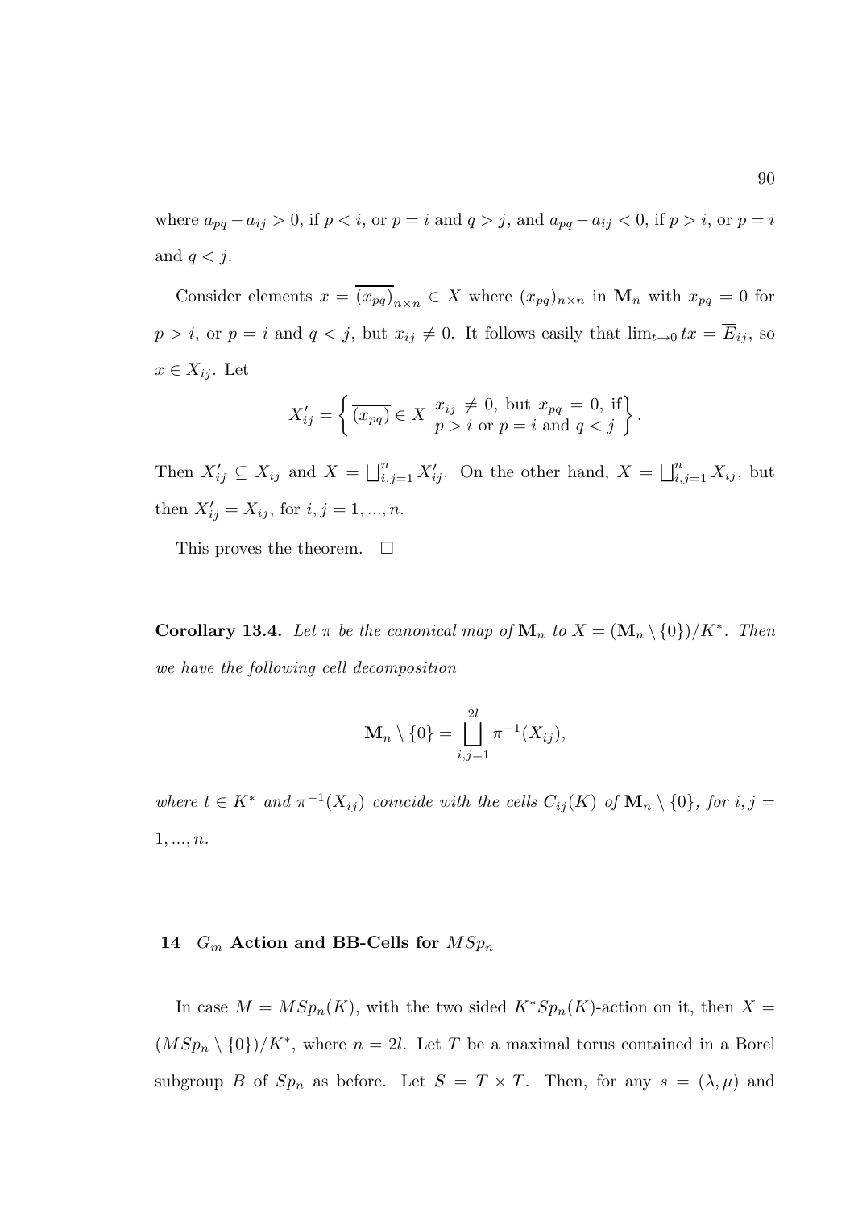where $a_{pq} - a_{ij} > 0$, if $p < i$, or $p = i$ and $q > j$, and $a_{pq} - a_{ij} < 0$, if $p > i$, or $p = i$ and $q < j$.

Consider elements $x = \overline{(x_{pq})}_{n\times n} \in X$ where $(x_{pq})_{n\times n}$ in $\mathbf{M}_n$ with $x_{pq} = 0$ for $p > i$, or $p = i$ and $q < j$, but $x_{ij} \neq 0$. It follows easily that $\lim_{t\to 0} tx = \overline{E}_{ij}$, so $x \in X_{ij}$. Let

$$X'_{ij} = \left\{ \overline{(x_{pq})} \in X \middle| \begin{matrix} x_{ij} \neq 0, \text{ but } x_{pq} = 0, \text{ if} \\ p > i \text{ or } p = i \text{ and } q < j \end{matrix} \right\}.$$

Then $X'_{ij} \subseteq X_{ij}$ and $X = \bigsqcup_{i,j=1}^{n} X'_{ij}$. On the other hand, $X = \bigsqcup_{i,j=1}^{n} X_{ij}$, but then $X'_{ij} = X_{ij}$, for $i, j = 1, ..., n$.

This proves the theorem. $\square$

**Corollary 13.4.** *Let $\pi$ be the canonical map of $\mathbf{M}_n$ to $X = (\mathbf{M}_n \setminus \{0\})/K^*$. Then we have the following cell decomposition*

$$\mathbf{M}_n \setminus \{0\} = \bigsqcup_{i,j=1}^{2l} \pi^{-1}(X_{ij}),$$

*where $t \in K^*$ and $\pi^{-1}(X_{ij})$ coincide with the cells $C_{ij}(K)$ of $\mathbf{M}_n \setminus \{0\}$, for $i, j = 1, ..., n$.*

## 14 $G_m$ Action and BB-Cells for $MSp_n$

In case $M = MSp_n(K)$, with the two sided $K^*Sp_n(K)$-action on it, then $X = (MSp_n \setminus \{0\})/K^*$, where $n = 2l$. Let $T$ be a maximal torus contained in a Borel subgroup $B$ of $Sp_n$ as before. Let $S = T \times T$. Then, for any $s = (\lambda, \mu)$ and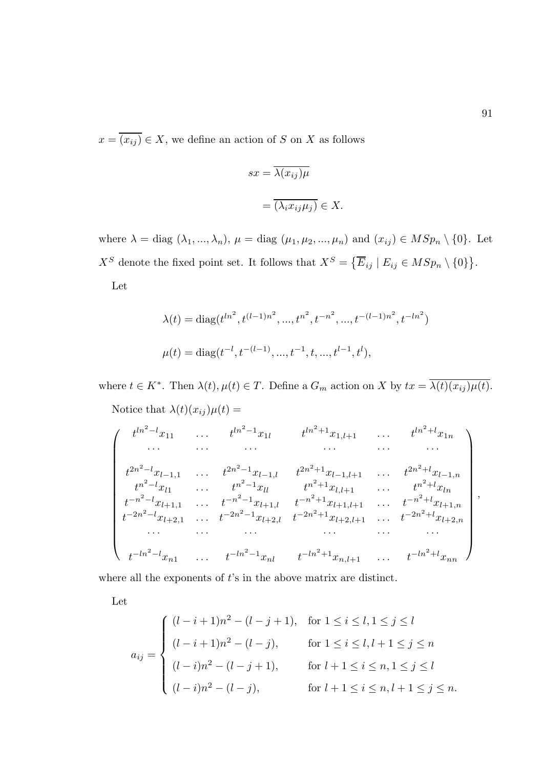$x = \overline{(x_{ij})} \in X$, we define an action of $S$ on $X$ as follows

$$sx = \overline{\lambda(x_{ij})\mu}$$

$$= \overline{(\lambda_i x_{ij} \mu_j)} \in X.$$

where $\lambda = \text{diag}\ (\lambda_1, ..., \lambda_n)$, $\mu = \text{diag}\ (\mu_1, \mu_2, ..., \mu_n)$ and $(x_{ij}) \in MSp_n \setminus \{0\}$. Let $X^S$ denote the fixed point set. It follows that $X^S = \{\overline{E}_{ij} \mid E_{ij} \in MSp_n \setminus \{0\}\}$.

Let

$$\lambda(t) = \text{diag}(t^{ln^2}, t^{(l-1)n^2}, ..., t^{n^2}, t^{-n^2}, ..., t^{-(l-1)n^2}, t^{-ln^2})$$

$$\mu(t) = \text{diag}(t^{-l}, t^{-(l-1)}, ..., t^{-1}, t, ..., t^{l-1}, t^{l}),$$

where $t \in K^*$. Then $\lambda(t), \mu(t) \in T$. Define a $G_m$ action on $X$ by $tx = \overline{\lambda(t)(x_{ij})\mu(t)}$.

Notice that $\lambda(t)(x_{ij})\mu(t) =$

$$\begin{pmatrix}
t^{ln^2-l}x_{11} & \dots & t^{ln^2-1}x_{1l} & t^{ln^2+1}x_{1,l+1} & \dots & t^{ln^2+l}x_{1n} \\
\dots & \dots & \dots & \dots & \dots & \dots \\
t^{2n^2-l}x_{l-1,1} & \dots & t^{2n^2-1}x_{l-1,l} & t^{2n^2+1}x_{l-1,l+1} & \dots & t^{2n^2+l}x_{l-1,n} \\
t^{n^2-l}x_{l1} & \dots & t^{n^2-1}x_{ll} & t^{n^2+1}x_{l,l+1} & \dots & t^{n^2+l}x_{ln} \\
t^{-n^2-l}x_{l+1,1} & \dots & t^{-n^2-1}x_{l+1,l} & t^{-n^2+1}x_{l+1,l+1} & \dots & t^{-n^2+l}x_{l+1,n} \\
t^{-2n^2-l}x_{l+2,1} & \dots & t^{-2n^2-1}x_{l+2,l} & t^{-2n^2+1}x_{l+2,l+1} & \dots & t^{-2n^2+l}x_{l+2,n} \\
\dots & \dots & \dots & \dots & \dots & \dots \\
t^{-ln^2-l}x_{n1} & \dots & t^{-ln^2-1}x_{nl} & t^{-ln^2+1}x_{n,l+1} & \dots & t^{-ln^2+l}x_{nn}
\end{pmatrix},$$

where all the exponents of $t$'s in the above matrix are distinct.

Let

$$a_{ij} = \begin{cases}
(l-i+1)n^2 - (l-j+1), & \text{for } 1 \le i \le l, 1 \le j \le l \\
(l-i+1)n^2 - (l-j), & \text{for } 1 \le i \le l, l+1 \le j \le n \\
(l-i)n^2 - (l-j+1), & \text{for } l+1 \le i \le n, 1 \le j \le l \\
(l-i)n^2 - (l-j), & \text{for } l+1 \le i \le n, l+1 \le j \le n.
\end{cases}$$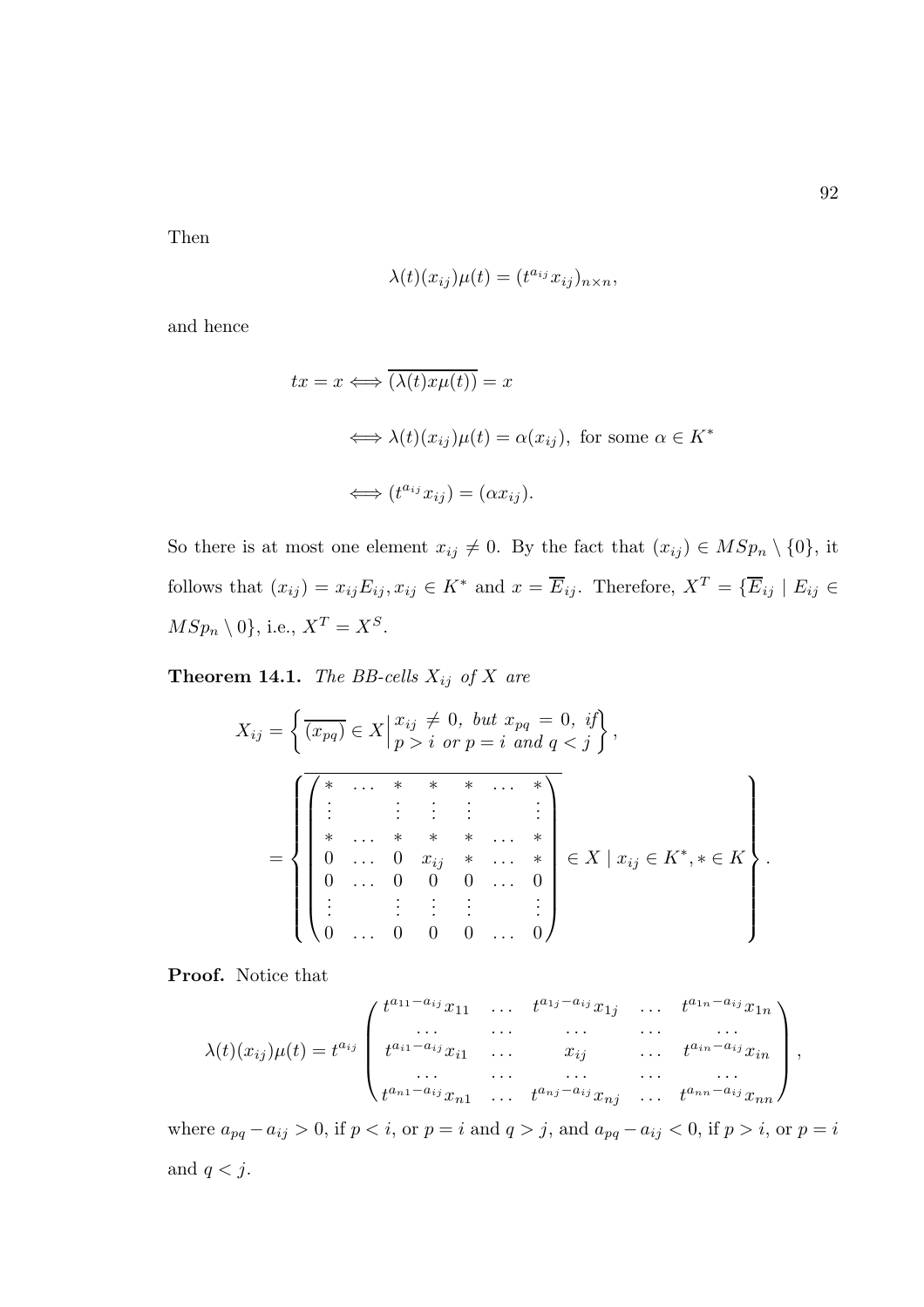Then

$$\lambda(t)(x_{ij})\mu(t) = (t^{a_{ij}} x_{ij})_{n\times n},$$

and hence

$$\begin{aligned}
tx = x &\Longleftrightarrow \overline{(\lambda(t)x\mu(t))} = x \\
&\Longleftrightarrow \lambda(t)(x_{ij})\mu(t) = \alpha(x_{ij}), \text{ for some } \alpha \in K^* \\
&\Longleftrightarrow (t^{a_{ij}} x_{ij}) = (\alpha x_{ij}).
\end{aligned}$$

So there is at most one element $x_{ij} \neq 0$. By the fact that $(x_{ij}) \in MSp_n \setminus \{0\}$, it follows that $(x_{ij}) = x_{ij}E_{ij}, x_{ij} \in K^*$ and $x = \overline{E}_{ij}$. Therefore, $X^T = \{\overline{E}_{ij} \mid E_{ij} \in MSp_n \setminus 0\}$, i.e., $X^T = X^S$.

**Theorem 14.1.** *The BB-cells $X_{ij}$ of $X$ are*

$$X_{ij} = \left\{ \overline{(x_{pq})} \in X \,\middle|\, \begin{matrix} x_{ij} \neq 0, \text{ but } x_{pq} = 0, \text{ if} \\ p > i \text{ or } p = i \text{ and } q < j \end{matrix} \right\},$$

$$= \left\{ \overline{\begin{pmatrix} * & \dots & * & * & * & \dots & * \\ \vdots & & \vdots & \vdots & \vdots & & \vdots \\ * & \dots & * & * & * & \dots & * \\ 0 & \dots & 0 & x_{ij} & * & \dots & * \\ 0 & \dots & 0 & 0 & 0 & \dots & 0 \\ \vdots & & \vdots & \vdots & \vdots & & \vdots \\ 0 & \dots & 0 & 0 & 0 & \dots & 0 \end{pmatrix}} \in X \mid x_{ij} \in K^*, * \in K \right\}.$$

**Proof.** Notice that

$$\lambda(t)(x_{ij})\mu(t) = t^{a_{ij}} \begin{pmatrix} t^{a_{11}-a_{ij}}x_{11} & \dots & t^{a_{1j}-a_{ij}}x_{1j} & \dots & t^{a_{1n}-a_{ij}}x_{1n} \\ \dots & \dots & \dots & \dots & \dots \\ t^{a_{i1}-a_{ij}}x_{i1} & \dots & x_{ij} & \dots & t^{a_{in}-a_{ij}}x_{in} \\ \dots & \dots & \dots & \dots & \dots \\ t^{a_{n1}-a_{ij}}x_{n1} & \dots & t^{a_{nj}-a_{ij}}x_{nj} & \dots & t^{a_{nn}-a_{ij}}x_{nn} \end{pmatrix},$$

where $a_{pq} - a_{ij} > 0$, if $p < i$, or $p = i$ and $q > j$, and $a_{pq} - a_{ij} < 0$, if $p > i$, or $p = i$ and $q < j$.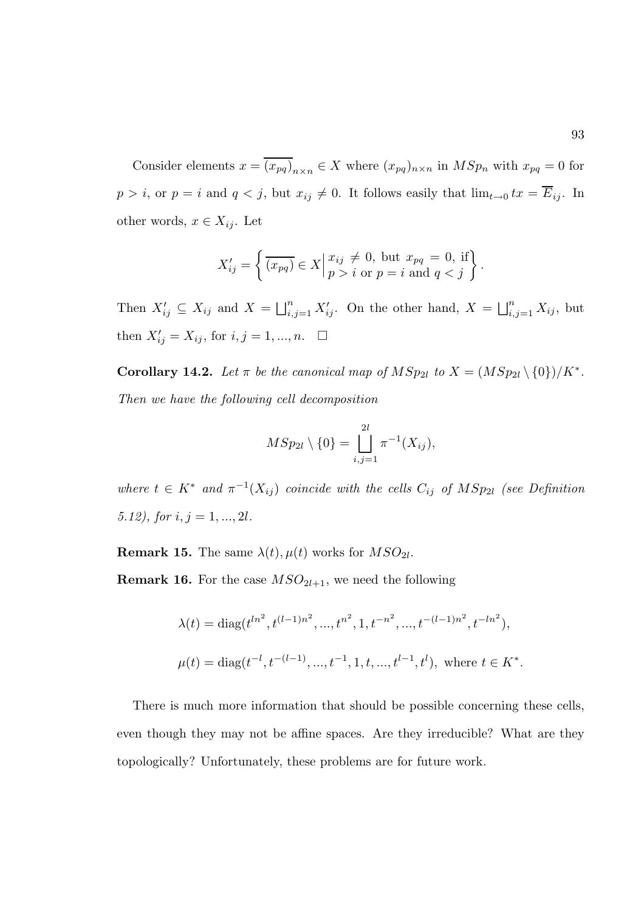Consider elements $x = \overline{(x_{pq})}_{n\times n} \in X$ where $(x_{pq})_{n\times n}$ in $MSp_n$ with $x_{pq} = 0$ for $p > i$, or $p = i$ and $q < j$, but $x_{ij} \neq 0$. It follows easily that $\lim_{t\to 0} tx = \overline{E}_{ij}$. In other words, $x \in X_{ij}$. Let

$$X'_{ij} = \left\{ \overline{(x_{pq})} \in X \middle| \begin{array}{l} x_{ij} \neq 0, \text{ but } x_{pq} = 0, \text{ if} \\ p > i \text{ or } p = i \text{ and } q < j \end{array} \right\}.$$

Then $X'_{ij} \subseteq X_{ij}$ and $X = \bigsqcup_{i,j=1}^{n} X'_{ij}$. On the other hand, $X = \bigsqcup_{i,j=1}^{n} X_{ij}$, but then $X'_{ij} = X_{ij}$, for $i, j = 1, ..., n$. $\square$

**Corollary 14.2.** *Let $\pi$ be the canonical map of $MSp_{2l}$ to $X = (MSp_{2l} \setminus \{0\})/K^*$. Then we have the following cell decomposition*

$$MSp_{2l} \setminus \{0\} = \bigsqcup_{i,j=1}^{2l} \pi^{-1}(X_{ij}),$$

*where $t \in K^*$ and $\pi^{-1}(X_{ij})$ coincide with the cells $C_{ij}$ of $MSp_{2l}$ (see Definition 5.12), for $i, j = 1, ..., 2l$.*

**Remark 15.** The same $\lambda(t), \mu(t)$ works for $MSO_{2l}$.

**Remark 16.** For the case $MSO_{2l+1}$, we need the following

$$\lambda(t) = \operatorname{diag}(t^{ln^2}, t^{(l-1)n^2}, ..., t^{n^2}, 1, t^{-n^2}, ..., t^{-(l-1)n^2}, t^{-ln^2}),$$

$$\mu(t) = \operatorname{diag}(t^{-l}, t^{-(l-1)}, ..., t^{-1}, 1, t, ..., t^{l-1}, t^{l}), \text{ where } t \in K^*.$$

There is much more information that should be possible concerning these cells, even though they may not be affine spaces. Are they irreducible? What are they topologically? Unfortunately, these problems are for future work.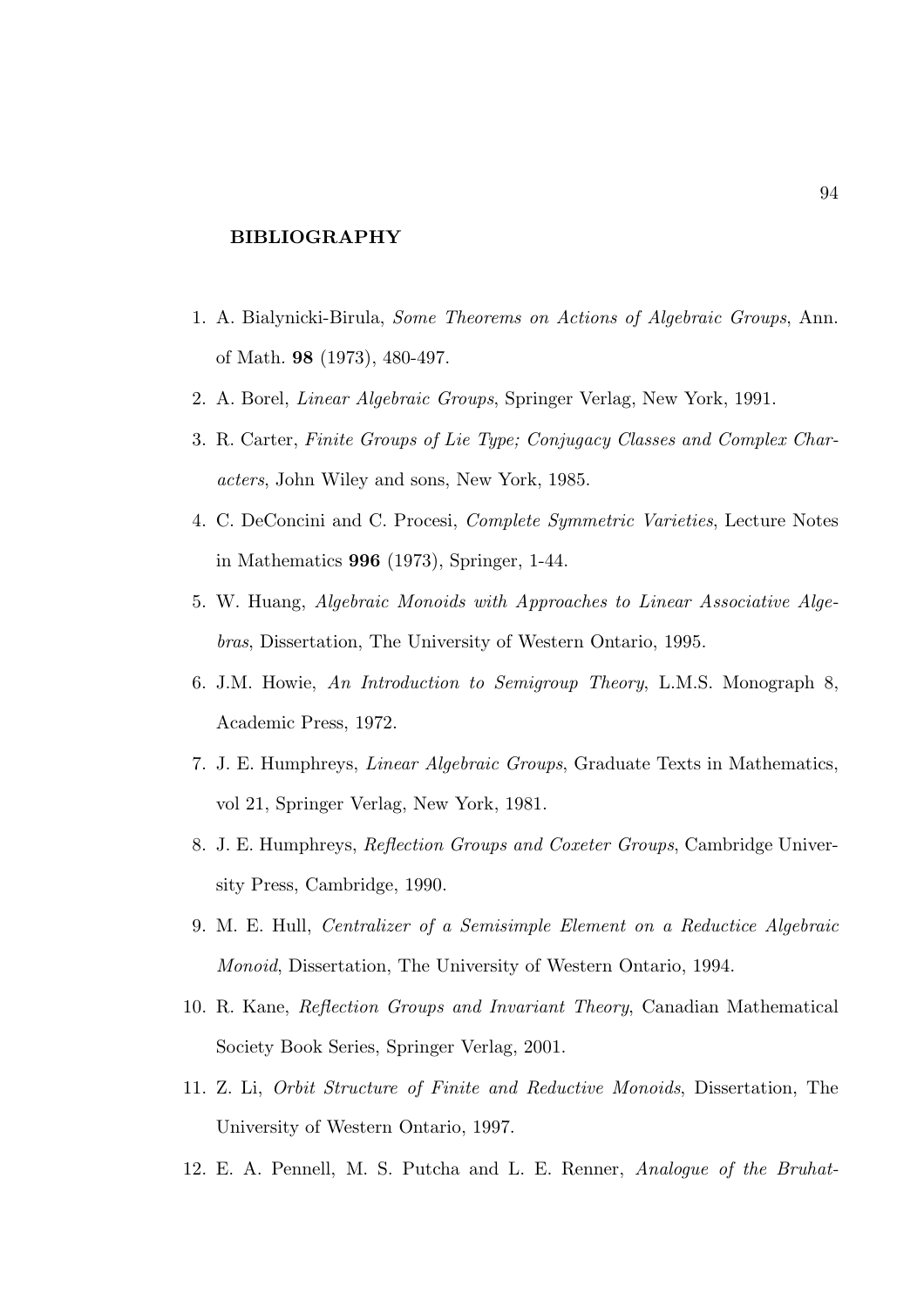## BIBLIOGRAPHY

1. A. Bialynicki-Birula, *Some Theorems on Actions of Algebraic Groups*, Ann. of Math. **98** (1973), 480-497.
2. A. Borel, *Linear Algebraic Groups*, Springer Verlag, New York, 1991.
3. R. Carter, *Finite Groups of Lie Type; Conjugacy Classes and Complex Characters*, John Wiley and sons, New York, 1985.
4. C. DeConcini and C. Procesi, *Complete Symmetric Varieties*, Lecture Notes in Mathematics **996** (1973), Springer, 1-44.
5. W. Huang, *Algebraic Monoids with Approaches to Linear Associative Algebras*, Dissertation, The University of Western Ontario, 1995.
6. J.M. Howie, *An Introduction to Semigroup Theory*, L.M.S. Monograph 8, Academic Press, 1972.
7. J. E. Humphreys, *Linear Algebraic Groups*, Graduate Texts in Mathematics, vol 21, Springer Verlag, New York, 1981.
8. J. E. Humphreys, *Reflection Groups and Coxeter Groups*, Cambridge University Press, Cambridge, 1990.
9. M. E. Hull, *Centralizer of a Semisimple Element on a Reductice Algebraic Monoid*, Dissertation, The University of Western Ontario, 1994.
10. R. Kane, *Reflection Groups and Invariant Theory*, Canadian Mathematical Society Book Series, Springer Verlag, 2001.
11. Z. Li, *Orbit Structure of Finite and Reductive Monoids*, Dissertation, The University of Western Ontario, 1997.
12. E. A. Pennell, M. S. Putcha and L. E. Renner, *Analogue of the Bruhat-*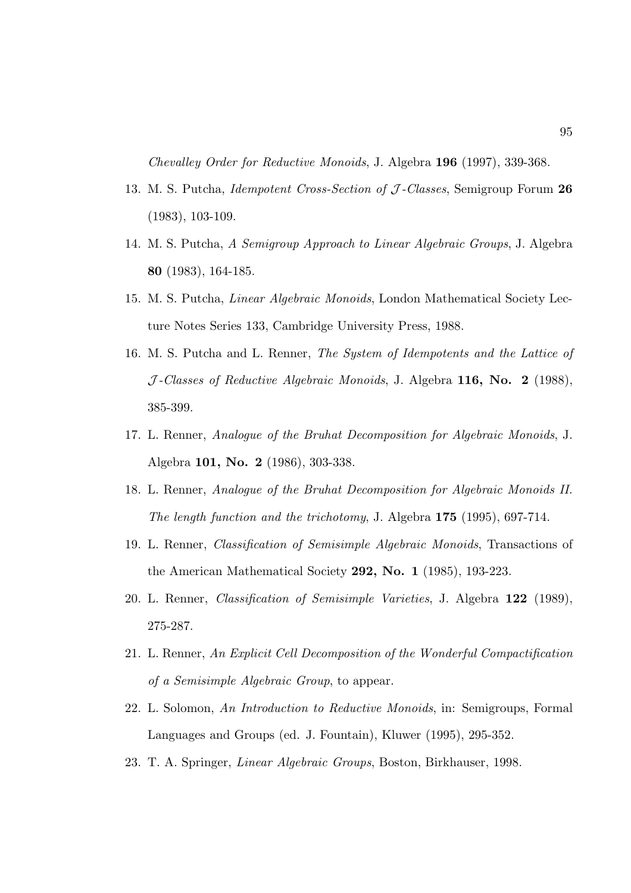*Chevalley Order for Reductive Monoids*, J. Algebra **196** (1997), 339-368.

13. M. S. Putcha, *Idempotent Cross-Section of $\mathcal{J}$-Classes*, Semigroup Forum **26** (1983), 103-109.
14. M. S. Putcha, *A Semigroup Approach to Linear Algebraic Groups*, J. Algebra **80** (1983), 164-185.
15. M. S. Putcha, *Linear Algebraic Monoids*, London Mathematical Society Lecture Notes Series 133, Cambridge University Press, 1988.
16. M. S. Putcha and L. Renner, *The System of Idempotents and the Lattice of $\mathcal{J}$-Classes of Reductive Algebraic Monoids*, J. Algebra **116, No. 2** (1988), 385-399.
17. L. Renner, *Analogue of the Bruhat Decomposition for Algebraic Monoids*, J. Algebra **101, No. 2** (1986), 303-338.
18. L. Renner, *Analogue of the Bruhat Decomposition for Algebraic Monoids II. The length function and the trichotomy*, J. Algebra **175** (1995), 697-714.
19. L. Renner, *Classification of Semisimple Algebraic Monoids*, Transactions of the American Mathematical Society **292, No. 1** (1985), 193-223.
20. L. Renner, *Classification of Semisimple Varieties*, J. Algebra **122** (1989), 275-287.
21. L. Renner, *An Explicit Cell Decomposition of the Wonderful Compactification of a Semisimple Algebraic Group*, to appear.
22. L. Solomon, *An Introduction to Reductive Monoids*, in: Semigroups, Formal Languages and Groups (ed. J. Fountain), Kluwer (1995), 295-352.
23. T. A. Springer, *Linear Algebraic Groups*, Boston, Birkhauser, 1998.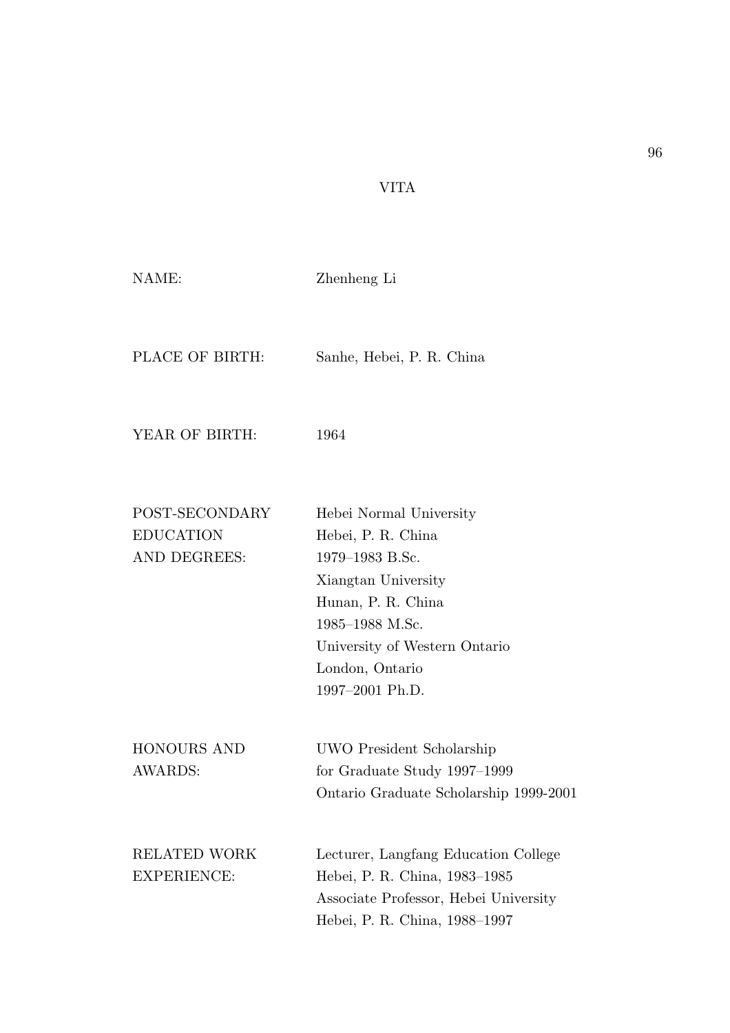# VITA

| | |
|---|---|
| NAME: | Zhenheng Li |
| PLACE OF BIRTH: | Sanhe, Hebei, P. R. China |
| YEAR OF BIRTH: | 1964 |
| POST-SECONDARY EDUCATION AND DEGREES: | Hebei Normal University<br>Hebei, P. R. China<br>1979–1983 B.Sc.<br>Xiangtan University<br>Hunan, P. R. China<br>1985–1988 M.Sc.<br>University of Western Ontario<br>London, Ontario<br>1997–2001 Ph.D. |
| HONOURS AND AWARDS: | UWO President Scholarship<br>for Graduate Study 1997–1999<br>Ontario Graduate Scholarship 1999-2001 |
| RELATED WORK EXPERIENCE: | Lecturer, Langfang Education College<br>Hebei, P. R. China, 1983–1985<br>Associate Professor, Hebei University<br>Hebei, P. R. China, 1988–1997 |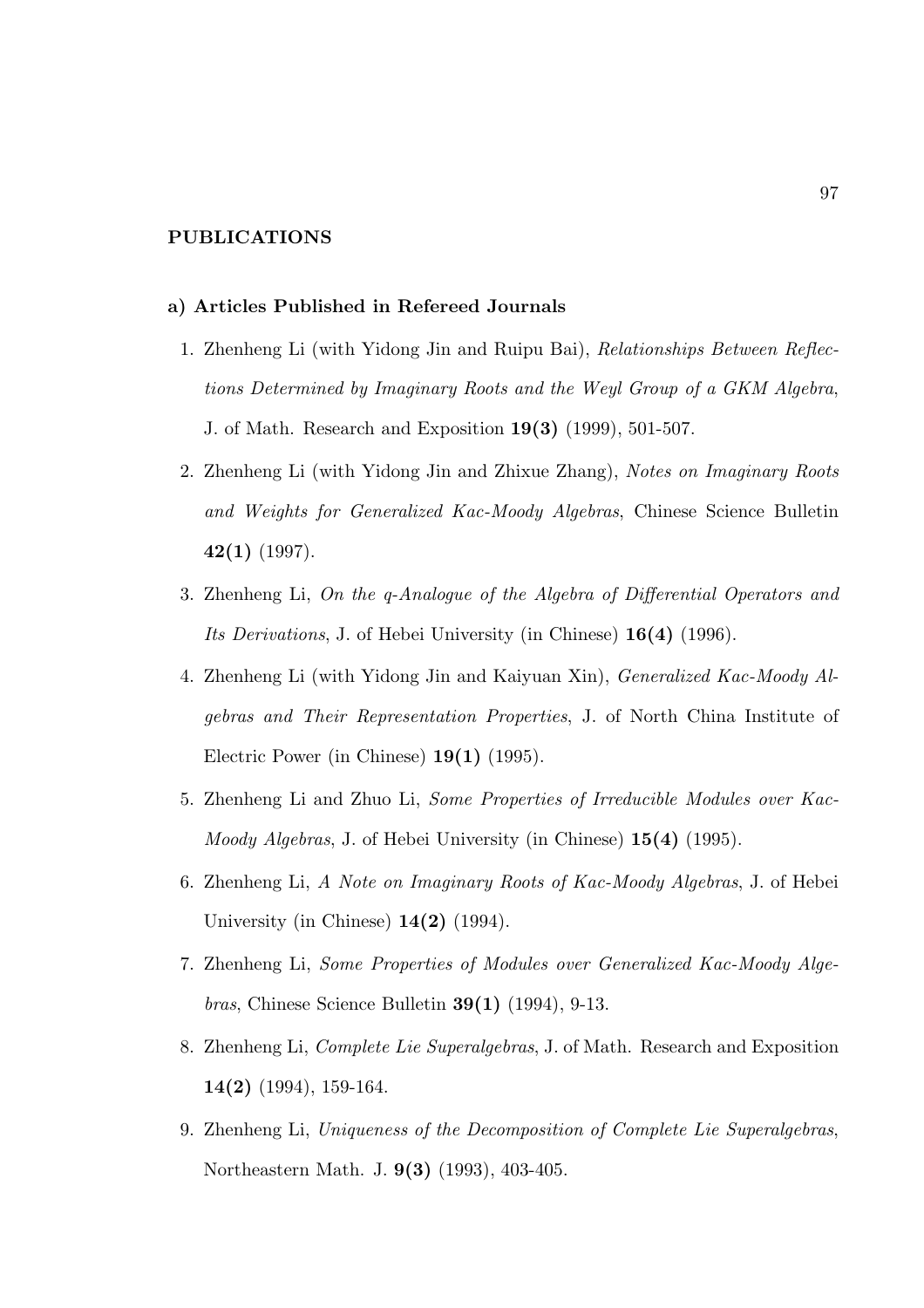## PUBLICATIONS

### a) Articles Published in Refereed Journals

1. Zhenheng Li (with Yidong Jin and Ruipu Bai), *Relationships Between Reflections Determined by Imaginary Roots and the Weyl Group of a GKM Algebra*, J. of Math. Research and Exposition **19(3)** (1999), 501-507.
2. Zhenheng Li (with Yidong Jin and Zhixue Zhang), *Notes on Imaginary Roots and Weights for Generalized Kac-Moody Algebras*, Chinese Science Bulletin **42(1)** (1997).
3. Zhenheng Li, *On the q-Analogue of the Algebra of Differential Operators and Its Derivations*, J. of Hebei University (in Chinese) **16(4)** (1996).
4. Zhenheng Li (with Yidong Jin and Kaiyuan Xin), *Generalized Kac-Moody Algebras and Their Representation Properties*, J. of North China Institute of Electric Power (in Chinese) **19(1)** (1995).
5. Zhenheng Li and Zhuo Li, *Some Properties of Irreducible Modules over Kac-Moody Algebras*, J. of Hebei University (in Chinese) **15(4)** (1995).
6. Zhenheng Li, *A Note on Imaginary Roots of Kac-Moody Algebras*, J. of Hebei University (in Chinese) **14(2)** (1994).
7. Zhenheng Li, *Some Properties of Modules over Generalized Kac-Moody Algebras*, Chinese Science Bulletin **39(1)** (1994), 9-13.
8. Zhenheng Li, *Complete Lie Superalgebras*, J. of Math. Research and Exposition **14(2)** (1994), 159-164.
9. Zhenheng Li, *Uniqueness of the Decomposition of Complete Lie Superalgebras*, Northeastern Math. J. **9(3)** (1993), 403-405.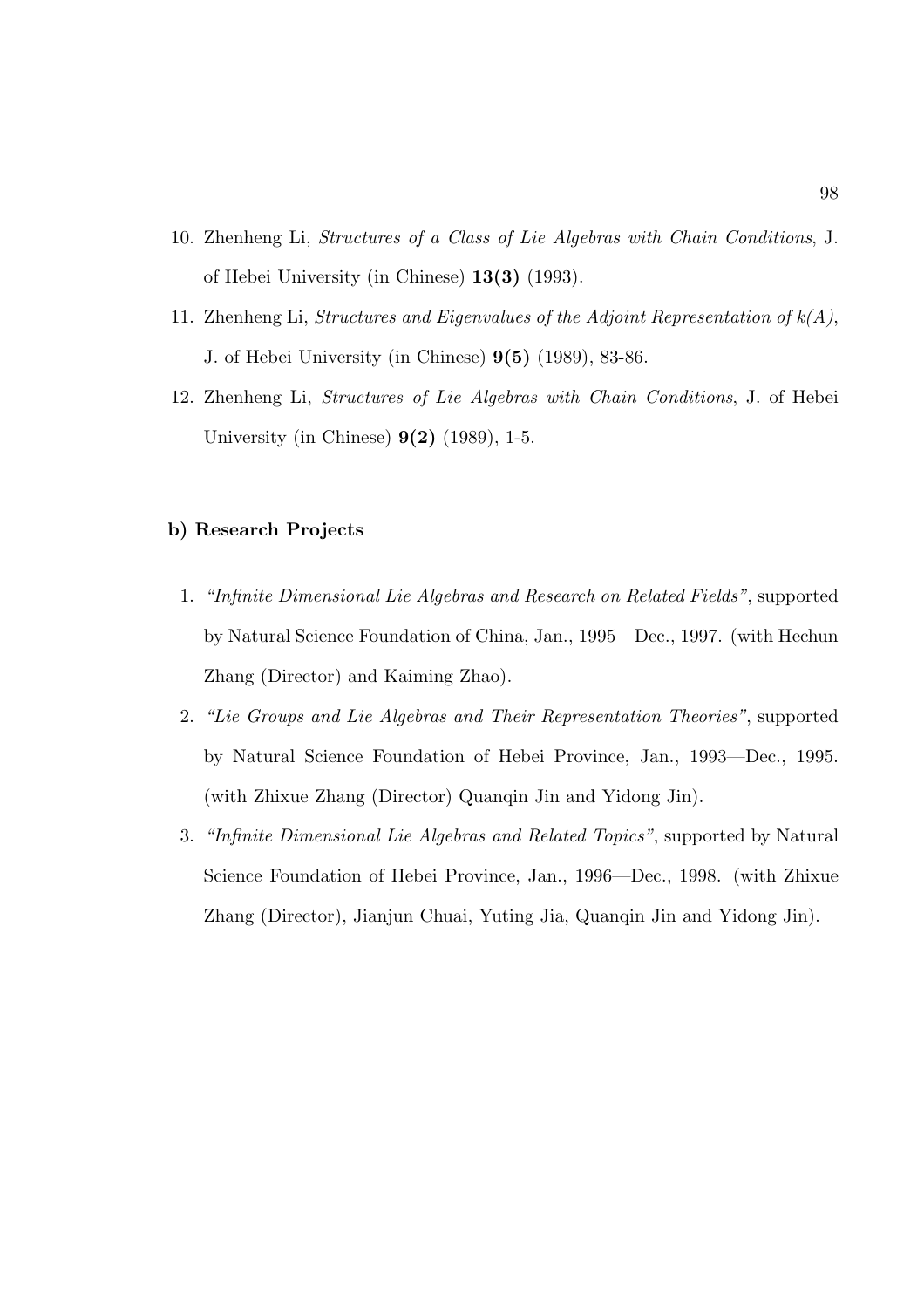10. Zhenheng Li, *Structures of a Class of Lie Algebras with Chain Conditions*, J. of Hebei University (in Chinese) **13(3)** (1993).
11. Zhenheng Li, *Structures and Eigenvalues of the Adjoint Representation of k(A)*, J. of Hebei University (in Chinese) **9(5)** (1989), 83-86.
12. Zhenheng Li, *Structures of Lie Algebras with Chain Conditions*, J. of Hebei University (in Chinese) **9(2)** (1989), 1-5.

**b) Research Projects**

1. *"Infinite Dimensional Lie Algebras and Research on Related Fields"*, supported by Natural Science Foundation of China, Jan., 1995—Dec., 1997. (with Hechun Zhang (Director) and Kaiming Zhao).
2. *"Lie Groups and Lie Algebras and Their Representation Theories"*, supported by Natural Science Foundation of Hebei Province, Jan., 1993—Dec., 1995. (with Zhixue Zhang (Director) Quanqin Jin and Yidong Jin).
3. *"Infinite Dimensional Lie Algebras and Related Topics"*, supported by Natural Science Foundation of Hebei Province, Jan., 1996—Dec., 1998. (with Zhixue Zhang (Director), Jianjun Chuai, Yuting Jia, Quanqin Jin and Yidong Jin).